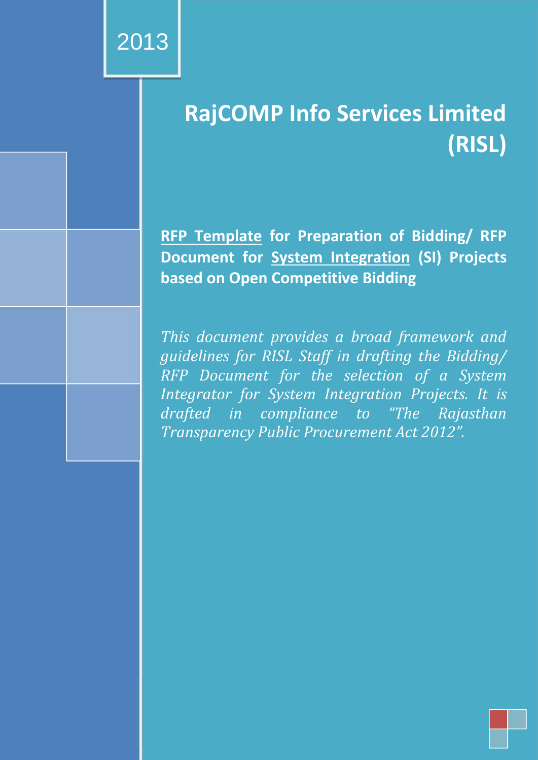2013

# RajCOMP Info Services Limited (RISL)

**RFP Template for Preparation of Bidding/ RFP Document for System Integration (SI) Projects based on Open Competitive Bidding**

*This document provides a broad framework and guidelines for RISL Staff in drafting the Bidding/ RFP Document for the selection of a System Integrator for System Integration Projects. It is drafted in compliance to "The Rajasthan Transparency Public Procurement Act 2012".*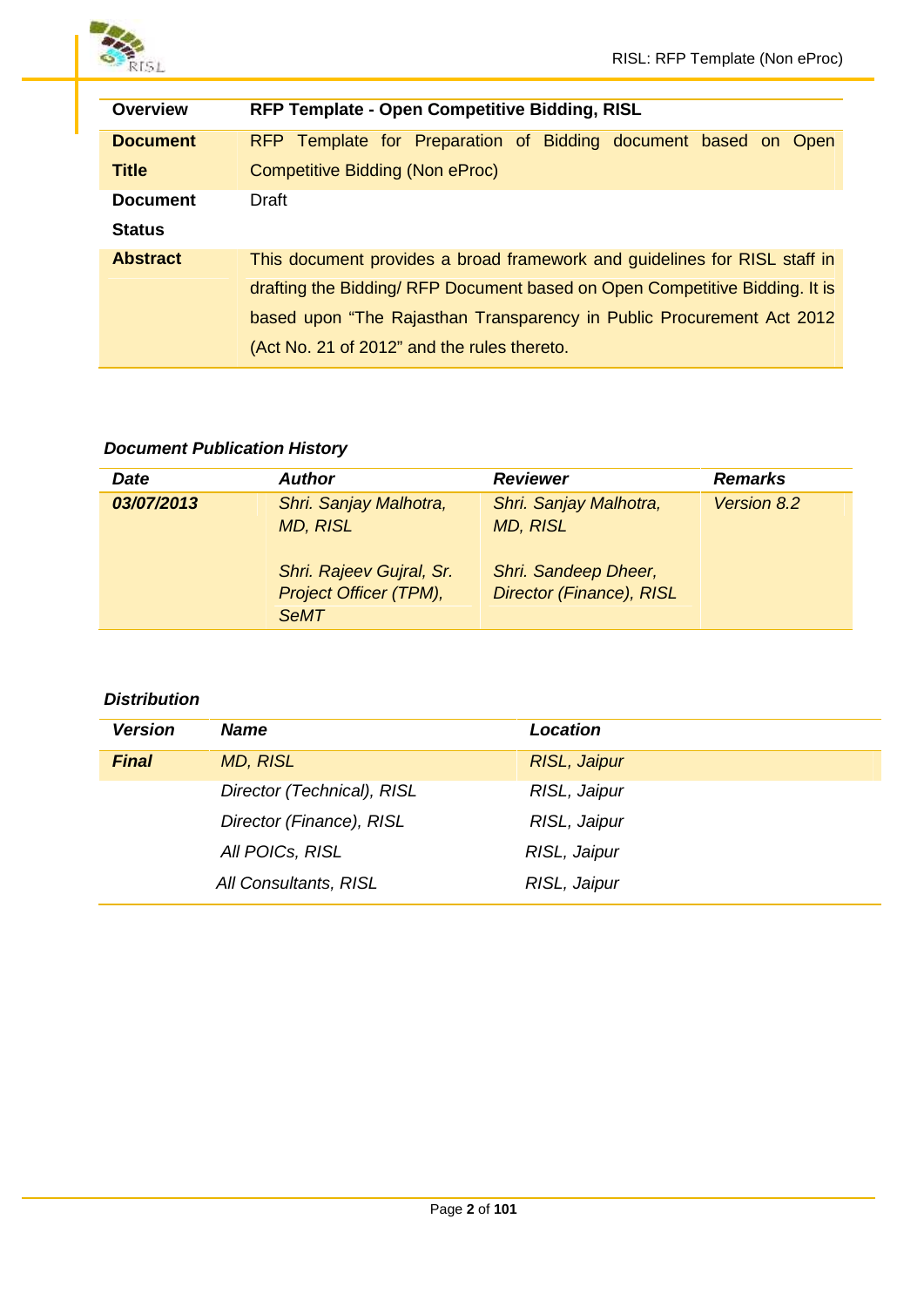| Overview | RFP Template - Open Competitive Bidding, RISL |
|---|---|
| **Document Title** | RFP Template for Preparation of Bidding document based on Open Competitive Bidding (Non eProc) |
| **Document Status** | Draft |
| **Abstract** | This document provides a broad framework and guidelines for RISL staff in drafting the Bidding/ RFP Document based on Open Competitive Bidding. It is based upon "The Rajasthan Transparency in Public Procurement Act 2012 (Act No. 21 of 2012" and the rules thereto. |

***Document Publication History***

| *Date* | *Author* | *Reviewer* | *Remarks* |
|---|---|---|---|
| ***03/07/2013*** | *Shri. Sanjay Malhotra, MD, RISL*<br><br>*Shri. Rajeev Gujral, Sr. Project Officer (TPM), SeMT* | *Shri. Sanjay Malhotra, MD, RISL*<br><br>*Shri. Sandeep Dheer, Director (Finance), RISL* | *Version 8.2* |

***Distribution***

| *Version* | *Name* | *Location* |
|---|---|---|
| ***Final*** | *MD, RISL* | *RISL, Jaipur* |
| | *Director (Technical), RISL* | *RISL, Jaipur* |
| | *Director (Finance), RISL* | *RISL, Jaipur* |
| | *All POICs, RISL* | *RISL, Jaipur* |
| | *All Consultants, RISL* | *RISL, Jaipur* |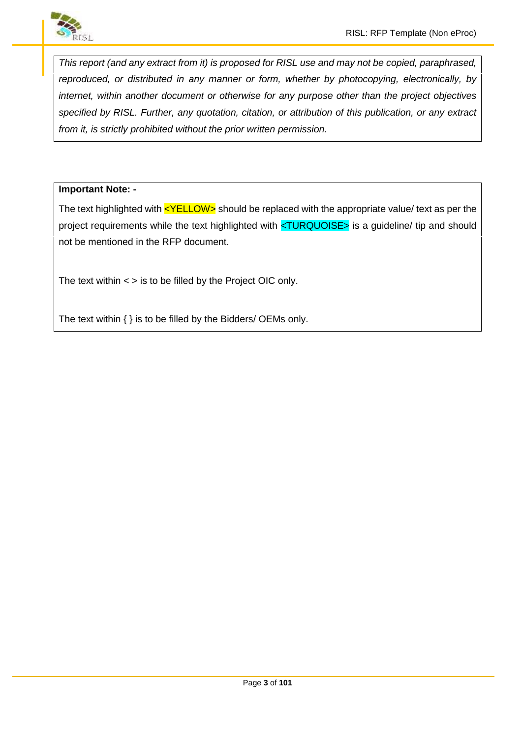*This report (and any extract from it) is proposed for RISL use and may not be copied, paraphrased, reproduced, or distributed in any manner or form, whether by photocopying, electronically, by internet, within another document or otherwise for any purpose other than the project objectives specified by RISL. Further, any quotation, citation, or attribution of this publication, or any extract from it, is strictly prohibited without the prior written permission.*

**Important Note: -**

The text highlighted with <YELLOW> should be replaced with the appropriate value/ text as per the project requirements while the text highlighted with <TURQUOISE> is a guideline/ tip and should not be mentioned in the RFP document.

The text within < > is to be filled by the Project OIC only.

The text within { } is to be filled by the Bidders/ OEMs only.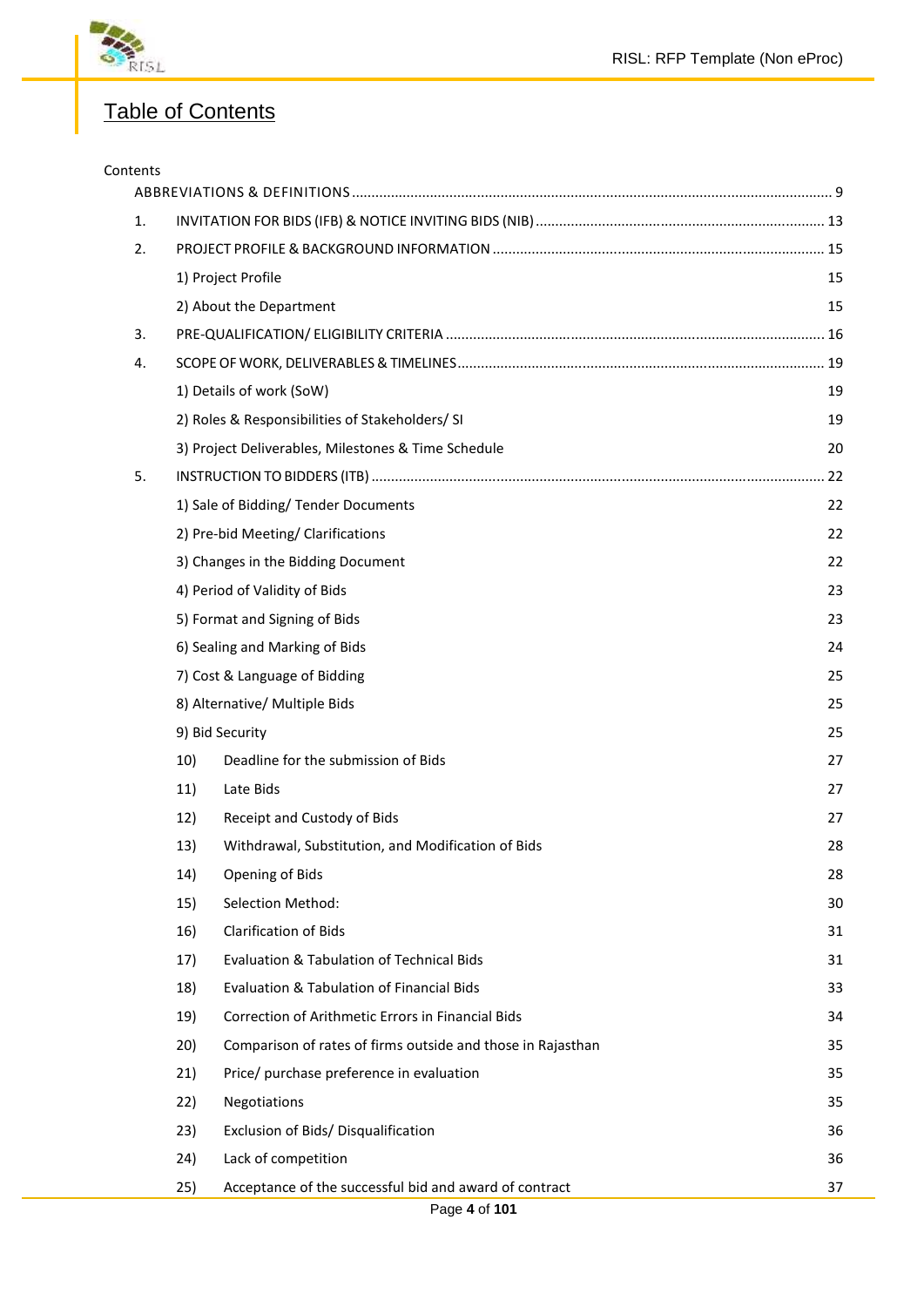# Table of Contents

Contents

ABBREVIATIONS & DEFINITIONS ........ 9

1. INVITATION FOR BIDS (IFB) & NOTICE INVITING BIDS (NIB) ........ 13
2. PROJECT PROFILE & BACKGROUND INFORMATION ........ 15
   - 1) Project Profile 15
   - 2) About the Department 15
3. PRE-QUALIFICATION/ ELIGIBILITY CRITERIA ........ 16
4. SCOPE OF WORK, DELIVERABLES & TIMELINES ........ 19
   - 1) Details of work (SoW) 19
   - 2) Roles & Responsibilities of Stakeholders/ SI 19
   - 3) Project Deliverables, Milestones & Time Schedule 20
5. INSTRUCTION TO BIDDERS (ITB) ........ 22
   - 1) Sale of Bidding/ Tender Documents 22
   - 2) Pre-bid Meeting/ Clarifications 22
   - 3) Changes in the Bidding Document 22
   - 4) Period of Validity of Bids 23
   - 5) Format and Signing of Bids 23
   - 6) Sealing and Marking of Bids 24
   - 7) Cost & Language of Bidding 25
   - 8) Alternative/ Multiple Bids 25
   - 9) Bid Security 25
   - 10) Deadline for the submission of Bids 27
   - 11) Late Bids 27
   - 12) Receipt and Custody of Bids 27
   - 13) Withdrawal, Substitution, and Modification of Bids 28
   - 14) Opening of Bids 28
   - 15) Selection Method: 30
   - 16) Clarification of Bids 31
   - 17) Evaluation & Tabulation of Technical Bids 31
   - 18) Evaluation & Tabulation of Financial Bids 33
   - 19) Correction of Arithmetic Errors in Financial Bids 34
   - 20) Comparison of rates of firms outside and those in Rajasthan 35
   - 21) Price/ purchase preference in evaluation 35
   - 22) Negotiations 35
   - 23) Exclusion of Bids/ Disqualification 36
   - 24) Lack of competition 36
   - 25) Acceptance of the successful bid and award of contract 37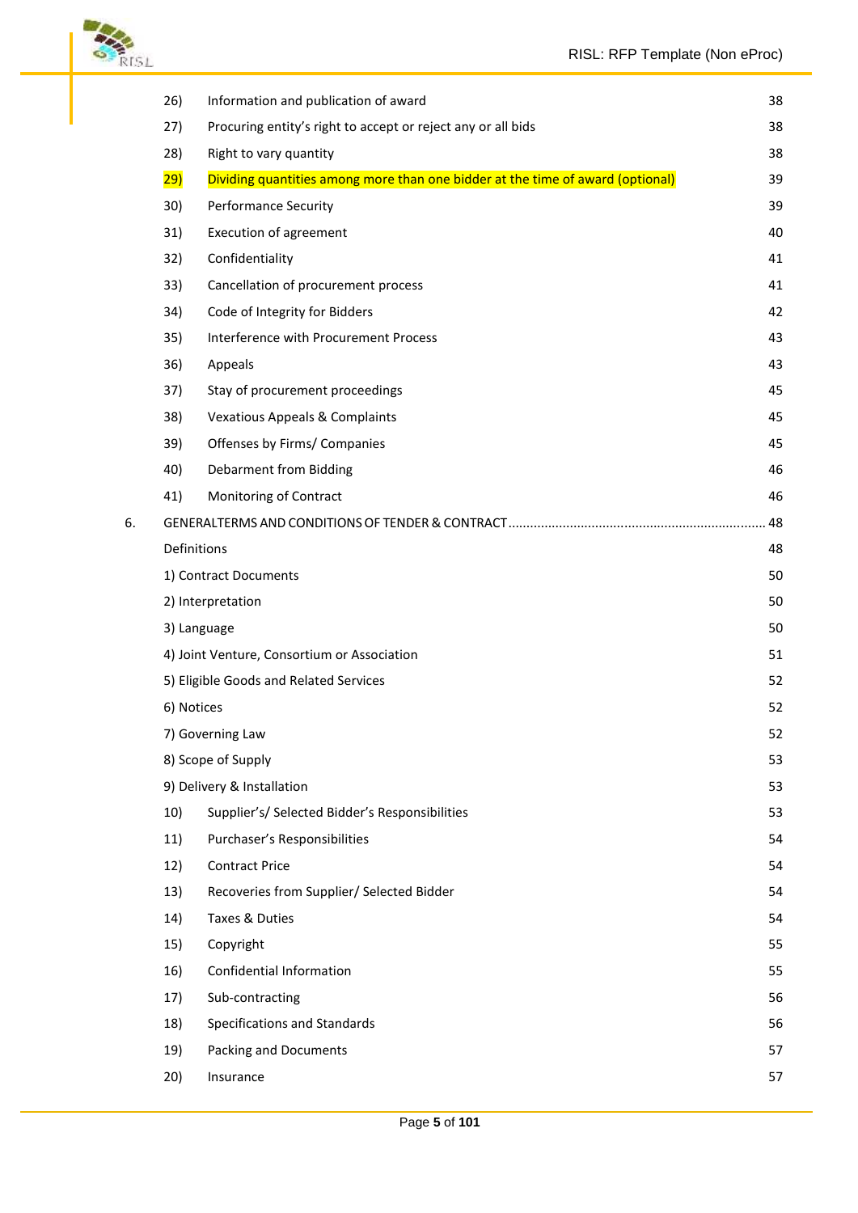| | | |
|---|---|---|
| 26) | Information and publication of award | 38 |
| 27) | Procuring entity's right to accept or reject any or all bids | 38 |
| 28) | Right to vary quantity | 38 |
| 29) | Dividing quantities among more than one bidder at the time of award (optional) | 39 |
| 30) | Performance Security | 39 |
| 31) | Execution of agreement | 40 |
| 32) | Confidentiality | 41 |
| 33) | Cancellation of procurement process | 41 |
| 34) | Code of Integrity for Bidders | 42 |
| 35) | Interference with Procurement Process | 43 |
| 36) | Appeals | 43 |
| 37) | Stay of procurement proceedings | 45 |
| 38) | Vexatious Appeals & Complaints | 45 |
| 39) | Offenses by Firms/ Companies | 45 |
| 40) | Debarment from Bidding | 46 |
| 41) | Monitoring of Contract | 46 |

6. GENERALTERMS AND CONDITIONS OF TENDER & CONTRACT ..................................................................... 48

| | | |
|---|---|---|
| Definitions | | 48 |
| 1) Contract Documents | | 50 |
| 2) Interpretation | | 50 |
| 3) Language | | 50 |
| 4) Joint Venture, Consortium or Association | | 51 |
| 5) Eligible Goods and Related Services | | 52 |
| 6) Notices | | 52 |
| 7) Governing Law | | 52 |
| 8) Scope of Supply | | 53 |
| 9) Delivery & Installation | | 53 |
| 10) | Supplier's/ Selected Bidder's Responsibilities | 53 |
| 11) | Purchaser's Responsibilities | 54 |
| 12) | Contract Price | 54 |
| 13) | Recoveries from Supplier/ Selected Bidder | 54 |
| 14) | Taxes & Duties | 54 |
| 15) | Copyright | 55 |
| 16) | Confidential Information | 55 |
| 17) | Sub-contracting | 56 |
| 18) | Specifications and Standards | 56 |
| 19) | Packing and Documents | 57 |
| 20) | Insurance | 57 |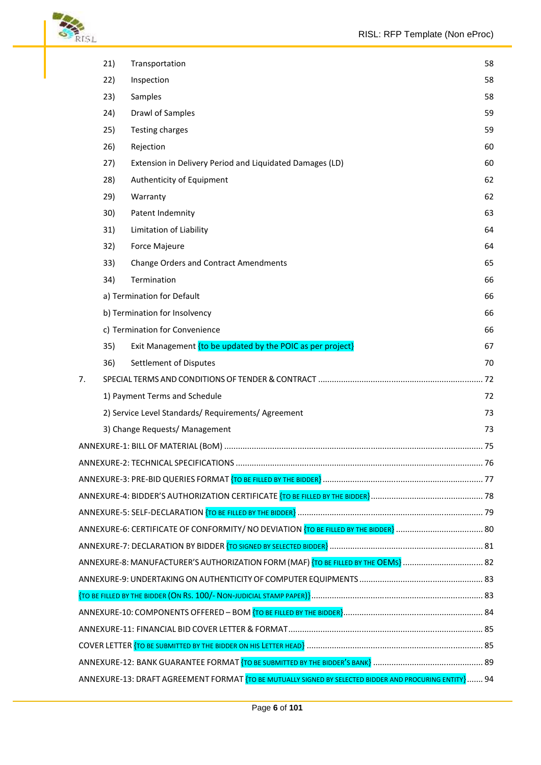| | | |
|---|---|---|
| 21) | Transportation | 58 |
| 22) | Inspection | 58 |
| 23) | Samples | 58 |
| 24) | Drawl of Samples | 59 |
| 25) | Testing charges | 59 |
| 26) | Rejection | 60 |
| 27) | Extension in Delivery Period and Liquidated Damages (LD) | 60 |
| 28) | Authenticity of Equipment | 62 |
| 29) | Warranty | 62 |
| 30) | Patent Indemnity | 63 |
| 31) | Limitation of Liability | 64 |
| 32) | Force Majeure | 64 |
| 33) | Change Orders and Contract Amendments | 65 |
| 34) | Termination | 66 |
| | a) Termination for Default | 66 |
| | b) Termination for Insolvency | 66 |
| | c) Termination for Convenience | 66 |
| 35) | Exit Management {to be updated by the POIC as per project} | 67 |
| 36) | Settlement of Disputes | 70 |

7. SPECIAL TERMS AND CONDITIONS OF TENDER & CONTRACT ........ 72

| | |
|---|---|
| 1) Payment Terms and Schedule | 72 |
| 2) Service Level Standards/ Requirements/ Agreement | 73 |
| 3) Change Requests/ Management | 73 |

ANNEXURE-1: BILL OF MATERIAL (BoM) ........ 75

ANNEXURE-2: TECHNICAL SPECIFICATIONS ........ 76

ANNEXURE-3: PRE-BID QUERIES FORMAT {TO BE FILLED BY THE BIDDER} ........ 77

ANNEXURE-4: BIDDER'S AUTHORIZATION CERTIFICATE {TO BE FILLED BY THE BIDDER} ........ 78

ANNEXURE-5: SELF-DECLARATION {TO BE FILLED BY THE BIDDER} ........ 79

ANNEXURE-6: CERTIFICATE OF CONFORMITY/ NO DEVIATION {TO BE FILLED BY THE BIDDER} ........ 80

ANNEXURE-7: DECLARATION BY BIDDER {TO SIGNED BY SELECTED BIDDER} ........ 81

ANNEXURE-8: MANUFACTURER'S AUTHORIZATION FORM (MAF) {TO BE FILLED BY THE OEMS} ........ 82

ANNEXURE-9: UNDERTAKING ON AUTHENTICITY OF COMPUTER EQUIPMENTS ........ 83

{TO BE FILLED BY THE BIDDER (ON RS. 100/- NON-JUDICIAL STAMP PAPER)} ........ 83

ANNEXURE-10: COMPONENTS OFFERED – BOM {TO BE FILLED BY THE BIDDER} ........ 84

ANNEXURE-11: FINANCIAL BID COVER LETTER & FORMAT ........ 85

COVER LETTER {TO BE SUBMITTED BY THE BIDDER ON HIS LETTER HEAD} ........ 85

ANNEXURE-12: BANK GUARANTEE FORMAT {TO BE SUBMITTED BY THE BIDDER'S BANK} ........ 89

ANNEXURE-13: DRAFT AGREEMENT FORMAT {TO BE MUTUALLY SIGNED BY SELECTED BIDDER AND PROCURING ENTITY} ........ 94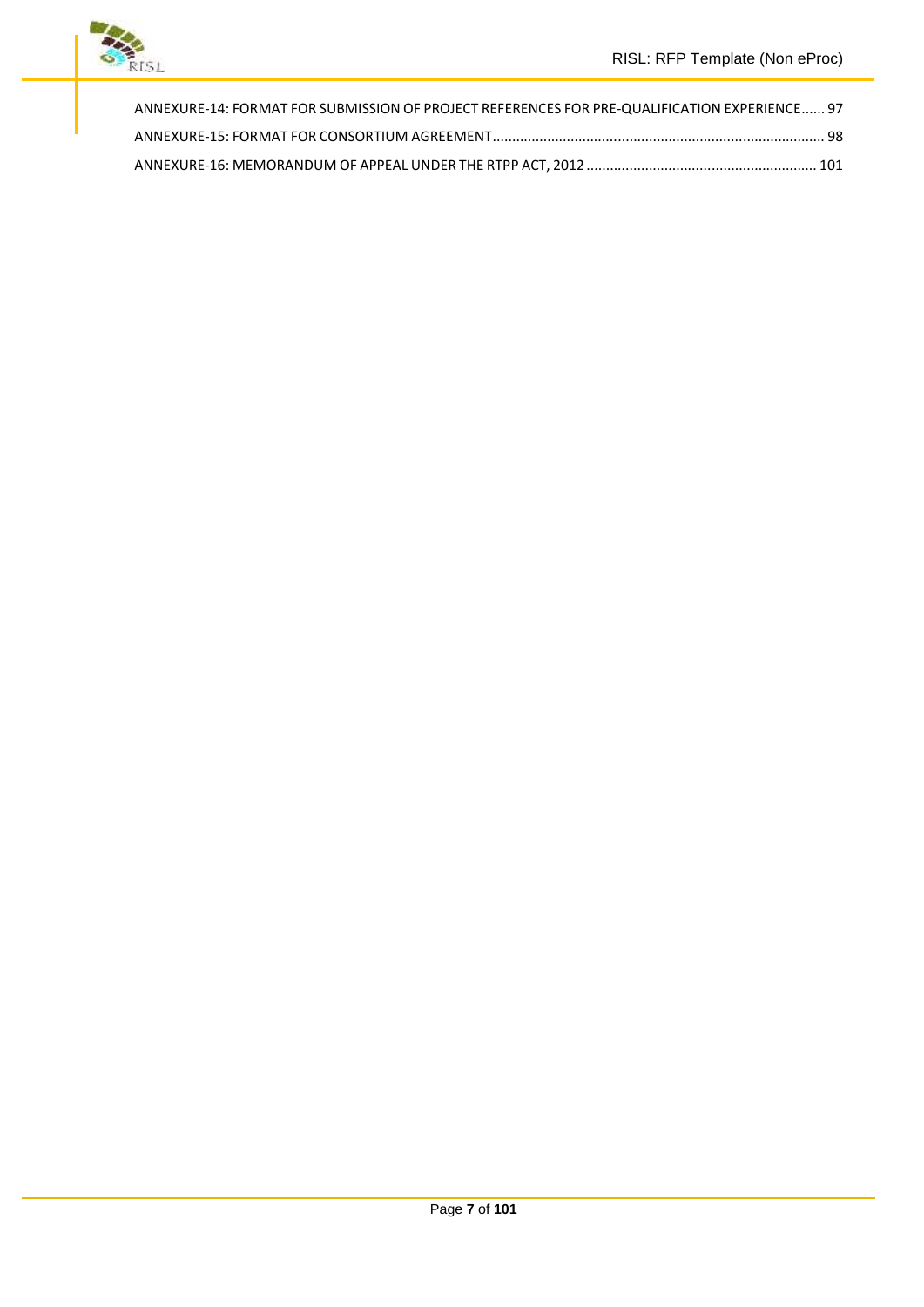ANNEXURE-14: FORMAT FOR SUBMISSION OF PROJECT REFERENCES FOR PRE-QUALIFICATION EXPERIENCE...... 97

ANNEXURE-15: FORMAT FOR CONSORTIUM AGREEMENT.......................................................................................... 98

ANNEXURE-16: MEMORANDUM OF APPEAL UNDER THE RTPP ACT, 2012 ............................................................ 101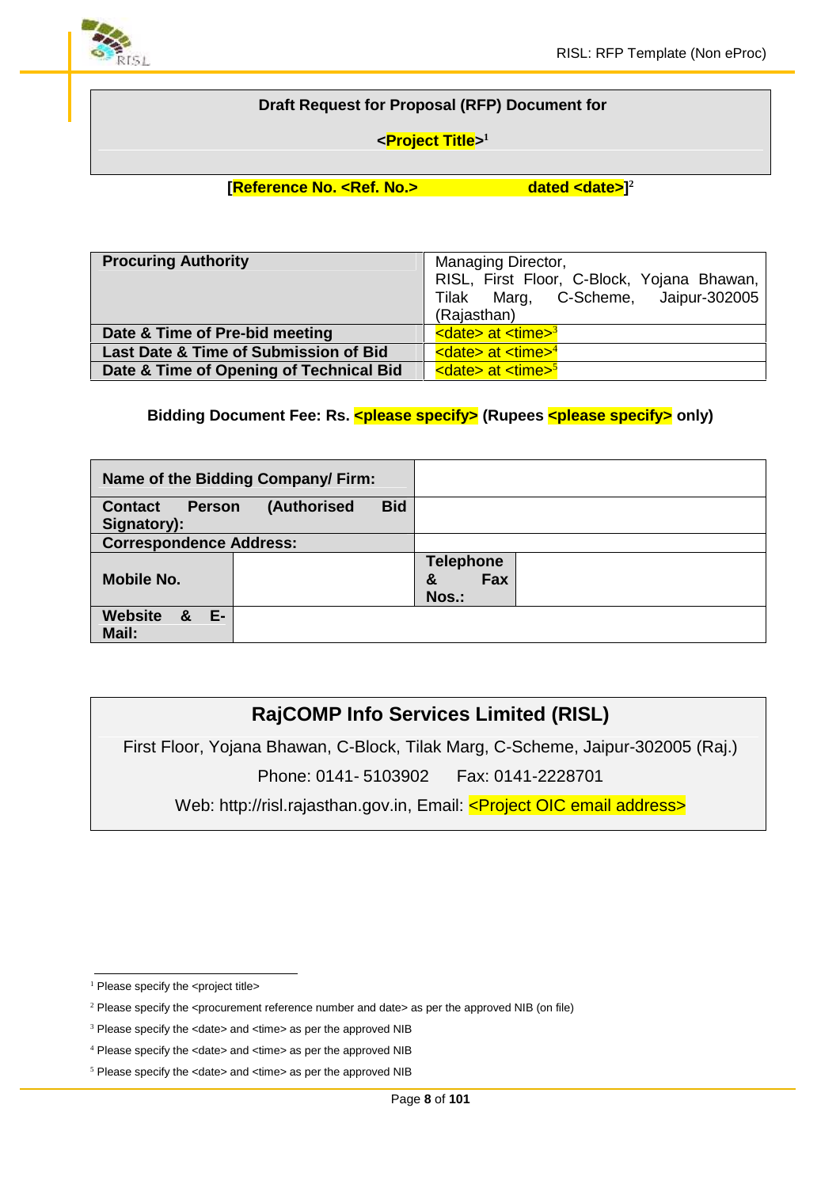**Draft Request for Proposal (RFP) Document for**

**<Project Title>**[1]

**[Reference No. <Ref. No.>                    dated <date>]**[2]

| **Procuring Authority** | Managing Director, RISL, First Floor, C-Block, Yojana Bhawan, Tilak Marg, C-Scheme, Jaipur-302005 (Rajasthan) |
|---|---|
| **Date & Time of Pre-bid meeting** | <date> at <time>[3] |
| **Last Date & Time of Submission of Bid** | <date> at <time>[4] |
| **Date & Time of Opening of Technical Bid** | <date> at <time>[5] |

**Bidding Document Fee: Rs. <please specify> (Rupees <please specify> only)**

| **Name of the Bidding Company/ Firm:** | | | |
|---|---|---|---|
| **Contact Person (Authorised Bid Signatory):** | | | |
| **Correspondence Address:** | | | |
| **Mobile No.** | | **Telephone & Fax Nos.:** | |
| **Website & E-Mail:** | | | |

**RajCOMP Info Services Limited (RISL)**

First Floor, Yojana Bhawan, C-Block, Tilak Marg, C-Scheme, Jaipur-302005 (Raj.)

Phone: 0141- 5103902     Fax: 0141-2228701

Web: http://risl.rajasthan.gov.in, Email: <Project OIC email address>

---

[1] Please specify the <project title>

[2] Please specify the <procurement reference number and date> as per the approved NIB (on file)

[3] Please specify the <date> and <time> as per the approved NIB

[4] Please specify the <date> and <time> as per the approved NIB

[5] Please specify the <date> and <time> as per the approved NIB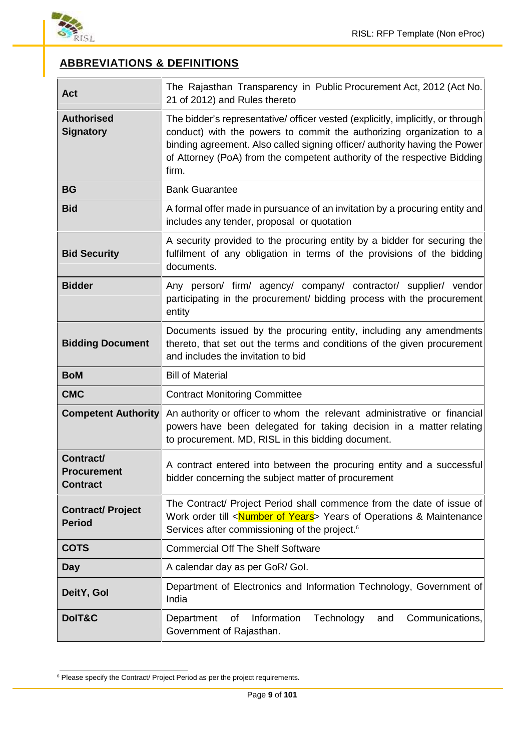## ABBREVIATIONS & DEFINITIONS

| | |
|---|---|
| **Act** | The Rajasthan Transparency in Public Procurement Act, 2012 (Act No. 21 of 2012) and Rules thereto |
| **Authorised Signatory** | The bidder's representative/ officer vested (explicitly, implicitly, or through conduct) with the powers to commit the authorizing organization to a binding agreement. Also called signing officer/ authority having the Power of Attorney (PoA) from the competent authority of the respective Bidding firm. |
| **BG** | Bank Guarantee |
| **Bid** | A formal offer made in pursuance of an invitation by a procuring entity and includes any tender, proposal or quotation |
| **Bid Security** | A security provided to the procuring entity by a bidder for securing the fulfilment of any obligation in terms of the provisions of the bidding documents. |
| **Bidder** | Any person/ firm/ agency/ company/ contractor/ supplier/ vendor participating in the procurement/ bidding process with the procurement entity |
| **Bidding Document** | Documents issued by the procuring entity, including any amendments thereto, that set out the terms and conditions of the given procurement and includes the invitation to bid |
| **BoM** | Bill of Material |
| **CMC** | Contract Monitoring Committee |
| **Competent Authority** | An authority or officer to whom the relevant administrative or financial powers have been delegated for taking decision in a matter relating to procurement. MD, RISL in this bidding document. |
| **Contract/ Procurement Contract** | A contract entered into between the procuring entity and a successful bidder concerning the subject matter of procurement |
| **Contract/ Project Period** | The Contract/ Project Period shall commence from the date of issue of Work order till <Number of Years> Years of Operations & Maintenance Services after commissioning of the project.[6] |
| **COTS** | Commercial Off The Shelf Software |
| **Day** | A calendar day as per GoR/ GoI. |
| **DeitY, GoI** | Department of Electronics and Information Technology, Government of India |
| **DoIT&C** | Department of Information Technology and Communications, Government of Rajasthan. |

[6] Please specify the Contract/ Project Period as per the project requirements.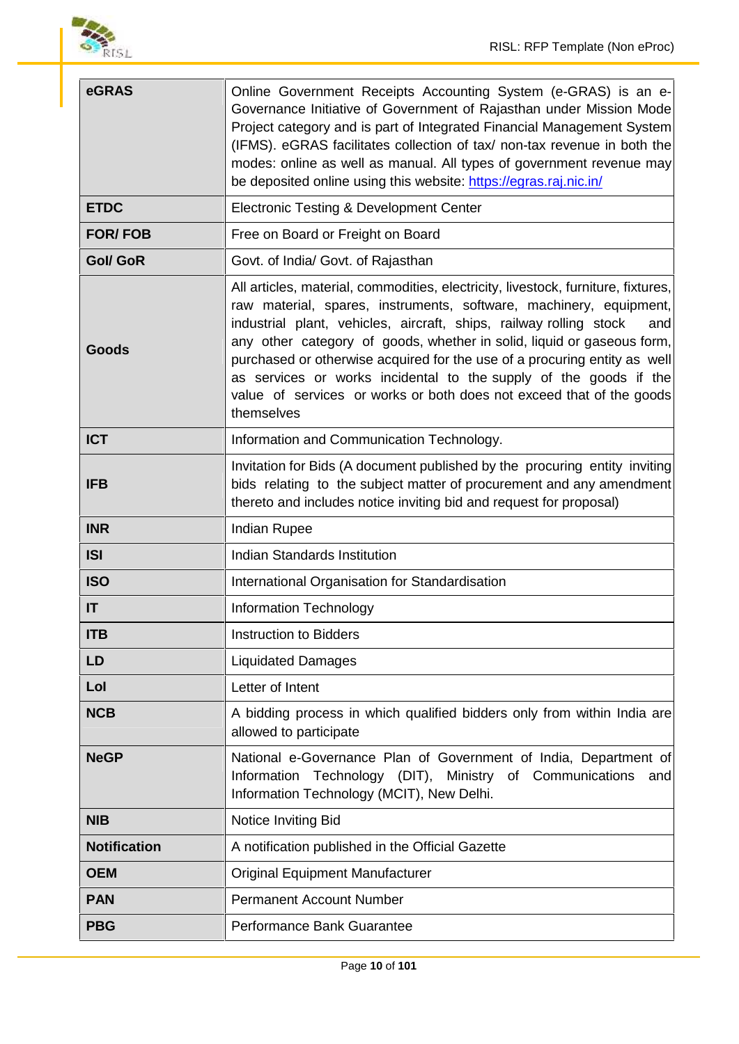| **eGRAS** | Online Government Receipts Accounting System (e-GRAS) is an e-Governance Initiative of Government of Rajasthan under Mission Mode Project category and is part of Integrated Financial Management System (IFMS). eGRAS facilitates collection of tax/ non-tax revenue in both the modes: online as well as manual. All types of government revenue may be deposited online using this website: https://egras.raj.nic.in/ |
|---|---|
| **ETDC** | Electronic Testing & Development Center |
| **FOR/ FOB** | Free on Board or Freight on Board |
| **GoI/ GoR** | Govt. of India/ Govt. of Rajasthan |
| **Goods** | All articles, material, commodities, electricity, livestock, furniture, fixtures, raw material, spares, instruments, software, machinery, equipment, industrial plant, vehicles, aircraft, ships, railway rolling stock and any other category of goods, whether in solid, liquid or gaseous form, purchased or otherwise acquired for the use of a procuring entity as well as services or works incidental to the supply of the goods if the value of services or works or both does not exceed that of the goods themselves |
| **ICT** | Information and Communication Technology. |
| **IFB** | Invitation for Bids (A document published by the procuring entity inviting bids relating to the subject matter of procurement and any amendment thereto and includes notice inviting bid and request for proposal) |
| **INR** | Indian Rupee |
| **ISI** | Indian Standards Institution |
| **ISO** | International Organisation for Standardisation |
| **IT** | Information Technology |
| **ITB** | Instruction to Bidders |
| **LD** | Liquidated Damages |
| **LoI** | Letter of Intent |
| **NCB** | A bidding process in which qualified bidders only from within India are allowed to participate |
| **NeGP** | National e-Governance Plan of Government of India, Department of Information Technology (DIT), Ministry of Communications and Information Technology (MCIT), New Delhi. |
| **NIB** | Notice Inviting Bid |
| **Notification** | A notification published in the Official Gazette |
| **OEM** | Original Equipment Manufacturer |
| **PAN** | Permanent Account Number |
| **PBG** | Performance Bank Guarantee |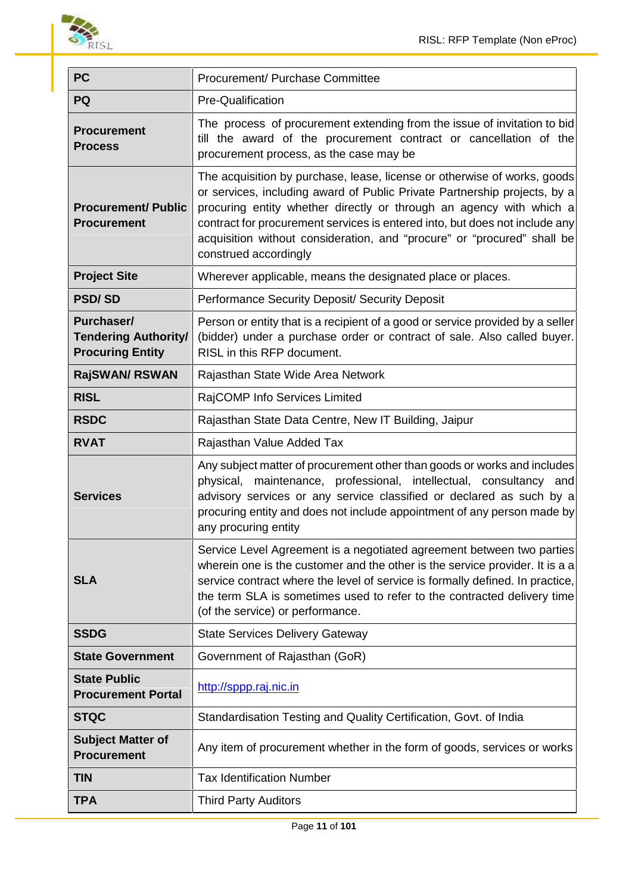| | |
|---|---|
| **PC** | Procurement/ Purchase Committee |
| **PQ** | Pre-Qualification |
| **Procurement Process** | The process of procurement extending from the issue of invitation to bid till the award of the procurement contract or cancellation of the procurement process, as the case may be |
| **Procurement/ Public Procurement** | The acquisition by purchase, lease, license or otherwise of works, goods or services, including award of Public Private Partnership projects, by a procuring entity whether directly or through an agency with which a contract for procurement services is entered into, but does not include any acquisition without consideration, and "procure" or "procured" shall be construed accordingly |
| **Project Site** | Wherever applicable, means the designated place or places. |
| **PSD/ SD** | Performance Security Deposit/ Security Deposit |
| **Purchaser/ Tendering Authority/ Procuring Entity** | Person or entity that is a recipient of a good or service provided by a seller (bidder) under a purchase order or contract of sale. Also called buyer. RISL in this RFP document. |
| **RajSWAN/ RSWAN** | Rajasthan State Wide Area Network |
| **RISL** | RajCOMP Info Services Limited |
| **RSDC** | Rajasthan State Data Centre, New IT Building, Jaipur |
| **RVAT** | Rajasthan Value Added Tax |
| **Services** | Any subject matter of procurement other than goods or works and includes physical, maintenance, professional, intellectual, consultancy and advisory services or any service classified or declared as such by a procuring entity and does not include appointment of any person made by any procuring entity |
| **SLA** | Service Level Agreement is a negotiated agreement between two parties wherein one is the customer and the other is the service provider. It is a a service contract where the level of service is formally defined. In practice, the term SLA is sometimes used to refer to the contracted delivery time (of the service) or performance. |
| **SSDG** | State Services Delivery Gateway |
| **State Government** | Government of Rajasthan (GoR) |
| **State Public Procurement Portal** | http://sppp.raj.nic.in |
| **STQC** | Standardisation Testing and Quality Certification, Govt. of India |
| **Subject Matter of Procurement** | Any item of procurement whether in the form of goods, services or works |
| **TIN** | Tax Identification Number |
| **TPA** | Third Party Auditors |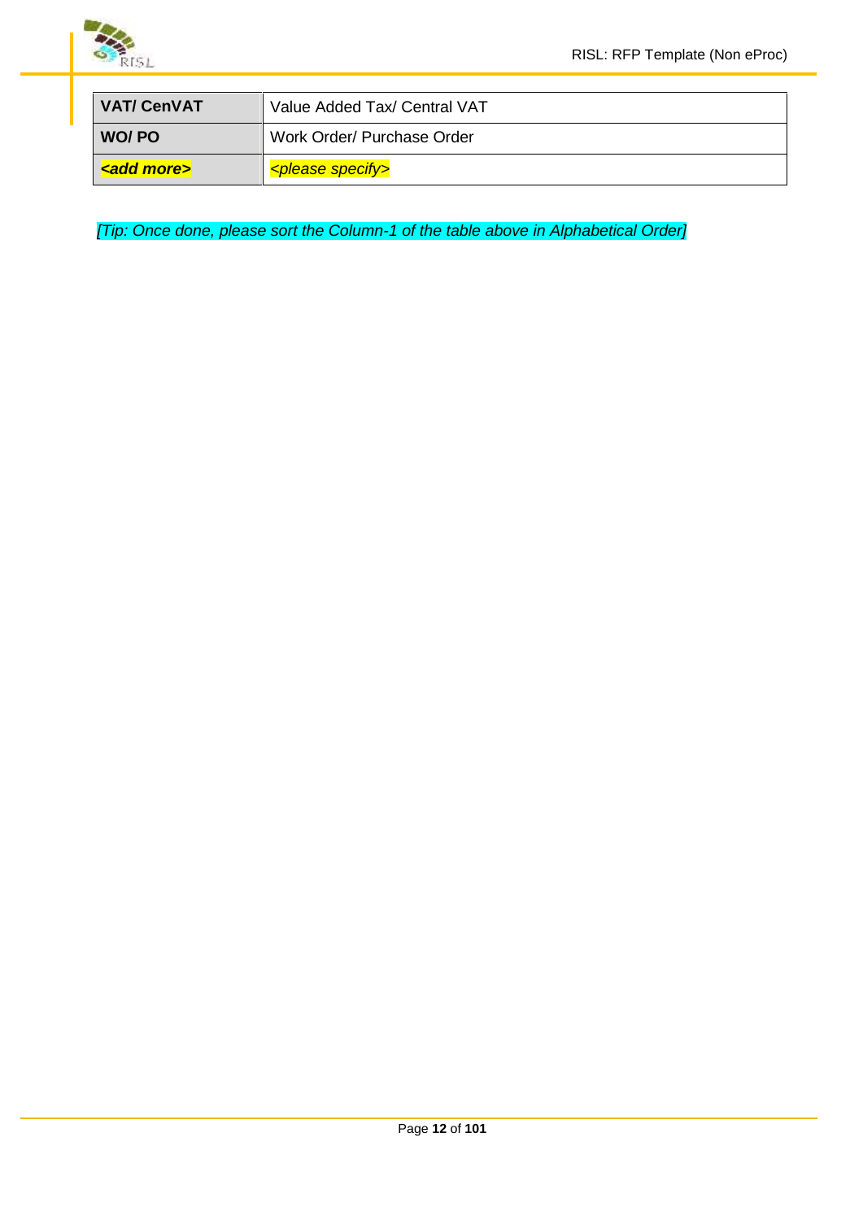| **VAT/ CenVAT** | Value Added Tax/ Central VAT |
|---|---|
| **WO/ PO** | Work Order/ Purchase Order |
| ***<add more>*** | *<please specify>* |

*[Tip: Once done, please sort the Column-1 of the table above in Alphabetical Order]*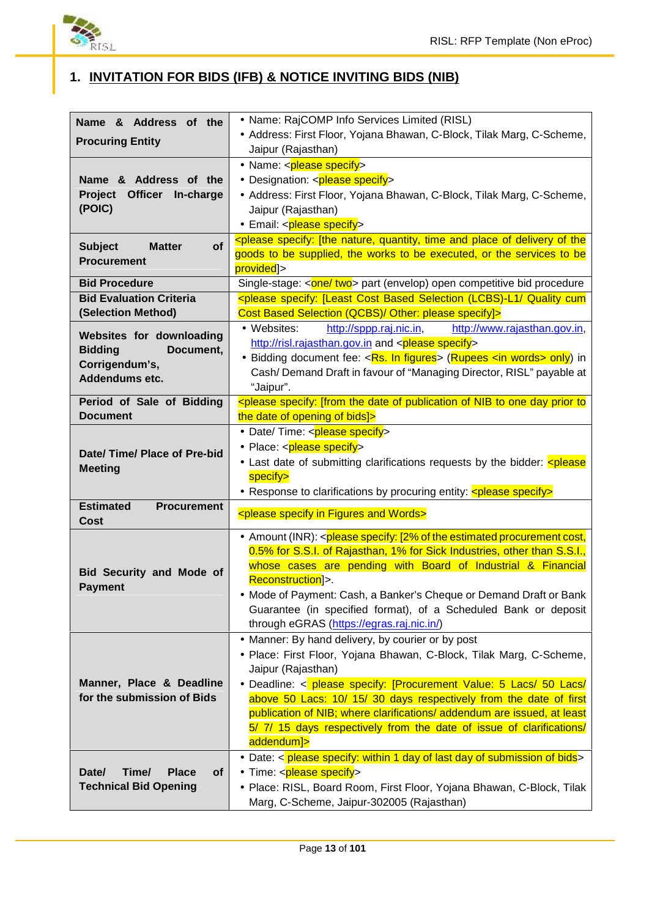# 1. INVITATION FOR BIDS (IFB) & NOTICE INVITING BIDS (NIB)

| | |
|---|---|
| **Name & Address of the Procuring Entity** | • Name: RajCOMP Info Services Limited (RISL)<br>• Address: First Floor, Yojana Bhawan, C-Block, Tilak Marg, C-Scheme, Jaipur (Rajasthan) |
| **Name & Address of the Project Officer In-charge (POIC)** | • Name: <please specify><br>• Designation: <please specify><br>• Address: First Floor, Yojana Bhawan, C-Block, Tilak Marg, C-Scheme, Jaipur (Rajasthan)<br>• Email: <please specify> |
| **Subject Matter of Procurement** | <please specify: [the nature, quantity, time and place of delivery of the goods to be supplied, the works to be executed, or the services to be provided]> |
| **Bid Procedure** | Single-stage: <one/ two> part (envelop) open competitive bid procedure |
| **Bid Evaluation Criteria (Selection Method)** | <please specify: [Least Cost Based Selection (LCBS)-L1/ Quality cum Cost Based Selection (QCBS)/ Other: please specify]> |
| **Websites for downloading Bidding Document, Corrigendum's, Addendums etc.** | • Websites: http://sppp.raj.nic.in, http://www.rajasthan.gov.in, http://risl.rajasthan.gov.in and <please specify><br>• Bidding document fee: <Rs. In figures> (Rupees <in words> only) in Cash/ Demand Draft in favour of "Managing Director, RISL" payable at "Jaipur". |
| **Period of Sale of Bidding Document** | <please specify: [from the date of publication of NIB to one day prior to the date of opening of bids]> |
| **Date/ Time/ Place of Pre-bid Meeting** | • Date/ Time: <please specify><br>• Place: <please specify><br>• Last date of submitting clarifications requests by the bidder: <please specify><br>• Response to clarifications by procuring entity: <please specify> |
| **Estimated Procurement Cost** | <please specify in Figures and Words> |
| **Bid Security and Mode of Payment** | • Amount (INR): <please specify: [2% of the estimated procurement cost, 0.5% for S.S.I. of Rajasthan, 1% for Sick Industries, other than S.S.I., whose cases are pending with Board of Industrial & Financial Reconstruction]>.<br>• Mode of Payment: Cash, a Banker's Cheque or Demand Draft or Bank Guarantee (in specified format), of a Scheduled Bank or deposit through eGRAS (https://egras.raj.nic.in/) |
| **Manner, Place & Deadline for the submission of Bids** | • Manner: By hand delivery, by courier or by post<br>• Place: First Floor, Yojana Bhawan, C-Block, Tilak Marg, C-Scheme, Jaipur (Rajasthan)<br>• Deadline: < please specify: [Procurement Value: 5 Lacs/ 50 Lacs/ above 50 Lacs: 10/ 15/ 30 days respectively from the date of first publication of NIB; where clarifications/ addendum are issued, at least 5/ 7/ 15 days respectively from the date of issue of clarifications/ addendum]> |
| **Date/ Time/ Place of Technical Bid Opening** | • Date: < please specify: within 1 day of last day of submission of bids><br>• Time: <please specify><br>• Place: RISL, Board Room, First Floor, Yojana Bhawan, C-Block, Tilak Marg, C-Scheme, Jaipur-302005 (Rajasthan) |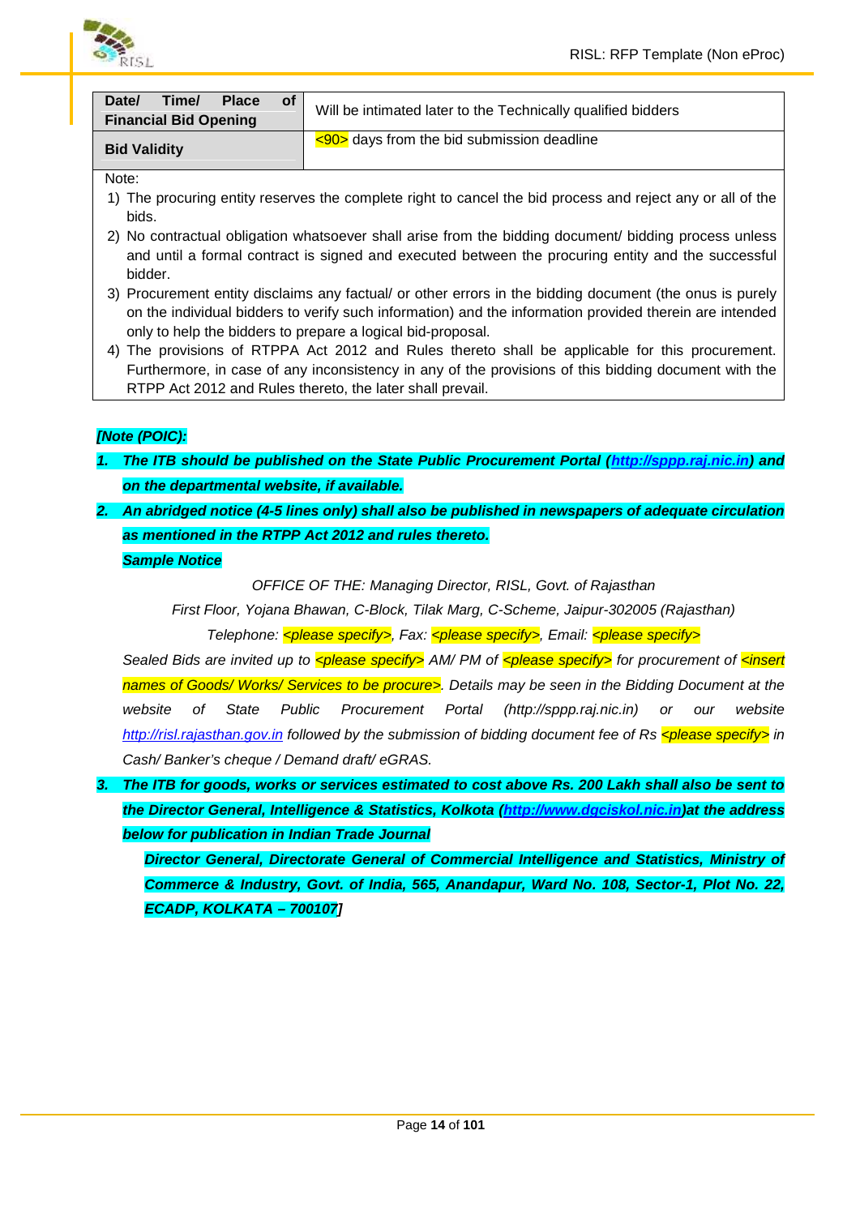| **Date/ Time/ Place of Financial Bid Opening** | Will be intimated later to the Technically qualified bidders |
|---|---|
| **Bid Validity** | <90> days from the bid submission deadline |

Note:

1) The procuring entity reserves the complete right to cancel the bid process and reject any or all of the bids.
2) No contractual obligation whatsoever shall arise from the bidding document/ bidding process unless and until a formal contract is signed and executed between the procuring entity and the successful bidder.
3) Procurement entity disclaims any factual/ or other errors in the bidding document (the onus is purely on the individual bidders to verify such information) and the information provided therein are intended only to help the bidders to prepare a logical bid-proposal.
4) The provisions of RTPPA Act 2012 and Rules thereto shall be applicable for this procurement. Furthermore, in case of any inconsistency in any of the provisions of this bidding document with the RTPP Act 2012 and Rules thereto, the later shall prevail.

***[Note (POIC):***

1. ***The ITB should be published on the State Public Procurement Portal (http://sppp.raj.nic.in) and on the departmental website, if available.***
2. ***An abridged notice (4-5 lines only) shall also be published in newspapers of adequate circulation as mentioned in the RTPP Act 2012 and rules thereto.***

   ***Sample Notice***

   *OFFICE OF THE: Managing Director, RISL, Govt. of Rajasthan*

   *First Floor, Yojana Bhawan, C-Block, Tilak Marg, C-Scheme, Jaipur-302005 (Rajasthan)*

   *Telephone: <please specify>, Fax: <please specify>, Email: <please specify>*

   *Sealed Bids are invited up to <please specify> AM/ PM of <please specify> for procurement of <insert names of Goods/ Works/ Services to be procure>. Details may be seen in the Bidding Document at the website of State Public Procurement Portal (http://sppp.raj.nic.in) or our website http://risl.rajasthan.gov.in followed by the submission of bidding document fee of Rs <please specify> in Cash/ Banker's cheque / Demand draft/ eGRAS.*

3. ***The ITB for goods, works or services estimated to cost above Rs. 200 Lakh shall also be sent to the Director General, Intelligence & Statistics, Kolkota (http://www.dgciskol.nic.in)at the address below for publication in Indian Trade Journal***

   ***Director General, Directorate General of Commercial Intelligence and Statistics, Ministry of Commerce & Industry, Govt. of India, 565, Anandapur, Ward No. 108, Sector-1, Plot No. 22, ECADP, KOLKATA – 700107]***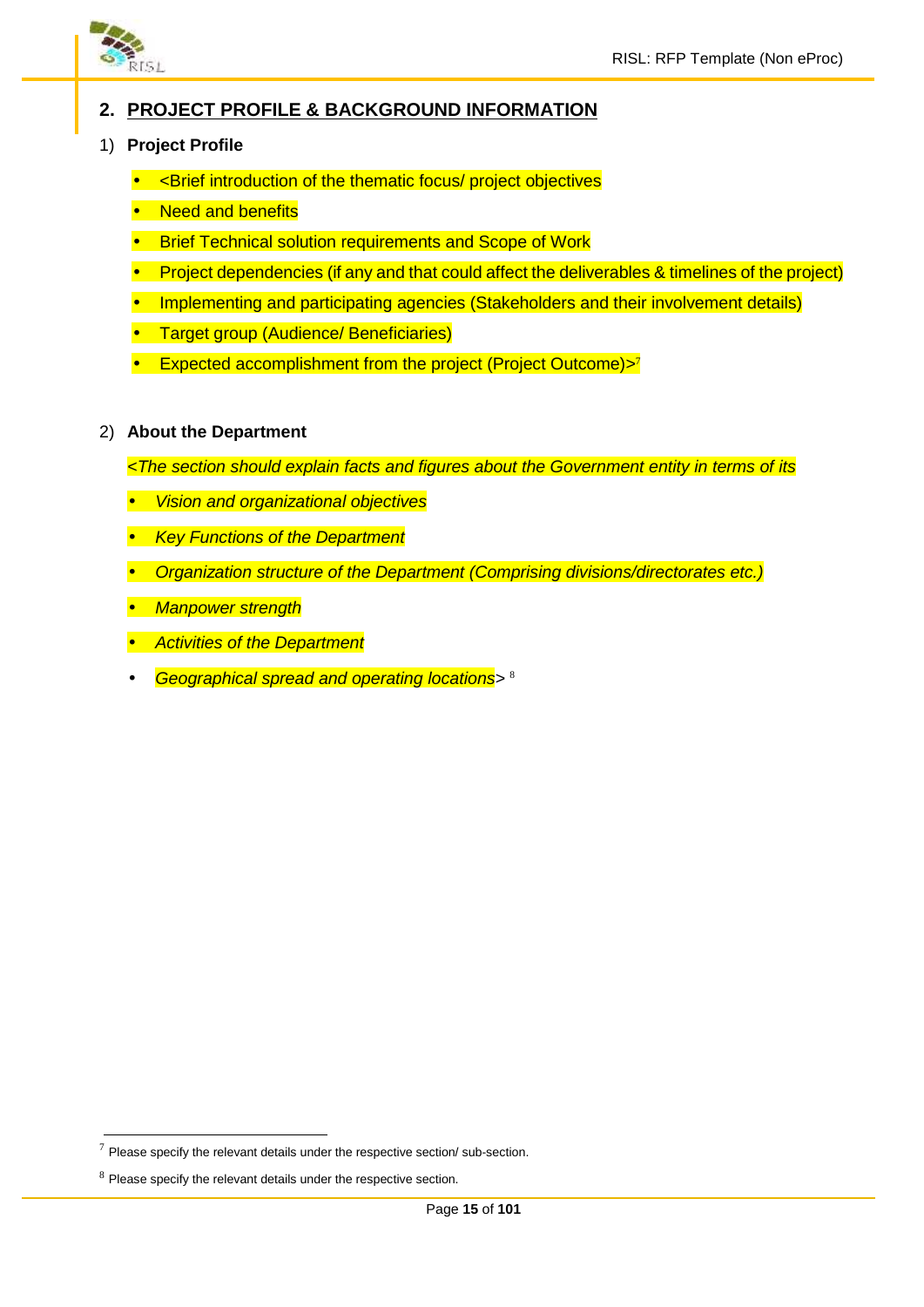## 2. PROJECT PROFILE & BACKGROUND INFORMATION

1) **Project Profile**

- <Brief introduction of the thematic focus/ project objectives
- Need and benefits
- Brief Technical solution requirements and Scope of Work
- Project dependencies (if any and that could affect the deliverables & timelines of the project)
- Implementing and participating agencies (Stakeholders and their involvement details)
- Target group (Audience/ Beneficiaries)
- Expected accomplishment from the project (Project Outcome)>[7]

2) **About the Department**

*<The section should explain facts and figures about the Government entity in terms of its*

- *Vision and organizational objectives*
- *Key Functions of the Department*
- *Organization structure of the Department (Comprising divisions/directorates etc.)*
- *Manpower strength*
- *Activities of the Department*
- *Geographical spread and operating locations*> [8]

---

[7] Please specify the relevant details under the respective section/ sub-section.

[8] Please specify the relevant details under the respective section.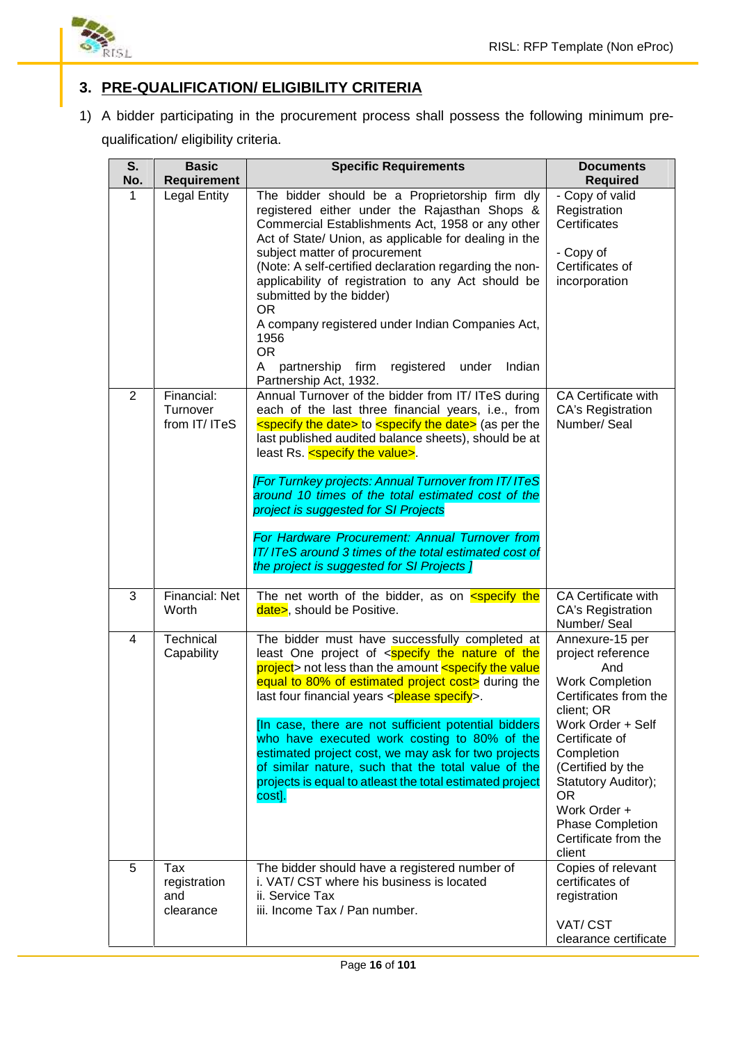## 3. PRE-QUALIFICATION/ ELIGIBILITY CRITERIA

1) A bidder participating in the procurement process shall possess the following minimum pre-qualification/ eligibility criteria.

| S. No. | Basic Requirement | Specific Requirements | Documents Required |
|---|---|---|---|
| 1 | Legal Entity | The bidder should be a Proprietorship firm dly registered either under the Rajasthan Shops & Commercial Establishments Act, 1958 or any other Act of State/ Union, as applicable for dealing in the subject matter of procurement<br>(Note: A self-certified declaration regarding the non-applicability of registration to any Act should be submitted by the bidder)<br>OR<br>A company registered under Indian Companies Act, 1956<br>OR<br>A partnership firm registered under Indian Partnership Act, 1932. | - Copy of valid Registration Certificates<br><br>- Copy of Certificates of incorporation |
| 2 | Financial: Turnover from IT/ ITeS | Annual Turnover of the bidder from IT/ ITeS during each of the last three financial years, i.e., from <specify the date> to <specify the date> (as per the last published audited balance sheets), should be at least Rs. <specify the value>.<br><br>*[For Turnkey projects: Annual Turnover from IT/ ITeS around 10 times of the total estimated cost of the project is suggested for SI Projects*<br><br>*For Hardware Procurement: Annual Turnover from IT/ ITeS around 3 times of the total estimated cost of the project is suggested for SI Projects ]* | CA Certificate with CA's Registration Number/ Seal |
| 3 | Financial: Net Worth | The net worth of the bidder, as on <specify the date>, should be Positive. | CA Certificate with CA's Registration Number/ Seal |
| 4 | Technical Capability | The bidder must have successfully completed at least One project of <specify the nature of the project> not less than the amount <specify the value equal to 80% of estimated project cost> during the last four financial years <please specify>.<br><br>[In case, there are not sufficient potential bidders who have executed work costing to 80% of the estimated project cost, we may ask for two projects of similar nature, such that the total value of the projects is equal to atleast the total estimated project cost]. | Annexure-15 per project reference<br>And<br>Work Completion Certificates from the client; OR<br>Work Order + Self Certificate of Completion (Certified by the Statutory Auditor);<br>OR<br>Work Order + Phase Completion Certificate from the client |
| 5 | Tax registration and clearance | The bidder should have a registered number of<br>i. VAT/ CST where his business is located<br>ii. Service Tax<br>iii. Income Tax / Pan number. | Copies of relevant certificates of registration<br><br>VAT/ CST clearance certificate |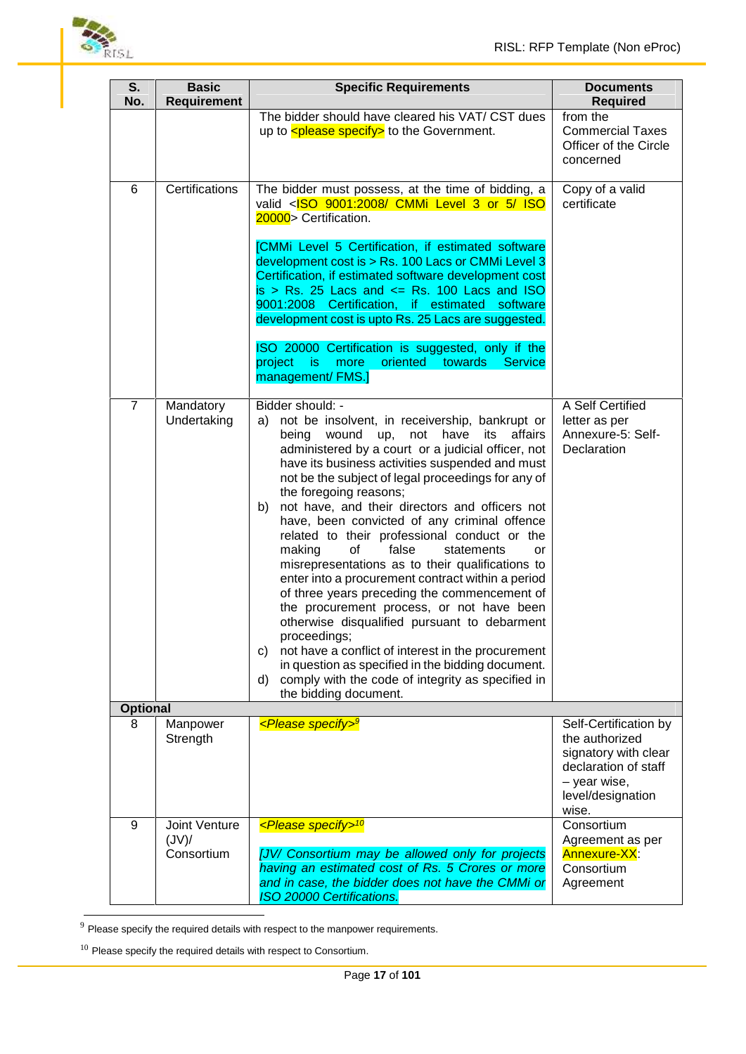| S. No. | Basic Requirement | Specific Requirements | Documents Required |
|---|---|---|---|
| | | The bidder should have cleared his VAT/ CST dues up to <please specify> to the Government. | from the Commercial Taxes Officer of the Circle concerned |
| 6 | Certifications | The bidder must possess, at the time of bidding, a valid <ISO 9001:2008/ CMMi Level 3 or 5/ ISO 20000> Certification.<br><br>[CMMi Level 5 Certification, if estimated software development cost is > Rs. 100 Lacs or CMMi Level 3 Certification, if estimated software development cost is > Rs. 25 Lacs and <= Rs. 100 Lacs and ISO 9001:2008 Certification, if estimated software development cost is upto Rs. 25 Lacs are suggested.<br><br>ISO 20000 Certification is suggested, only if the project is more oriented towards Service management/ FMS.] | Copy of a valid certificate |
| 7 | Mandatory Undertaking | Bidder should: -<br>a) not be insolvent, in receivership, bankrupt or being wound up, not have its affairs administered by a court or a judicial officer, not have its business activities suspended and must not be the subject of legal proceedings for any of the foregoing reasons;<br>b) not have, and their directors and officers not have, been convicted of any criminal offence related to their professional conduct or the making of false statements or misrepresentations as to their qualifications to enter into a procurement contract within a period of three years preceding the commencement of the procurement process, or not have been otherwise disqualified pursuant to debarment proceedings;<br>c) not have a conflict of interest in the procurement in question as specified in the bidding document.<br>d) comply with the code of integrity as specified in the bidding document. | A Self Certified letter as per Annexure-5: Self-Declaration |
| **Optional** | | | |
| 8 | Manpower Strength | *<Please specify>*[9] | Self-Certification by the authorized signatory with clear declaration of staff – year wise, level/designation wise. |
| 9 | Joint Venture (JV)/ Consortium | *<Please specify>*[10]<br><br>*[JV/ Consortium may be allowed only for projects having an estimated cost of Rs. 5 Crores or more and in case, the bidder does not have the CMMi or ISO 20000 Certifications.* | Consortium Agreement as per Annexure-XX: Consortium Agreement |

[9] Please specify the required details with respect to the manpower requirements.

[10] Please specify the required details with respect to Consortium.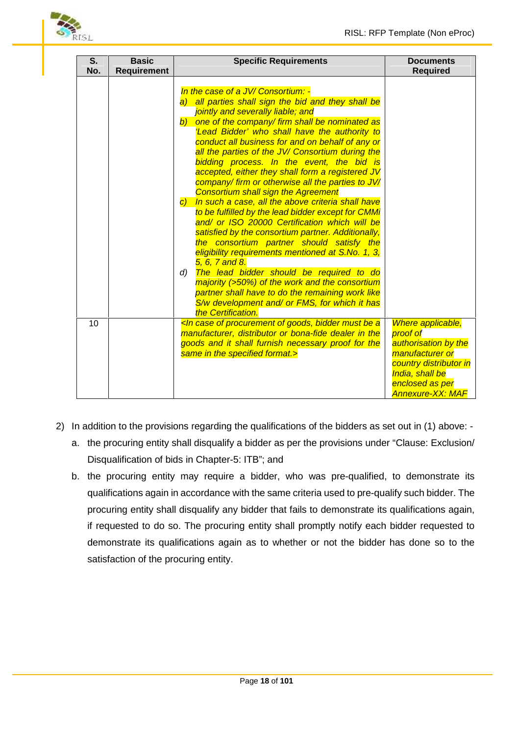| S. No. | Basic Requirement | Specific Requirements | Documents Required |
|---|---|---|---|
| | | *In the case of a JV/ Consortium: -*<br>*a) all parties shall sign the bid and they shall be jointly and severally liable; and*<br>*b) one of the company/ firm shall be nominated as 'Lead Bidder' who shall have the authority to conduct all business for and on behalf of any or all the parties of the JV/ Consortium during the bidding process. In the event, the bid is accepted, either they shall form a registered JV company/ firm or otherwise all the parties to JV/ Consortium shall sign the Agreement*<br>*c) In such a case, all the above criteria shall have to be fulfilled by the lead bidder except for CMMi and/ or ISO 20000 Certification which will be satisfied by the consortium partner. Additionally, the consortium partner should satisfy the eligibility requirements mentioned at S.No. 1, 3, 5, 6, 7 and 8.*<br>*d) The lead bidder should be required to do majority (>50%) of the work and the consortium partner shall have to do the remaining work like S/w development and/ or FMS, for which it has the Certification.* | |
| 10 | | *<In case of procurement of goods, bidder must be a manufacturer, distributor or bona-fide dealer in the goods and it shall furnish necessary proof for the same in the specified format.>* | *Where applicable, proof of authorisation by the manufacturer or country distributor in India, shall be enclosed as per Annexure-XX: MAF* |

2) In addition to the provisions regarding the qualifications of the bidders as set out in (1) above: -
   a. the procuring entity shall disqualify a bidder as per the provisions under "Clause: Exclusion/ Disqualification of bids in Chapter-5: ITB"; and
   b. the procuring entity may require a bidder, who was pre-qualified, to demonstrate its qualifications again in accordance with the same criteria used to pre-qualify such bidder. The procuring entity shall disqualify any bidder that fails to demonstrate its qualifications again, if requested to do so. The procuring entity shall promptly notify each bidder requested to demonstrate its qualifications again as to whether or not the bidder has done so to the satisfaction of the procuring entity.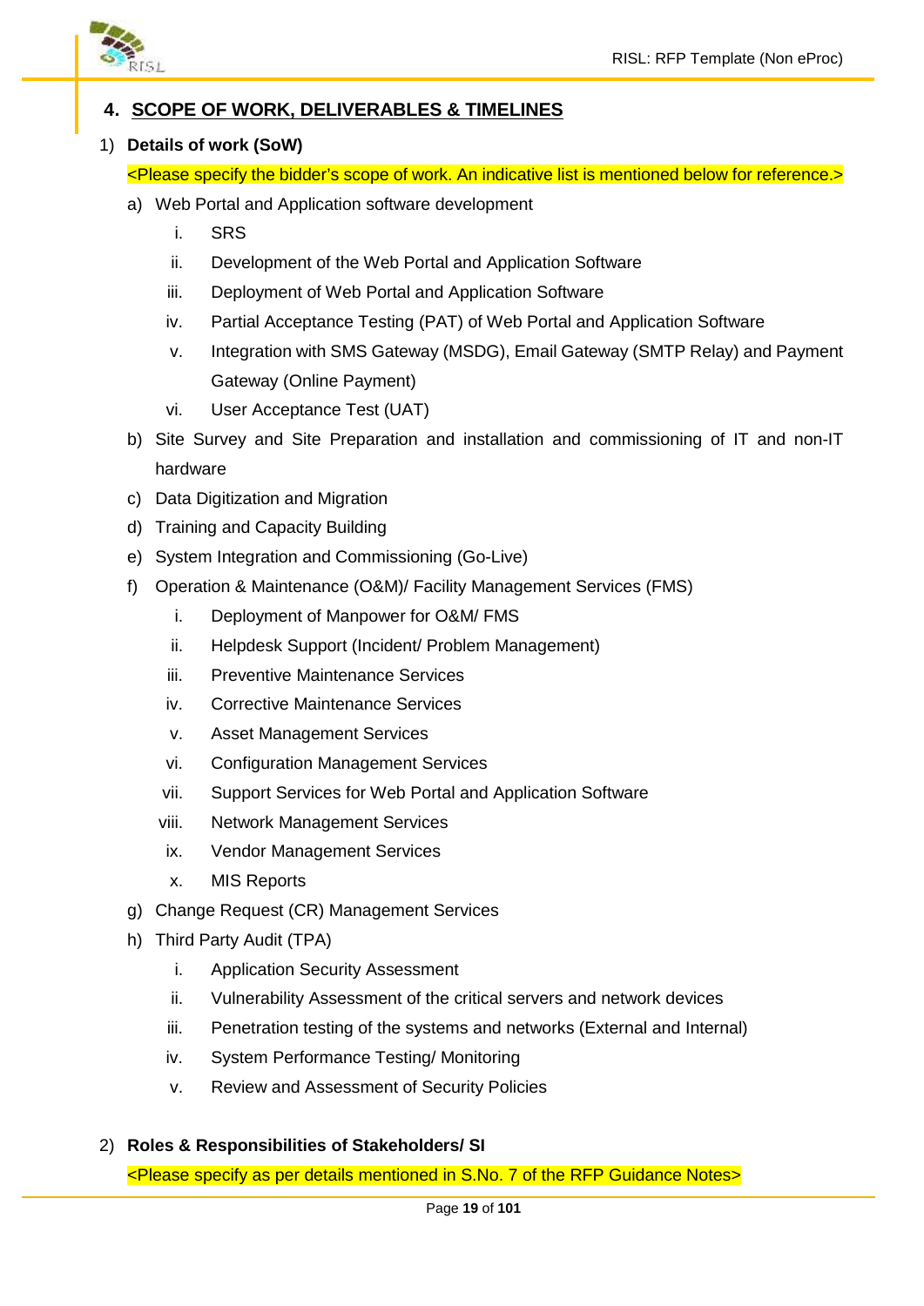## 4. SCOPE OF WORK, DELIVERABLES & TIMELINES

1) **Details of work (SoW)**

   <Please specify the bidder's scope of work. An indicative list is mentioned below for reference.>

   a) Web Portal and Application software development
      i. SRS
      ii. Development of the Web Portal and Application Software
      iii. Deployment of Web Portal and Application Software
      iv. Partial Acceptance Testing (PAT) of Web Portal and Application Software
      v. Integration with SMS Gateway (MSDG), Email Gateway (SMTP Relay) and Payment Gateway (Online Payment)
      vi. User Acceptance Test (UAT)
   b) Site Survey and Site Preparation and installation and commissioning of IT and non-IT hardware
   c) Data Digitization and Migration
   d) Training and Capacity Building
   e) System Integration and Commissioning (Go-Live)
   f) Operation & Maintenance (O&M)/ Facility Management Services (FMS)
      i. Deployment of Manpower for O&M/ FMS
      ii. Helpdesk Support (Incident/ Problem Management)
      iii. Preventive Maintenance Services
      iv. Corrective Maintenance Services
      v. Asset Management Services
      vi. Configuration Management Services
      vii. Support Services for Web Portal and Application Software
      viii. Network Management Services
      ix. Vendor Management Services
      x. MIS Reports
   g) Change Request (CR) Management Services
   h) Third Party Audit (TPA)
      i. Application Security Assessment
      ii. Vulnerability Assessment of the critical servers and network devices
      iii. Penetration testing of the systems and networks (External and Internal)
      iv. System Performance Testing/ Monitoring
      v. Review and Assessment of Security Policies

2) **Roles & Responsibilities of Stakeholders/ SI**

   <Please specify as per details mentioned in S.No. 7 of the RFP Guidance Notes>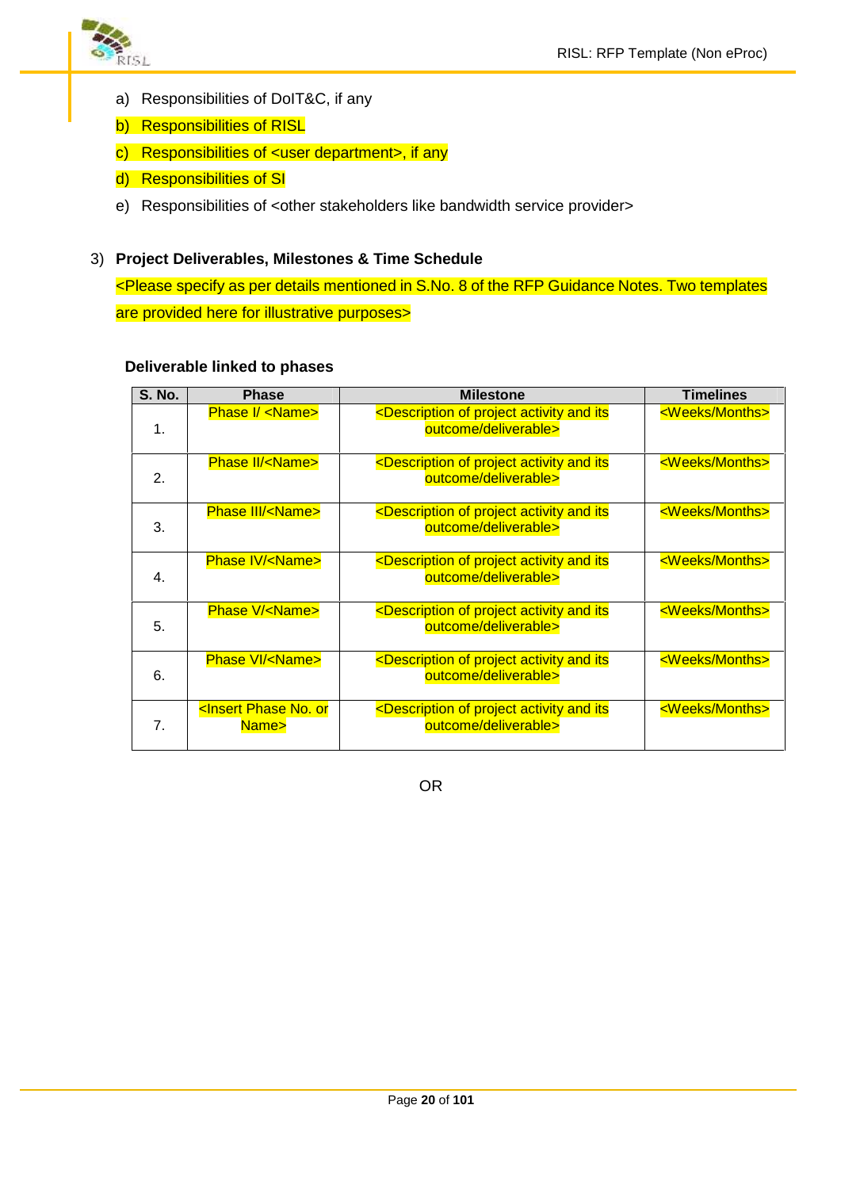a) Responsibilities of DoIT&C, if any

b) Responsibilities of RISL

c) Responsibilities of <user department>, if any

d) Responsibilities of SI

e) Responsibilities of <other stakeholders like bandwidth service provider>

3) **Project Deliverables, Milestones & Time Schedule**

<Please specify as per details mentioned in S.No. 8 of the RFP Guidance Notes. Two templates are provided here for illustrative purposes>

**Deliverable linked to phases**

| S. No. | Phase | Milestone | Timelines |
|---|---|---|---|
| 1. | Phase I/ <Name> | <Description of project activity and its outcome/deliverable> | <Weeks/Months> |
| 2. | Phase II/<Name> | <Description of project activity and its outcome/deliverable> | <Weeks/Months> |
| 3. | Phase III/<Name> | <Description of project activity and its outcome/deliverable> | <Weeks/Months> |
| 4. | Phase IV/<Name> | <Description of project activity and its outcome/deliverable> | <Weeks/Months> |
| 5. | Phase V/<Name> | <Description of project activity and its outcome/deliverable> | <Weeks/Months> |
| 6. | Phase VI/<Name> | <Description of project activity and its outcome/deliverable> | <Weeks/Months> |
| 7. | <Insert Phase No. or Name> | <Description of project activity and its outcome/deliverable> | <Weeks/Months> |

OR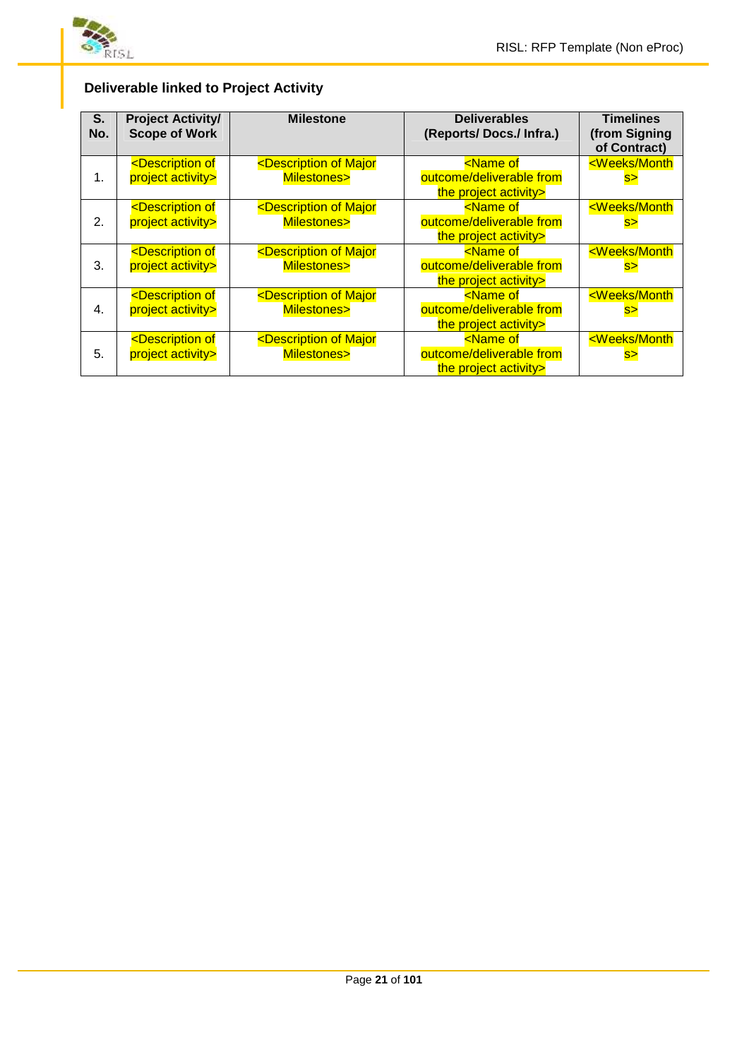### Deliverable linked to Project Activity

| S. No. | Project Activity/ Scope of Work | Milestone | Deliverables (Reports/ Docs./ Infra.) | Timelines (from Signing of Contract) |
|---|---|---|---|---|
| 1. | <Description of project activity> | <Description of Major Milestones> | <Name of outcome/deliverable from the project activity> | <Weeks/Months> |
| 2. | <Description of project activity> | <Description of Major Milestones> | <Name of outcome/deliverable from the project activity> | <Weeks/Months> |
| 3. | <Description of project activity> | <Description of Major Milestones> | <Name of outcome/deliverable from the project activity> | <Weeks/Months> |
| 4. | <Description of project activity> | <Description of Major Milestones> | <Name of outcome/deliverable from the project activity> | <Weeks/Months> |
| 5. | <Description of project activity> | <Description of Major Milestones> | <Name of outcome/deliverable from the project activity> | <Weeks/Months> |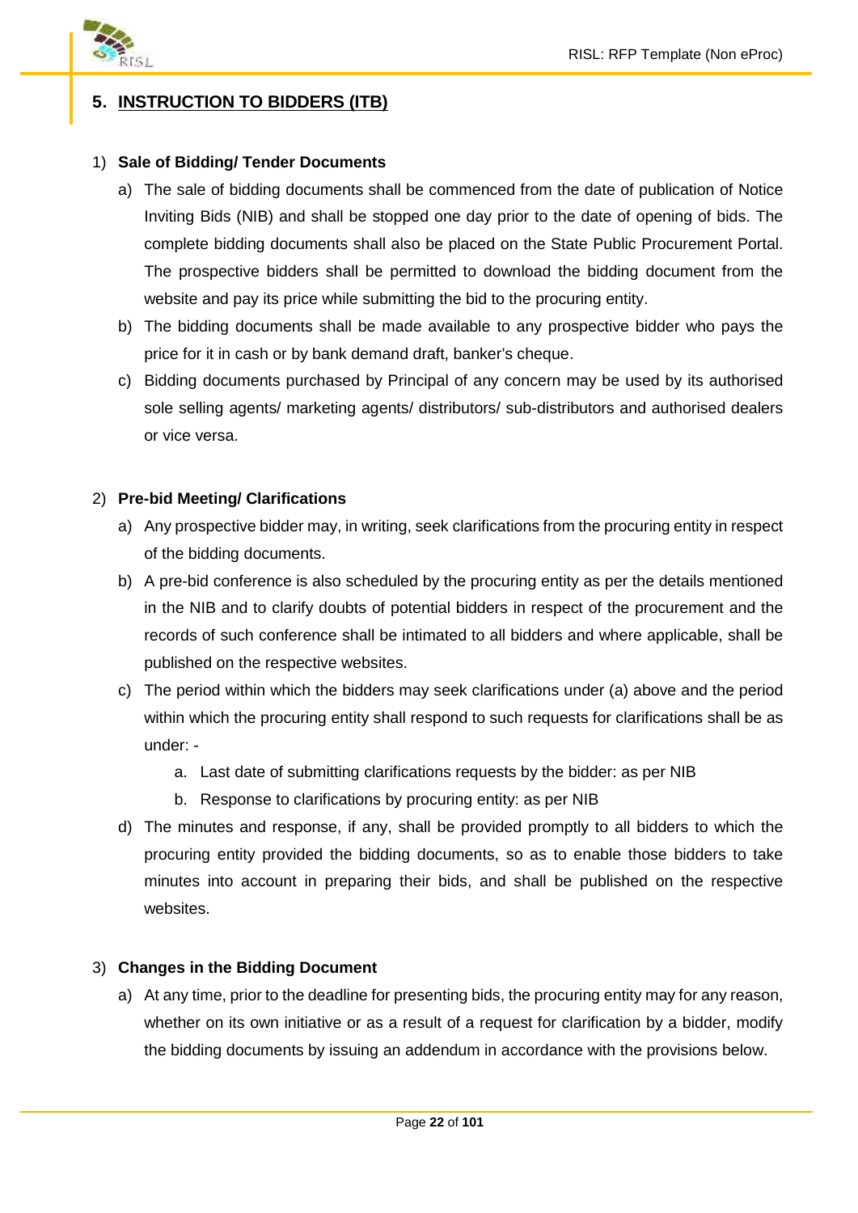## 5. INSTRUCTION TO BIDDERS (ITB)

1) **Sale of Bidding/ Tender Documents**

   a) The sale of bidding documents shall be commenced from the date of publication of Notice Inviting Bids (NIB) and shall be stopped one day prior to the date of opening of bids. The complete bidding documents shall also be placed on the State Public Procurement Portal. The prospective bidders shall be permitted to download the bidding document from the website and pay its price while submitting the bid to the procuring entity.

   b) The bidding documents shall be made available to any prospective bidder who pays the price for it in cash or by bank demand draft, banker's cheque.

   c) Bidding documents purchased by Principal of any concern may be used by its authorised sole selling agents/ marketing agents/ distributors/ sub-distributors and authorised dealers or vice versa.

2) **Pre-bid Meeting/ Clarifications**

   a) Any prospective bidder may, in writing, seek clarifications from the procuring entity in respect of the bidding documents.

   b) A pre-bid conference is also scheduled by the procuring entity as per the details mentioned in the NIB and to clarify doubts of potential bidders in respect of the procurement and the records of such conference shall be intimated to all bidders and where applicable, shall be published on the respective websites.

   c) The period within which the bidders may seek clarifications under (a) above and the period within which the procuring entity shall respond to such requests for clarifications shall be as under: -

      a. Last date of submitting clarifications requests by the bidder: as per NIB

      b. Response to clarifications by procuring entity: as per NIB

   d) The minutes and response, if any, shall be provided promptly to all bidders to which the procuring entity provided the bidding documents, so as to enable those bidders to take minutes into account in preparing their bids, and shall be published on the respective websites.

3) **Changes in the Bidding Document**

   a) At any time, prior to the deadline for presenting bids, the procuring entity may for any reason, whether on its own initiative or as a result of a request for clarification by a bidder, modify the bidding documents by issuing an addendum in accordance with the provisions below.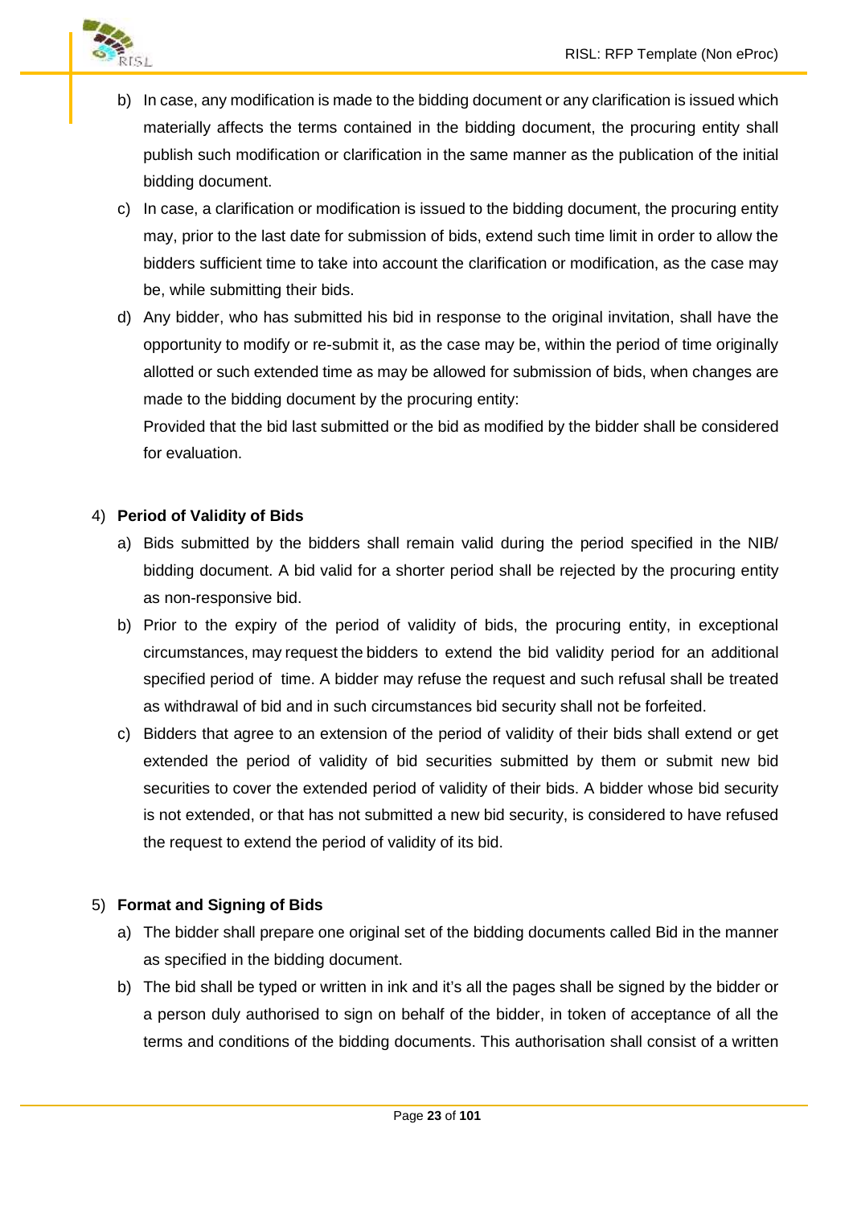b) In case, any modification is made to the bidding document or any clarification is issued which materially affects the terms contained in the bidding document, the procuring entity shall publish such modification or clarification in the same manner as the publication of the initial bidding document.

c) In case, a clarification or modification is issued to the bidding document, the procuring entity may, prior to the last date for submission of bids, extend such time limit in order to allow the bidders sufficient time to take into account the clarification or modification, as the case may be, while submitting their bids.

d) Any bidder, who has submitted his bid in response to the original invitation, shall have the opportunity to modify or re-submit it, as the case may be, within the period of time originally allotted or such extended time as may be allowed for submission of bids, when changes are made to the bidding document by the procuring entity:

   Provided that the bid last submitted or the bid as modified by the bidder shall be considered for evaluation.

4) **Period of Validity of Bids**

   a) Bids submitted by the bidders shall remain valid during the period specified in the NIB/ bidding document. A bid valid for a shorter period shall be rejected by the procuring entity as non-responsive bid.

   b) Prior to the expiry of the period of validity of bids, the procuring entity, in exceptional circumstances, may request the bidders to extend the bid validity period for an additional specified period of time. A bidder may refuse the request and such refusal shall be treated as withdrawal of bid and in such circumstances bid security shall not be forfeited.

   c) Bidders that agree to an extension of the period of validity of their bids shall extend or get extended the period of validity of bid securities submitted by them or submit new bid securities to cover the extended period of validity of their bids. A bidder whose bid security is not extended, or that has not submitted a new bid security, is considered to have refused the request to extend the period of validity of its bid.

5) **Format and Signing of Bids**

   a) The bidder shall prepare one original set of the bidding documents called Bid in the manner as specified in the bidding document.

   b) The bid shall be typed or written in ink and it's all the pages shall be signed by the bidder or a person duly authorised to sign on behalf of the bidder, in token of acceptance of all the terms and conditions of the bidding documents. This authorisation shall consist of a written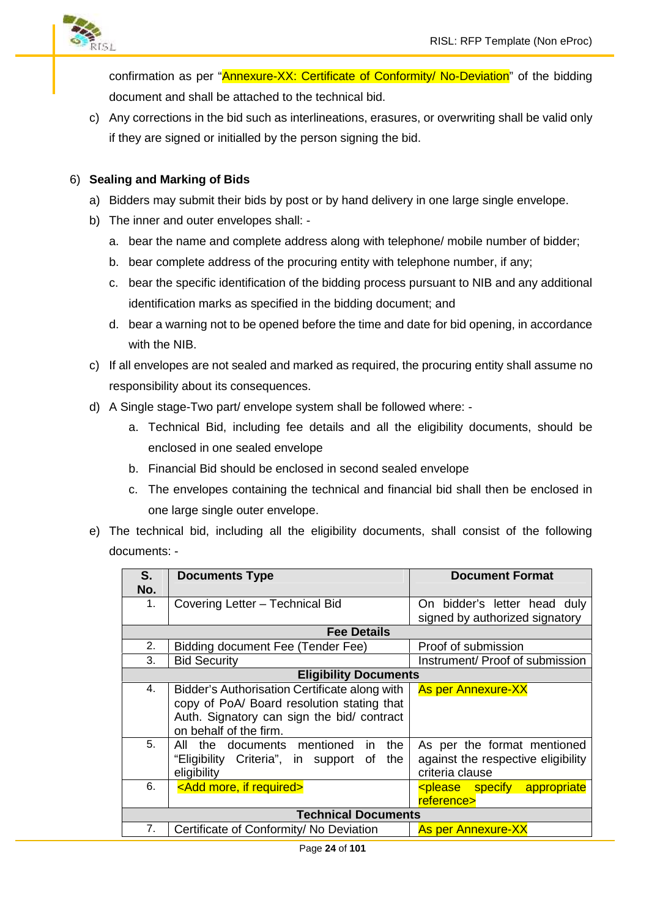confirmation as per "Annexure-XX: Certificate of Conformity/ No-Deviation" of the bidding document and shall be attached to the technical bid.

c) Any corrections in the bid such as interlineations, erasures, or overwriting shall be valid only if they are signed or initialled by the person signing the bid.

6) **Sealing and Marking of Bids**

a) Bidders may submit their bids by post or by hand delivery in one large single envelope.

b) The inner and outer envelopes shall: -

   a. bear the name and complete address along with telephone/ mobile number of bidder;
   b. bear complete address of the procuring entity with telephone number, if any;
   c. bear the specific identification of the bidding process pursuant to NIB and any additional identification marks as specified in the bidding document; and
   d. bear a warning not to be opened before the time and date for bid opening, in accordance with the NIB.

c) If all envelopes are not sealed and marked as required, the procuring entity shall assume no responsibility about its consequences.

d) A Single stage-Two part/ envelope system shall be followed where: -

   a. Technical Bid, including fee details and all the eligibility documents, should be enclosed in one sealed envelope
   b. Financial Bid should be enclosed in second sealed envelope
   c. The envelopes containing the technical and financial bid shall then be enclosed in one large single outer envelope.

e) The technical bid, including all the eligibility documents, shall consist of the following documents: -

| S. No. | Documents Type | Document Format |
|---|---|---|
| 1. | Covering Letter – Technical Bid | On bidder's letter head duly signed by authorized signatory |
| | **Fee Details** | |
| 2. | Bidding document Fee (Tender Fee) | Proof of submission |
| 3. | Bid Security | Instrument/ Proof of submission |
| | **Eligibility Documents** | |
| 4. | Bidder's Authorisation Certificate along with copy of PoA/ Board resolution stating that Auth. Signatory can sign the bid/ contract on behalf of the firm. | As per Annexure-XX |
| 5. | All the documents mentioned in the "Eligibility Criteria", in support of the eligibility | As per the format mentioned against the respective eligibility criteria clause |
| 6. | <Add more, if required> | <please specify appropriate reference> |
| | **Technical Documents** | |
| 7. | Certificate of Conformity/ No Deviation | As per Annexure-XX |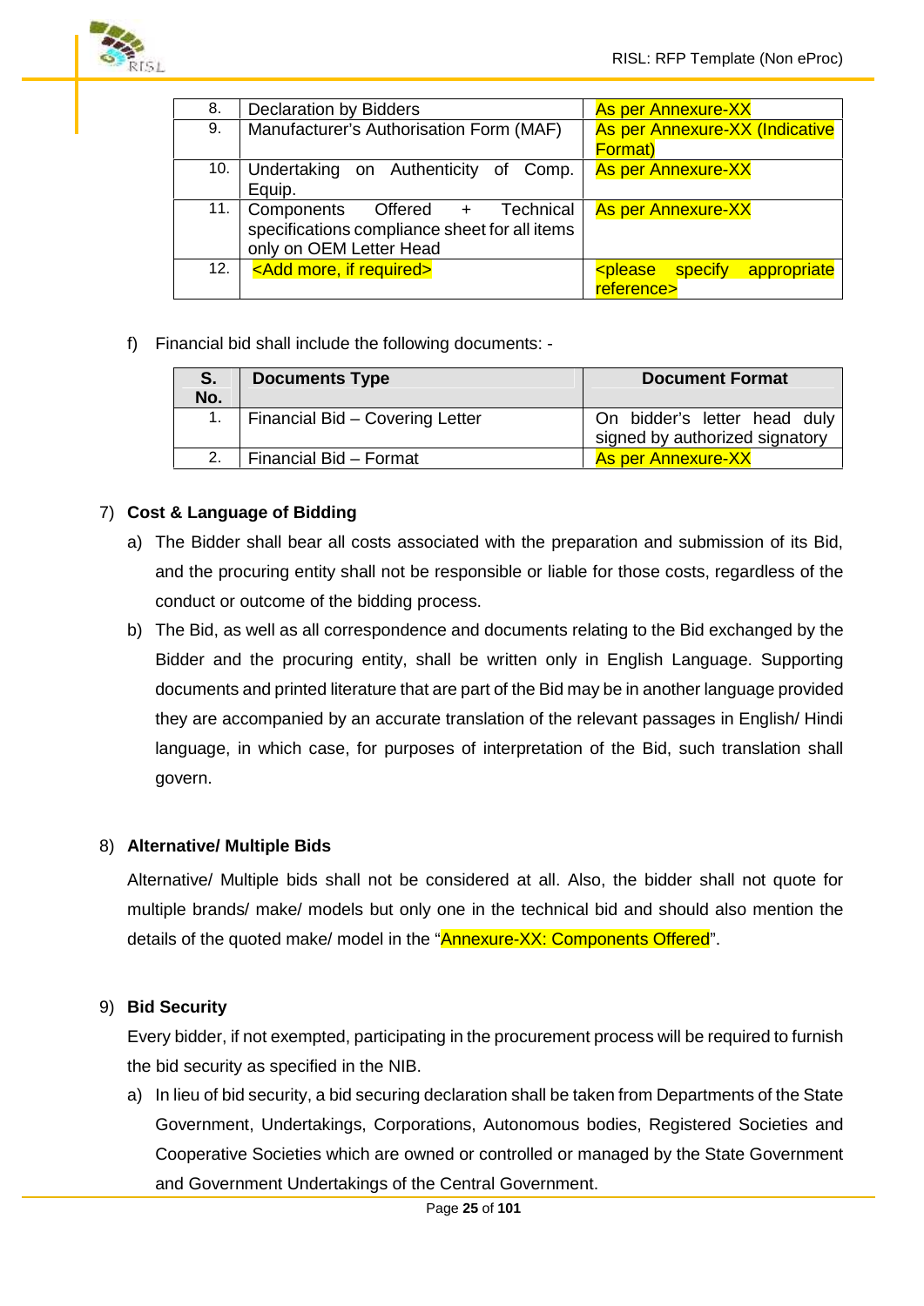| 8. | Declaration by Bidders | As per Annexure-XX |
|---|---|---|
| 9. | Manufacturer's Authorisation Form (MAF) | As per Annexure-XX (Indicative Format) |
| 10. | Undertaking on Authenticity of Comp. Equip. | As per Annexure-XX |
| 11. | Components Offered + Technical specifications compliance sheet for all items only on OEM Letter Head | As per Annexure-XX |
| 12. | <Add more, if required> | <please specify appropriate reference> |

f) Financial bid shall include the following documents: -

| S. No. | Documents Type | Document Format |
|---|---|---|
| 1. | Financial Bid – Covering Letter | On bidder's letter head duly signed by authorized signatory |
| 2. | Financial Bid – Format | As per Annexure-XX |

7) **Cost & Language of Bidding**

a) The Bidder shall bear all costs associated with the preparation and submission of its Bid, and the procuring entity shall not be responsible or liable for those costs, regardless of the conduct or outcome of the bidding process.

b) The Bid, as well as all correspondence and documents relating to the Bid exchanged by the Bidder and the procuring entity, shall be written only in English Language. Supporting documents and printed literature that are part of the Bid may be in another language provided they are accompanied by an accurate translation of the relevant passages in English/ Hindi language, in which case, for purposes of interpretation of the Bid, such translation shall govern.

8) **Alternative/ Multiple Bids**

Alternative/ Multiple bids shall not be considered at all. Also, the bidder shall not quote for multiple brands/ make/ models but only one in the technical bid and should also mention the details of the quoted make/ model in the "Annexure-XX: Components Offered".

9) **Bid Security**

Every bidder, if not exempted, participating in the procurement process will be required to furnish the bid security as specified in the NIB.

a) In lieu of bid security, a bid securing declaration shall be taken from Departments of the State Government, Undertakings, Corporations, Autonomous bodies, Registered Societies and Cooperative Societies which are owned or controlled or managed by the State Government and Government Undertakings of the Central Government.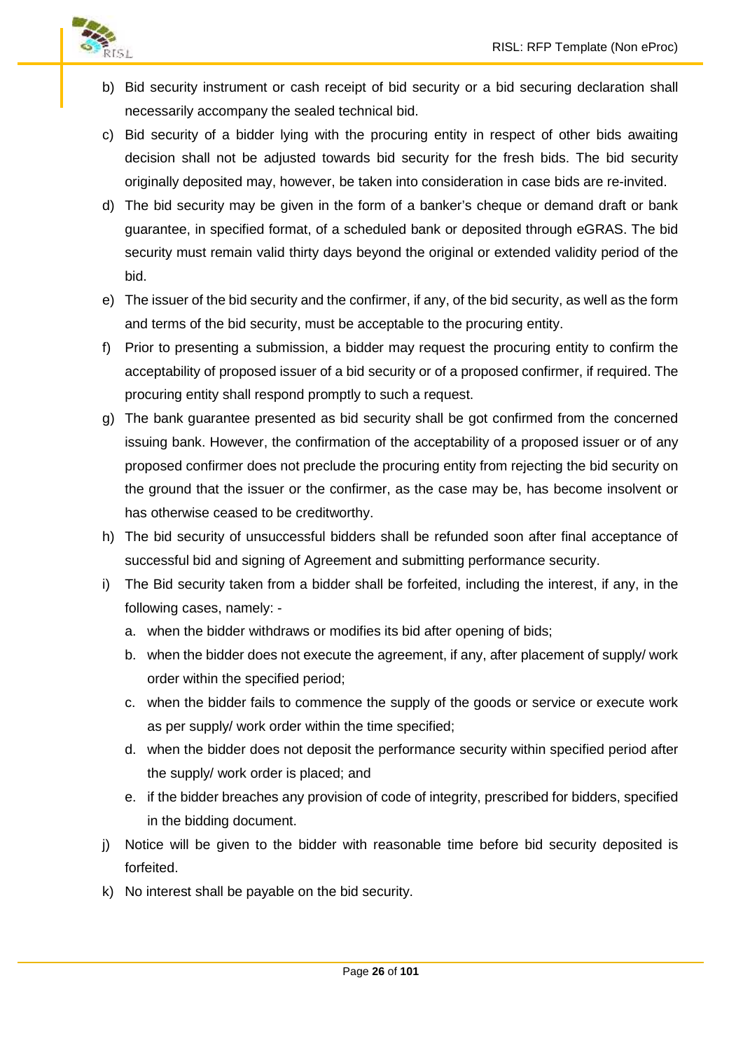b) Bid security instrument or cash receipt of bid security or a bid securing declaration shall necessarily accompany the sealed technical bid.

c) Bid security of a bidder lying with the procuring entity in respect of other bids awaiting decision shall not be adjusted towards bid security for the fresh bids. The bid security originally deposited may, however, be taken into consideration in case bids are re-invited.

d) The bid security may be given in the form of a banker's cheque or demand draft or bank guarantee, in specified format, of a scheduled bank or deposited through eGRAS. The bid security must remain valid thirty days beyond the original or extended validity period of the bid.

e) The issuer of the bid security and the confirmer, if any, of the bid security, as well as the form and terms of the bid security, must be acceptable to the procuring entity.

f) Prior to presenting a submission, a bidder may request the procuring entity to confirm the acceptability of proposed issuer of a bid security or of a proposed confirmer, if required. The procuring entity shall respond promptly to such a request.

g) The bank guarantee presented as bid security shall be got confirmed from the concerned issuing bank. However, the confirmation of the acceptability of a proposed issuer or of any proposed confirmer does not preclude the procuring entity from rejecting the bid security on the ground that the issuer or the confirmer, as the case may be, has become insolvent or has otherwise ceased to be creditworthy.

h) The bid security of unsuccessful bidders shall be refunded soon after final acceptance of successful bid and signing of Agreement and submitting performance security.

i) The Bid security taken from a bidder shall be forfeited, including the interest, if any, in the following cases, namely: -
   a. when the bidder withdraws or modifies its bid after opening of bids;
   b. when the bidder does not execute the agreement, if any, after placement of supply/ work order within the specified period;
   c. when the bidder fails to commence the supply of the goods or service or execute work as per supply/ work order within the time specified;
   d. when the bidder does not deposit the performance security within specified period after the supply/ work order is placed; and
   e. if the bidder breaches any provision of code of integrity, prescribed for bidders, specified in the bidding document.

j) Notice will be given to the bidder with reasonable time before bid security deposited is forfeited.

k) No interest shall be payable on the bid security.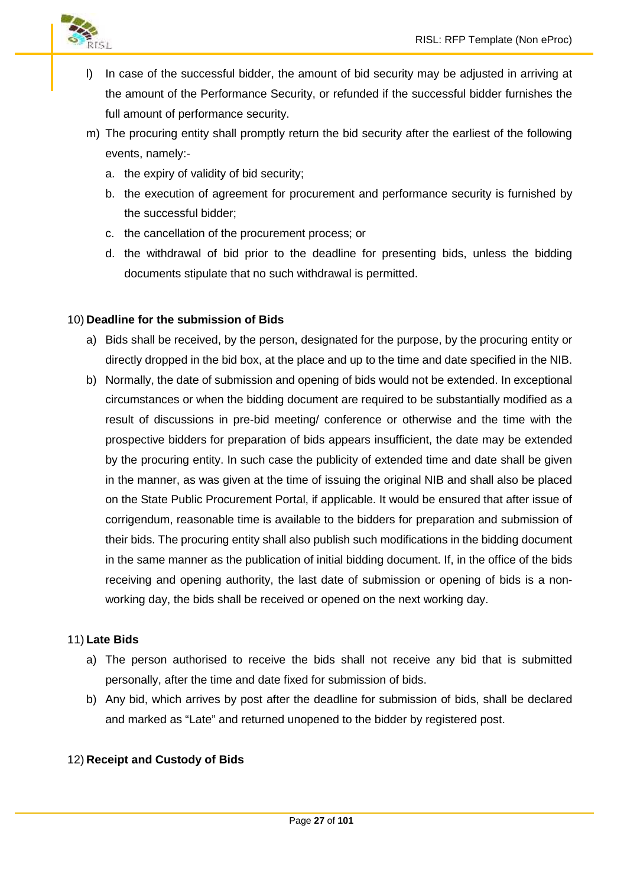l) In case of the successful bidder, the amount of bid security may be adjusted in arriving at the amount of the Performance Security, or refunded if the successful bidder furnishes the full amount of performance security.

m) The procuring entity shall promptly return the bid security after the earliest of the following events, namely:-
   a. the expiry of validity of bid security;
   b. the execution of agreement for procurement and performance security is furnished by the successful bidder;
   c. the cancellation of the procurement process; or
   d. the withdrawal of bid prior to the deadline for presenting bids, unless the bidding documents stipulate that no such withdrawal is permitted.

10) **Deadline for the submission of Bids**

a) Bids shall be received, by the person, designated for the purpose, by the procuring entity or directly dropped in the bid box, at the place and up to the time and date specified in the NIB.

b) Normally, the date of submission and opening of bids would not be extended. In exceptional circumstances or when the bidding document are required to be substantially modified as a result of discussions in pre-bid meeting/ conference or otherwise and the time with the prospective bidders for preparation of bids appears insufficient, the date may be extended by the procuring entity. In such case the publicity of extended time and date shall be given in the manner, as was given at the time of issuing the original NIB and shall also be placed on the State Public Procurement Portal, if applicable. It would be ensured that after issue of corrigendum, reasonable time is available to the bidders for preparation and submission of their bids. The procuring entity shall also publish such modifications in the bidding document in the same manner as the publication of initial bidding document. If, in the office of the bids receiving and opening authority, the last date of submission or opening of bids is a non-working day, the bids shall be received or opened on the next working day.

11) **Late Bids**

a) The person authorised to receive the bids shall not receive any bid that is submitted personally, after the time and date fixed for submission of bids.

b) Any bid, which arrives by post after the deadline for submission of bids, shall be declared and marked as "Late" and returned unopened to the bidder by registered post.

12) **Receipt and Custody of Bids**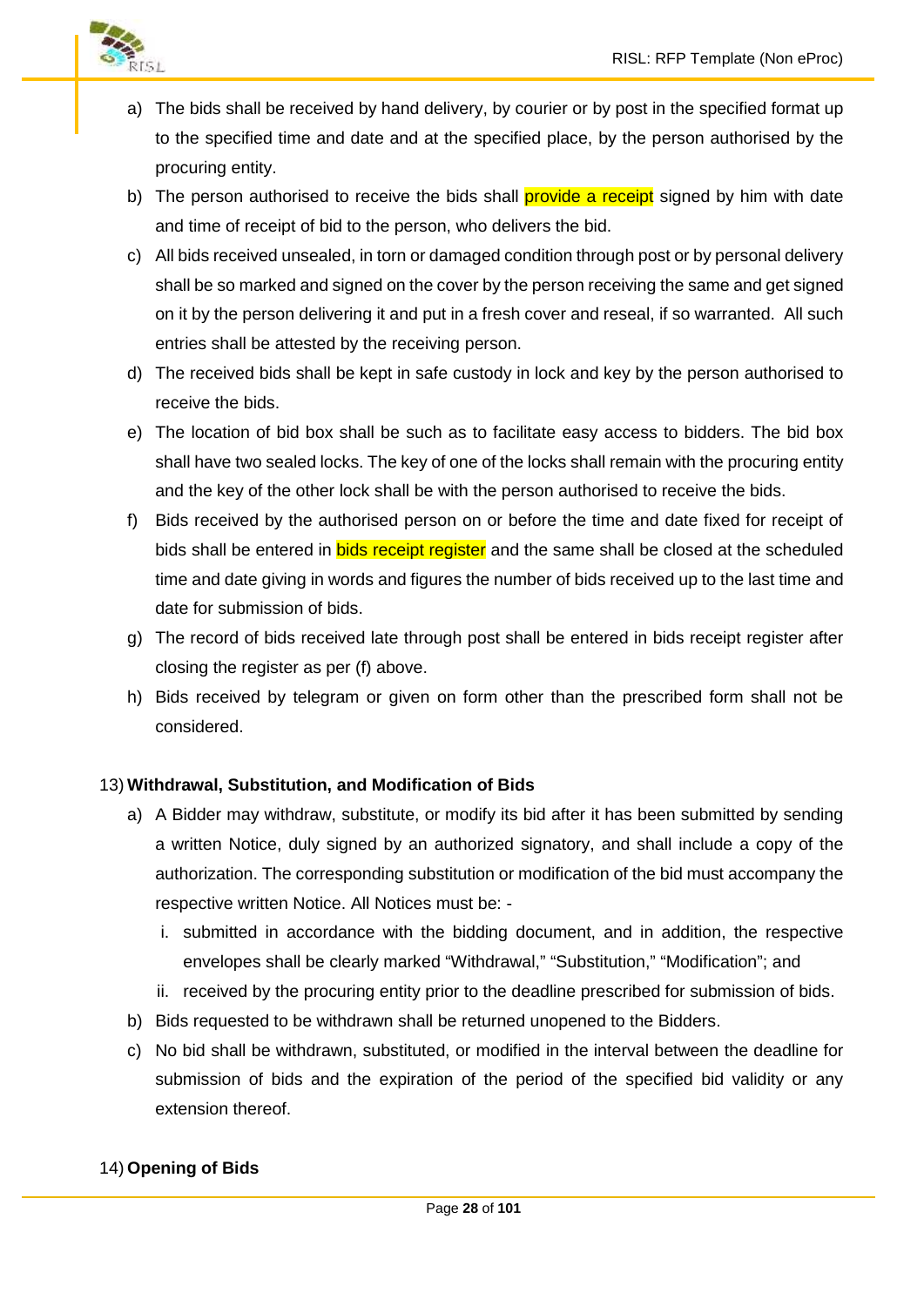a) The bids shall be received by hand delivery, by courier or by post in the specified format up to the specified time and date and at the specified place, by the person authorised by the procuring entity.
b) The person authorised to receive the bids shall provide a receipt signed by him with date and time of receipt of bid to the person, who delivers the bid.
c) All bids received unsealed, in torn or damaged condition through post or by personal delivery shall be so marked and signed on the cover by the person receiving the same and get signed on it by the person delivering it and put in a fresh cover and reseal, if so warranted. All such entries shall be attested by the receiving person.
d) The received bids shall be kept in safe custody in lock and key by the person authorised to receive the bids.
e) The location of bid box shall be such as to facilitate easy access to bidders. The bid box shall have two sealed locks. The key of one of the locks shall remain with the procuring entity and the key of the other lock shall be with the person authorised to receive the bids.
f) Bids received by the authorised person on or before the time and date fixed for receipt of bids shall be entered in bids receipt register and the same shall be closed at the scheduled time and date giving in words and figures the number of bids received up to the last time and date for submission of bids.
g) The record of bids received late through post shall be entered in bids receipt register after closing the register as per (f) above.
h) Bids received by telegram or given on form other than the prescribed form shall not be considered.

13) **Withdrawal, Substitution, and Modification of Bids**

a) A Bidder may withdraw, substitute, or modify its bid after it has been submitted by sending a written Notice, duly signed by an authorized signatory, and shall include a copy of the authorization. The corresponding substitution or modification of the bid must accompany the respective written Notice. All Notices must be: -
   i. submitted in accordance with the bidding document, and in addition, the respective envelopes shall be clearly marked "Withdrawal," "Substitution," "Modification"; and
   ii. received by the procuring entity prior to the deadline prescribed for submission of bids.
b) Bids requested to be withdrawn shall be returned unopened to the Bidders.
c) No bid shall be withdrawn, substituted, or modified in the interval between the deadline for submission of bids and the expiration of the period of the specified bid validity or any extension thereof.

14) **Opening of Bids**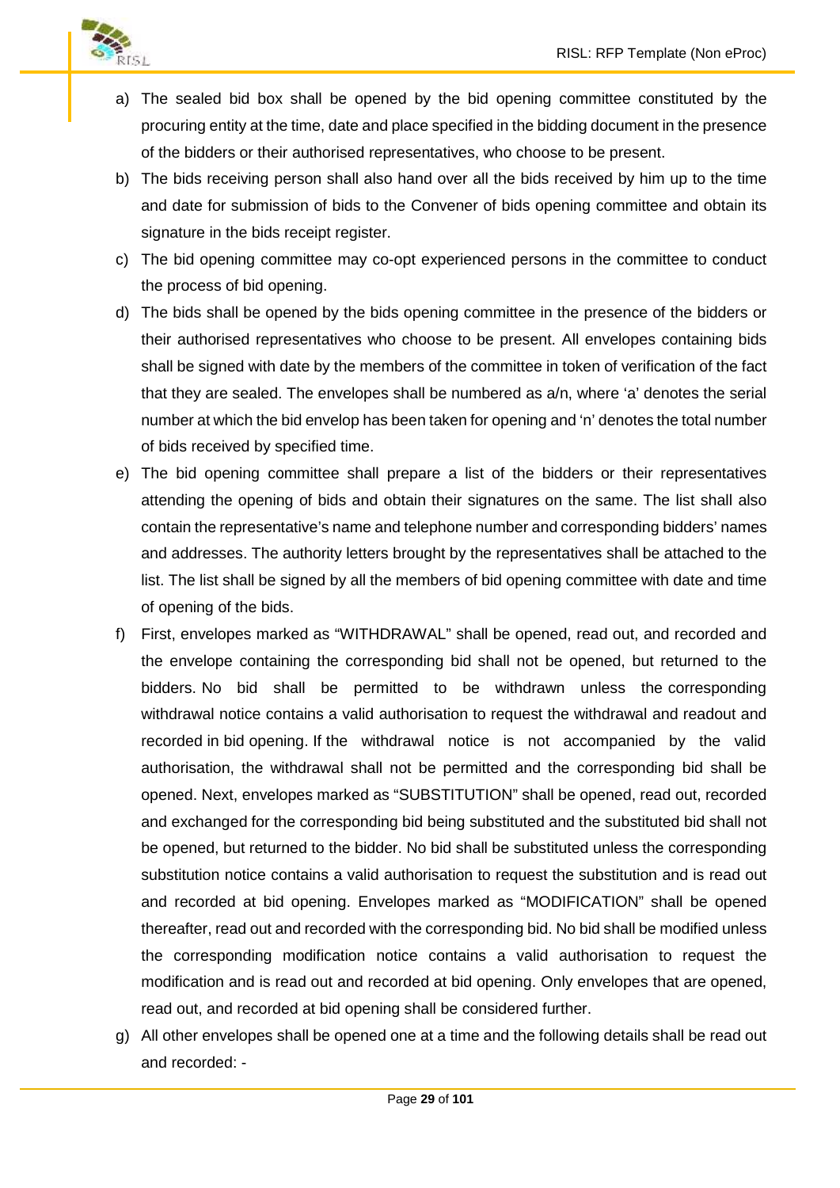a) The sealed bid box shall be opened by the bid opening committee constituted by the procuring entity at the time, date and place specified in the bidding document in the presence of the bidders or their authorised representatives, who choose to be present.

b) The bids receiving person shall also hand over all the bids received by him up to the time and date for submission of bids to the Convener of bids opening committee and obtain its signature in the bids receipt register.

c) The bid opening committee may co-opt experienced persons in the committee to conduct the process of bid opening.

d) The bids shall be opened by the bids opening committee in the presence of the bidders or their authorised representatives who choose to be present. All envelopes containing bids shall be signed with date by the members of the committee in token of verification of the fact that they are sealed. The envelopes shall be numbered as a/n, where 'a' denotes the serial number at which the bid envelop has been taken for opening and 'n' denotes the total number of bids received by specified time.

e) The bid opening committee shall prepare a list of the bidders or their representatives attending the opening of bids and obtain their signatures on the same. The list shall also contain the representative's name and telephone number and corresponding bidders' names and addresses. The authority letters brought by the representatives shall be attached to the list. The list shall be signed by all the members of bid opening committee with date and time of opening of the bids.

f) First, envelopes marked as "WITHDRAWAL" shall be opened, read out, and recorded and the envelope containing the corresponding bid shall not be opened, but returned to the bidders. No bid shall be permitted to be withdrawn unless the corresponding withdrawal notice contains a valid authorisation to request the withdrawal and readout and recorded in bid opening. If the withdrawal notice is not accompanied by the valid authorisation, the withdrawal shall not be permitted and the corresponding bid shall be opened. Next, envelopes marked as "SUBSTITUTION" shall be opened, read out, recorded and exchanged for the corresponding bid being substituted and the substituted bid shall not be opened, but returned to the bidder. No bid shall be substituted unless the corresponding substitution notice contains a valid authorisation to request the substitution and is read out and recorded at bid opening. Envelopes marked as "MODIFICATION" shall be opened thereafter, read out and recorded with the corresponding bid. No bid shall be modified unless the corresponding modification notice contains a valid authorisation to request the modification and is read out and recorded at bid opening. Only envelopes that are opened, read out, and recorded at bid opening shall be considered further.

g) All other envelopes shall be opened one at a time and the following details shall be read out and recorded: -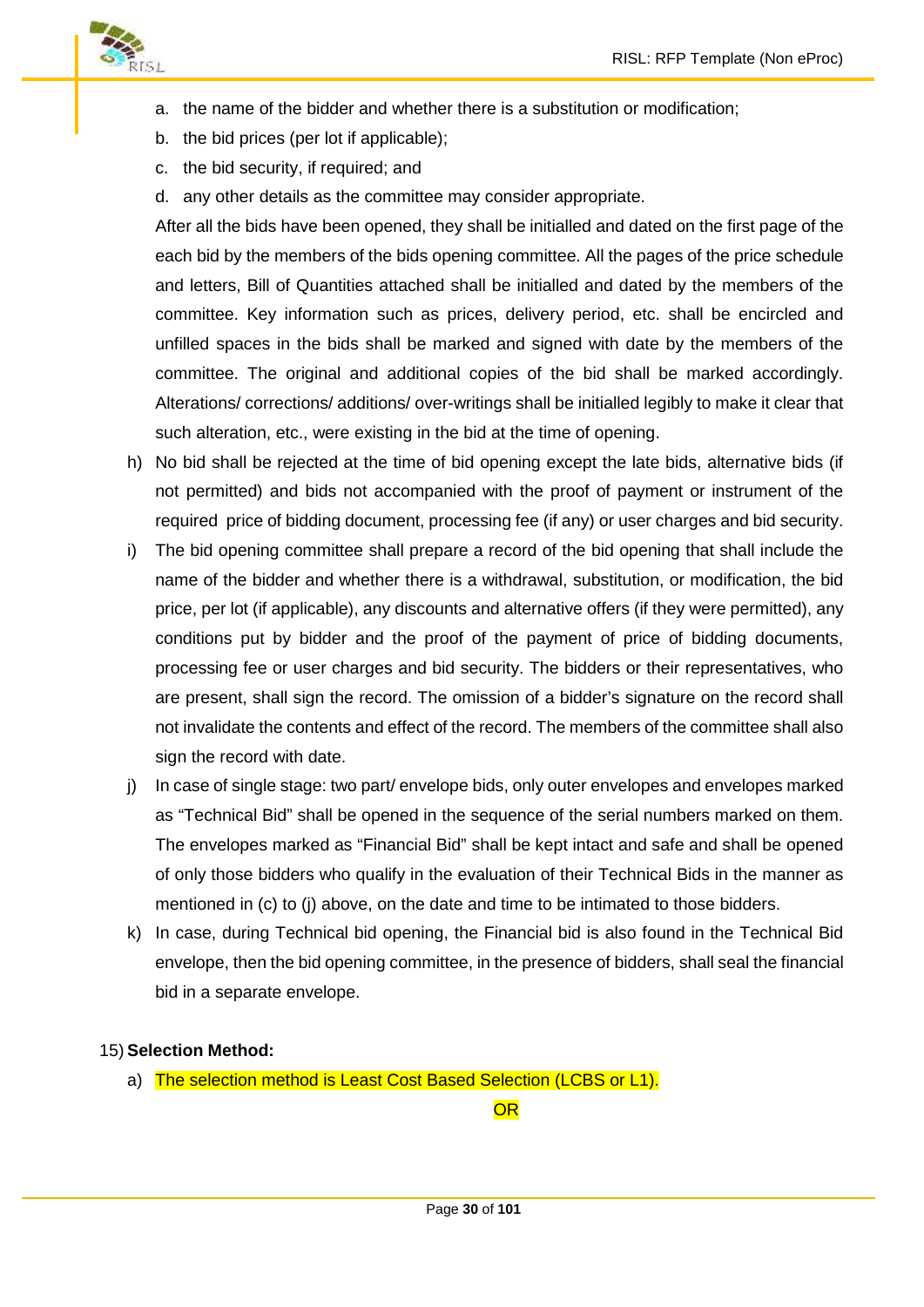a. the name of the bidder and whether there is a substitution or modification;
b. the bid prices (per lot if applicable);
c. the bid security, if required; and
d. any other details as the committee may consider appropriate.

After all the bids have been opened, they shall be initialled and dated on the first page of the each bid by the members of the bids opening committee. All the pages of the price schedule and letters, Bill of Quantities attached shall be initialled and dated by the members of the committee. Key information such as prices, delivery period, etc. shall be encircled and unfilled spaces in the bids shall be marked and signed with date by the members of the committee. The original and additional copies of the bid shall be marked accordingly. Alterations/ corrections/ additions/ over-writings shall be initialled legibly to make it clear that such alteration, etc., were existing in the bid at the time of opening.

h) No bid shall be rejected at the time of bid opening except the late bids, alternative bids (if not permitted) and bids not accompanied with the proof of payment or instrument of the required price of bidding document, processing fee (if any) or user charges and bid security.

i) The bid opening committee shall prepare a record of the bid opening that shall include the name of the bidder and whether there is a withdrawal, substitution, or modification, the bid price, per lot (if applicable), any discounts and alternative offers (if they were permitted), any conditions put by bidder and the proof of the payment of price of bidding documents, processing fee or user charges and bid security. The bidders or their representatives, who are present, shall sign the record. The omission of a bidder's signature on the record shall not invalidate the contents and effect of the record. The members of the committee shall also sign the record with date.

j) In case of single stage: two part/ envelope bids, only outer envelopes and envelopes marked as "Technical Bid" shall be opened in the sequence of the serial numbers marked on them. The envelopes marked as "Financial Bid" shall be kept intact and safe and shall be opened of only those bidders who qualify in the evaluation of their Technical Bids in the manner as mentioned in (c) to (j) above, on the date and time to be intimated to those bidders.

k) In case, during Technical bid opening, the Financial bid is also found in the Technical Bid envelope, then the bid opening committee, in the presence of bidders, shall seal the financial bid in a separate envelope.

15) **Selection Method:**

a) The selection method is Least Cost Based Selection (LCBS or L1).

OR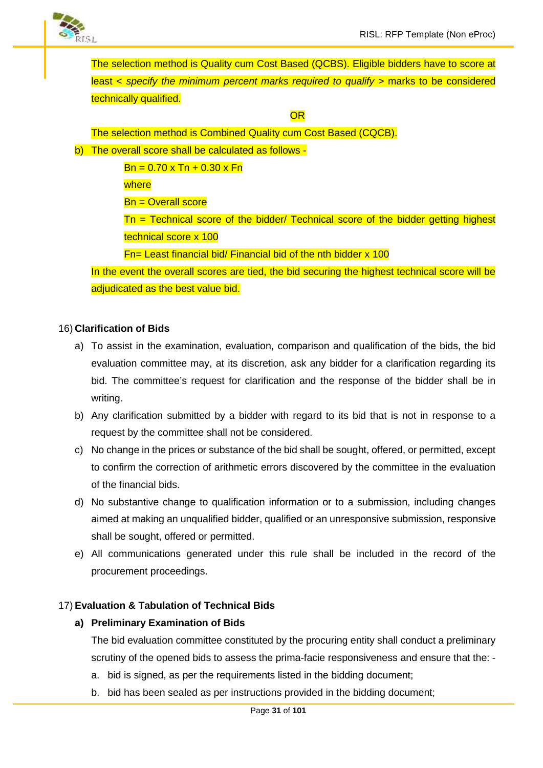The selection method is Quality cum Cost Based (QCBS). Eligible bidders have to score at least < *specify the minimum percent marks required to qualify* > marks to be considered technically qualified.

OR

The selection method is Combined Quality cum Cost Based (CQCB).

b) The overall score shall be calculated as follows -

$Bn = 0.70 \times Tn + 0.30 \times Fn$

where

Bn = Overall score

Tn = Technical score of the bidder/ Technical score of the bidder getting highest technical score x 100

Fn= Least financial bid/ Financial bid of the nth bidder x 100

In the event the overall scores are tied, the bid securing the highest technical score will be adjudicated as the best value bid.

16) **Clarification of Bids**

a) To assist in the examination, evaluation, comparison and qualification of the bids, the bid evaluation committee may, at its discretion, ask any bidder for a clarification regarding its bid. The committee's request for clarification and the response of the bidder shall be in writing.
b) Any clarification submitted by a bidder with regard to its bid that is not in response to a request by the committee shall not be considered.
c) No change in the prices or substance of the bid shall be sought, offered, or permitted, except to confirm the correction of arithmetic errors discovered by the committee in the evaluation of the financial bids.
d) No substantive change to qualification information or to a submission, including changes aimed at making an unqualified bidder, qualified or an unresponsive submission, responsive shall be sought, offered or permitted.
e) All communications generated under this rule shall be included in the record of the procurement proceedings.

17) **Evaluation & Tabulation of Technical Bids**

**a) Preliminary Examination of Bids**

The bid evaluation committee constituted by the procuring entity shall conduct a preliminary scrutiny of the opened bids to assess the prima-facie responsiveness and ensure that the: -

a. bid is signed, as per the requirements listed in the bidding document;
b. bid has been sealed as per instructions provided in the bidding document;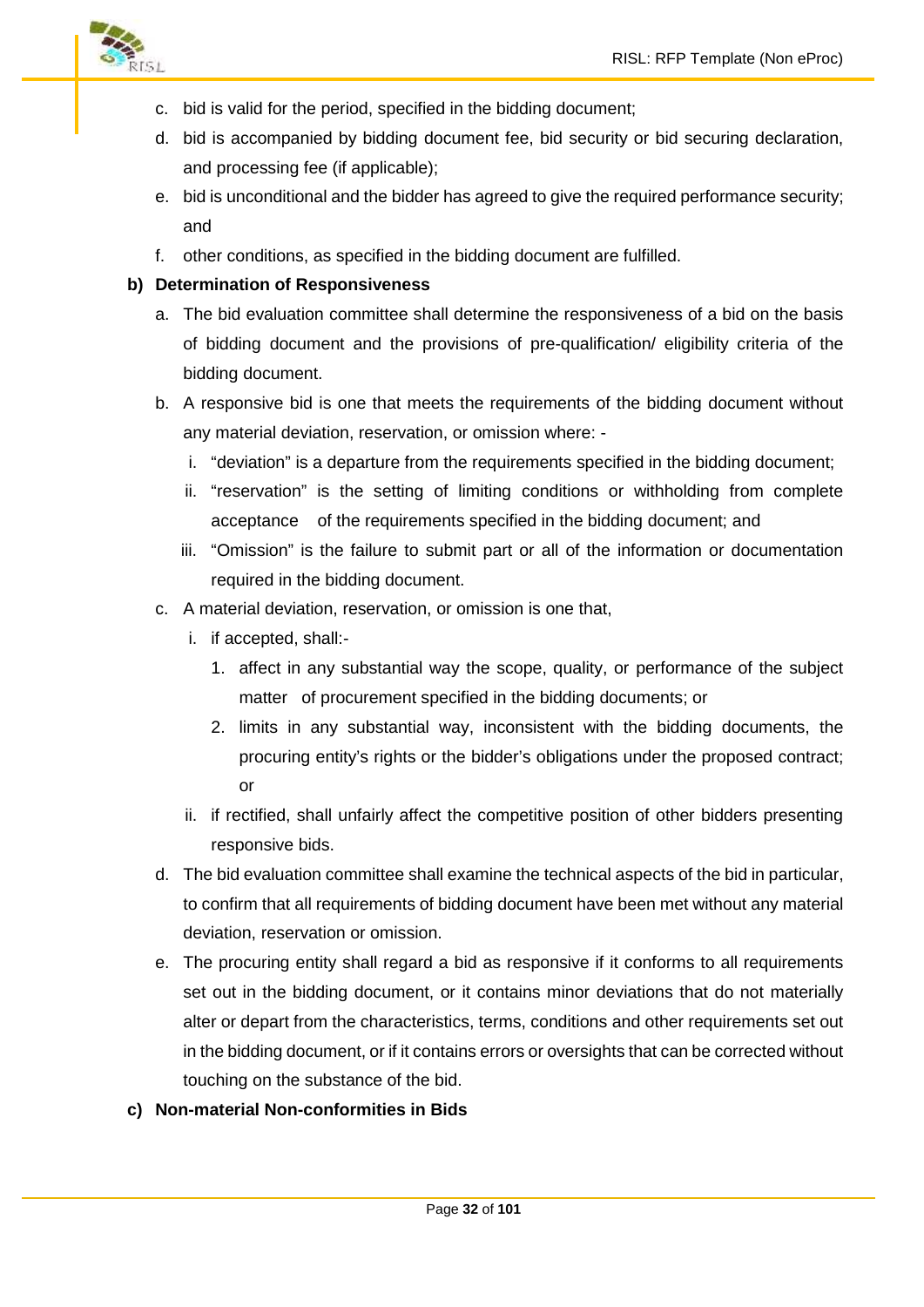c. bid is valid for the period, specified in the bidding document;
d. bid is accompanied by bidding document fee, bid security or bid securing declaration, and processing fee (if applicable);
e. bid is unconditional and the bidder has agreed to give the required performance security; and
f. other conditions, as specified in the bidding document are fulfilled.

**b) Determination of Responsiveness**

a. The bid evaluation committee shall determine the responsiveness of a bid on the basis of bidding document and the provisions of pre-qualification/ eligibility criteria of the bidding document.
b. A responsive bid is one that meets the requirements of the bidding document without any material deviation, reservation, or omission where: -
   i. "deviation" is a departure from the requirements specified in the bidding document;
   ii. "reservation" is the setting of limiting conditions or withholding from complete acceptance of the requirements specified in the bidding document; and
   iii. "Omission" is the failure to submit part or all of the information or documentation required in the bidding document.
c. A material deviation, reservation, or omission is one that,
   i. if accepted, shall:-
      1. affect in any substantial way the scope, quality, or performance of the subject matter of procurement specified in the bidding documents; or
      2. limits in any substantial way, inconsistent with the bidding documents, the procuring entity's rights or the bidder's obligations under the proposed contract; or
   ii. if rectified, shall unfairly affect the competitive position of other bidders presenting responsive bids.
d. The bid evaluation committee shall examine the technical aspects of the bid in particular, to confirm that all requirements of bidding document have been met without any material deviation, reservation or omission.
e. The procuring entity shall regard a bid as responsive if it conforms to all requirements set out in the bidding document, or it contains minor deviations that do not materially alter or depart from the characteristics, terms, conditions and other requirements set out in the bidding document, or if it contains errors or oversights that can be corrected without touching on the substance of the bid.

**c) Non-material Non-conformities in Bids**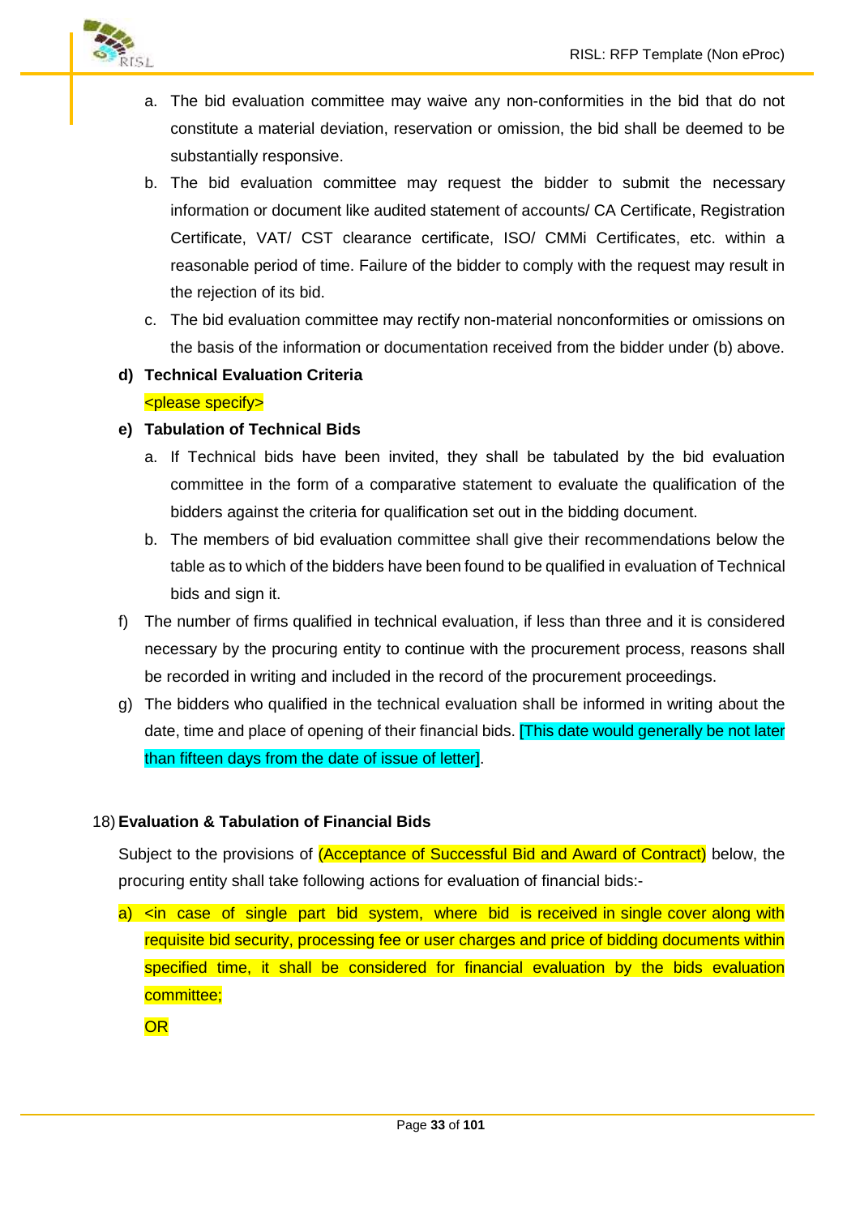a. The bid evaluation committee may waive any non-conformities in the bid that do not constitute a material deviation, reservation or omission, the bid shall be deemed to be substantially responsive.

b. The bid evaluation committee may request the bidder to submit the necessary information or document like audited statement of accounts/ CA Certificate, Registration Certificate, VAT/ CST clearance certificate, ISO/ CMMi Certificates, etc. within a reasonable period of time. Failure of the bidder to comply with the request may result in the rejection of its bid.

c. The bid evaluation committee may rectify non-material nonconformities or omissions on the basis of the information or documentation received from the bidder under (b) above.

**d) Technical Evaluation Criteria**

<please specify>

**e) Tabulation of Technical Bids**

a. If Technical bids have been invited, they shall be tabulated by the bid evaluation committee in the form of a comparative statement to evaluate the qualification of the bidders against the criteria for qualification set out in the bidding document.

b. The members of bid evaluation committee shall give their recommendations below the table as to which of the bidders have been found to be qualified in evaluation of Technical bids and sign it.

f) The number of firms qualified in technical evaluation, if less than three and it is considered necessary by the procuring entity to continue with the procurement process, reasons shall be recorded in writing and included in the record of the procurement proceedings.

g) The bidders who qualified in the technical evaluation shall be informed in writing about the date, time and place of opening of their financial bids. [This date would generally be not later than fifteen days from the date of issue of letter].

18) **Evaluation & Tabulation of Financial Bids**

Subject to the provisions of (Acceptance of Successful Bid and Award of Contract) below, the procuring entity shall take following actions for evaluation of financial bids:-

a) <in case of single part bid system, where bid is received in single cover along with requisite bid security, processing fee or user charges and price of bidding documents within specified time, it shall be considered for financial evaluation by the bids evaluation committee;

OR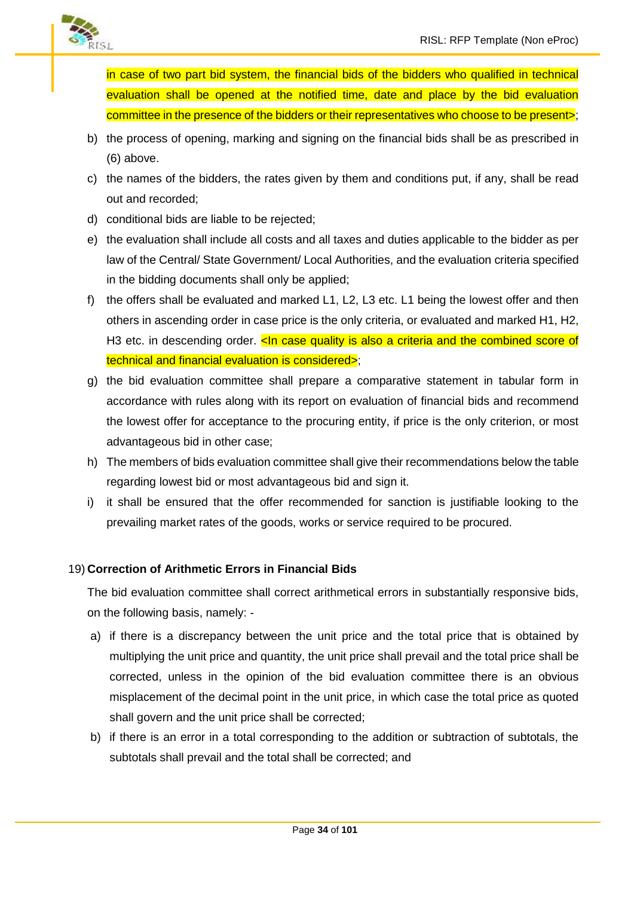in case of two part bid system, the financial bids of the bidders who qualified in technical evaluation shall be opened at the notified time, date and place by the bid evaluation committee in the presence of the bidders or their representatives who choose to be present>;

b) the process of opening, marking and signing on the financial bids shall be as prescribed in (6) above.

c) the names of the bidders, the rates given by them and conditions put, if any, shall be read out and recorded;

d) conditional bids are liable to be rejected;

e) the evaluation shall include all costs and all taxes and duties applicable to the bidder as per law of the Central/ State Government/ Local Authorities, and the evaluation criteria specified in the bidding documents shall only be applied;

f) the offers shall be evaluated and marked L1, L2, L3 etc. L1 being the lowest offer and then others in ascending order in case price is the only criteria, or evaluated and marked H1, H2, H3 etc. in descending order. <In case quality is also a criteria and the combined score of technical and financial evaluation is considered>;

g) the bid evaluation committee shall prepare a comparative statement in tabular form in accordance with rules along with its report on evaluation of financial bids and recommend the lowest offer for acceptance to the procuring entity, if price is the only criterion, or most advantageous bid in other case;

h) The members of bids evaluation committee shall give their recommendations below the table regarding lowest bid or most advantageous bid and sign it.

i) it shall be ensured that the offer recommended for sanction is justifiable looking to the prevailing market rates of the goods, works or service required to be procured.

19) **Correction of Arithmetic Errors in Financial Bids**

The bid evaluation committee shall correct arithmetical errors in substantially responsive bids, on the following basis, namely: -

a) if there is a discrepancy between the unit price and the total price that is obtained by multiplying the unit price and quantity, the unit price shall prevail and the total price shall be corrected, unless in the opinion of the bid evaluation committee there is an obvious misplacement of the decimal point in the unit price, in which case the total price as quoted shall govern and the unit price shall be corrected;

b) if there is an error in a total corresponding to the addition or subtraction of subtotals, the subtotals shall prevail and the total shall be corrected; and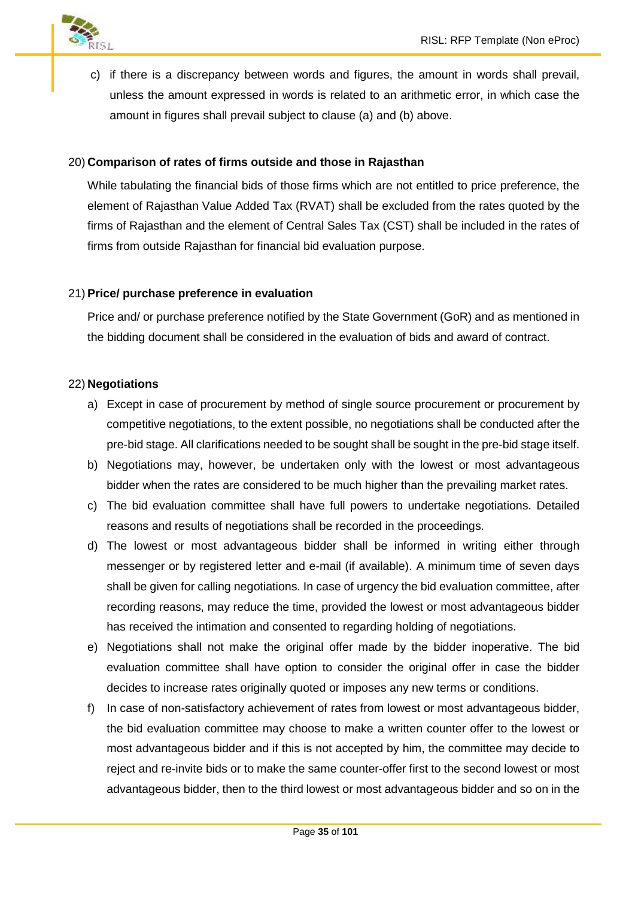c) if there is a discrepancy between words and figures, the amount in words shall prevail, unless the amount expressed in words is related to an arithmetic error, in which case the amount in figures shall prevail subject to clause (a) and (b) above.

20) **Comparison of rates of firms outside and those in Rajasthan**

While tabulating the financial bids of those firms which are not entitled to price preference, the element of Rajasthan Value Added Tax (RVAT) shall be excluded from the rates quoted by the firms of Rajasthan and the element of Central Sales Tax (CST) shall be included in the rates of firms from outside Rajasthan for financial bid evaluation purpose.

21) **Price/ purchase preference in evaluation**

Price and/ or purchase preference notified by the State Government (GoR) and as mentioned in the bidding document shall be considered in the evaluation of bids and award of contract.

22) **Negotiations**

a) Except in case of procurement by method of single source procurement or procurement by competitive negotiations, to the extent possible, no negotiations shall be conducted after the pre-bid stage. All clarifications needed to be sought shall be sought in the pre-bid stage itself.
b) Negotiations may, however, be undertaken only with the lowest or most advantageous bidder when the rates are considered to be much higher than the prevailing market rates.
c) The bid evaluation committee shall have full powers to undertake negotiations. Detailed reasons and results of negotiations shall be recorded in the proceedings.
d) The lowest or most advantageous bidder shall be informed in writing either through messenger or by registered letter and e-mail (if available). A minimum time of seven days shall be given for calling negotiations. In case of urgency the bid evaluation committee, after recording reasons, may reduce the time, provided the lowest or most advantageous bidder has received the intimation and consented to regarding holding of negotiations.
e) Negotiations shall not make the original offer made by the bidder inoperative. The bid evaluation committee shall have option to consider the original offer in case the bidder decides to increase rates originally quoted or imposes any new terms or conditions.
f) In case of non-satisfactory achievement of rates from lowest or most advantageous bidder, the bid evaluation committee may choose to make a written counter offer to the lowest or most advantageous bidder and if this is not accepted by him, the committee may decide to reject and re-invite bids or to make the same counter-offer first to the second lowest or most advantageous bidder, then to the third lowest or most advantageous bidder and so on in the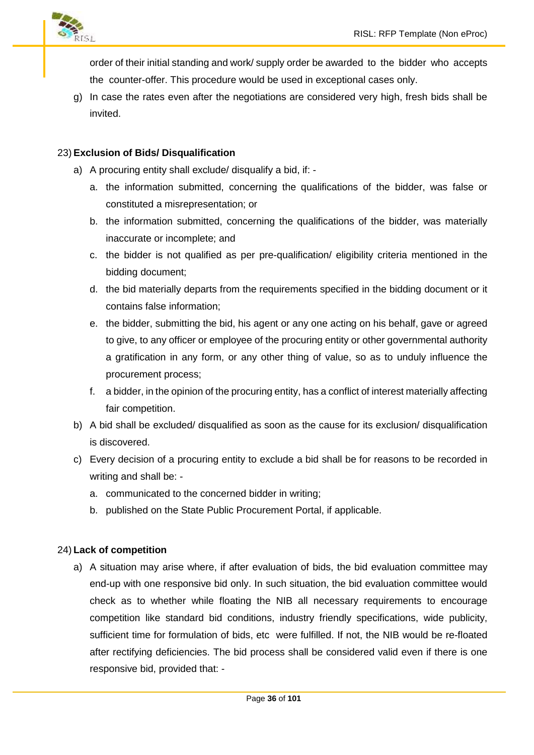order of their initial standing and work/ supply order be awarded to the bidder who accepts the counter-offer. This procedure would be used in exceptional cases only.

g) In case the rates even after the negotiations are considered very high, fresh bids shall be invited.

23) **Exclusion of Bids/ Disqualification**

a) A procuring entity shall exclude/ disqualify a bid, if: -
   a. the information submitted, concerning the qualifications of the bidder, was false or constituted a misrepresentation; or
   b. the information submitted, concerning the qualifications of the bidder, was materially inaccurate or incomplete; and
   c. the bidder is not qualified as per pre-qualification/ eligibility criteria mentioned in the bidding document;
   d. the bid materially departs from the requirements specified in the bidding document or it contains false information;
   e. the bidder, submitting the bid, his agent or any one acting on his behalf, gave or agreed to give, to any officer or employee of the procuring entity or other governmental authority a gratification in any form, or any other thing of value, so as to unduly influence the procurement process;
   f. a bidder, in the opinion of the procuring entity, has a conflict of interest materially affecting fair competition.
b) A bid shall be excluded/ disqualified as soon as the cause for its exclusion/ disqualification is discovered.
c) Every decision of a procuring entity to exclude a bid shall be for reasons to be recorded in writing and shall be: -
   a. communicated to the concerned bidder in writing;
   b. published on the State Public Procurement Portal, if applicable.

24) **Lack of competition**

a) A situation may arise where, if after evaluation of bids, the bid evaluation committee may end-up with one responsive bid only. In such situation, the bid evaluation committee would check as to whether while floating the NIB all necessary requirements to encourage competition like standard bid conditions, industry friendly specifications, wide publicity, sufficient time for formulation of bids, etc were fulfilled. If not, the NIB would be re-floated after rectifying deficiencies. The bid process shall be considered valid even if there is one responsive bid, provided that: -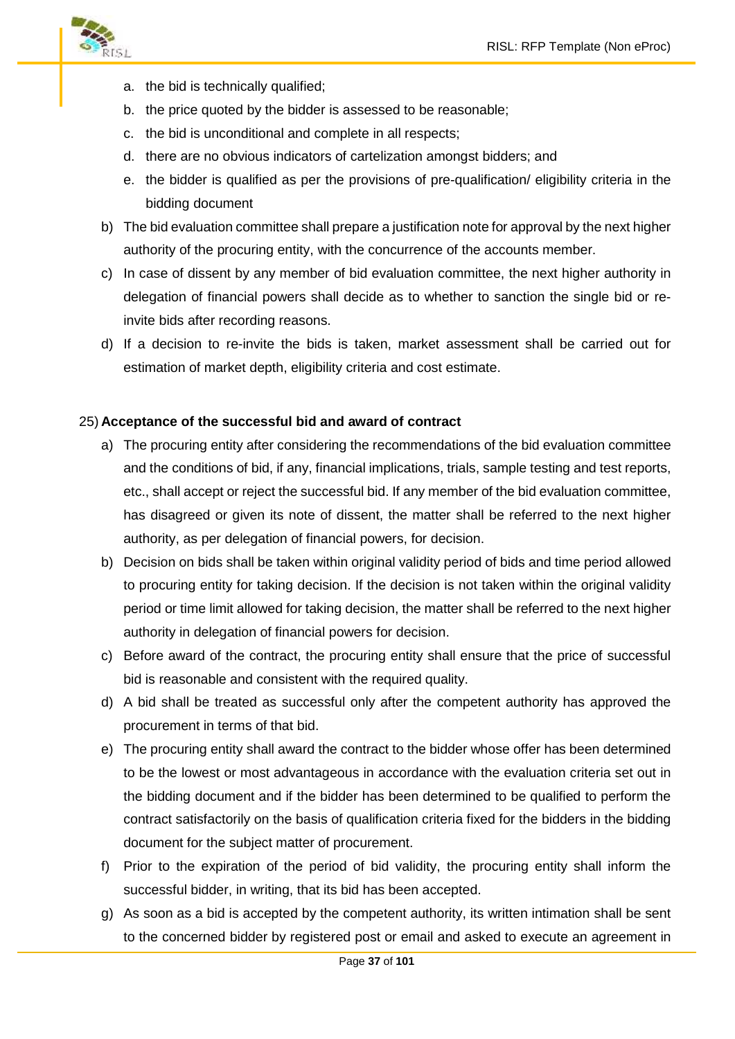a. the bid is technically qualified;
b. the price quoted by the bidder is assessed to be reasonable;
c. the bid is unconditional and complete in all respects;
d. there are no obvious indicators of cartelization amongst bidders; and
e. the bidder is qualified as per the provisions of pre-qualification/ eligibility criteria in the bidding document

b) The bid evaluation committee shall prepare a justification note for approval by the next higher authority of the procuring entity, with the concurrence of the accounts member.

c) In case of dissent by any member of bid evaluation committee, the next higher authority in delegation of financial powers shall decide as to whether to sanction the single bid or re-invite bids after recording reasons.

d) If a decision to re-invite the bids is taken, market assessment shall be carried out for estimation of market depth, eligibility criteria and cost estimate.

25) **Acceptance of the successful bid and award of contract**

a) The procuring entity after considering the recommendations of the bid evaluation committee and the conditions of bid, if any, financial implications, trials, sample testing and test reports, etc., shall accept or reject the successful bid. If any member of the bid evaluation committee, has disagreed or given its note of dissent, the matter shall be referred to the next higher authority, as per delegation of financial powers, for decision.

b) Decision on bids shall be taken within original validity period of bids and time period allowed to procuring entity for taking decision. If the decision is not taken within the original validity period or time limit allowed for taking decision, the matter shall be referred to the next higher authority in delegation of financial powers for decision.

c) Before award of the contract, the procuring entity shall ensure that the price of successful bid is reasonable and consistent with the required quality.

d) A bid shall be treated as successful only after the competent authority has approved the procurement in terms of that bid.

e) The procuring entity shall award the contract to the bidder whose offer has been determined to be the lowest or most advantageous in accordance with the evaluation criteria set out in the bidding document and if the bidder has been determined to be qualified to perform the contract satisfactorily on the basis of qualification criteria fixed for the bidders in the bidding document for the subject matter of procurement.

f) Prior to the expiration of the period of bid validity, the procuring entity shall inform the successful bidder, in writing, that its bid has been accepted.

g) As soon as a bid is accepted by the competent authority, its written intimation shall be sent to the concerned bidder by registered post or email and asked to execute an agreement in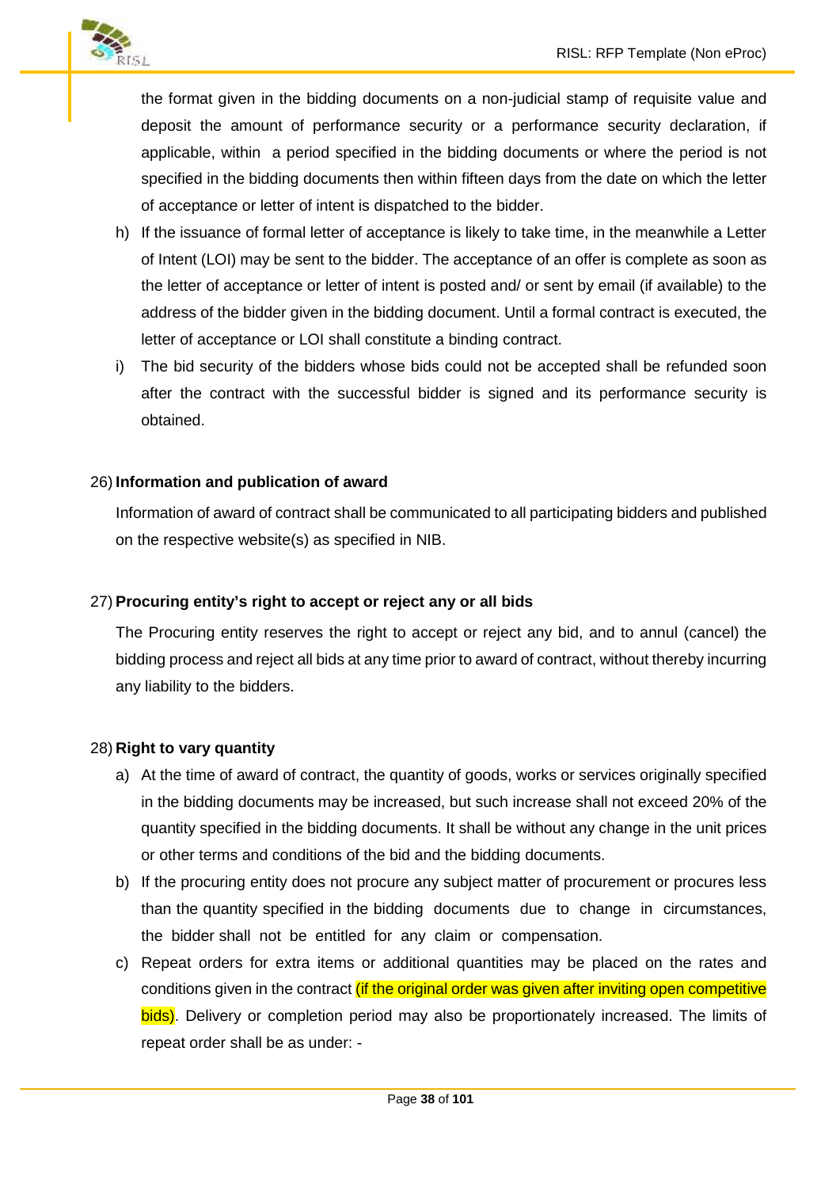the format given in the bidding documents on a non-judicial stamp of requisite value and deposit the amount of performance security or a performance security declaration, if applicable, within a period specified in the bidding documents or where the period is not specified in the bidding documents then within fifteen days from the date on which the letter of acceptance or letter of intent is dispatched to the bidder.

h) If the issuance of formal letter of acceptance is likely to take time, in the meanwhile a Letter of Intent (LOI) may be sent to the bidder. The acceptance of an offer is complete as soon as the letter of acceptance or letter of intent is posted and/ or sent by email (if available) to the address of the bidder given in the bidding document. Until a formal contract is executed, the letter of acceptance or LOI shall constitute a binding contract.

i) The bid security of the bidders whose bids could not be accepted shall be refunded soon after the contract with the successful bidder is signed and its performance security is obtained.

26) **Information and publication of award**

Information of award of contract shall be communicated to all participating bidders and published on the respective website(s) as specified in NIB.

27) **Procuring entity's right to accept or reject any or all bids**

The Procuring entity reserves the right to accept or reject any bid, and to annul (cancel) the bidding process and reject all bids at any time prior to award of contract, without thereby incurring any liability to the bidders.

28) **Right to vary quantity**

a) At the time of award of contract, the quantity of goods, works or services originally specified in the bidding documents may be increased, but such increase shall not exceed 20% of the quantity specified in the bidding documents. It shall be without any change in the unit prices or other terms and conditions of the bid and the bidding documents.

b) If the procuring entity does not procure any subject matter of procurement or procures less than the quantity specified in the bidding documents due to change in circumstances, the bidder shall not be entitled for any claim or compensation.

c) Repeat orders for extra items or additional quantities may be placed on the rates and conditions given in the contract (if the original order was given after inviting open competitive bids). Delivery or completion period may also be proportionately increased. The limits of repeat order shall be as under: -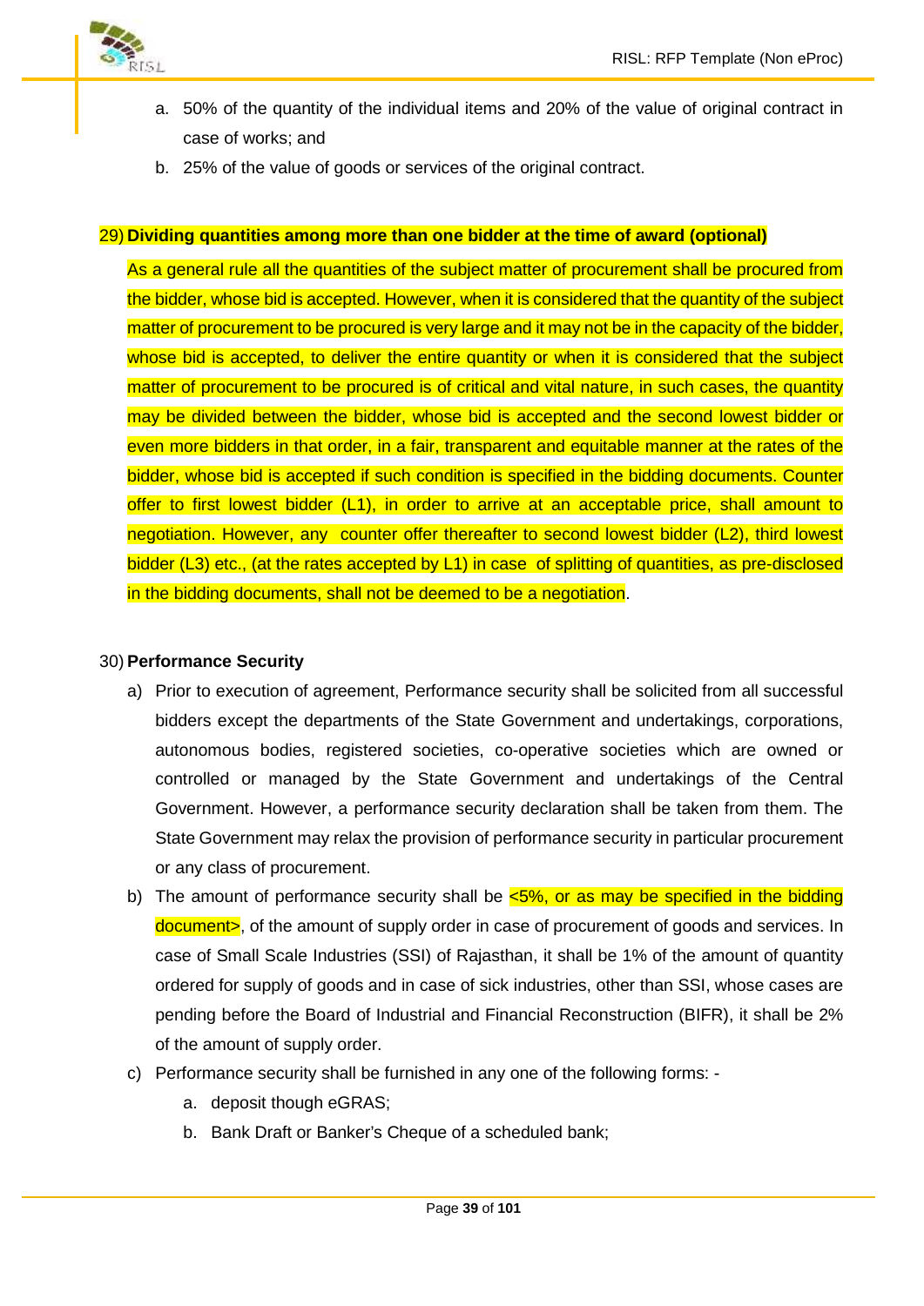a. 50% of the quantity of the individual items and 20% of the value of original contract in case of works; and
b. 25% of the value of goods or services of the original contract.

29) **Dividing quantities among more than one bidder at the time of award (optional)**

As a general rule all the quantities of the subject matter of procurement shall be procured from the bidder, whose bid is accepted. However, when it is considered that the quantity of the subject matter of procurement to be procured is very large and it may not be in the capacity of the bidder, whose bid is accepted, to deliver the entire quantity or when it is considered that the subject matter of procurement to be procured is of critical and vital nature, in such cases, the quantity may be divided between the bidder, whose bid is accepted and the second lowest bidder or even more bidders in that order, in a fair, transparent and equitable manner at the rates of the bidder, whose bid is accepted if such condition is specified in the bidding documents. Counter offer to first lowest bidder (L1), in order to arrive at an acceptable price, shall amount to negotiation. However, any counter offer thereafter to second lowest bidder (L2), third lowest bidder (L3) etc., (at the rates accepted by L1) in case of splitting of quantities, as pre-disclosed in the bidding documents, shall not be deemed to be a negotiation.

30) **Performance Security**

a) Prior to execution of agreement, Performance security shall be solicited from all successful bidders except the departments of the State Government and undertakings, corporations, autonomous bodies, registered societies, co-operative societies which are owned or controlled or managed by the State Government and undertakings of the Central Government. However, a performance security declaration shall be taken from them. The State Government may relax the provision of performance security in particular procurement or any class of procurement.

b) The amount of performance security shall be <5%, or as may be specified in the bidding document>, of the amount of supply order in case of procurement of goods and services. In case of Small Scale Industries (SSI) of Rajasthan, it shall be 1% of the amount of quantity ordered for supply of goods and in case of sick industries, other than SSI, whose cases are pending before the Board of Industrial and Financial Reconstruction (BIFR), it shall be 2% of the amount of supply order.

c) Performance security shall be furnished in any one of the following forms: -
   a. deposit though eGRAS;
   b. Bank Draft or Banker's Cheque of a scheduled bank;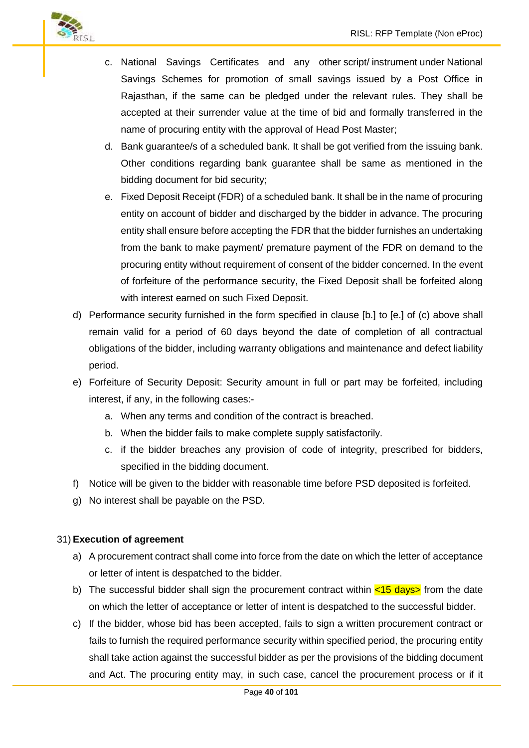c. National Savings Certificates and any other script/ instrument under National Savings Schemes for promotion of small savings issued by a Post Office in Rajasthan, if the same can be pledged under the relevant rules. They shall be accepted at their surrender value at the time of bid and formally transferred in the name of procuring entity with the approval of Head Post Master;

d. Bank guarantee/s of a scheduled bank. It shall be got verified from the issuing bank. Other conditions regarding bank guarantee shall be same as mentioned in the bidding document for bid security;

e. Fixed Deposit Receipt (FDR) of a scheduled bank. It shall be in the name of procuring entity on account of bidder and discharged by the bidder in advance. The procuring entity shall ensure before accepting the FDR that the bidder furnishes an undertaking from the bank to make payment/ premature payment of the FDR on demand to the procuring entity without requirement of consent of the bidder concerned. In the event of forfeiture of the performance security, the Fixed Deposit shall be forfeited along with interest earned on such Fixed Deposit.

d) Performance security furnished in the form specified in clause [b.] to [e.] of (c) above shall remain valid for a period of 60 days beyond the date of completion of all contractual obligations of the bidder, including warranty obligations and maintenance and defect liability period.

e) Forfeiture of Security Deposit: Security amount in full or part may be forfeited, including interest, if any, in the following cases:-

   a. When any terms and condition of the contract is breached.

   b. When the bidder fails to make complete supply satisfactorily.

   c. if the bidder breaches any provision of code of integrity, prescribed for bidders, specified in the bidding document.

f) Notice will be given to the bidder with reasonable time before PSD deposited is forfeited.

g) No interest shall be payable on the PSD.

31) **Execution of agreement**

a) A procurement contract shall come into force from the date on which the letter of acceptance or letter of intent is despatched to the bidder.

b) The successful bidder shall sign the procurement contract within <15 days> from the date on which the letter of acceptance or letter of intent is despatched to the successful bidder.

c) If the bidder, whose bid has been accepted, fails to sign a written procurement contract or fails to furnish the required performance security within specified period, the procuring entity shall take action against the successful bidder as per the provisions of the bidding document and Act. The procuring entity may, in such case, cancel the procurement process or if it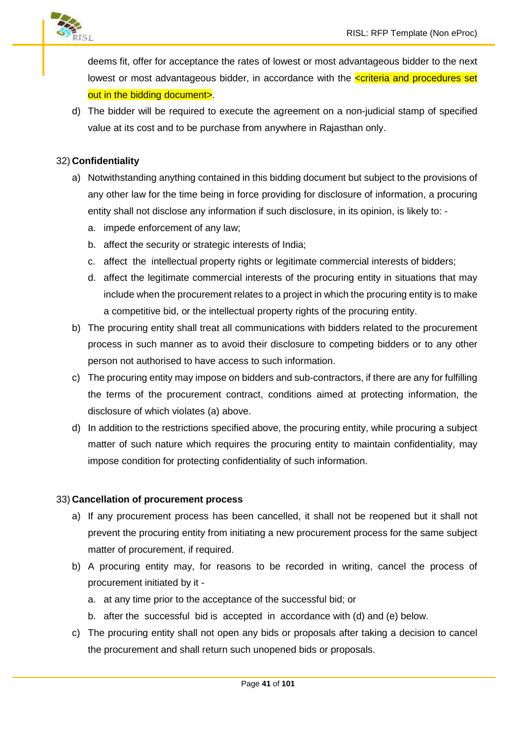deems fit, offer for acceptance the rates of lowest or most advantageous bidder to the next lowest or most advantageous bidder, in accordance with the <criteria and procedures set out in the bidding document>.

d) The bidder will be required to execute the agreement on a non-judicial stamp of specified value at its cost and to be purchase from anywhere in Rajasthan only.

32) **Confidentiality**

a) Notwithstanding anything contained in this bidding document but subject to the provisions of any other law for the time being in force providing for disclosure of information, a procuring entity shall not disclose any information if such disclosure, in its opinion, is likely to: -

   a. impede enforcement of any law;
   b. affect the security or strategic interests of India;
   c. affect the intellectual property rights or legitimate commercial interests of bidders;
   d. affect the legitimate commercial interests of the procuring entity in situations that may include when the procurement relates to a project in which the procuring entity is to make a competitive bid, or the intellectual property rights of the procuring entity.

b) The procuring entity shall treat all communications with bidders related to the procurement process in such manner as to avoid their disclosure to competing bidders or to any other person not authorised to have access to such information.

c) The procuring entity may impose on bidders and sub-contractors, if there are any for fulfilling the terms of the procurement contract, conditions aimed at protecting information, the disclosure of which violates (a) above.

d) In addition to the restrictions specified above, the procuring entity, while procuring a subject matter of such nature which requires the procuring entity to maintain confidentiality, may impose condition for protecting confidentiality of such information.

33) **Cancellation of procurement process**

a) If any procurement process has been cancelled, it shall not be reopened but it shall not prevent the procuring entity from initiating a new procurement process for the same subject matter of procurement, if required.

b) A procuring entity may, for reasons to be recorded in writing, cancel the process of procurement initiated by it -

   a. at any time prior to the acceptance of the successful bid; or
   b. after the successful bid is accepted in accordance with (d) and (e) below.

c) The procuring entity shall not open any bids or proposals after taking a decision to cancel the procurement and shall return such unopened bids or proposals.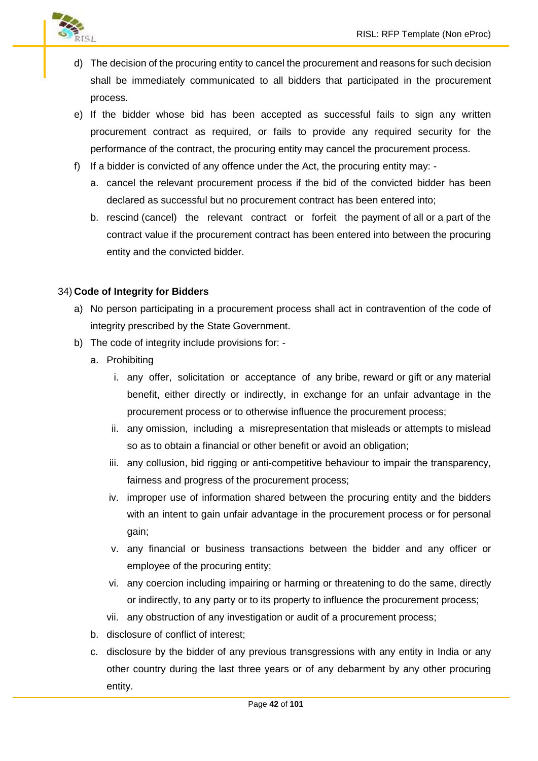d) The decision of the procuring entity to cancel the procurement and reasons for such decision shall be immediately communicated to all bidders that participated in the procurement process.

e) If the bidder whose bid has been accepted as successful fails to sign any written procurement contract as required, or fails to provide any required security for the performance of the contract, the procuring entity may cancel the procurement process.

f) If a bidder is convicted of any offence under the Act, the procuring entity may: -

   a. cancel the relevant procurement process if the bid of the convicted bidder has been declared as successful but no procurement contract has been entered into;

   b. rescind (cancel) the relevant contract or forfeit the payment of all or a part of the contract value if the procurement contract has been entered into between the procuring entity and the convicted bidder.

34) **Code of Integrity for Bidders**

a) No person participating in a procurement process shall act in contravention of the code of integrity prescribed by the State Government.

b) The code of integrity include provisions for: -

   a. Prohibiting

      i. any offer, solicitation or acceptance of any bribe, reward or gift or any material benefit, either directly or indirectly, in exchange for an unfair advantage in the procurement process or to otherwise influence the procurement process;

      ii. any omission, including a misrepresentation that misleads or attempts to mislead so as to obtain a financial or other benefit or avoid an obligation;

      iii. any collusion, bid rigging or anti-competitive behaviour to impair the transparency, fairness and progress of the procurement process;

      iv. improper use of information shared between the procuring entity and the bidders with an intent to gain unfair advantage in the procurement process or for personal gain;

      v. any financial or business transactions between the bidder and any officer or employee of the procuring entity;

      vi. any coercion including impairing or harming or threatening to do the same, directly or indirectly, to any party or to its property to influence the procurement process;

      vii. any obstruction of any investigation or audit of a procurement process;

   b. disclosure of conflict of interest;

   c. disclosure by the bidder of any previous transgressions with any entity in India or any other country during the last three years or of any debarment by any other procuring entity.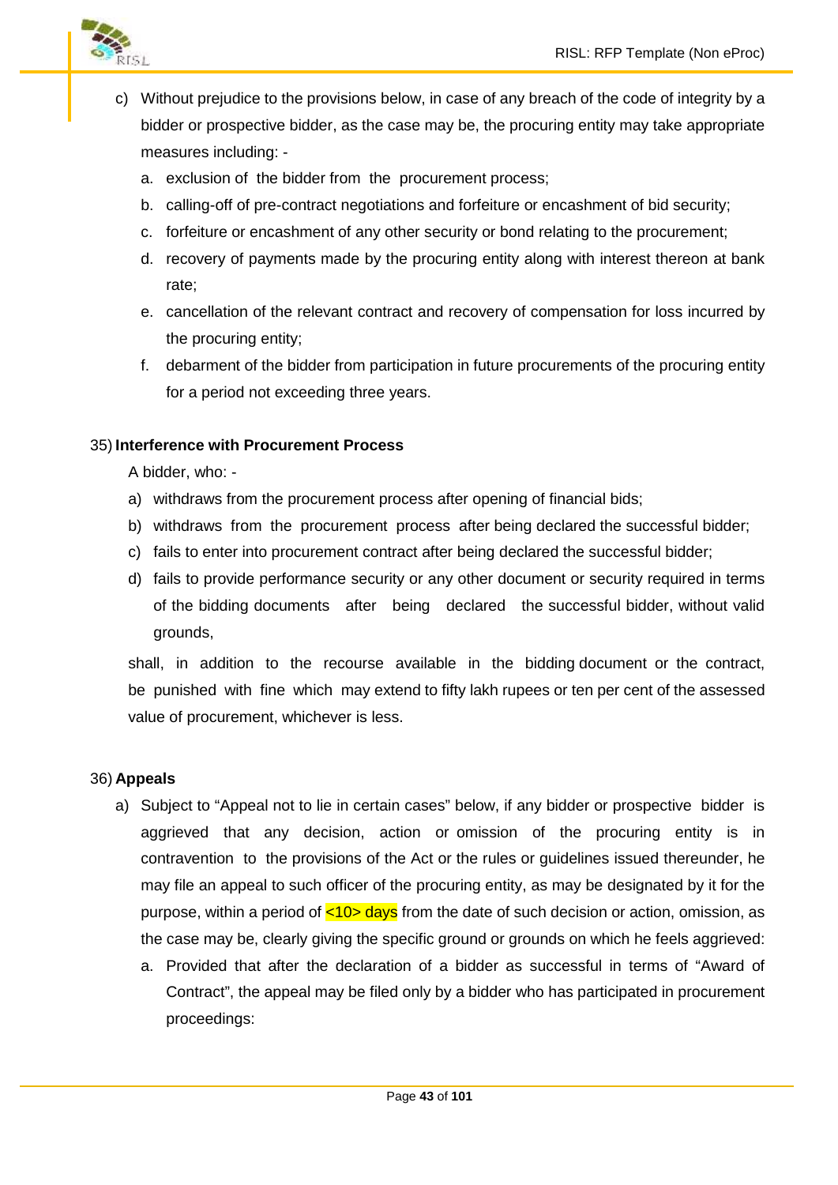c) Without prejudice to the provisions below, in case of any breach of the code of integrity by a bidder or prospective bidder, as the case may be, the procuring entity may take appropriate measures including: -

   a. exclusion of the bidder from the procurement process;
   b. calling-off of pre-contract negotiations and forfeiture or encashment of bid security;
   c. forfeiture or encashment of any other security or bond relating to the procurement;
   d. recovery of payments made by the procuring entity along with interest thereon at bank rate;
   e. cancellation of the relevant contract and recovery of compensation for loss incurred by the procuring entity;
   f. debarment of the bidder from participation in future procurements of the procuring entity for a period not exceeding three years.

35) **Interference with Procurement Process**

A bidder, who: -

a) withdraws from the procurement process after opening of financial bids;
b) withdraws from the procurement process after being declared the successful bidder;
c) fails to enter into procurement contract after being declared the successful bidder;
d) fails to provide performance security or any other document or security required in terms of the bidding documents after being declared the successful bidder, without valid grounds,

shall, in addition to the recourse available in the bidding document or the contract, be punished with fine which may extend to fifty lakh rupees or ten per cent of the assessed value of procurement, whichever is less.

36) **Appeals**

a) Subject to "Appeal not to lie in certain cases" below, if any bidder or prospective bidder is aggrieved that any decision, action or omission of the procuring entity is in contravention to the provisions of the Act or the rules or guidelines issued thereunder, he may file an appeal to such officer of the procuring entity, as may be designated by it for the purpose, within a period of <10> days from the date of such decision or action, omission, as the case may be, clearly giving the specific ground or grounds on which he feels aggrieved:

   a. Provided that after the declaration of a bidder as successful in terms of "Award of Contract", the appeal may be filed only by a bidder who has participated in procurement proceedings: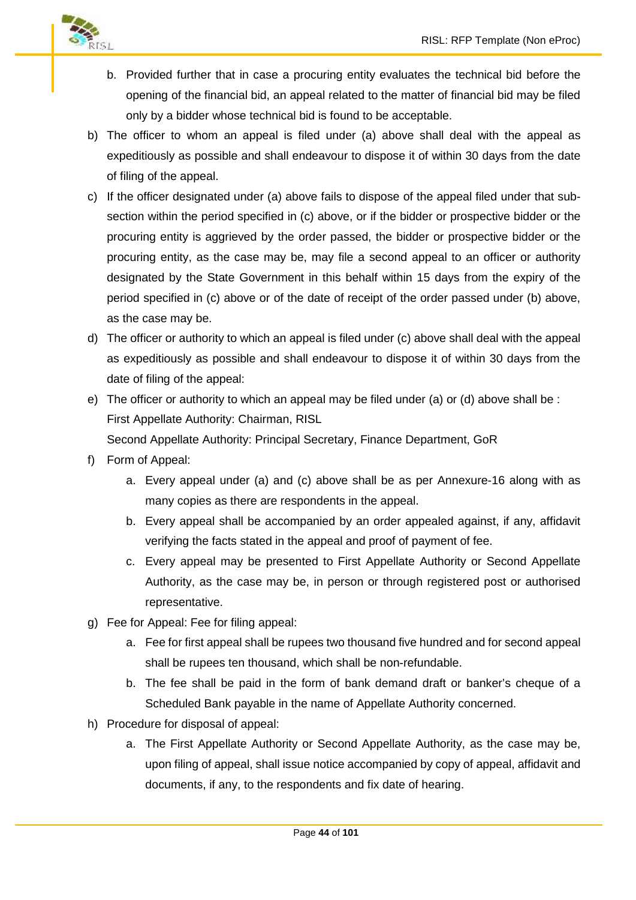b. Provided further that in case a procuring entity evaluates the technical bid before the opening of the financial bid, an appeal related to the matter of financial bid may be filed only by a bidder whose technical bid is found to be acceptable.

b) The officer to whom an appeal is filed under (a) above shall deal with the appeal as expeditiously as possible and shall endeavour to dispose it of within 30 days from the date of filing of the appeal.

c) If the officer designated under (a) above fails to dispose of the appeal filed under that sub-section within the period specified in (c) above, or if the bidder or prospective bidder or the procuring entity is aggrieved by the order passed, the bidder or prospective bidder or the procuring entity, as the case may be, may file a second appeal to an officer or authority designated by the State Government in this behalf within 15 days from the expiry of the period specified in (c) above or of the date of receipt of the order passed under (b) above, as the case may be.

d) The officer or authority to which an appeal is filed under (c) above shall deal with the appeal as expeditiously as possible and shall endeavour to dispose it of within 30 days from the date of filing of the appeal:

e) The officer or authority to which an appeal may be filed under (a) or (d) above shall be :
   First Appellate Authority: Chairman, RISL
   Second Appellate Authority: Principal Secretary, Finance Department, GoR

f) Form of Appeal:
   a. Every appeal under (a) and (c) above shall be as per Annexure-16 along with as many copies as there are respondents in the appeal.
   b. Every appeal shall be accompanied by an order appealed against, if any, affidavit verifying the facts stated in the appeal and proof of payment of fee.
   c. Every appeal may be presented to First Appellate Authority or Second Appellate Authority, as the case may be, in person or through registered post or authorised representative.

g) Fee for Appeal: Fee for filing appeal:
   a. Fee for first appeal shall be rupees two thousand five hundred and for second appeal shall be rupees ten thousand, which shall be non-refundable.
   b. The fee shall be paid in the form of bank demand draft or banker's cheque of a Scheduled Bank payable in the name of Appellate Authority concerned.

h) Procedure for disposal of appeal:
   a. The First Appellate Authority or Second Appellate Authority, as the case may be, upon filing of appeal, shall issue notice accompanied by copy of appeal, affidavit and documents, if any, to the respondents and fix date of hearing.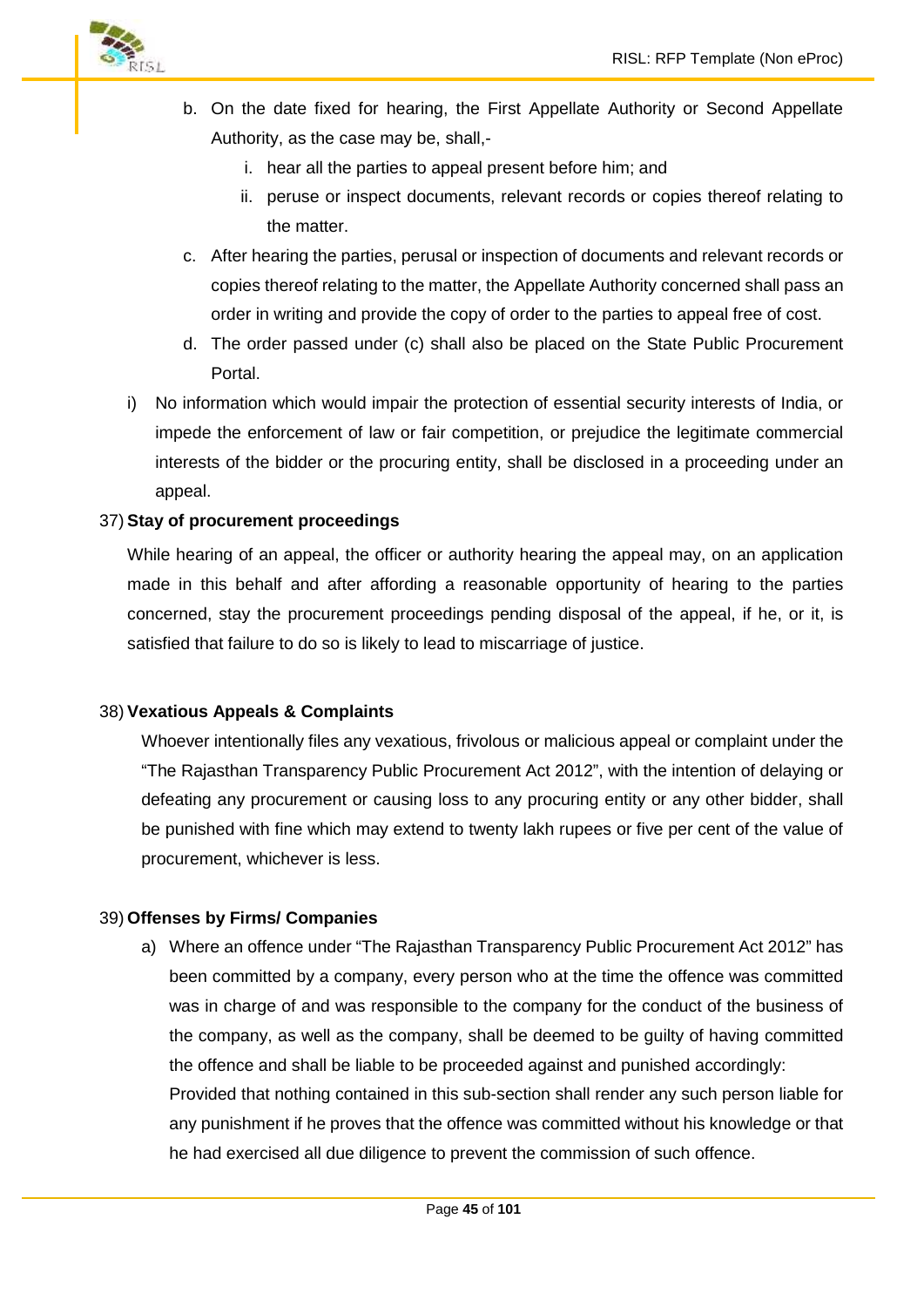b. On the date fixed for hearing, the First Appellate Authority or Second Appellate Authority, as the case may be, shall,-

   i. hear all the parties to appeal present before him; and

   ii. peruse or inspect documents, relevant records or copies thereof relating to the matter.

c. After hearing the parties, perusal or inspection of documents and relevant records or copies thereof relating to the matter, the Appellate Authority concerned shall pass an order in writing and provide the copy of order to the parties to appeal free of cost.

d. The order passed under (c) shall also be placed on the State Public Procurement Portal.

i) No information which would impair the protection of essential security interests of India, or impede the enforcement of law or fair competition, or prejudice the legitimate commercial interests of the bidder or the procuring entity, shall be disclosed in a proceeding under an appeal.

37) **Stay of procurement proceedings**

While hearing of an appeal, the officer or authority hearing the appeal may, on an application made in this behalf and after affording a reasonable opportunity of hearing to the parties concerned, stay the procurement proceedings pending disposal of the appeal, if he, or it, is satisfied that failure to do so is likely to lead to miscarriage of justice.

38) **Vexatious Appeals & Complaints**

Whoever intentionally files any vexatious, frivolous or malicious appeal or complaint under the "The Rajasthan Transparency Public Procurement Act 2012", with the intention of delaying or defeating any procurement or causing loss to any procuring entity or any other bidder, shall be punished with fine which may extend to twenty lakh rupees or five per cent of the value of procurement, whichever is less.

39) **Offenses by Firms/ Companies**

a) Where an offence under "The Rajasthan Transparency Public Procurement Act 2012" has been committed by a company, every person who at the time the offence was committed was in charge of and was responsible to the company for the conduct of the business of the company, as well as the company, shall be deemed to be guilty of having committed the offence and shall be liable to be proceeded against and punished accordingly:

   Provided that nothing contained in this sub-section shall render any such person liable for any punishment if he proves that the offence was committed without his knowledge or that he had exercised all due diligence to prevent the commission of such offence.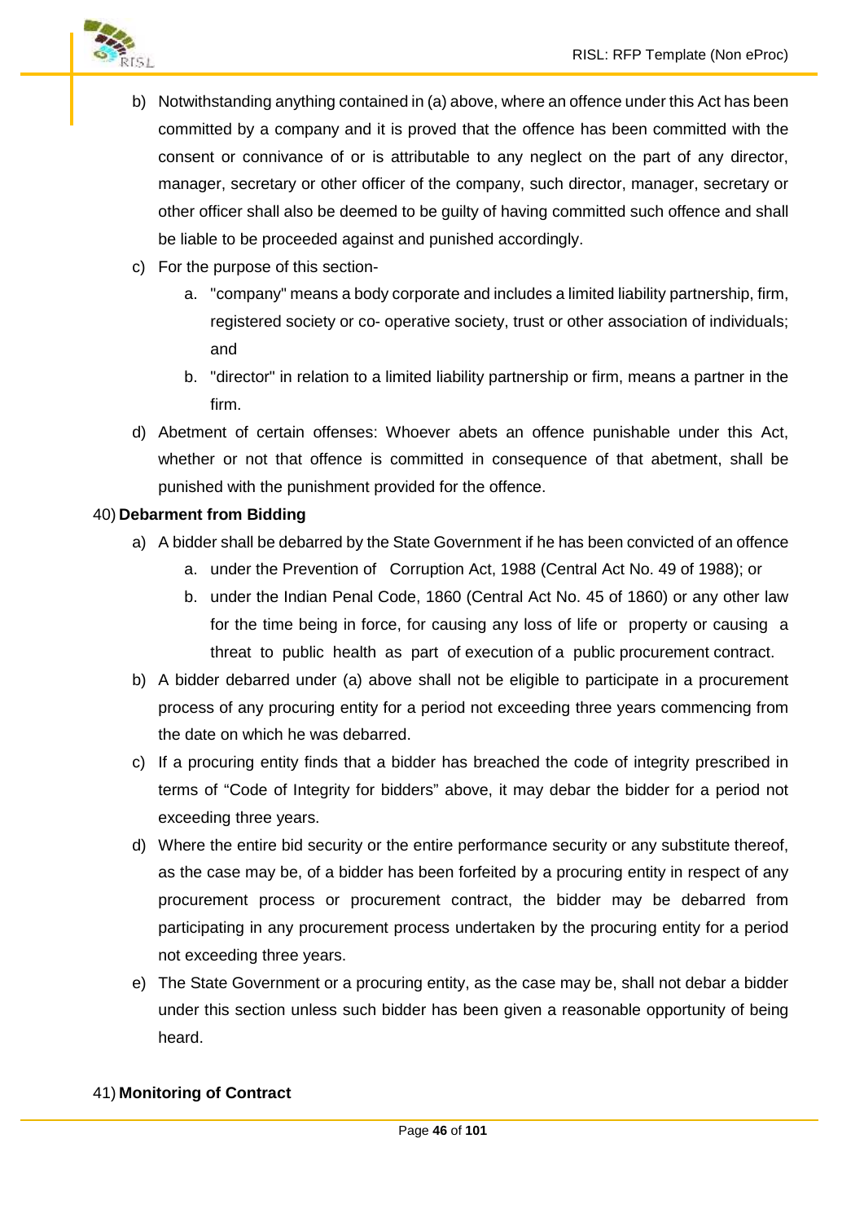b) Notwithstanding anything contained in (a) above, where an offence under this Act has been committed by a company and it is proved that the offence has been committed with the consent or connivance of or is attributable to any neglect on the part of any director, manager, secretary or other officer of the company, such director, manager, secretary or other officer shall also be deemed to be guilty of having committed such offence and shall be liable to be proceeded against and punished accordingly.

c) For the purpose of this section-

   a. "company" means a body corporate and includes a limited liability partnership, firm, registered society or co- operative society, trust or other association of individuals; and

   b. "director" in relation to a limited liability partnership or firm, means a partner in the firm.

d) Abetment of certain offenses: Whoever abets an offence punishable under this Act, whether or not that offence is committed in consequence of that abetment, shall be punished with the punishment provided for the offence.

40) **Debarment from Bidding**

a) A bidder shall be debarred by the State Government if he has been convicted of an offence

   a. under the Prevention of Corruption Act, 1988 (Central Act No. 49 of 1988); or

   b. under the Indian Penal Code, 1860 (Central Act No. 45 of 1860) or any other law for the time being in force, for causing any loss of life or property or causing a threat to public health as part of execution of a public procurement contract.

b) A bidder debarred under (a) above shall not be eligible to participate in a procurement process of any procuring entity for a period not exceeding three years commencing from the date on which he was debarred.

c) If a procuring entity finds that a bidder has breached the code of integrity prescribed in terms of "Code of Integrity for bidders" above, it may debar the bidder for a period not exceeding three years.

d) Where the entire bid security or the entire performance security or any substitute thereof, as the case may be, of a bidder has been forfeited by a procuring entity in respect of any procurement process or procurement contract, the bidder may be debarred from participating in any procurement process undertaken by the procuring entity for a period not exceeding three years.

e) The State Government or a procuring entity, as the case may be, shall not debar a bidder under this section unless such bidder has been given a reasonable opportunity of being heard.

41) **Monitoring of Contract**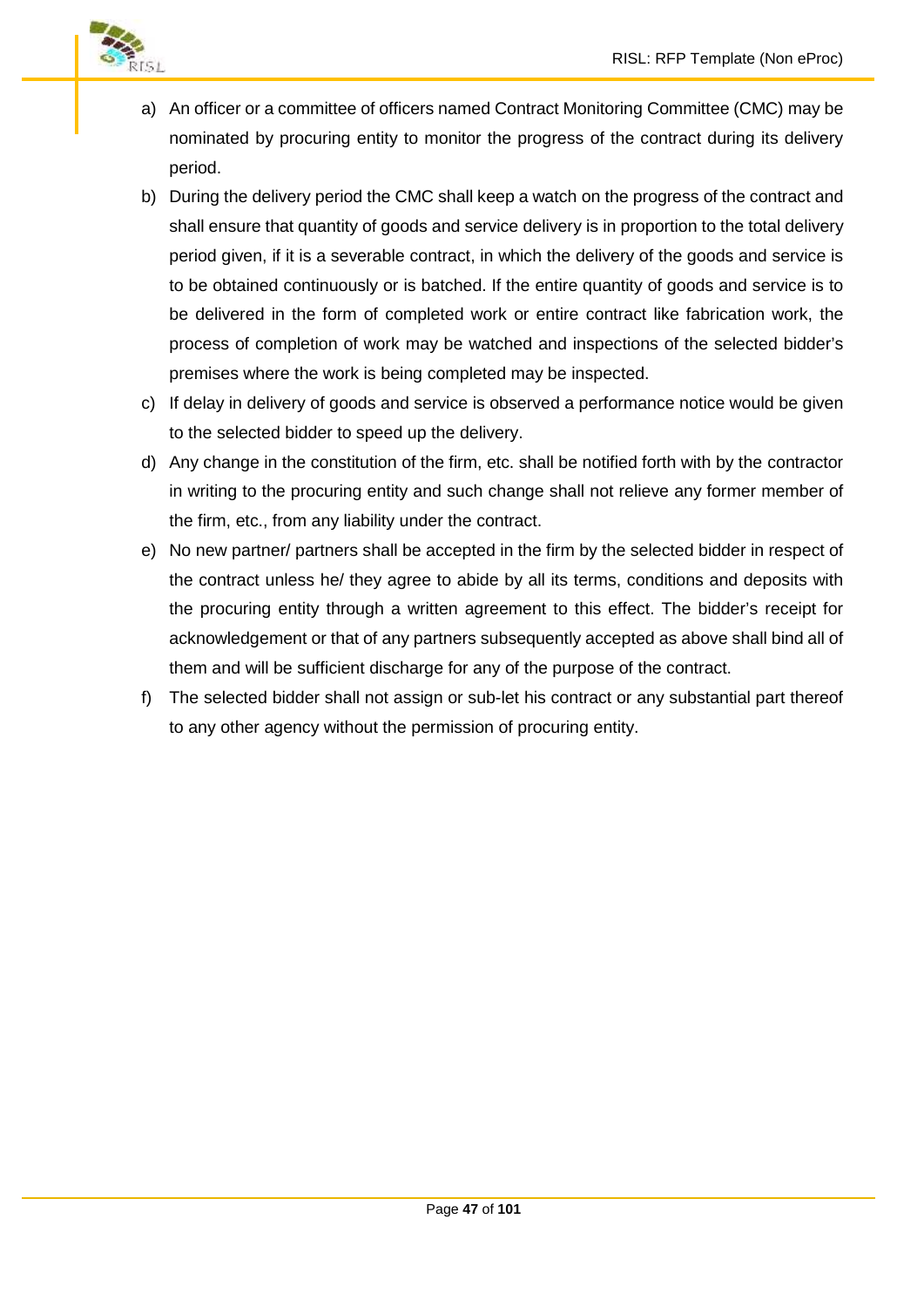a) An officer or a committee of officers named Contract Monitoring Committee (CMC) may be nominated by procuring entity to monitor the progress of the contract during its delivery period.

b) During the delivery period the CMC shall keep a watch on the progress of the contract and shall ensure that quantity of goods and service delivery is in proportion to the total delivery period given, if it is a severable contract, in which the delivery of the goods and service is to be obtained continuously or is batched. If the entire quantity of goods and service is to be delivered in the form of completed work or entire contract like fabrication work, the process of completion of work may be watched and inspections of the selected bidder's premises where the work is being completed may be inspected.

c) If delay in delivery of goods and service is observed a performance notice would be given to the selected bidder to speed up the delivery.

d) Any change in the constitution of the firm, etc. shall be notified forth with by the contractor in writing to the procuring entity and such change shall not relieve any former member of the firm, etc., from any liability under the contract.

e) No new partner/ partners shall be accepted in the firm by the selected bidder in respect of the contract unless he/ they agree to abide by all its terms, conditions and deposits with the procuring entity through a written agreement to this effect. The bidder's receipt for acknowledgement or that of any partners subsequently accepted as above shall bind all of them and will be sufficient discharge for any of the purpose of the contract.

f) The selected bidder shall not assign or sub-let his contract or any substantial part thereof to any other agency without the permission of procuring entity.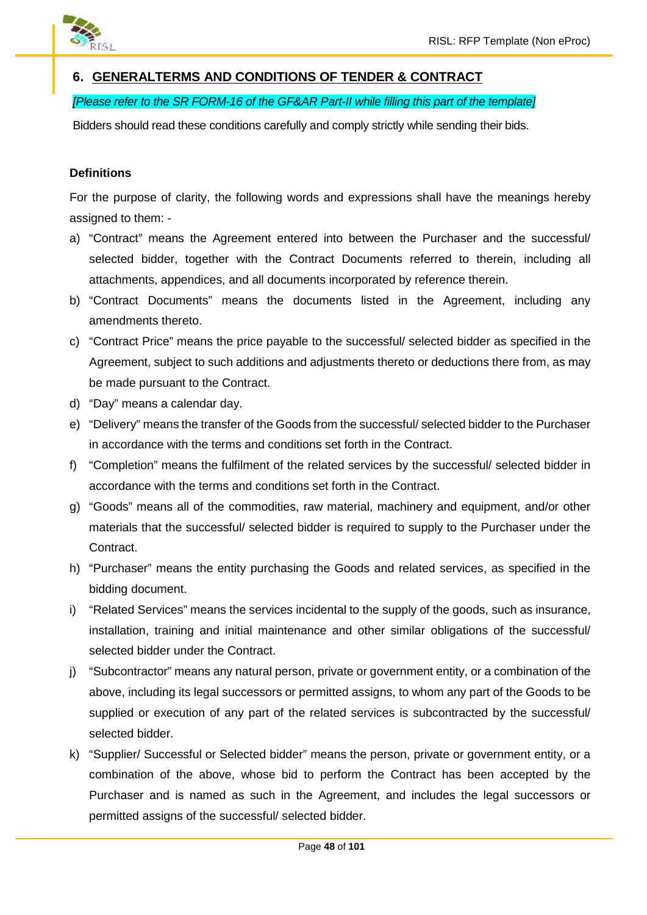## 6. GENERALTERMS AND CONDITIONS OF TENDER & CONTRACT

*[Please refer to the SR FORM-16 of the GF&AR Part-II while filling this part of the template]*

Bidders should read these conditions carefully and comply strictly while sending their bids.

**Definitions**

For the purpose of clarity, the following words and expressions shall have the meanings hereby assigned to them: -

a) "Contract" means the Agreement entered into between the Purchaser and the successful/ selected bidder, together with the Contract Documents referred to therein, including all attachments, appendices, and all documents incorporated by reference therein.

b) "Contract Documents" means the documents listed in the Agreement, including any amendments thereto.

c) "Contract Price" means the price payable to the successful/ selected bidder as specified in the Agreement, subject to such additions and adjustments thereto or deductions there from, as may be made pursuant to the Contract.

d) "Day" means a calendar day.

e) "Delivery" means the transfer of the Goods from the successful/ selected bidder to the Purchaser in accordance with the terms and conditions set forth in the Contract.

f) "Completion" means the fulfilment of the related services by the successful/ selected bidder in accordance with the terms and conditions set forth in the Contract.

g) "Goods" means all of the commodities, raw material, machinery and equipment, and/or other materials that the successful/ selected bidder is required to supply to the Purchaser under the Contract.

h) "Purchaser" means the entity purchasing the Goods and related services, as specified in the bidding document.

i) "Related Services" means the services incidental to the supply of the goods, such as insurance, installation, training and initial maintenance and other similar obligations of the successful/ selected bidder under the Contract.

j) "Subcontractor" means any natural person, private or government entity, or a combination of the above, including its legal successors or permitted assigns, to whom any part of the Goods to be supplied or execution of any part of the related services is subcontracted by the successful/ selected bidder.

k) "Supplier/ Successful or Selected bidder" means the person, private or government entity, or a combination of the above, whose bid to perform the Contract has been accepted by the Purchaser and is named as such in the Agreement, and includes the legal successors or permitted assigns of the successful/ selected bidder.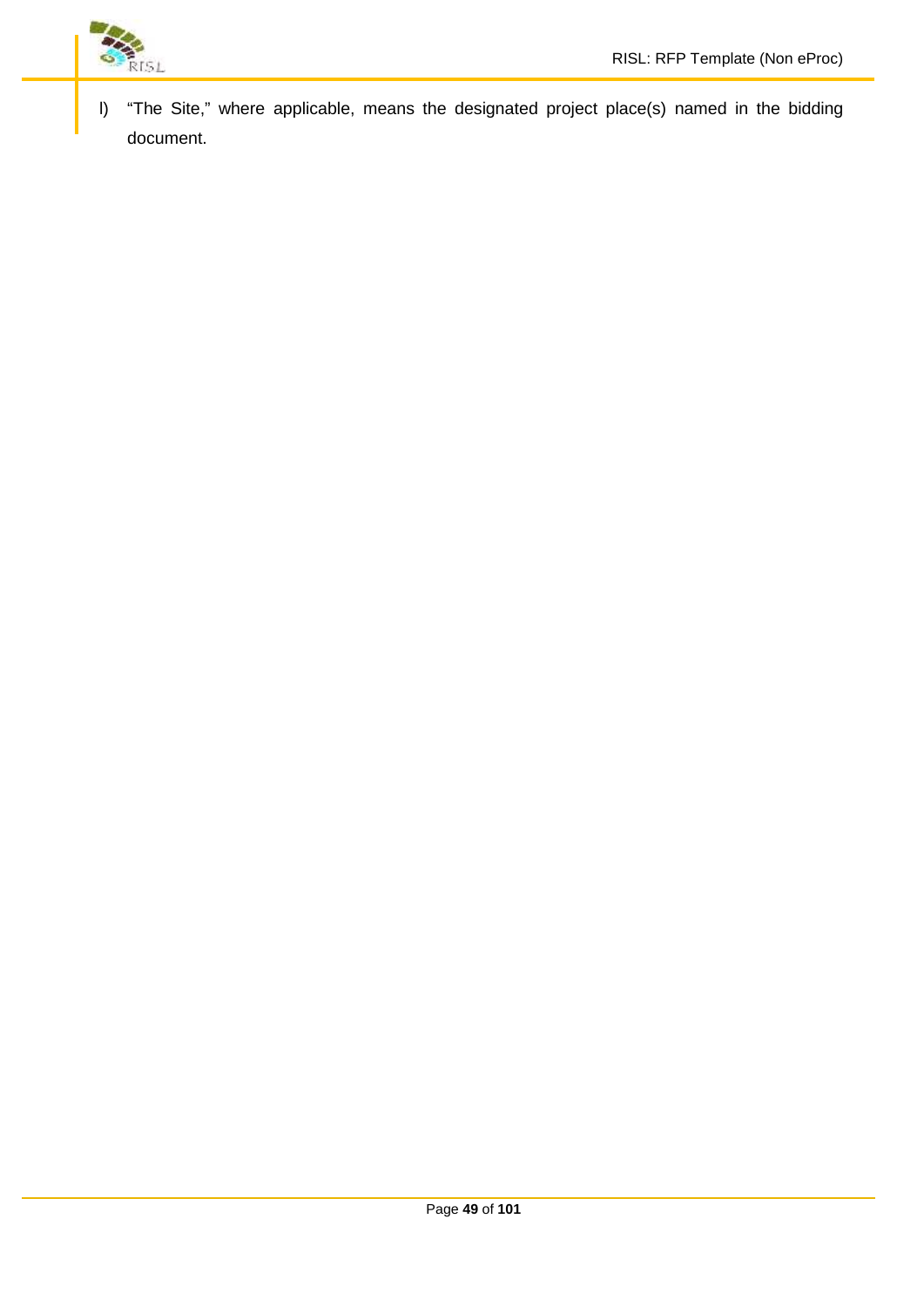l) "The Site," where applicable, means the designated project place(s) named in the bidding document.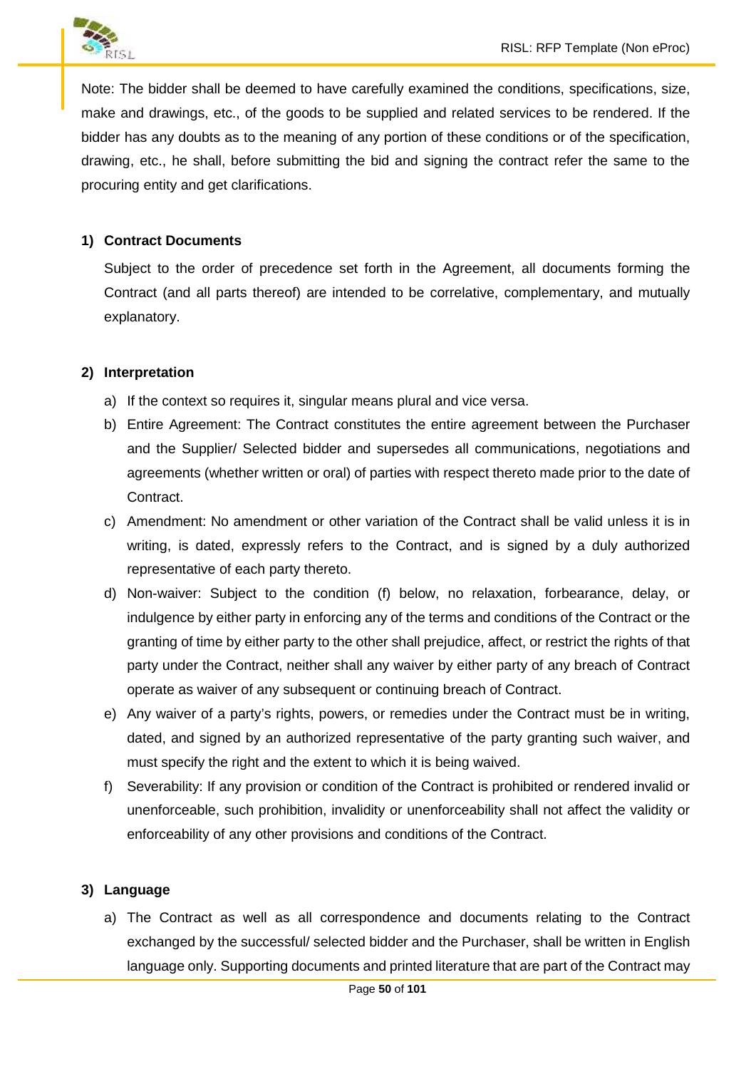Note: The bidder shall be deemed to have carefully examined the conditions, specifications, size, make and drawings, etc., of the goods to be supplied and related services to be rendered. If the bidder has any doubts as to the meaning of any portion of these conditions or of the specification, drawing, etc., he shall, before submitting the bid and signing the contract refer the same to the procuring entity and get clarifications.

**1) Contract Documents**

Subject to the order of precedence set forth in the Agreement, all documents forming the Contract (and all parts thereof) are intended to be correlative, complementary, and mutually explanatory.

**2) Interpretation**

a) If the context so requires it, singular means plural and vice versa.

b) Entire Agreement: The Contract constitutes the entire agreement between the Purchaser and the Supplier/ Selected bidder and supersedes all communications, negotiations and agreements (whether written or oral) of parties with respect thereto made prior to the date of Contract.

c) Amendment: No amendment or other variation of the Contract shall be valid unless it is in writing, is dated, expressly refers to the Contract, and is signed by a duly authorized representative of each party thereto.

d) Non-waiver: Subject to the condition (f) below, no relaxation, forbearance, delay, or indulgence by either party in enforcing any of the terms and conditions of the Contract or the granting of time by either party to the other shall prejudice, affect, or restrict the rights of that party under the Contract, neither shall any waiver by either party of any breach of Contract operate as waiver of any subsequent or continuing breach of Contract.

e) Any waiver of a party's rights, powers, or remedies under the Contract must be in writing, dated, and signed by an authorized representative of the party granting such waiver, and must specify the right and the extent to which it is being waived.

f) Severability: If any provision or condition of the Contract is prohibited or rendered invalid or unenforceable, such prohibition, invalidity or unenforceability shall not affect the validity or enforceability of any other provisions and conditions of the Contract.

**3) Language**

a) The Contract as well as all correspondence and documents relating to the Contract exchanged by the successful/ selected bidder and the Purchaser, shall be written in English language only. Supporting documents and printed literature that are part of the Contract may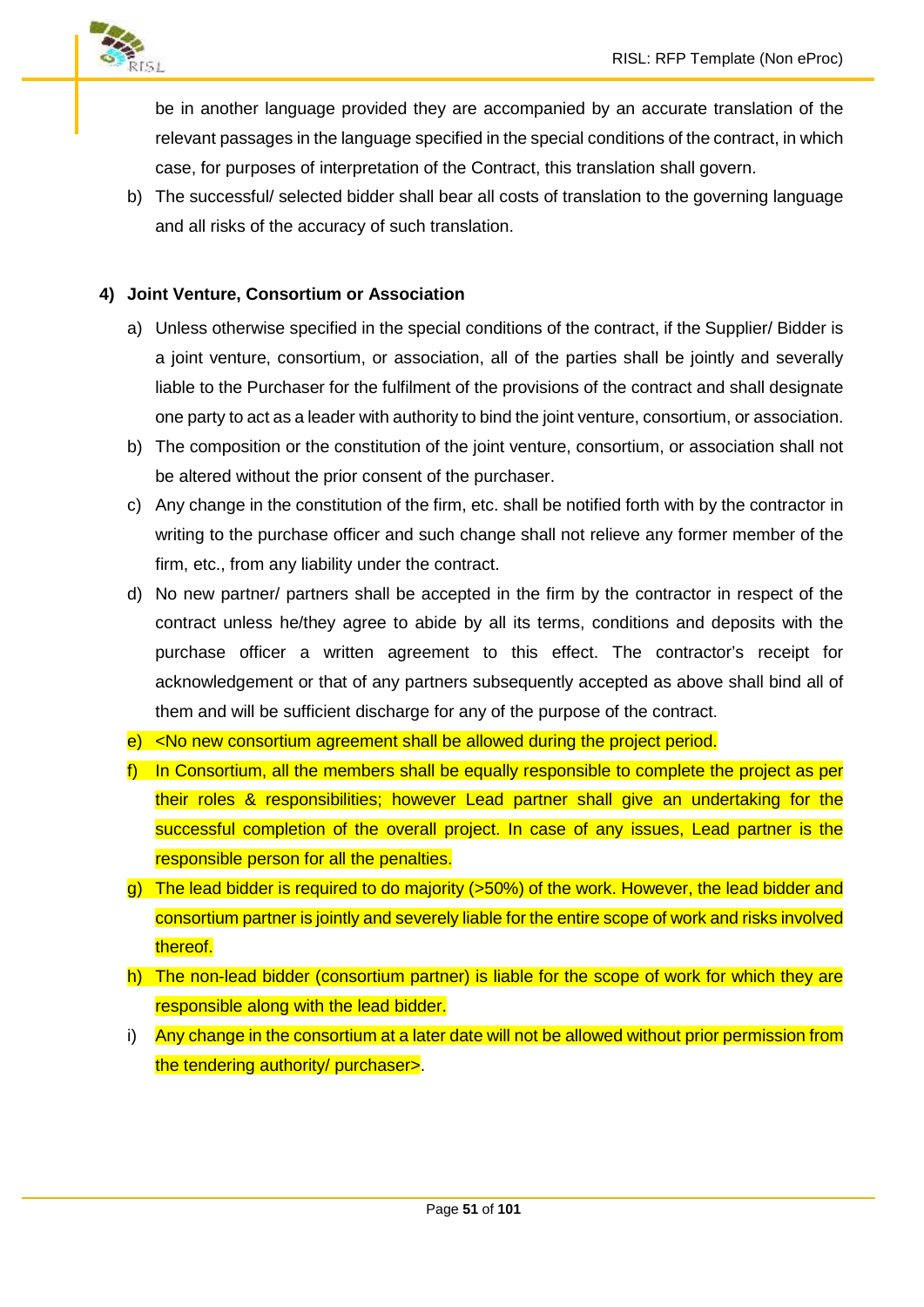be in another language provided they are accompanied by an accurate translation of the relevant passages in the language specified in the special conditions of the contract, in which case, for purposes of interpretation of the Contract, this translation shall govern.

b) The successful/ selected bidder shall bear all costs of translation to the governing language and all risks of the accuracy of such translation.

**4) Joint Venture, Consortium or Association**

a) Unless otherwise specified in the special conditions of the contract, if the Supplier/ Bidder is a joint venture, consortium, or association, all of the parties shall be jointly and severally liable to the Purchaser for the fulfilment of the provisions of the contract and shall designate one party to act as a leader with authority to bind the joint venture, consortium, or association.

b) The composition or the constitution of the joint venture, consortium, or association shall not be altered without the prior consent of the purchaser.

c) Any change in the constitution of the firm, etc. shall be notified forth with by the contractor in writing to the purchase officer and such change shall not relieve any former member of the firm, etc., from any liability under the contract.

d) No new partner/ partners shall be accepted in the firm by the contractor in respect of the contract unless he/they agree to abide by all its terms, conditions and deposits with the purchase officer a written agreement to this effect. The contractor's receipt for acknowledgement or that of any partners subsequently accepted as above shall bind all of them and will be sufficient discharge for any of the purpose of the contract.

e) <No new consortium agreement shall be allowed during the project period.

f) In Consortium, all the members shall be equally responsible to complete the project as per their roles & responsibilities; however Lead partner shall give an undertaking for the successful completion of the overall project. In case of any issues, Lead partner is the responsible person for all the penalties.

g) The lead bidder is required to do majority (>50%) of the work. However, the lead bidder and consortium partner is jointly and severely liable for the entire scope of work and risks involved thereof.

h) The non-lead bidder (consortium partner) is liable for the scope of work for which they are responsible along with the lead bidder.

i) Any change in the consortium at a later date will not be allowed without prior permission from the tendering authority/ purchaser>.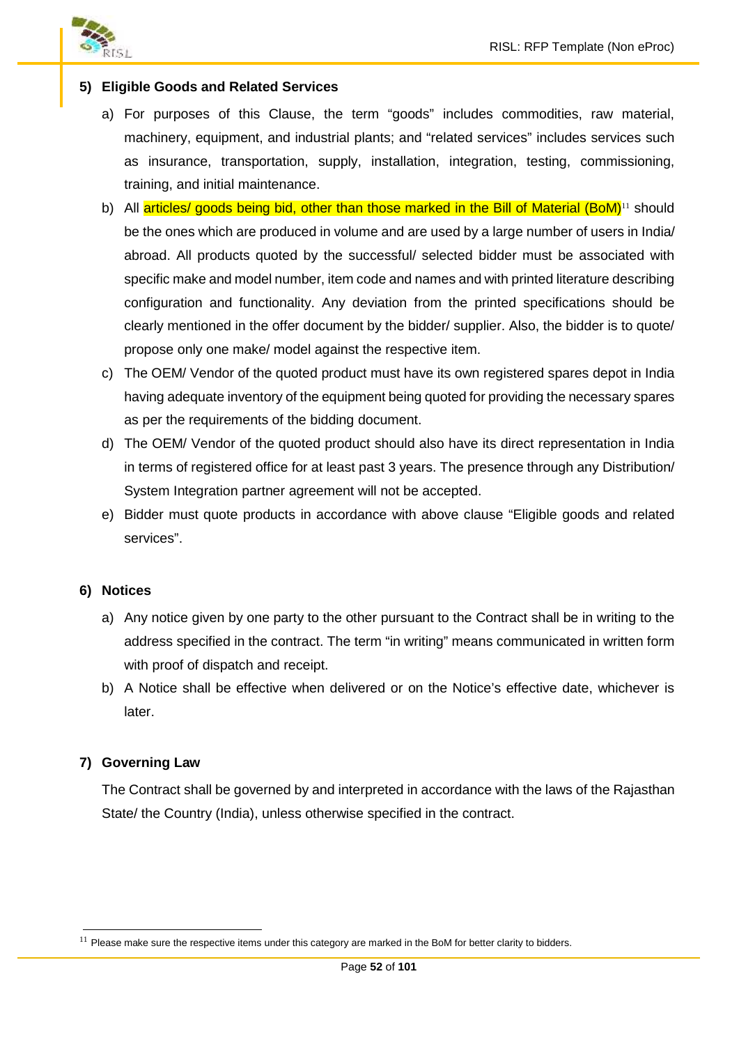**5) Eligible Goods and Related Services**

a) For purposes of this Clause, the term "goods" includes commodities, raw material, machinery, equipment, and industrial plants; and "related services" includes services such as insurance, transportation, supply, installation, integration, testing, commissioning, training, and initial maintenance.

b) All articles/ goods being bid, other than those marked in the Bill of Material (BoM)[11] should be the ones which are produced in volume and are used by a large number of users in India/ abroad. All products quoted by the successful/ selected bidder must be associated with specific make and model number, item code and names and with printed literature describing configuration and functionality. Any deviation from the printed specifications should be clearly mentioned in the offer document by the bidder/ supplier. Also, the bidder is to quote/ propose only one make/ model against the respective item.

c) The OEM/ Vendor of the quoted product must have its own registered spares depot in India having adequate inventory of the equipment being quoted for providing the necessary spares as per the requirements of the bidding document.

d) The OEM/ Vendor of the quoted product should also have its direct representation in India in terms of registered office for at least past 3 years. The presence through any Distribution/ System Integration partner agreement will not be accepted.

e) Bidder must quote products in accordance with above clause "Eligible goods and related services".

**6) Notices**

a) Any notice given by one party to the other pursuant to the Contract shall be in writing to the address specified in the contract. The term "in writing" means communicated in written form with proof of dispatch and receipt.

b) A Notice shall be effective when delivered or on the Notice's effective date, whichever is later.

**7) Governing Law**

The Contract shall be governed by and interpreted in accordance with the laws of the Rajasthan State/ the Country (India), unless otherwise specified in the contract.

---

[11] Please make sure the respective items under this category are marked in the BoM for better clarity to bidders.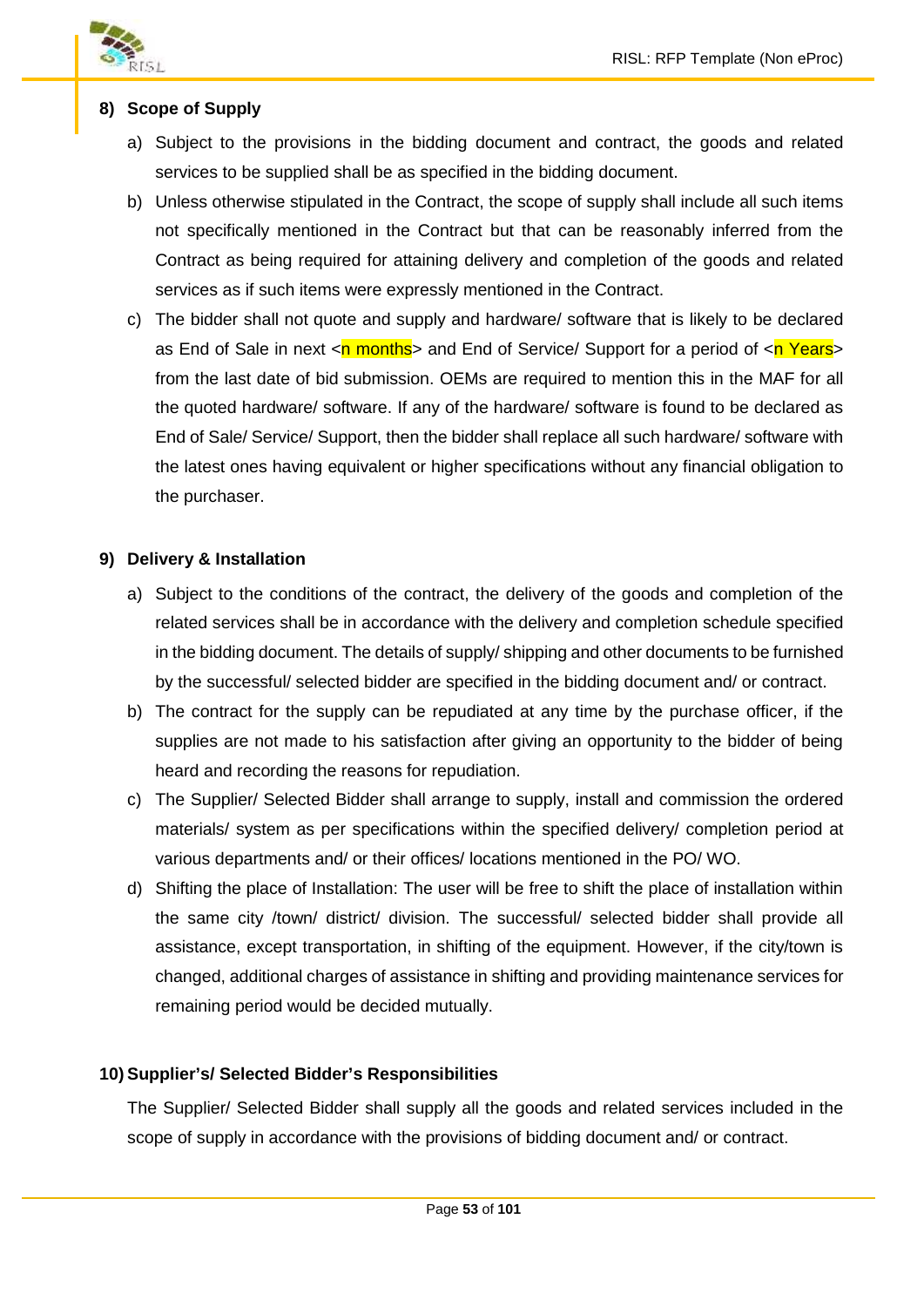#### 8) Scope of Supply

a) Subject to the provisions in the bidding document and contract, the goods and related services to be supplied shall be as specified in the bidding document.

b) Unless otherwise stipulated in the Contract, the scope of supply shall include all such items not specifically mentioned in the Contract but that can be reasonably inferred from the Contract as being required for attaining delivery and completion of the goods and related services as if such items were expressly mentioned in the Contract.

c) The bidder shall not quote and supply and hardware/ software that is likely to be declared as End of Sale in next <n months> and End of Service/ Support for a period of <n Years> from the last date of bid submission. OEMs are required to mention this in the MAF for all the quoted hardware/ software. If any of the hardware/ software is found to be declared as End of Sale/ Service/ Support, then the bidder shall replace all such hardware/ software with the latest ones having equivalent or higher specifications without any financial obligation to the purchaser.

#### 9) Delivery & Installation

a) Subject to the conditions of the contract, the delivery of the goods and completion of the related services shall be in accordance with the delivery and completion schedule specified in the bidding document. The details of supply/ shipping and other documents to be furnished by the successful/ selected bidder are specified in the bidding document and/ or contract.

b) The contract for the supply can be repudiated at any time by the purchase officer, if the supplies are not made to his satisfaction after giving an opportunity to the bidder of being heard and recording the reasons for repudiation.

c) The Supplier/ Selected Bidder shall arrange to supply, install and commission the ordered materials/ system as per specifications within the specified delivery/ completion period at various departments and/ or their offices/ locations mentioned in the PO/ WO.

d) Shifting the place of Installation: The user will be free to shift the place of installation within the same city /town/ district/ division. The successful/ selected bidder shall provide all assistance, except transportation, in shifting of the equipment. However, if the city/town is changed, additional charges of assistance in shifting and providing maintenance services for remaining period would be decided mutually.

#### 10) Supplier's/ Selected Bidder's Responsibilities

The Supplier/ Selected Bidder shall supply all the goods and related services included in the scope of supply in accordance with the provisions of bidding document and/ or contract.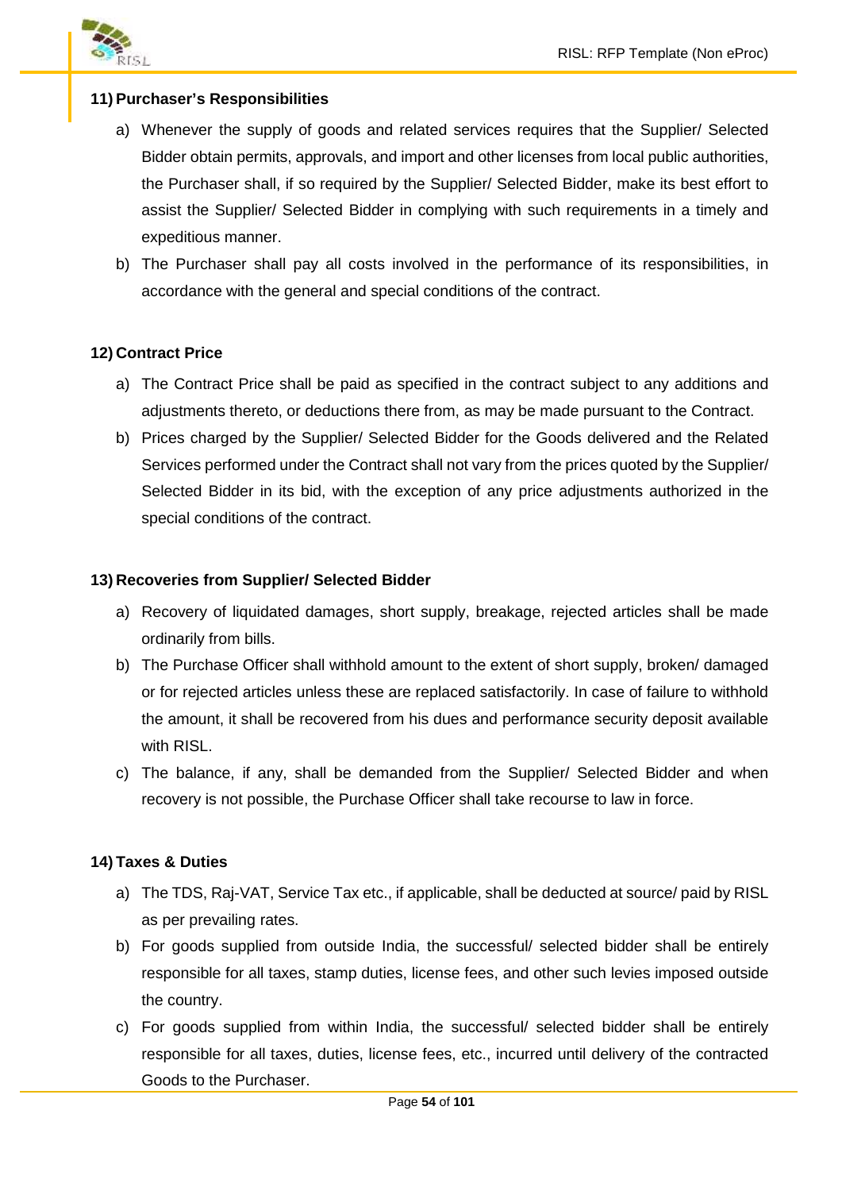**11) Purchaser's Responsibilities**

a) Whenever the supply of goods and related services requires that the Supplier/ Selected Bidder obtain permits, approvals, and import and other licenses from local public authorities, the Purchaser shall, if so required by the Supplier/ Selected Bidder, make its best effort to assist the Supplier/ Selected Bidder in complying with such requirements in a timely and expeditious manner.

b) The Purchaser shall pay all costs involved in the performance of its responsibilities, in accordance with the general and special conditions of the contract.

**12) Contract Price**

a) The Contract Price shall be paid as specified in the contract subject to any additions and adjustments thereto, or deductions there from, as may be made pursuant to the Contract.

b) Prices charged by the Supplier/ Selected Bidder for the Goods delivered and the Related Services performed under the Contract shall not vary from the prices quoted by the Supplier/ Selected Bidder in its bid, with the exception of any price adjustments authorized in the special conditions of the contract.

**13) Recoveries from Supplier/ Selected Bidder**

a) Recovery of liquidated damages, short supply, breakage, rejected articles shall be made ordinarily from bills.

b) The Purchase Officer shall withhold amount to the extent of short supply, broken/ damaged or for rejected articles unless these are replaced satisfactorily. In case of failure to withhold the amount, it shall be recovered from his dues and performance security deposit available with RISL.

c) The balance, if any, shall be demanded from the Supplier/ Selected Bidder and when recovery is not possible, the Purchase Officer shall take recourse to law in force.

**14) Taxes & Duties**

a) The TDS, Raj-VAT, Service Tax etc., if applicable, shall be deducted at source/ paid by RISL as per prevailing rates.

b) For goods supplied from outside India, the successful/ selected bidder shall be entirely responsible for all taxes, stamp duties, license fees, and other such levies imposed outside the country.

c) For goods supplied from within India, the successful/ selected bidder shall be entirely responsible for all taxes, duties, license fees, etc., incurred until delivery of the contracted Goods to the Purchaser.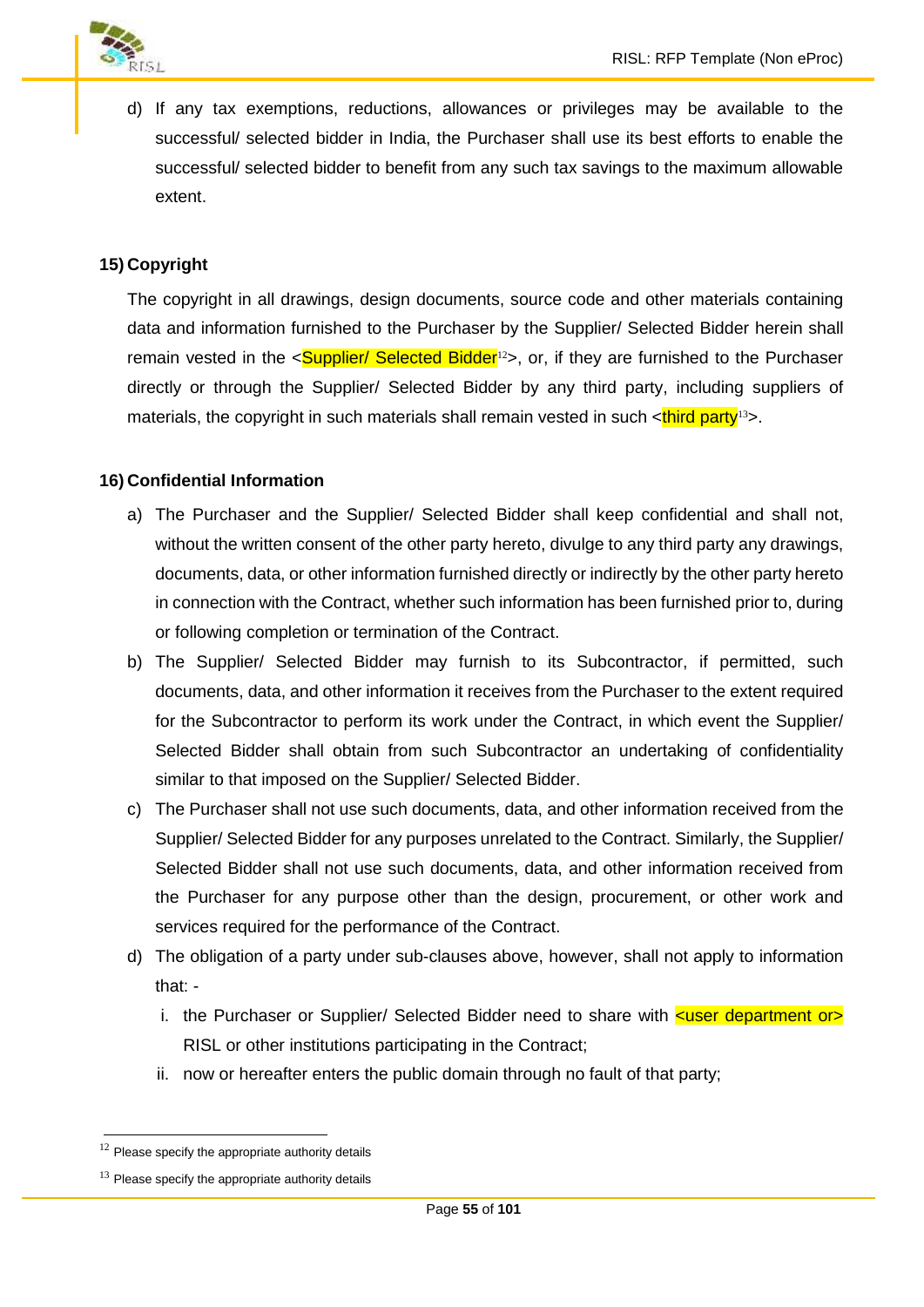d) If any tax exemptions, reductions, allowances or privileges may be available to the successful/ selected bidder in India, the Purchaser shall use its best efforts to enable the successful/ selected bidder to benefit from any such tax savings to the maximum allowable extent.

**15) Copyright**

The copyright in all drawings, design documents, source code and other materials containing data and information furnished to the Purchaser by the Supplier/ Selected Bidder herein shall remain vested in the <Supplier/ Selected Bidder[12]>, or, if they are furnished to the Purchaser directly or through the Supplier/ Selected Bidder by any third party, including suppliers of materials, the copyright in such materials shall remain vested in such <third party[13]>.

**16) Confidential Information**

a) The Purchaser and the Supplier/ Selected Bidder shall keep confidential and shall not, without the written consent of the other party hereto, divulge to any third party any drawings, documents, data, or other information furnished directly or indirectly by the other party hereto in connection with the Contract, whether such information has been furnished prior to, during or following completion or termination of the Contract.

b) The Supplier/ Selected Bidder may furnish to its Subcontractor, if permitted, such documents, data, and other information it receives from the Purchaser to the extent required for the Subcontractor to perform its work under the Contract, in which event the Supplier/ Selected Bidder shall obtain from such Subcontractor an undertaking of confidentiality similar to that imposed on the Supplier/ Selected Bidder.

c) The Purchaser shall not use such documents, data, and other information received from the Supplier/ Selected Bidder for any purposes unrelated to the Contract. Similarly, the Supplier/ Selected Bidder shall not use such documents, data, and other information received from the Purchaser for any purpose other than the design, procurement, or other work and services required for the performance of the Contract.

d) The obligation of a party under sub-clauses above, however, shall not apply to information that: -

   i. the Purchaser or Supplier/ Selected Bidder need to share with <user department or> RISL or other institutions participating in the Contract;

   ii. now or hereafter enters the public domain through no fault of that party;

---

[12] Please specify the appropriate authority details

[13] Please specify the appropriate authority details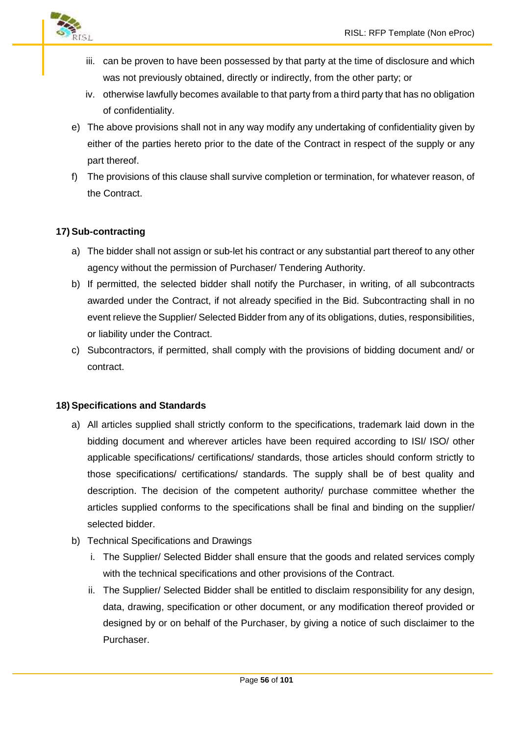iii. can be proven to have been possessed by that party at the time of disclosure and which was not previously obtained, directly or indirectly, from the other party; or

   iv. otherwise lawfully becomes available to that party from a third party that has no obligation of confidentiality.

e) The above provisions shall not in any way modify any undertaking of confidentiality given by either of the parties hereto prior to the date of the Contract in respect of the supply or any part thereof.

f) The provisions of this clause shall survive completion or termination, for whatever reason, of the Contract.

**17) Sub-contracting**

a) The bidder shall not assign or sub-let his contract or any substantial part thereof to any other agency without the permission of Purchaser/ Tendering Authority.

b) If permitted, the selected bidder shall notify the Purchaser, in writing, of all subcontracts awarded under the Contract, if not already specified in the Bid. Subcontracting shall in no event relieve the Supplier/ Selected Bidder from any of its obligations, duties, responsibilities, or liability under the Contract.

c) Subcontractors, if permitted, shall comply with the provisions of bidding document and/ or contract.

**18) Specifications and Standards**

a) All articles supplied shall strictly conform to the specifications, trademark laid down in the bidding document and wherever articles have been required according to ISI/ ISO/ other applicable specifications/ certifications/ standards, those articles should conform strictly to those specifications/ certifications/ standards. The supply shall be of best quality and description. The decision of the competent authority/ purchase committee whether the articles supplied conforms to the specifications shall be final and binding on the supplier/ selected bidder.

b) Technical Specifications and Drawings

   i. The Supplier/ Selected Bidder shall ensure that the goods and related services comply with the technical specifications and other provisions of the Contract.

   ii. The Supplier/ Selected Bidder shall be entitled to disclaim responsibility for any design, data, drawing, specification or other document, or any modification thereof provided or designed by or on behalf of the Purchaser, by giving a notice of such disclaimer to the Purchaser.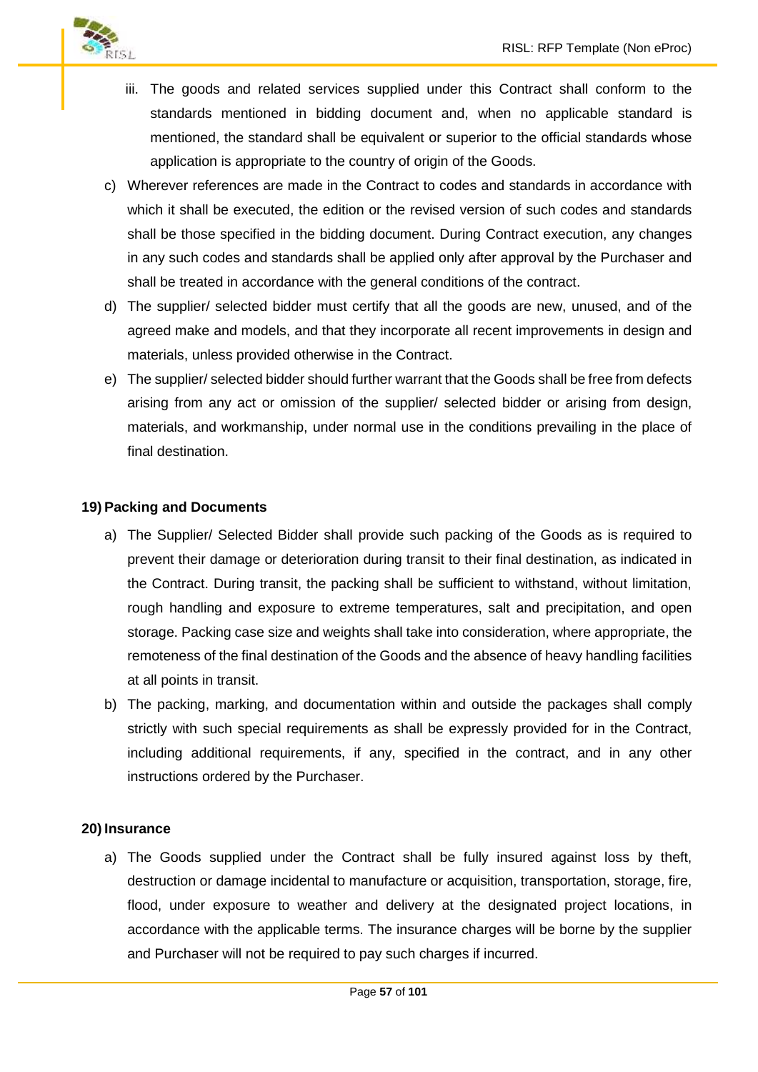iii. The goods and related services supplied under this Contract shall conform to the standards mentioned in bidding document and, when no applicable standard is mentioned, the standard shall be equivalent or superior to the official standards whose application is appropriate to the country of origin of the Goods.

c) Wherever references are made in the Contract to codes and standards in accordance with which it shall be executed, the edition or the revised version of such codes and standards shall be those specified in the bidding document. During Contract execution, any changes in any such codes and standards shall be applied only after approval by the Purchaser and shall be treated in accordance with the general conditions of the contract.

d) The supplier/ selected bidder must certify that all the goods are new, unused, and of the agreed make and models, and that they incorporate all recent improvements in design and materials, unless provided otherwise in the Contract.

e) The supplier/ selected bidder should further warrant that the Goods shall be free from defects arising from any act or omission of the supplier/ selected bidder or arising from design, materials, and workmanship, under normal use in the conditions prevailing in the place of final destination.

**19) Packing and Documents**

a) The Supplier/ Selected Bidder shall provide such packing of the Goods as is required to prevent their damage or deterioration during transit to their final destination, as indicated in the Contract. During transit, the packing shall be sufficient to withstand, without limitation, rough handling and exposure to extreme temperatures, salt and precipitation, and open storage. Packing case size and weights shall take into consideration, where appropriate, the remoteness of the final destination of the Goods and the absence of heavy handling facilities at all points in transit.

b) The packing, marking, and documentation within and outside the packages shall comply strictly with such special requirements as shall be expressly provided for in the Contract, including additional requirements, if any, specified in the contract, and in any other instructions ordered by the Purchaser.

**20) Insurance**

a) The Goods supplied under the Contract shall be fully insured against loss by theft, destruction or damage incidental to manufacture or acquisition, transportation, storage, fire, flood, under exposure to weather and delivery at the designated project locations, in accordance with the applicable terms. The insurance charges will be borne by the supplier and Purchaser will not be required to pay such charges if incurred.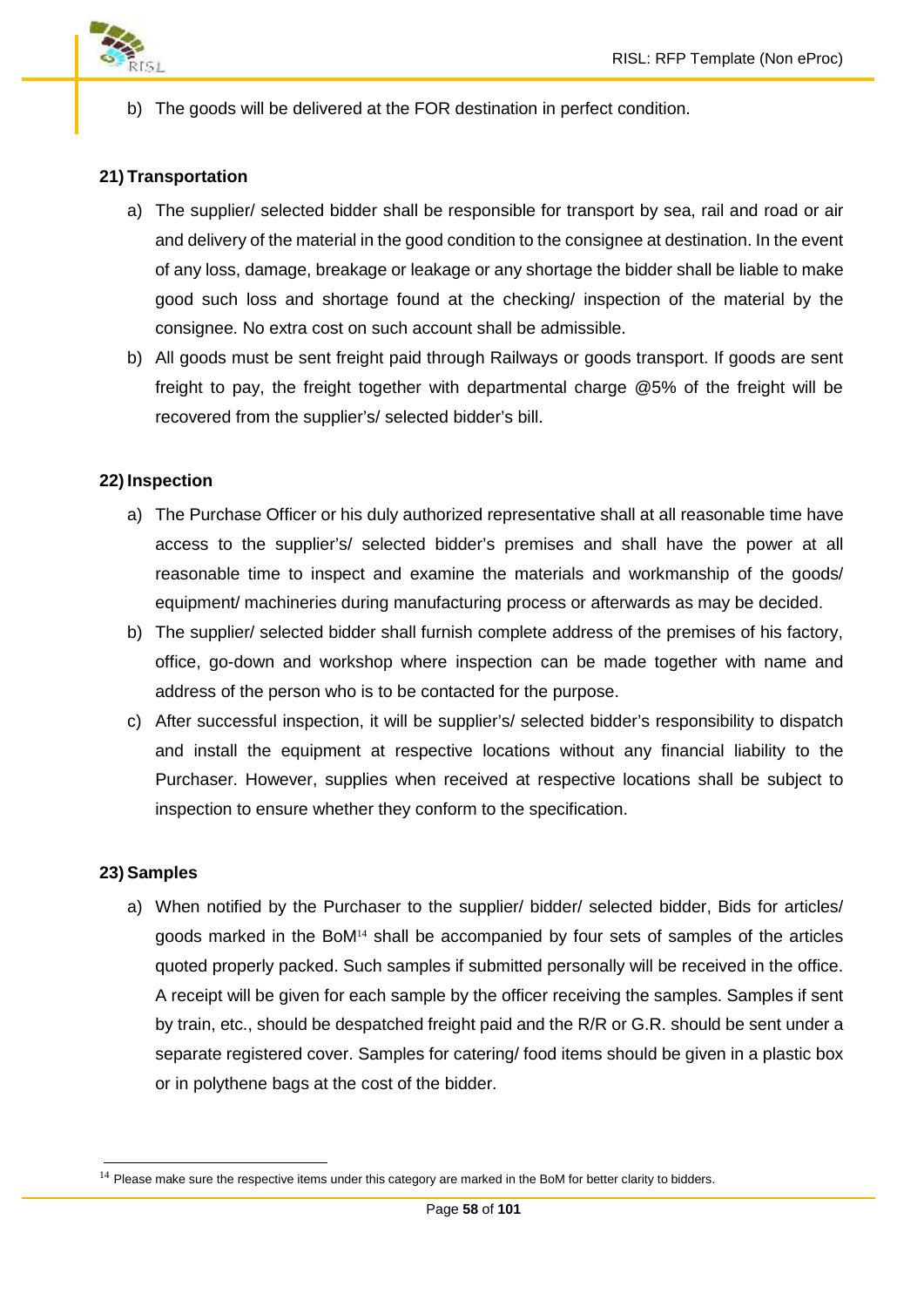b) The goods will be delivered at the FOR destination in perfect condition.

**21) Transportation**

a) The supplier/ selected bidder shall be responsible for transport by sea, rail and road or air and delivery of the material in the good condition to the consignee at destination. In the event of any loss, damage, breakage or leakage or any shortage the bidder shall be liable to make good such loss and shortage found at the checking/ inspection of the material by the consignee. No extra cost on such account shall be admissible.

b) All goods must be sent freight paid through Railways or goods transport. If goods are sent freight to pay, the freight together with departmental charge @5% of the freight will be recovered from the supplier's/ selected bidder's bill.

**22) Inspection**

a) The Purchase Officer or his duly authorized representative shall at all reasonable time have access to the supplier's/ selected bidder's premises and shall have the power at all reasonable time to inspect and examine the materials and workmanship of the goods/ equipment/ machineries during manufacturing process or afterwards as may be decided.

b) The supplier/ selected bidder shall furnish complete address of the premises of his factory, office, go-down and workshop where inspection can be made together with name and address of the person who is to be contacted for the purpose.

c) After successful inspection, it will be supplier's/ selected bidder's responsibility to dispatch and install the equipment at respective locations without any financial liability to the Purchaser. However, supplies when received at respective locations shall be subject to inspection to ensure whether they conform to the specification.

**23) Samples**

a) When notified by the Purchaser to the supplier/ bidder/ selected bidder, Bids for articles/ goods marked in the BoM[14] shall be accompanied by four sets of samples of the articles quoted properly packed. Such samples if submitted personally will be received in the office. A receipt will be given for each sample by the officer receiving the samples. Samples if sent by train, etc., should be despatched freight paid and the R/R or G.R. should be sent under a separate registered cover. Samples for catering/ food items should be given in a plastic box or in polythene bags at the cost of the bidder.

---

[14] Please make sure the respective items under this category are marked in the BoM for better clarity to bidders.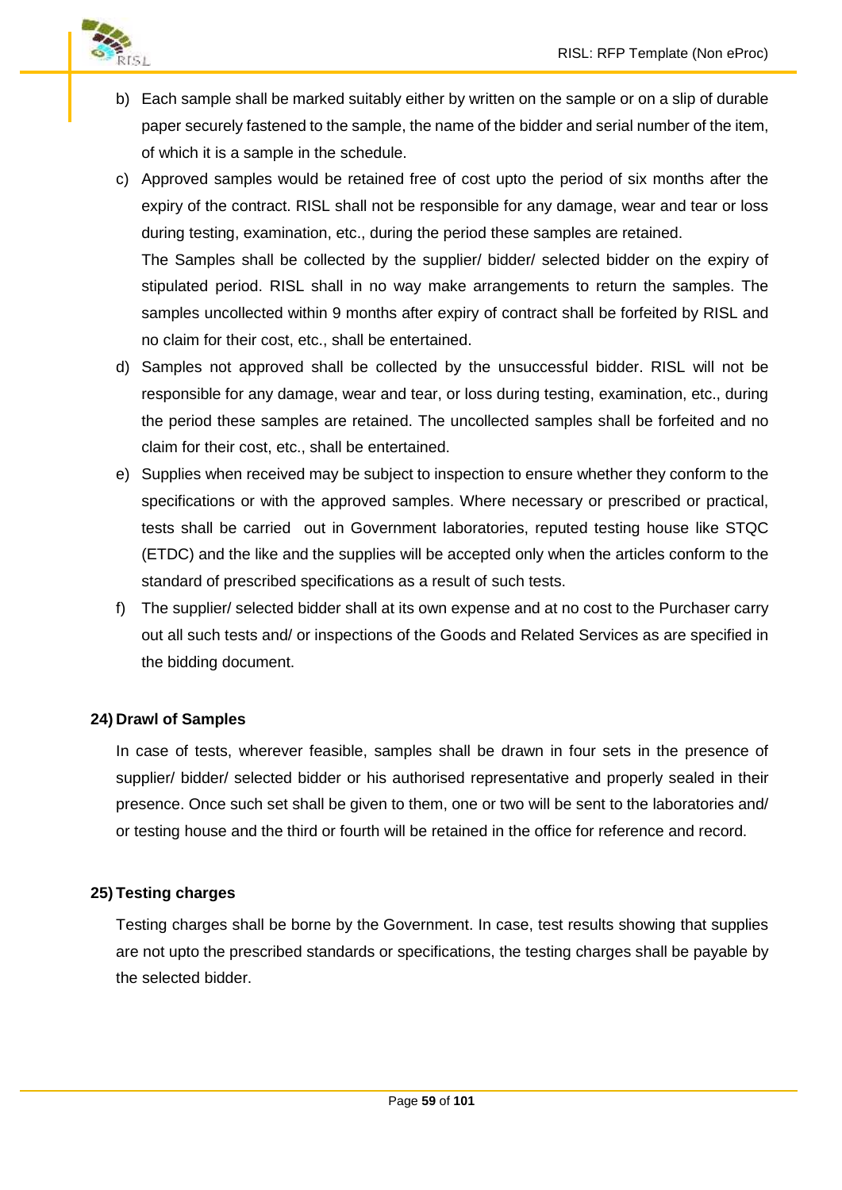b) Each sample shall be marked suitably either by written on the sample or on a slip of durable paper securely fastened to the sample, the name of the bidder and serial number of the item, of which it is a sample in the schedule.

c) Approved samples would be retained free of cost upto the period of six months after the expiry of the contract. RISL shall not be responsible for any damage, wear and tear or loss during testing, examination, etc., during the period these samples are retained.

   The Samples shall be collected by the supplier/ bidder/ selected bidder on the expiry of stipulated period. RISL shall in no way make arrangements to return the samples. The samples uncollected within 9 months after expiry of contract shall be forfeited by RISL and no claim for their cost, etc., shall be entertained.

d) Samples not approved shall be collected by the unsuccessful bidder. RISL will not be responsible for any damage, wear and tear, or loss during testing, examination, etc., during the period these samples are retained. The uncollected samples shall be forfeited and no claim for their cost, etc., shall be entertained.

e) Supplies when received may be subject to inspection to ensure whether they conform to the specifications or with the approved samples. Where necessary or prescribed or practical, tests shall be carried out in Government laboratories, reputed testing house like STQC (ETDC) and the like and the supplies will be accepted only when the articles conform to the standard of prescribed specifications as a result of such tests.

f) The supplier/ selected bidder shall at its own expense and at no cost to the Purchaser carry out all such tests and/ or inspections of the Goods and Related Services as are specified in the bidding document.

**24) Drawl of Samples**

In case of tests, wherever feasible, samples shall be drawn in four sets in the presence of supplier/ bidder/ selected bidder or his authorised representative and properly sealed in their presence. Once such set shall be given to them, one or two will be sent to the laboratories and/ or testing house and the third or fourth will be retained in the office for reference and record.

**25) Testing charges**

Testing charges shall be borne by the Government. In case, test results showing that supplies are not upto the prescribed standards or specifications, the testing charges shall be payable by the selected bidder.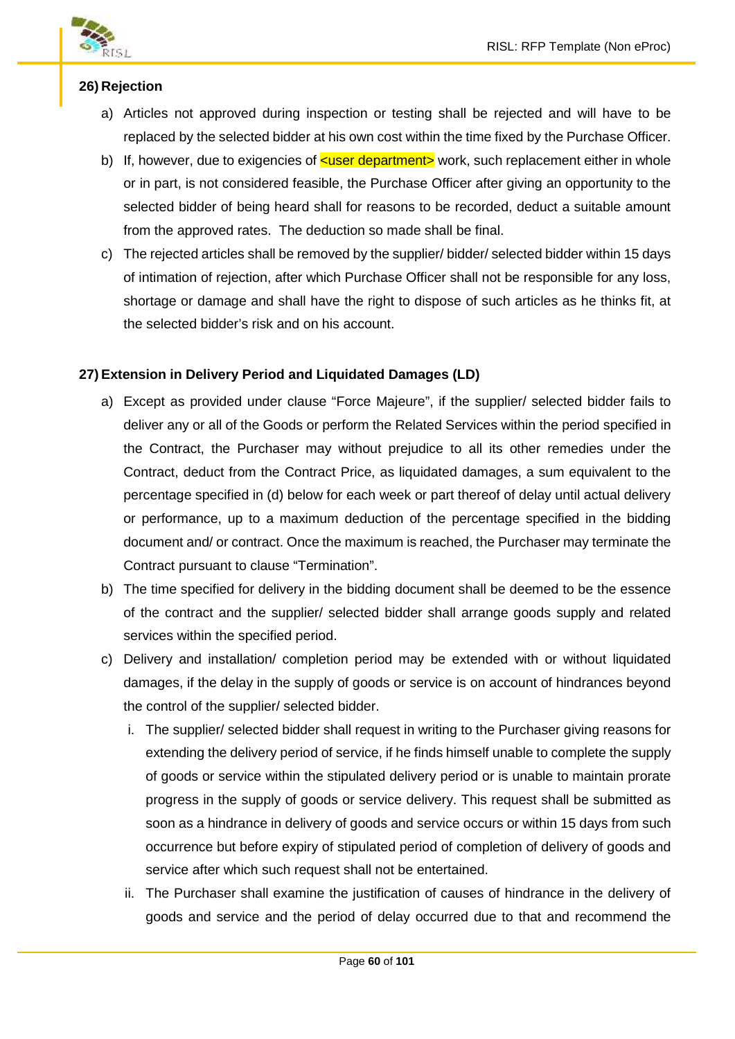**26) Rejection**

a) Articles not approved during inspection or testing shall be rejected and will have to be replaced by the selected bidder at his own cost within the time fixed by the Purchase Officer.

b) If, however, due to exigencies of <user department> work, such replacement either in whole or in part, is not considered feasible, the Purchase Officer after giving an opportunity to the selected bidder of being heard shall for reasons to be recorded, deduct a suitable amount from the approved rates. The deduction so made shall be final.

c) The rejected articles shall be removed by the supplier/ bidder/ selected bidder within 15 days of intimation of rejection, after which Purchase Officer shall not be responsible for any loss, shortage or damage and shall have the right to dispose of such articles as he thinks fit, at the selected bidder's risk and on his account.

**27) Extension in Delivery Period and Liquidated Damages (LD)**

a) Except as provided under clause "Force Majeure", if the supplier/ selected bidder fails to deliver any or all of the Goods or perform the Related Services within the period specified in the Contract, the Purchaser may without prejudice to all its other remedies under the Contract, deduct from the Contract Price, as liquidated damages, a sum equivalent to the percentage specified in (d) below for each week or part thereof of delay until actual delivery or performance, up to a maximum deduction of the percentage specified in the bidding document and/ or contract. Once the maximum is reached, the Purchaser may terminate the Contract pursuant to clause "Termination".

b) The time specified for delivery in the bidding document shall be deemed to be the essence of the contract and the supplier/ selected bidder shall arrange goods supply and related services within the specified period.

c) Delivery and installation/ completion period may be extended with or without liquidated damages, if the delay in the supply of goods or service is on account of hindrances beyond the control of the supplier/ selected bidder.

   i. The supplier/ selected bidder shall request in writing to the Purchaser giving reasons for extending the delivery period of service, if he finds himself unable to complete the supply of goods or service within the stipulated delivery period or is unable to maintain prorate progress in the supply of goods or service delivery. This request shall be submitted as soon as a hindrance in delivery of goods and service occurs or within 15 days from such occurrence but before expiry of stipulated period of completion of delivery of goods and service after which such request shall not be entertained.

   ii. The Purchaser shall examine the justification of causes of hindrance in the delivery of goods and service and the period of delay occurred due to that and recommend the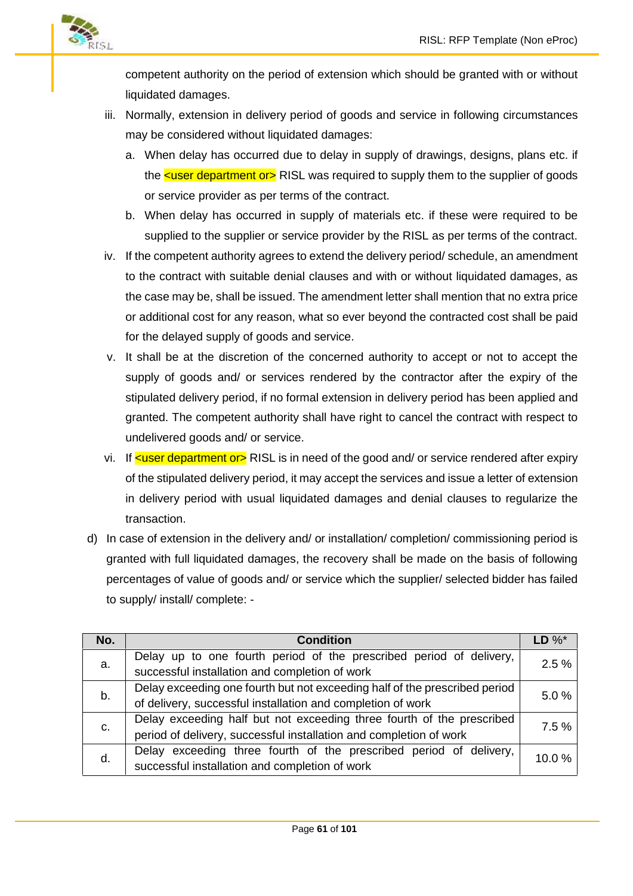competent authority on the period of extension which should be granted with or without liquidated damages.

iii. Normally, extension in delivery period of goods and service in following circumstances may be considered without liquidated damages:

   a. When delay has occurred due to delay in supply of drawings, designs, plans etc. if the <user department or> RISL was required to supply them to the supplier of goods or service provider as per terms of the contract.

   b. When delay has occurred in supply of materials etc. if these were required to be supplied to the supplier or service provider by the RISL as per terms of the contract.

iv. If the competent authority agrees to extend the delivery period/ schedule, an amendment to the contract with suitable denial clauses and with or without liquidated damages, as the case may be, shall be issued. The amendment letter shall mention that no extra price or additional cost for any reason, what so ever beyond the contracted cost shall be paid for the delayed supply of goods and service.

v. It shall be at the discretion of the concerned authority to accept or not to accept the supply of goods and/ or services rendered by the contractor after the expiry of the stipulated delivery period, if no formal extension in delivery period has been applied and granted. The competent authority shall have right to cancel the contract with respect to undelivered goods and/ or service.

vi. If <user department or> RISL is in need of the good and/ or service rendered after expiry of the stipulated delivery period, it may accept the services and issue a letter of extension in delivery period with usual liquidated damages and denial clauses to regularize the transaction.

d) In case of extension in the delivery and/ or installation/ completion/ commissioning period is granted with full liquidated damages, the recovery shall be made on the basis of following percentages of value of goods and/ or service which the supplier/ selected bidder has failed to supply/ install/ complete: -

| No. | Condition | LD %* |
|---|---|---|
| a. | Delay up to one fourth period of the prescribed period of delivery, successful installation and completion of work | 2.5 % |
| b. | Delay exceeding one fourth but not exceeding half of the prescribed period of delivery, successful installation and completion of work | 5.0 % |
| c. | Delay exceeding half but not exceeding three fourth of the prescribed period of delivery, successful installation and completion of work | 7.5 % |
| d. | Delay exceeding three fourth of the prescribed period of delivery, successful installation and completion of work | 10.0 % |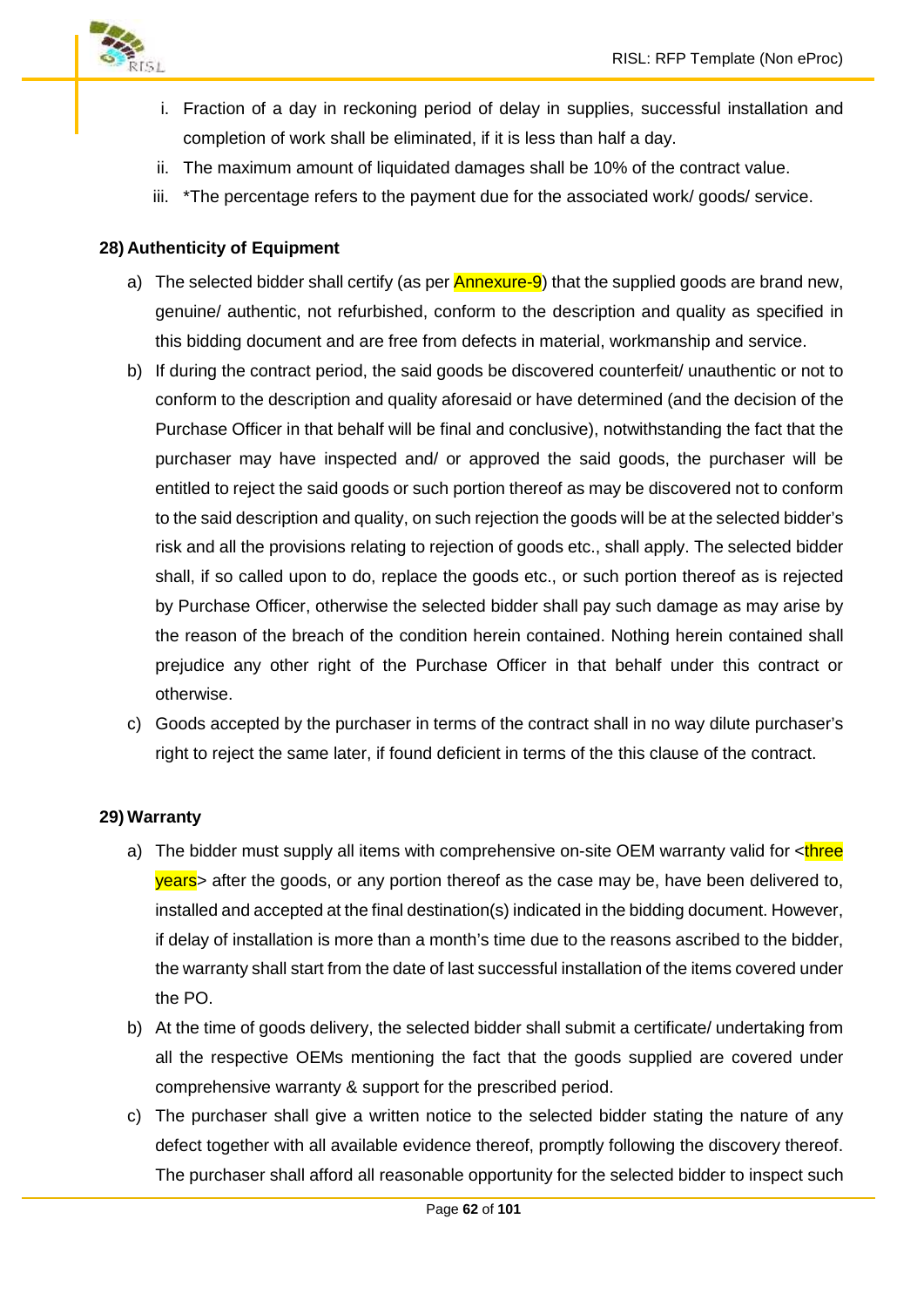i. Fraction of a day in reckoning period of delay in supplies, successful installation and completion of work shall be eliminated, if it is less than half a day.
ii. The maximum amount of liquidated damages shall be 10% of the contract value.
iii. *The percentage refers to the payment due for the associated work/ goods/ service.

**28) Authenticity of Equipment**

a) The selected bidder shall certify (as per Annexure-9) that the supplied goods are brand new, genuine/ authentic, not refurbished, conform to the description and quality as specified in this bidding document and are free from defects in material, workmanship and service.

b) If during the contract period, the said goods be discovered counterfeit/ unauthentic or not to conform to the description and quality aforesaid or have determined (and the decision of the Purchase Officer in that behalf will be final and conclusive), notwithstanding the fact that the purchaser may have inspected and/ or approved the said goods, the purchaser will be entitled to reject the said goods or such portion thereof as may be discovered not to conform to the said description and quality, on such rejection the goods will be at the selected bidder's risk and all the provisions relating to rejection of goods etc., shall apply. The selected bidder shall, if so called upon to do, replace the goods etc., or such portion thereof as is rejected by Purchase Officer, otherwise the selected bidder shall pay such damage as may arise by the reason of the breach of the condition herein contained. Nothing herein contained shall prejudice any other right of the Purchase Officer in that behalf under this contract or otherwise.

c) Goods accepted by the purchaser in terms of the contract shall in no way dilute purchaser's right to reject the same later, if found deficient in terms of the this clause of the contract.

**29) Warranty**

a) The bidder must supply all items with comprehensive on-site OEM warranty valid for <three years> after the goods, or any portion thereof as the case may be, have been delivered to, installed and accepted at the final destination(s) indicated in the bidding document. However, if delay of installation is more than a month's time due to the reasons ascribed to the bidder, the warranty shall start from the date of last successful installation of the items covered under the PO.

b) At the time of goods delivery, the selected bidder shall submit a certificate/ undertaking from all the respective OEMs mentioning the fact that the goods supplied are covered under comprehensive warranty & support for the prescribed period.

c) The purchaser shall give a written notice to the selected bidder stating the nature of any defect together with all available evidence thereof, promptly following the discovery thereof. The purchaser shall afford all reasonable opportunity for the selected bidder to inspect such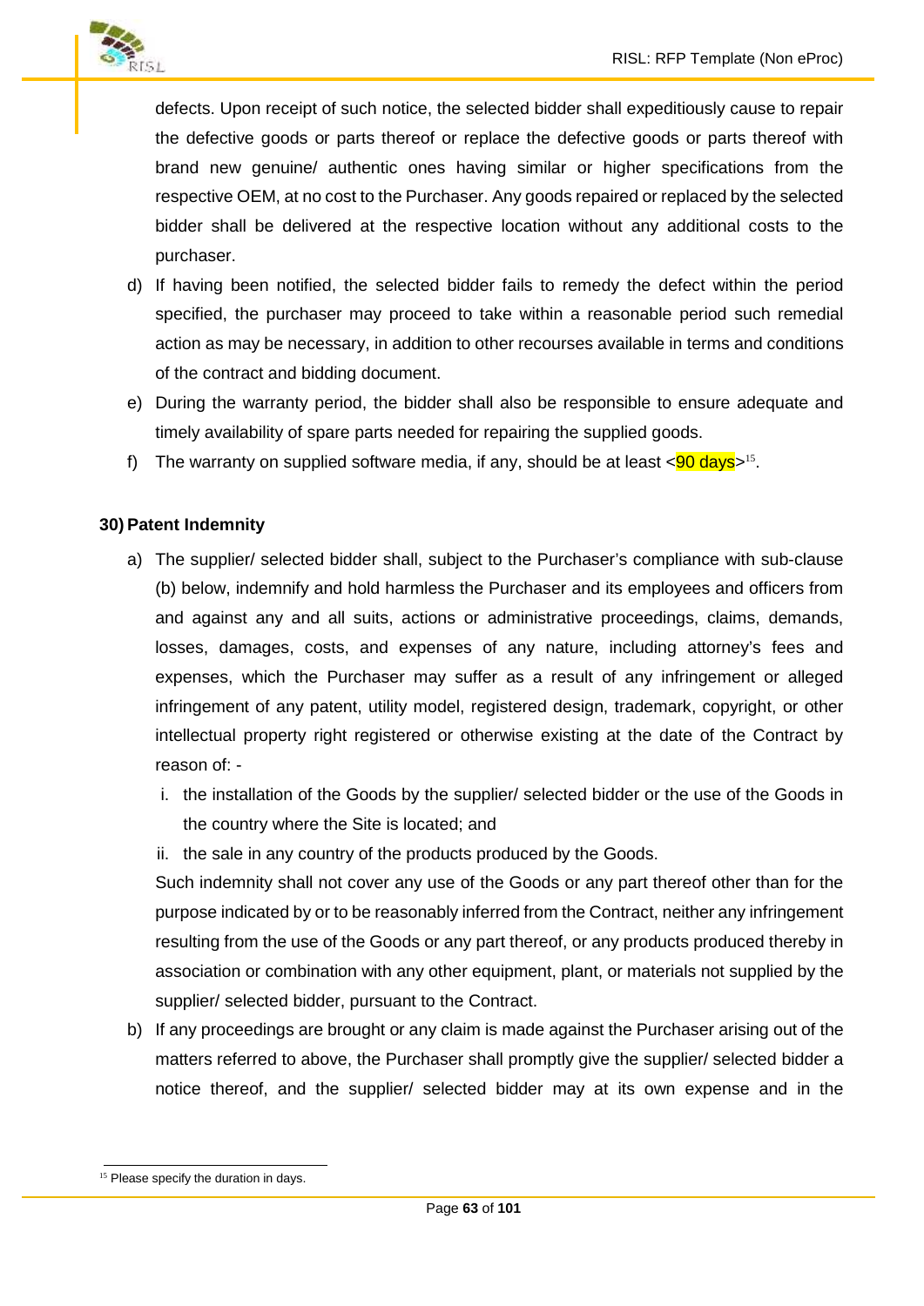defects. Upon receipt of such notice, the selected bidder shall expeditiously cause to repair the defective goods or parts thereof or replace the defective goods or parts thereof with brand new genuine/ authentic ones having similar or higher specifications from the respective OEM, at no cost to the Purchaser. Any goods repaired or replaced by the selected bidder shall be delivered at the respective location without any additional costs to the purchaser.

d) If having been notified, the selected bidder fails to remedy the defect within the period specified, the purchaser may proceed to take within a reasonable period such remedial action as may be necessary, in addition to other recourses available in terms and conditions of the contract and bidding document.

e) During the warranty period, the bidder shall also be responsible to ensure adequate and timely availability of spare parts needed for repairing the supplied goods.

f) The warranty on supplied software media, if any, should be at least <90 days>[15].

**30) Patent Indemnity**

a) The supplier/ selected bidder shall, subject to the Purchaser's compliance with sub-clause (b) below, indemnify and hold harmless the Purchaser and its employees and officers from and against any and all suits, actions or administrative proceedings, claims, demands, losses, damages, costs, and expenses of any nature, including attorney's fees and expenses, which the Purchaser may suffer as a result of any infringement or alleged infringement of any patent, utility model, registered design, trademark, copyright, or other intellectual property right registered or otherwise existing at the date of the Contract by reason of: -

  i. the installation of the Goods by the supplier/ selected bidder or the use of the Goods in the country where the Site is located; and

  ii. the sale in any country of the products produced by the Goods.

  Such indemnity shall not cover any use of the Goods or any part thereof other than for the purpose indicated by or to be reasonably inferred from the Contract, neither any infringement resulting from the use of the Goods or any part thereof, or any products produced thereby in association or combination with any other equipment, plant, or materials not supplied by the supplier/ selected bidder, pursuant to the Contract.

b) If any proceedings are brought or any claim is made against the Purchaser arising out of the matters referred to above, the Purchaser shall promptly give the supplier/ selected bidder a notice thereof, and the supplier/ selected bidder may at its own expense and in the

[15] Please specify the duration in days.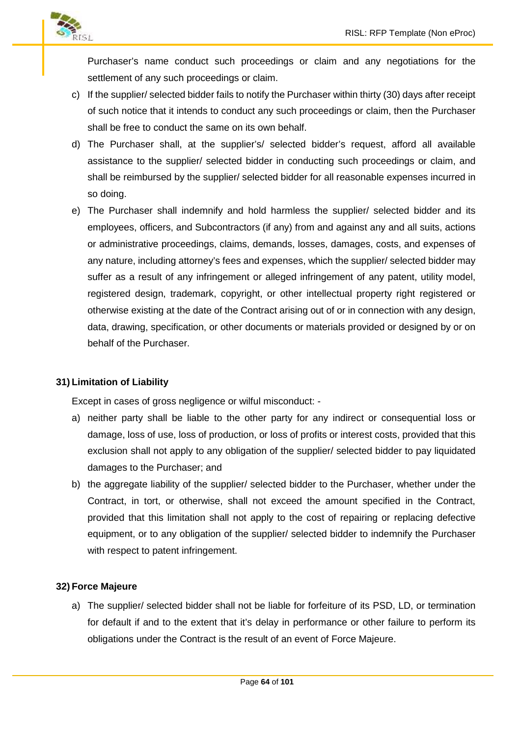Purchaser's name conduct such proceedings or claim and any negotiations for the settlement of any such proceedings or claim.

c) If the supplier/ selected bidder fails to notify the Purchaser within thirty (30) days after receipt of such notice that it intends to conduct any such proceedings or claim, then the Purchaser shall be free to conduct the same on its own behalf.

d) The Purchaser shall, at the supplier's/ selected bidder's request, afford all available assistance to the supplier/ selected bidder in conducting such proceedings or claim, and shall be reimbursed by the supplier/ selected bidder for all reasonable expenses incurred in so doing.

e) The Purchaser shall indemnify and hold harmless the supplier/ selected bidder and its employees, officers, and Subcontractors (if any) from and against any and all suits, actions or administrative proceedings, claims, demands, losses, damages, costs, and expenses of any nature, including attorney's fees and expenses, which the supplier/ selected bidder may suffer as a result of any infringement or alleged infringement of any patent, utility model, registered design, trademark, copyright, or other intellectual property right registered or otherwise existing at the date of the Contract arising out of or in connection with any design, data, drawing, specification, or other documents or materials provided or designed by or on behalf of the Purchaser.

**31) Limitation of Liability**

Except in cases of gross negligence or wilful misconduct: -

a) neither party shall be liable to the other party for any indirect or consequential loss or damage, loss of use, loss of production, or loss of profits or interest costs, provided that this exclusion shall not apply to any obligation of the supplier/ selected bidder to pay liquidated damages to the Purchaser; and

b) the aggregate liability of the supplier/ selected bidder to the Purchaser, whether under the Contract, in tort, or otherwise, shall not exceed the amount specified in the Contract, provided that this limitation shall not apply to the cost of repairing or replacing defective equipment, or to any obligation of the supplier/ selected bidder to indemnify the Purchaser with respect to patent infringement.

**32) Force Majeure**

a) The supplier/ selected bidder shall not be liable for forfeiture of its PSD, LD, or termination for default if and to the extent that it's delay in performance or other failure to perform its obligations under the Contract is the result of an event of Force Majeure.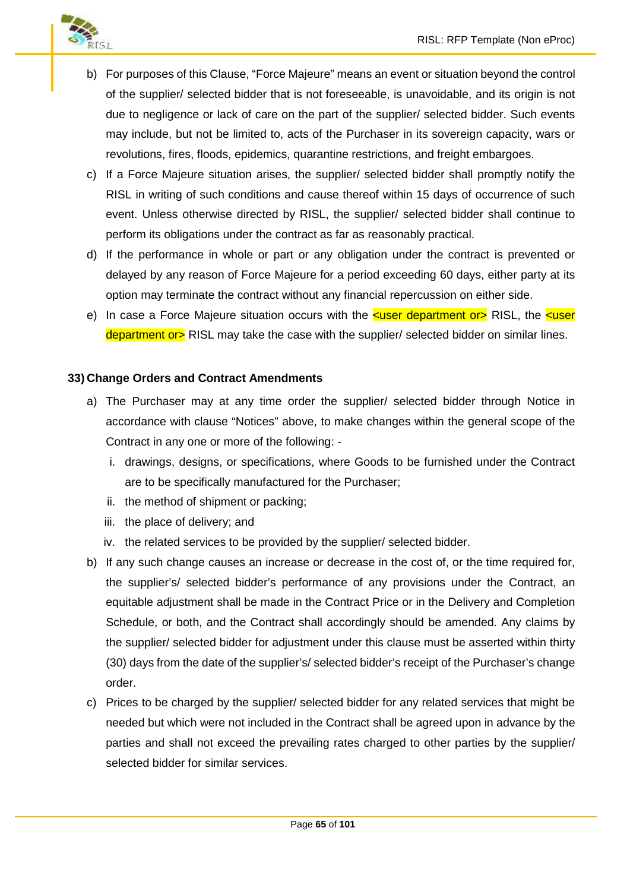b) For purposes of this Clause, “Force Majeure” means an event or situation beyond the control of the supplier/ selected bidder that is not foreseeable, is unavoidable, and its origin is not due to negligence or lack of care on the part of the supplier/ selected bidder. Such events may include, but not be limited to, acts of the Purchaser in its sovereign capacity, wars or revolutions, fires, floods, epidemics, quarantine restrictions, and freight embargoes.

c) If a Force Majeure situation arises, the supplier/ selected bidder shall promptly notify the RISL in writing of such conditions and cause thereof within 15 days of occurrence of such event. Unless otherwise directed by RISL, the supplier/ selected bidder shall continue to perform its obligations under the contract as far as reasonably practical.

d) If the performance in whole or part or any obligation under the contract is prevented or delayed by any reason of Force Majeure for a period exceeding 60 days, either party at its option may terminate the contract without any financial repercussion on either side.

e) In case a Force Majeure situation occurs with the <user department or> RISL, the <user department or> RISL may take the case with the supplier/ selected bidder on similar lines.

**33) Change Orders and Contract Amendments**

a) The Purchaser may at any time order the supplier/ selected bidder through Notice in accordance with clause “Notices” above, to make changes within the general scope of the Contract in any one or more of the following: -

   i. drawings, designs, or specifications, where Goods to be furnished under the Contract are to be specifically manufactured for the Purchaser;
   ii. the method of shipment or packing;
   iii. the place of delivery; and
   iv. the related services to be provided by the supplier/ selected bidder.

b) If any such change causes an increase or decrease in the cost of, or the time required for, the supplier's/ selected bidder's performance of any provisions under the Contract, an equitable adjustment shall be made in the Contract Price or in the Delivery and Completion Schedule, or both, and the Contract shall accordingly should be amended. Any claims by the supplier/ selected bidder for adjustment under this clause must be asserted within thirty (30) days from the date of the supplier's/ selected bidder's receipt of the Purchaser's change order.

c) Prices to be charged by the supplier/ selected bidder for any related services that might be needed but which were not included in the Contract shall be agreed upon in advance by the parties and shall not exceed the prevailing rates charged to other parties by the supplier/ selected bidder for similar services.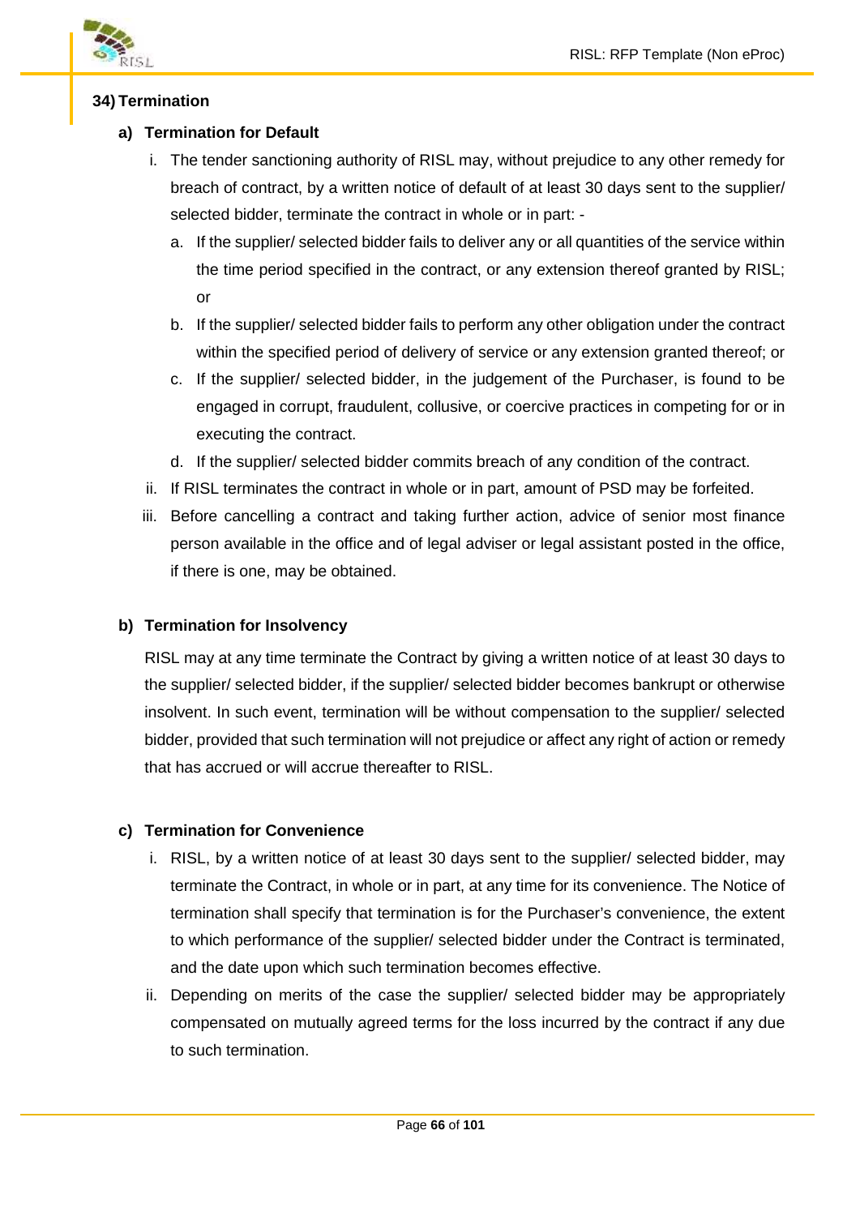### 34) Termination

#### a) Termination for Default

i. The tender sanctioning authority of RISL may, without prejudice to any other remedy for breach of contract, by a written notice of default of at least 30 days sent to the supplier/ selected bidder, terminate the contract in whole or in part: -

   a. If the supplier/ selected bidder fails to deliver any or all quantities of the service within the time period specified in the contract, or any extension thereof granted by RISL; or

   b. If the supplier/ selected bidder fails to perform any other obligation under the contract within the specified period of delivery of service or any extension granted thereof; or

   c. If the supplier/ selected bidder, in the judgement of the Purchaser, is found to be engaged in corrupt, fraudulent, collusive, or coercive practices in competing for or in executing the contract.

   d. If the supplier/ selected bidder commits breach of any condition of the contract.

ii. If RISL terminates the contract in whole or in part, amount of PSD may be forfeited.

iii. Before cancelling a contract and taking further action, advice of senior most finance person available in the office and of legal adviser or legal assistant posted in the office, if there is one, may be obtained.

#### b) Termination for Insolvency

RISL may at any time terminate the Contract by giving a written notice of at least 30 days to the supplier/ selected bidder, if the supplier/ selected bidder becomes bankrupt or otherwise insolvent. In such event, termination will be without compensation to the supplier/ selected bidder, provided that such termination will not prejudice or affect any right of action or remedy that has accrued or will accrue thereafter to RISL.

#### c) Termination for Convenience

i. RISL, by a written notice of at least 30 days sent to the supplier/ selected bidder, may terminate the Contract, in whole or in part, at any time for its convenience. The Notice of termination shall specify that termination is for the Purchaser's convenience, the extent to which performance of the supplier/ selected bidder under the Contract is terminated, and the date upon which such termination becomes effective.

ii. Depending on merits of the case the supplier/ selected bidder may be appropriately compensated on mutually agreed terms for the loss incurred by the contract if any due to such termination.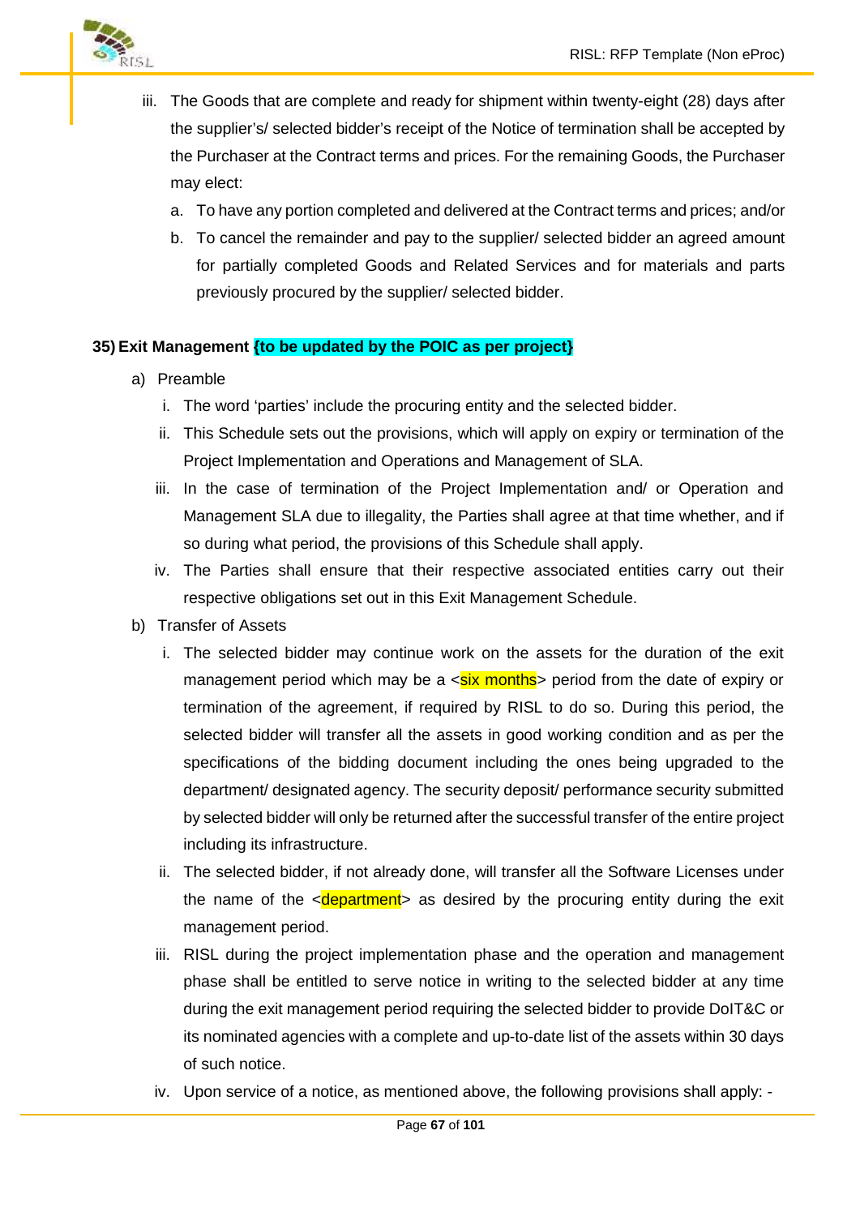iii. The Goods that are complete and ready for shipment within twenty-eight (28) days after the supplier's/ selected bidder's receipt of the Notice of termination shall be accepted by the Purchaser at the Contract terms and prices. For the remaining Goods, the Purchaser may elect:

   a. To have any portion completed and delivered at the Contract terms and prices; and/or

   b. To cancel the remainder and pay to the supplier/ selected bidder an agreed amount for partially completed Goods and Related Services and for materials and parts previously procured by the supplier/ selected bidder.

**35) Exit Management {to be updated by the POIC as per project}**

a) Preamble

   i. The word 'parties' include the procuring entity and the selected bidder.

   ii. This Schedule sets out the provisions, which will apply on expiry or termination of the Project Implementation and Operations and Management of SLA.

   iii. In the case of termination of the Project Implementation and/ or Operation and Management SLA due to illegality, the Parties shall agree at that time whether, and if so during what period, the provisions of this Schedule shall apply.

   iv. The Parties shall ensure that their respective associated entities carry out their respective obligations set out in this Exit Management Schedule.

b) Transfer of Assets

   i. The selected bidder may continue work on the assets for the duration of the exit management period which may be a <six months> period from the date of expiry or termination of the agreement, if required by RISL to do so. During this period, the selected bidder will transfer all the assets in good working condition and as per the specifications of the bidding document including the ones being upgraded to the department/ designated agency. The security deposit/ performance security submitted by selected bidder will only be returned after the successful transfer of the entire project including its infrastructure.

   ii. The selected bidder, if not already done, will transfer all the Software Licenses under the name of the <department> as desired by the procuring entity during the exit management period.

   iii. RISL during the project implementation phase and the operation and management phase shall be entitled to serve notice in writing to the selected bidder at any time during the exit management period requiring the selected bidder to provide DoIT&C or its nominated agencies with a complete and up-to-date list of the assets within 30 days of such notice.

   iv. Upon service of a notice, as mentioned above, the following provisions shall apply: -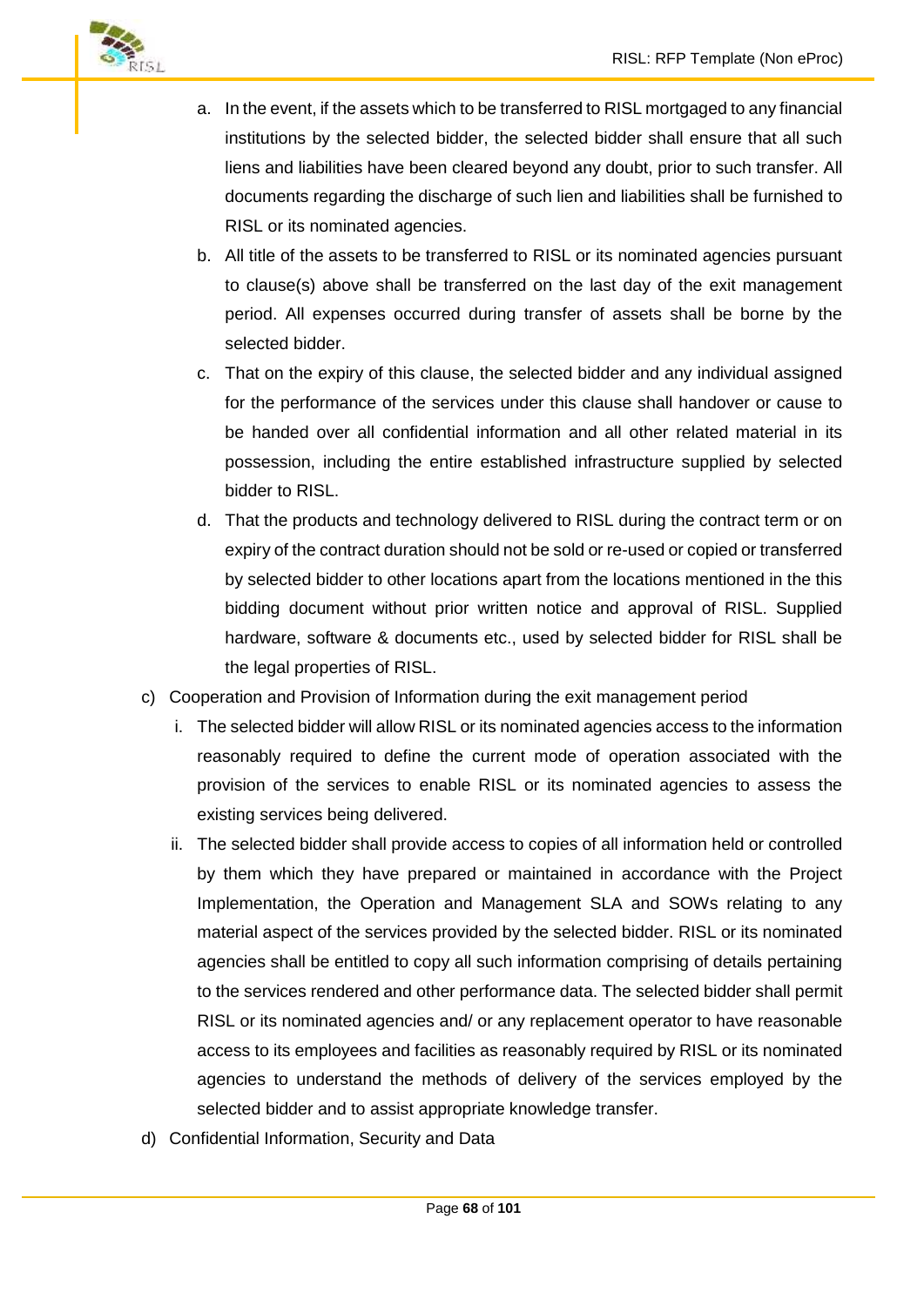a. In the event, if the assets which to be transferred to RISL mortgaged to any financial institutions by the selected bidder, the selected bidder shall ensure that all such liens and liabilities have been cleared beyond any doubt, prior to such transfer. All documents regarding the discharge of such lien and liabilities shall be furnished to RISL or its nominated agencies.

b. All title of the assets to be transferred to RISL or its nominated agencies pursuant to clause(s) above shall be transferred on the last day of the exit management period. All expenses occurred during transfer of assets shall be borne by the selected bidder.

c. That on the expiry of this clause, the selected bidder and any individual assigned for the performance of the services under this clause shall handover or cause to be handed over all confidential information and all other related material in its possession, including the entire established infrastructure supplied by selected bidder to RISL.

d. That the products and technology delivered to RISL during the contract term or on expiry of the contract duration should not be sold or re-used or copied or transferred by selected bidder to other locations apart from the locations mentioned in the this bidding document without prior written notice and approval of RISL. Supplied hardware, software & documents etc., used by selected bidder for RISL shall be the legal properties of RISL.

c) Cooperation and Provision of Information during the exit management period

   i. The selected bidder will allow RISL or its nominated agencies access to the information reasonably required to define the current mode of operation associated with the provision of the services to enable RISL or its nominated agencies to assess the existing services being delivered.

   ii. The selected bidder shall provide access to copies of all information held or controlled by them which they have prepared or maintained in accordance with the Project Implementation, the Operation and Management SLA and SOWs relating to any material aspect of the services provided by the selected bidder. RISL or its nominated agencies shall be entitled to copy all such information comprising of details pertaining to the services rendered and other performance data. The selected bidder shall permit RISL or its nominated agencies and/ or any replacement operator to have reasonable access to its employees and facilities as reasonably required by RISL or its nominated agencies to understand the methods of delivery of the services employed by the selected bidder and to assist appropriate knowledge transfer.

d) Confidential Information, Security and Data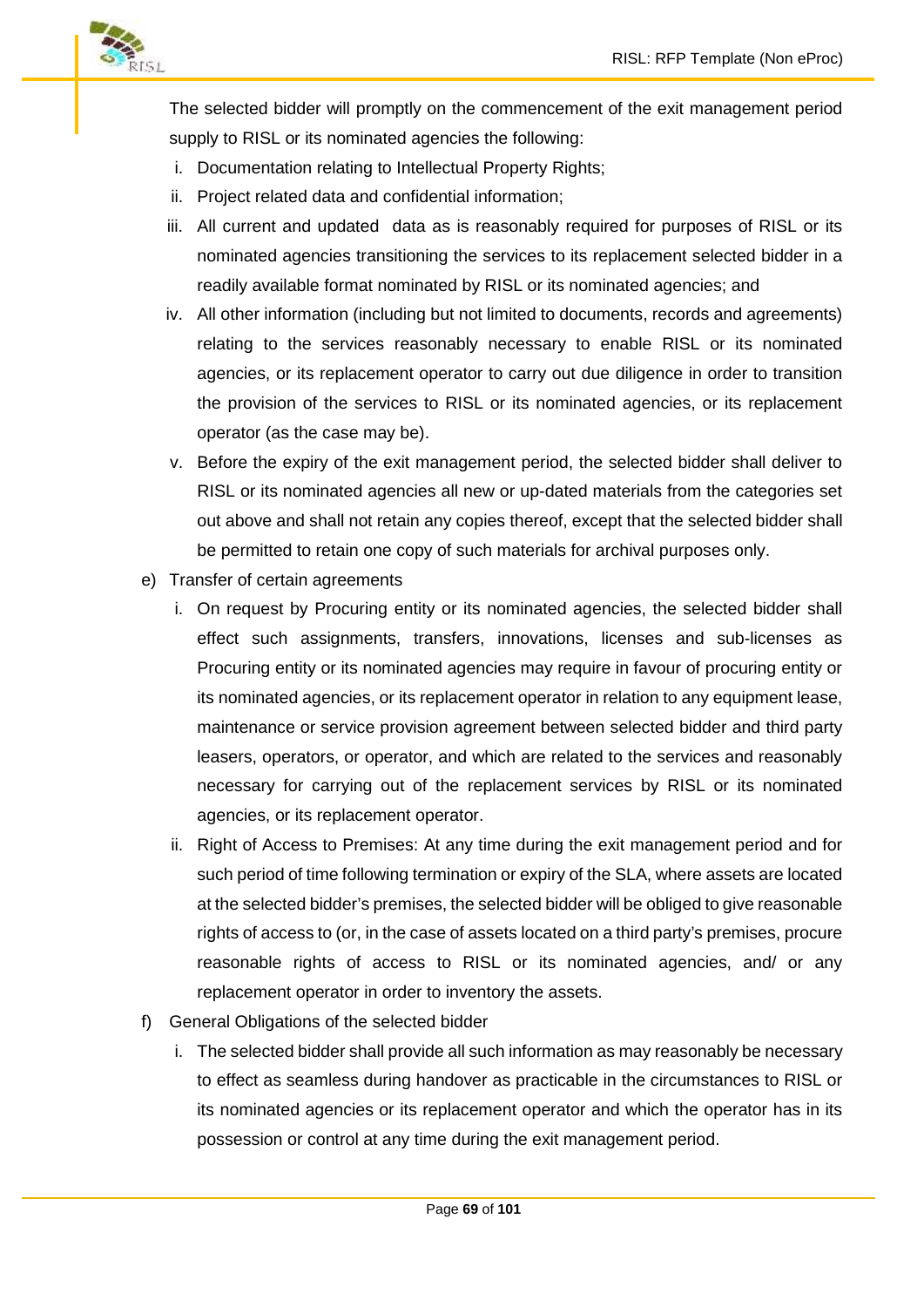The selected bidder will promptly on the commencement of the exit management period supply to RISL or its nominated agencies the following:

i. Documentation relating to Intellectual Property Rights;
ii. Project related data and confidential information;
iii. All current and updated data as is reasonably required for purposes of RISL or its nominated agencies transitioning the services to its replacement selected bidder in a readily available format nominated by RISL or its nominated agencies; and
iv. All other information (including but not limited to documents, records and agreements) relating to the services reasonably necessary to enable RISL or its nominated agencies, or its replacement operator to carry out due diligence in order to transition the provision of the services to RISL or its nominated agencies, or its replacement operator (as the case may be).
v. Before the expiry of the exit management period, the selected bidder shall deliver to RISL or its nominated agencies all new or up-dated materials from the categories set out above and shall not retain any copies thereof, except that the selected bidder shall be permitted to retain one copy of such materials for archival purposes only.

e) Transfer of certain agreements
   i. On request by Procuring entity or its nominated agencies, the selected bidder shall effect such assignments, transfers, innovations, licenses and sub-licenses as Procuring entity or its nominated agencies may require in favour of procuring entity or its nominated agencies, or its replacement operator in relation to any equipment lease, maintenance or service provision agreement between selected bidder and third party leasers, operators, or operator, and which are related to the services and reasonably necessary for carrying out of the replacement services by RISL or its nominated agencies, or its replacement operator.
   ii. Right of Access to Premises: At any time during the exit management period and for such period of time following termination or expiry of the SLA, where assets are located at the selected bidder's premises, the selected bidder will be obliged to give reasonable rights of access to (or, in the case of assets located on a third party's premises, procure reasonable rights of access to RISL or its nominated agencies, and/ or any replacement operator in order to inventory the assets.

f) General Obligations of the selected bidder
   i. The selected bidder shall provide all such information as may reasonably be necessary to effect as seamless during handover as practicable in the circumstances to RISL or its nominated agencies or its replacement operator and which the operator has in its possession or control at any time during the exit management period.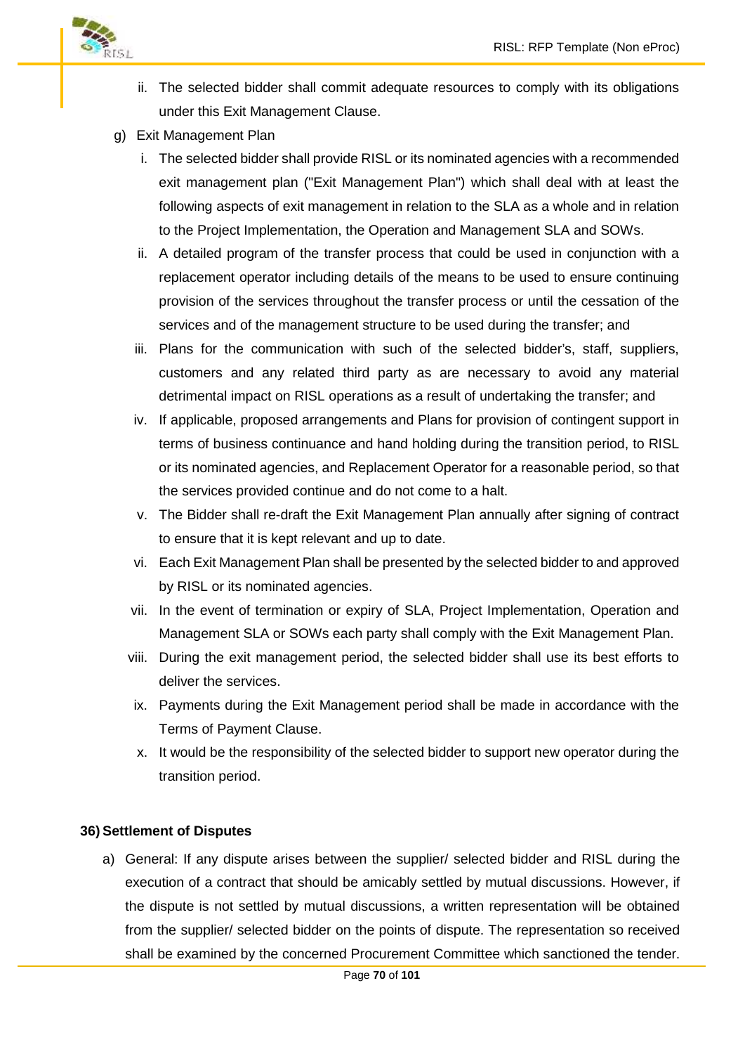ii. The selected bidder shall commit adequate resources to comply with its obligations under this Exit Management Clause.

g) Exit Management Plan

i. The selected bidder shall provide RISL or its nominated agencies with a recommended exit management plan ("Exit Management Plan") which shall deal with at least the following aspects of exit management in relation to the SLA as a whole and in relation to the Project Implementation, the Operation and Management SLA and SOWs.

ii. A detailed program of the transfer process that could be used in conjunction with a replacement operator including details of the means to be used to ensure continuing provision of the services throughout the transfer process or until the cessation of the services and of the management structure to be used during the transfer; and

iii. Plans for the communication with such of the selected bidder's, staff, suppliers, customers and any related third party as are necessary to avoid any material detrimental impact on RISL operations as a result of undertaking the transfer; and

iv. If applicable, proposed arrangements and Plans for provision of contingent support in terms of business continuance and hand holding during the transition period, to RISL or its nominated agencies, and Replacement Operator for a reasonable period, so that the services provided continue and do not come to a halt.

v. The Bidder shall re-draft the Exit Management Plan annually after signing of contract to ensure that it is kept relevant and up to date.

vi. Each Exit Management Plan shall be presented by the selected bidder to and approved by RISL or its nominated agencies.

vii. In the event of termination or expiry of SLA, Project Implementation, Operation and Management SLA or SOWs each party shall comply with the Exit Management Plan.

viii. During the exit management period, the selected bidder shall use its best efforts to deliver the services.

ix. Payments during the Exit Management period shall be made in accordance with the Terms of Payment Clause.

x. It would be the responsibility of the selected bidder to support new operator during the transition period.

**36) Settlement of Disputes**

a) General: If any dispute arises between the supplier/ selected bidder and RISL during the execution of a contract that should be amicably settled by mutual discussions. However, if the dispute is not settled by mutual discussions, a written representation will be obtained from the supplier/ selected bidder on the points of dispute. The representation so received shall be examined by the concerned Procurement Committee which sanctioned the tender.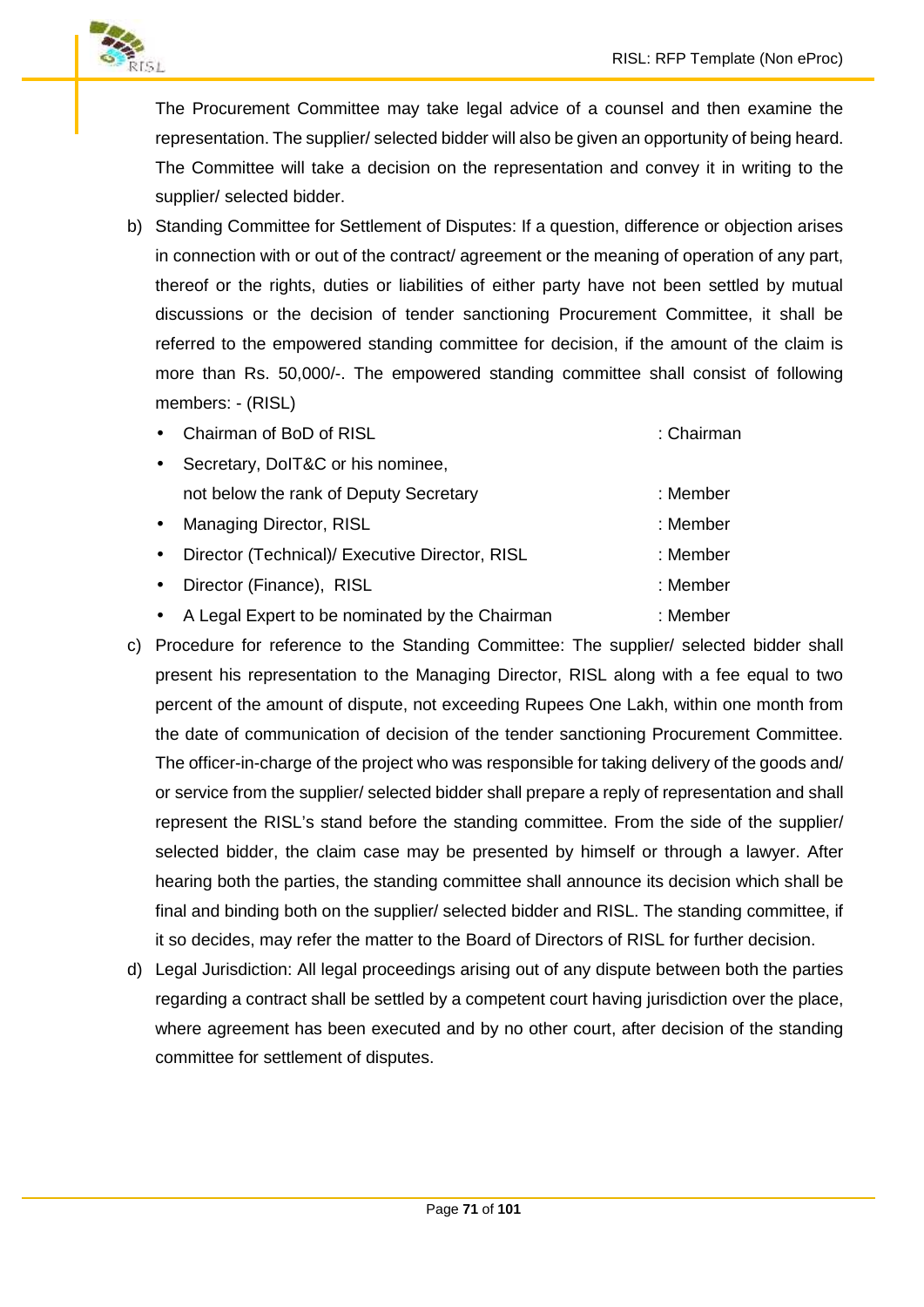The Procurement Committee may take legal advice of a counsel and then examine the representation. The supplier/ selected bidder will also be given an opportunity of being heard. The Committee will take a decision on the representation and convey it in writing to the supplier/ selected bidder.

b) Standing Committee for Settlement of Disputes: If a question, difference or objection arises in connection with or out of the contract/ agreement or the meaning of operation of any part, thereof or the rights, duties or liabilities of either party have not been settled by mutual discussions or the decision of tender sanctioning Procurement Committee, it shall be referred to the empowered standing committee for decision, if the amount of the claim is more than Rs. 50,000/-. The empowered standing committee shall consist of following members: - (RISL)

   - Chairman of BoD of RISL : Chairman
   - Secretary, DoIT&C or his nominee, not below the rank of Deputy Secretary : Member
   - Managing Director, RISL : Member
   - Director (Technical)/ Executive Director, RISL : Member
   - Director (Finance), RISL : Member
   - A Legal Expert to be nominated by the Chairman : Member

c) Procedure for reference to the Standing Committee: The supplier/ selected bidder shall present his representation to the Managing Director, RISL along with a fee equal to two percent of the amount of dispute, not exceeding Rupees One Lakh, within one month from the date of communication of decision of the tender sanctioning Procurement Committee. The officer-in-charge of the project who was responsible for taking delivery of the goods and/ or service from the supplier/ selected bidder shall prepare a reply of representation and shall represent the RISL's stand before the standing committee. From the side of the supplier/ selected bidder, the claim case may be presented by himself or through a lawyer. After hearing both the parties, the standing committee shall announce its decision which shall be final and binding both on the supplier/ selected bidder and RISL. The standing committee, if it so decides, may refer the matter to the Board of Directors of RISL for further decision.

d) Legal Jurisdiction: All legal proceedings arising out of any dispute between both the parties regarding a contract shall be settled by a competent court having jurisdiction over the place, where agreement has been executed and by no other court, after decision of the standing committee for settlement of disputes.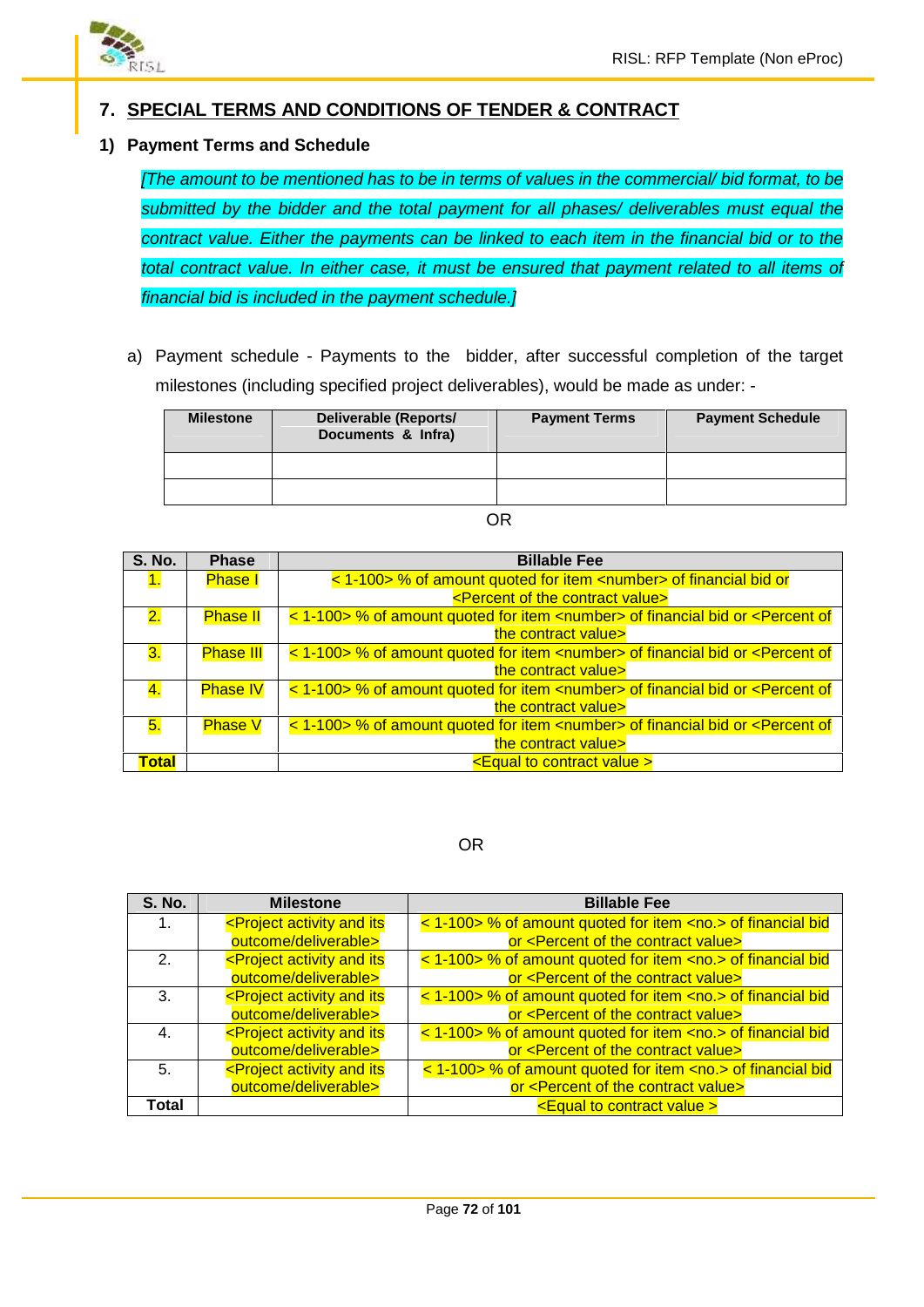## 7. SPECIAL TERMS AND CONDITIONS OF TENDER & CONTRACT

### 1) Payment Terms and Schedule

*[The amount to be mentioned has to be in terms of values in the commercial/ bid format, to be submitted by the bidder and the total payment for all phases/ deliverables must equal the contract value. Either the payments can be linked to each item in the financial bid or to the total contract value. In either case, it must be ensured that payment related to all items of financial bid is included in the payment schedule.]*

a) Payment schedule - Payments to the bidder, after successful completion of the target milestones (including specified project deliverables), would be made as under: -

| Milestone | Deliverable (Reports/ Documents & Infra) | Payment Terms | Payment Schedule |
|---|---|---|---|
| | | | |
| | | | |

OR

| S. No. | Phase | Billable Fee |
|---|---|---|
| 1. | Phase I | < 1-100> % of amount quoted for item <number> of financial bid or <Percent of the contract value> |
| 2. | Phase II | < 1-100> % of amount quoted for item <number> of financial bid or <Percent of the contract value> |
| 3. | Phase III | < 1-100> % of amount quoted for item <number> of financial bid or <Percent of the contract value> |
| 4. | Phase IV | < 1-100> % of amount quoted for item <number> of financial bid or <Percent of the contract value> |
| 5. | Phase V | < 1-100> % of amount quoted for item <number> of financial bid or <Percent of the contract value> |
| Total | | <Equal to contract value > |

OR

| S. No. | Milestone | Billable Fee |
|---|---|---|
| 1. | <Project activity and its outcome/deliverable> | < 1-100> % of amount quoted for item <no.> of financial bid or <Percent of the contract value> |
| 2. | <Project activity and its outcome/deliverable> | < 1-100> % of amount quoted for item <no.> of financial bid or <Percent of the contract value> |
| 3. | <Project activity and its outcome/deliverable> | < 1-100> % of amount quoted for item <no.> of financial bid or <Percent of the contract value> |
| 4. | <Project activity and its outcome/deliverable> | < 1-100> % of amount quoted for item <no.> of financial bid or <Percent of the contract value> |
| 5. | <Project activity and its outcome/deliverable> | < 1-100> % of amount quoted for item <no.> of financial bid or <Percent of the contract value> |
| Total | | <Equal to contract value > |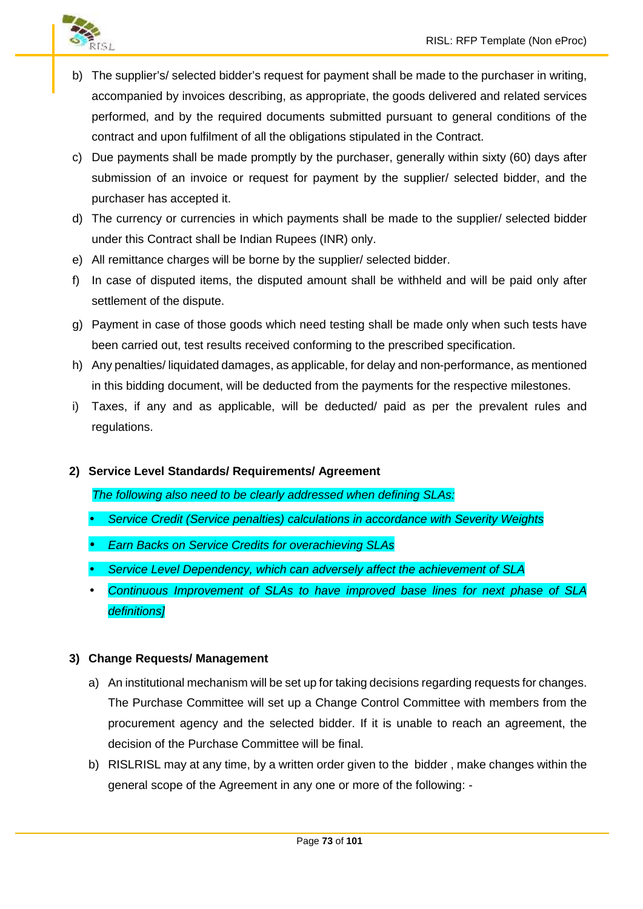b) The supplier's/ selected bidder's request for payment shall be made to the purchaser in writing, accompanied by invoices describing, as appropriate, the goods delivered and related services performed, and by the required documents submitted pursuant to general conditions of the contract and upon fulfilment of all the obligations stipulated in the Contract.

c) Due payments shall be made promptly by the purchaser, generally within sixty (60) days after submission of an invoice or request for payment by the supplier/ selected bidder, and the purchaser has accepted it.

d) The currency or currencies in which payments shall be made to the supplier/ selected bidder under this Contract shall be Indian Rupees (INR) only.

e) All remittance charges will be borne by the supplier/ selected bidder.

f) In case of disputed items, the disputed amount shall be withheld and will be paid only after settlement of the dispute.

g) Payment in case of those goods which need testing shall be made only when such tests have been carried out, test results received conforming to the prescribed specification.

h) Any penalties/ liquidated damages, as applicable, for delay and non-performance, as mentioned in this bidding document, will be deducted from the payments for the respective milestones.

i) Taxes, if any and as applicable, will be deducted/ paid as per the prevalent rules and regulations.

**2) Service Level Standards/ Requirements/ Agreement**

*The following also need to be clearly addressed when defining SLAs:*

- *Service Credit (Service penalties) calculations in accordance with Severity Weights*
- *Earn Backs on Service Credits for overachieving SLAs*
- *Service Level Dependency, which can adversely affect the achievement of SLA*
- *Continuous Improvement of SLAs to have improved base lines for next phase of SLA definitions]*

**3) Change Requests/ Management**

a) An institutional mechanism will be set up for taking decisions regarding requests for changes. The Purchase Committee will set up a Change Control Committee with members from the procurement agency and the selected bidder. If it is unable to reach an agreement, the decision of the Purchase Committee will be final.

b) RISLRISL may at any time, by a written order given to the bidder , make changes within the general scope of the Agreement in any one or more of the following: -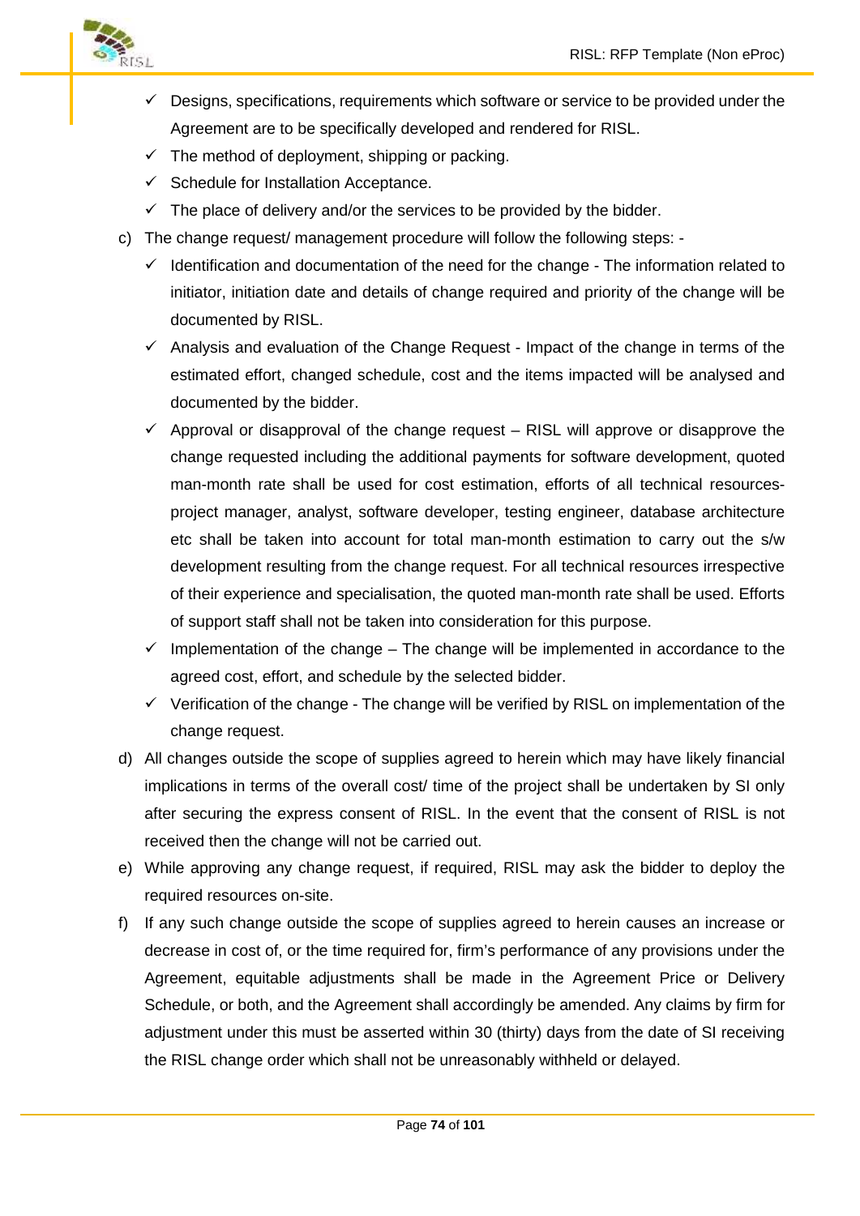- ✓ Designs, specifications, requirements which software or service to be provided under the Agreement are to be specifically developed and rendered for RISL.
- ✓ The method of deployment, shipping or packing.
- ✓ Schedule for Installation Acceptance.
- ✓ The place of delivery and/or the services to be provided by the bidder.

c) The change request/ management procedure will follow the following steps: -

- ✓ Identification and documentation of the need for the change - The information related to initiator, initiation date and details of change required and priority of the change will be documented by RISL.
- ✓ Analysis and evaluation of the Change Request - Impact of the change in terms of the estimated effort, changed schedule, cost and the items impacted will be analysed and documented by the bidder.
- ✓ Approval or disapproval of the change request – RISL will approve or disapprove the change requested including the additional payments for software development, quoted man-month rate shall be used for cost estimation, efforts of all technical resources-project manager, analyst, software developer, testing engineer, database architecture etc shall be taken into account for total man-month estimation to carry out the s/w development resulting from the change request. For all technical resources irrespective of their experience and specialisation, the quoted man-month rate shall be used. Efforts of support staff shall not be taken into consideration for this purpose.
- ✓ Implementation of the change – The change will be implemented in accordance to the agreed cost, effort, and schedule by the selected bidder.
- ✓ Verification of the change - The change will be verified by RISL on implementation of the change request.

d) All changes outside the scope of supplies agreed to herein which may have likely financial implications in terms of the overall cost/ time of the project shall be undertaken by SI only after securing the express consent of RISL. In the event that the consent of RISL is not received then the change will not be carried out.

e) While approving any change request, if required, RISL may ask the bidder to deploy the required resources on-site.

f) If any such change outside the scope of supplies agreed to herein causes an increase or decrease in cost of, or the time required for, firm's performance of any provisions under the Agreement, equitable adjustments shall be made in the Agreement Price or Delivery Schedule, or both, and the Agreement shall accordingly be amended. Any claims by firm for adjustment under this must be asserted within 30 (thirty) days from the date of SI receiving the RISL change order which shall not be unreasonably withheld or delayed.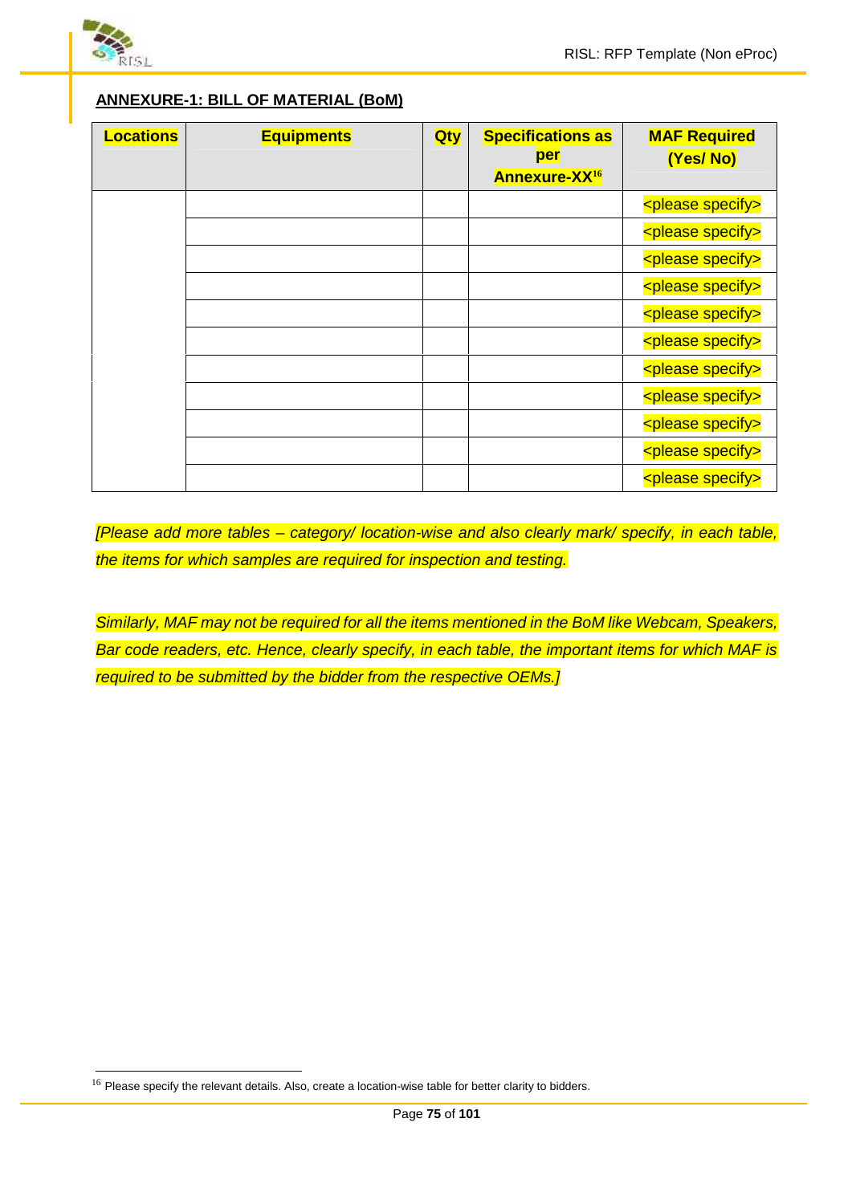## ANNEXURE-1: BILL OF MATERIAL (BoM)

| Locations | Equipments | Qty | Specifications as per Annexure-XX[16] | MAF Required (Yes/ No) |
|---|---|---|---|---|
| | | | | <please specify> |
| | | | | <please specify> |
| | | | | <please specify> |
| | | | | <please specify> |
| | | | | <please specify> |
| | | | | <please specify> |
| | | | | <please specify> |
| | | | | <please specify> |
| | | | | <please specify> |
| | | | | <please specify> |
| | | | | <please specify> |

*[Please add more tables – category/ location-wise and also clearly mark/ specify, in each table, the items for which samples are required for inspection and testing.*

*Similarly, MAF may not be required for all the items mentioned in the BoM like Webcam, Speakers, Bar code readers, etc. Hence, clearly specify, in each table, the important items for which MAF is required to be submitted by the bidder from the respective OEMs.]*

[16] Please specify the relevant details. Also, create a location-wise table for better clarity to bidders.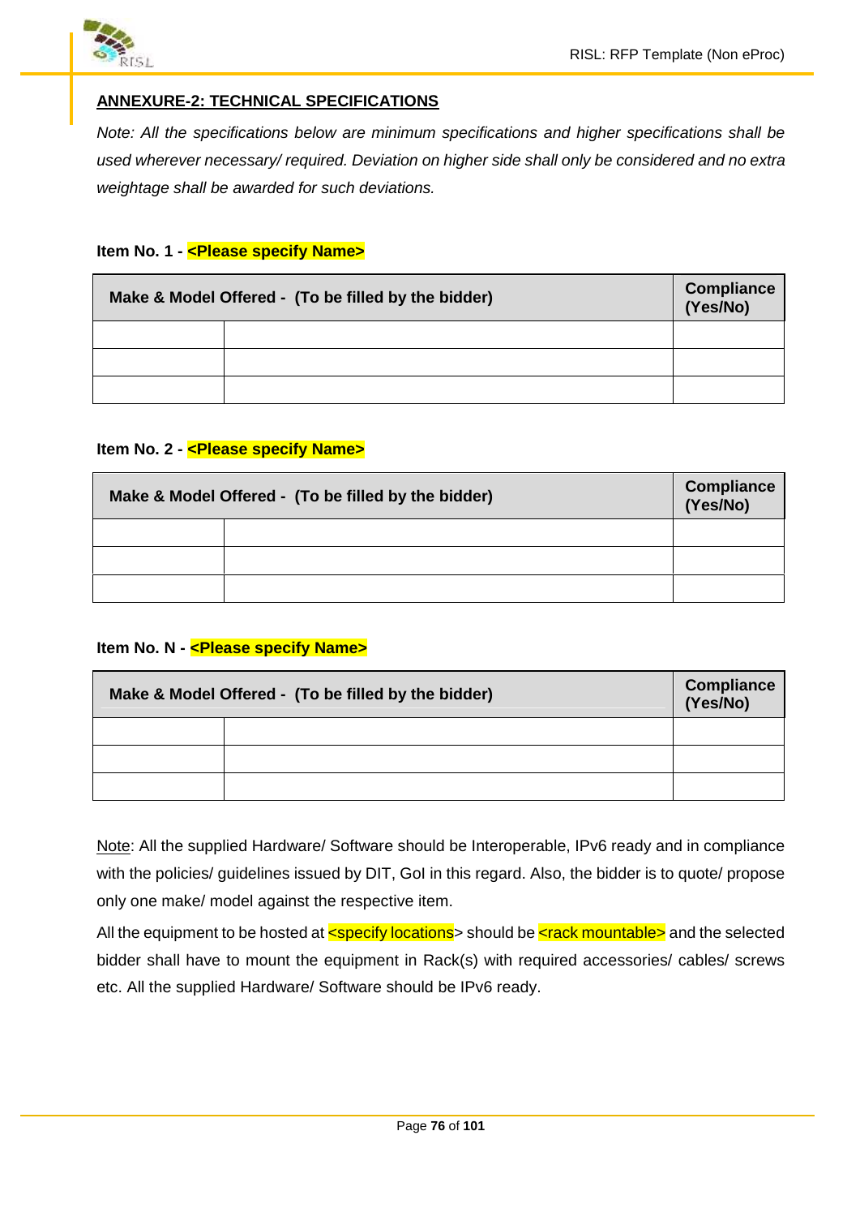## ANNEXURE-2: TECHNICAL SPECIFICATIONS

*Note: All the specifications below are minimum specifications and higher specifications shall be used wherever necessary/ required. Deviation on higher side shall only be considered and no extra weightage shall be awarded for such deviations.*

**Item No. 1 - <Please specify Name>**

| Make & Model Offered - (To be filled by the bidder) | | Compliance (Yes/No) |
|---|---|---|
| | | |
| | | |
| | | |

**Item No. 2 - <Please specify Name>**

| Make & Model Offered - (To be filled by the bidder) | | Compliance (Yes/No) |
|---|---|---|
| | | |
| | | |
| | | |

**Item No. N - <Please specify Name>**

| Make & Model Offered - (To be filled by the bidder) | | Compliance (Yes/No) |
|---|---|---|
| | | |
| | | |
| | | |

Note: All the supplied Hardware/ Software should be Interoperable, IPv6 ready and in compliance with the policies/ guidelines issued by DIT, GoI in this regard. Also, the bidder is to quote/ propose only one make/ model against the respective item.

All the equipment to be hosted at <specify locations> should be <rack mountable> and the selected bidder shall have to mount the equipment in Rack(s) with required accessories/ cables/ screws etc. All the supplied Hardware/ Software should be IPv6 ready.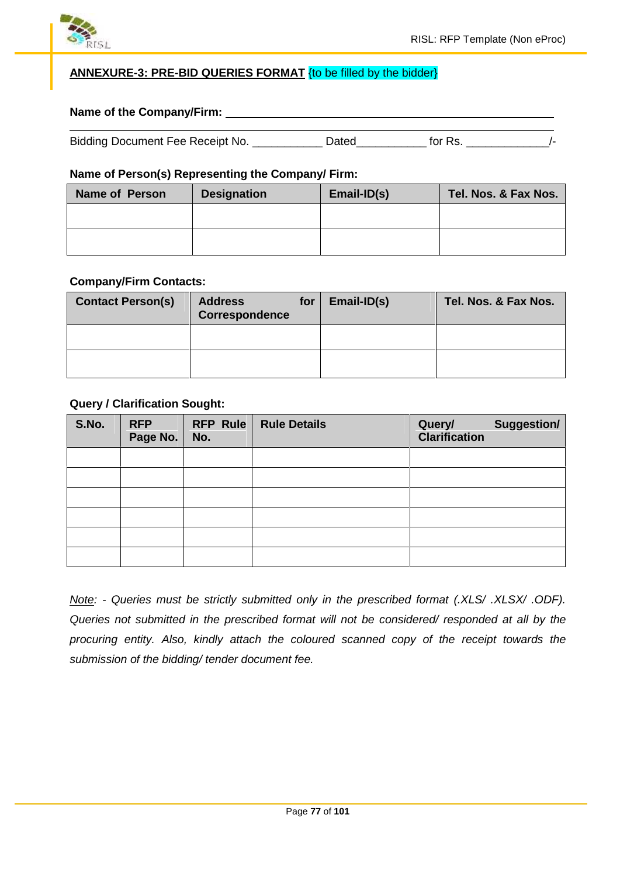## ANNEXURE-3: PRE-BID QUERIES FORMAT {to be filled by the bidder}

**Name of the Company/Firm:** ____________________________________________

Bidding Document Fee Receipt No. ___________ Dated___________ for Rs. ____________/-

**Name of Person(s) Representing the Company/ Firm:**

| Name of Person | Designation | Email-ID(s) | Tel. Nos. & Fax Nos. |
|---|---|---|---|
| | | | |
| | | | |

**Company/Firm Contacts:**

| Contact Person(s) | Address for Correspondence | Email-ID(s) | Tel. Nos. & Fax Nos. |
|---|---|---|---|
| | | | |
| | | | |

**Query / Clarification Sought:**

| S.No. | RFP Page No. | RFP Rule No. | Rule Details | Query/ Suggestion/ Clarification |
|---|---|---|---|---|
| | | | | |
| | | | | |
| | | | | |
| | | | | |
| | | | | |
| | | | | |

*Note: - Queries must be strictly submitted only in the prescribed format (.XLS/ .XLSX/ .ODF). Queries not submitted in the prescribed format will not be considered/ responded at all by the procuring entity. Also, kindly attach the coloured scanned copy of the receipt towards the submission of the bidding/ tender document fee.*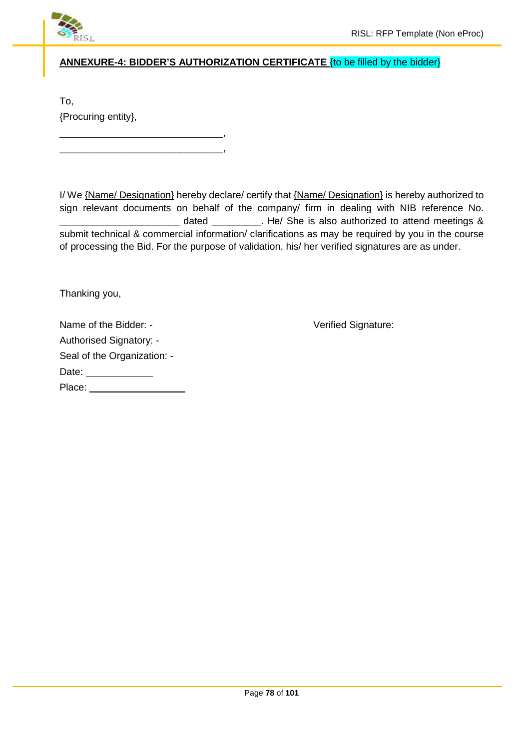## ANNEXURE-4: BIDDER'S AUTHORIZATION CERTIFICATE {to be filled by the bidder}

To,
{Procuring entity},
______________________________,
______________________________,

I/ We {Name/ Designation} hereby declare/ certify that {Name/ Designation} is hereby authorized to sign relevant documents on behalf of the company/ firm in dealing with NIB reference No. ______________________ dated _________. He/ She is also authorized to attend meetings & submit technical & commercial information/ clarifications as may be required by you in the course of processing the Bid. For the purpose of validation, his/ her verified signatures are as under.

Thanking you,

Name of the Bidder: -

Authorised Signatory: -

Seal of the Organization: -

Date: ____________

Place: __________________

Verified Signature: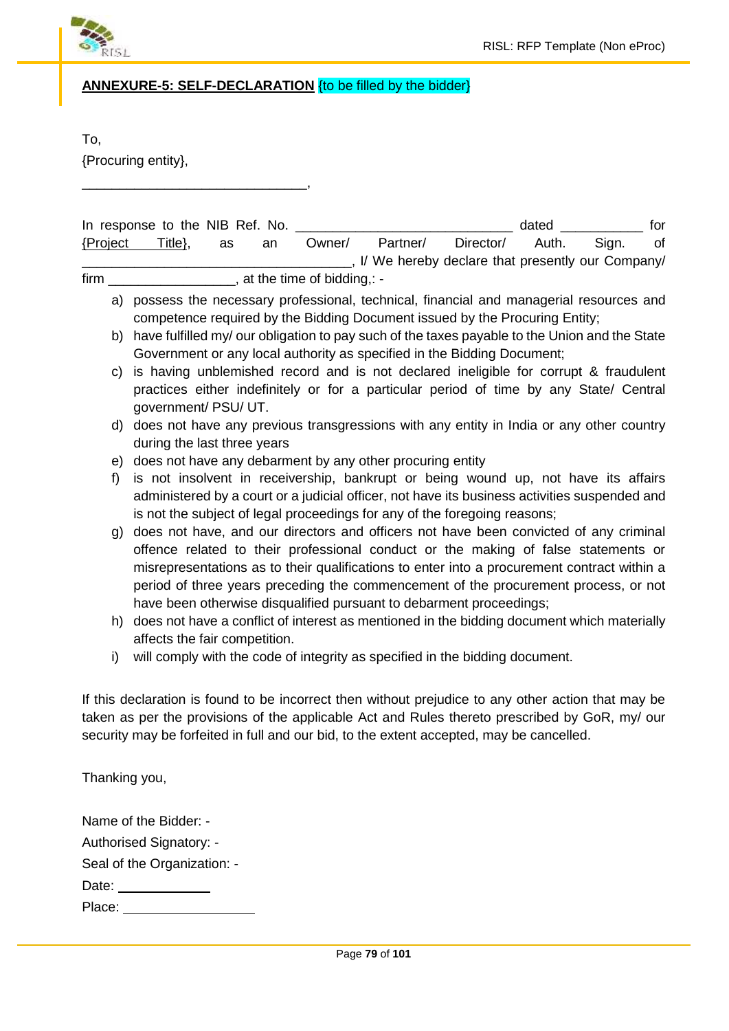**ANNEXURE-5: SELF-DECLARATION** {to be filled by the bidder}

To,

{Procuring entity},

______________________________,

In response to the NIB Ref. No. _____________________________ dated ___________ for {Project Title}, as an Owner/ Partner/ Director/ Auth. Sign. of ____________________________________, I/ We hereby declare that presently our Company/ firm _________________, at the time of bidding,: -

a) possess the necessary professional, technical, financial and managerial resources and competence required by the Bidding Document issued by the Procuring Entity;
b) have fulfilled my/ our obligation to pay such of the taxes payable to the Union and the State Government or any local authority as specified in the Bidding Document;
c) is having unblemished record and is not declared ineligible for corrupt & fraudulent practices either indefinitely or for a particular period of time by any State/ Central government/ PSU/ UT.
d) does not have any previous transgressions with any entity in India or any other country during the last three years
e) does not have any debarment by any other procuring entity
f) is not insolvent in receivership, bankrupt or being wound up, not have its affairs administered by a court or a judicial officer, not have its business activities suspended and is not the subject of legal proceedings for any of the foregoing reasons;
g) does not have, and our directors and officers not have been convicted of any criminal offence related to their professional conduct or the making of false statements or misrepresentations as to their qualifications to enter into a procurement contract within a period of three years preceding the commencement of the procurement process, or not have been otherwise disqualified pursuant to debarment proceedings;
h) does not have a conflict of interest as mentioned in the bidding document which materially affects the fair competition.
i) will comply with the code of integrity as specified in the bidding document.

If this declaration is found to be incorrect then without prejudice to any other action that may be taken as per the provisions of the applicable Act and Rules thereto prescribed by GoR, my/ our security may be forfeited in full and our bid, to the extent accepted, may be cancelled.

Thanking you,

Name of the Bidder: -

Authorised Signatory: -

Seal of the Organization: -

Date: ____________

Place: ________________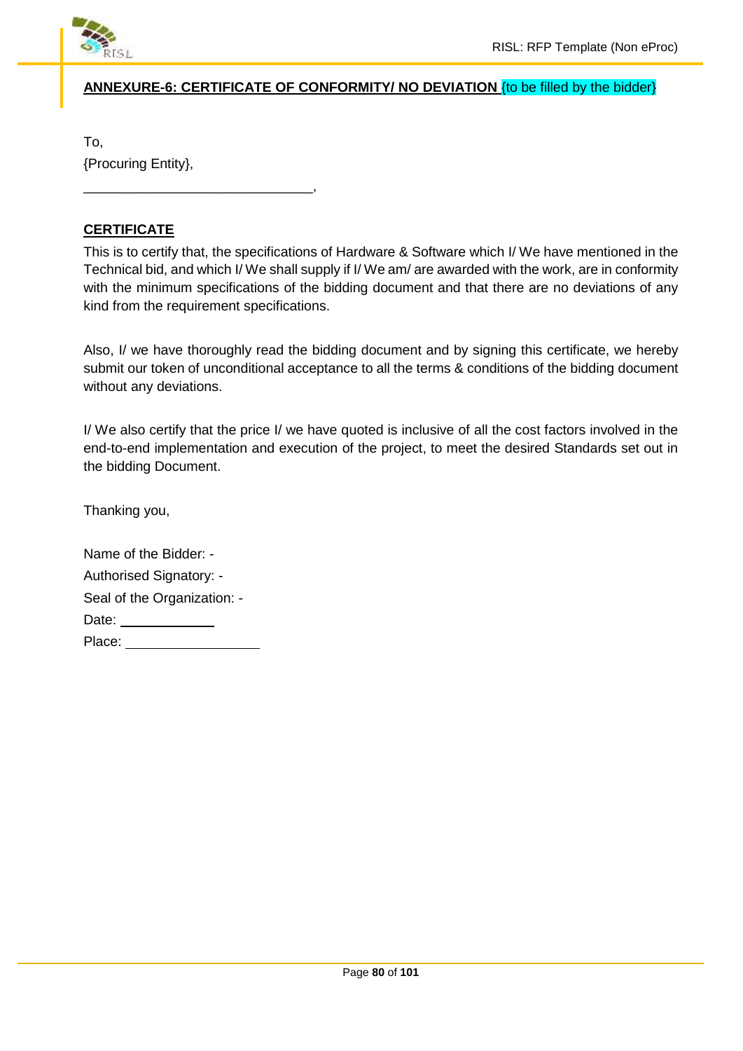**ANNEXURE-6: CERTIFICATE OF CONFORMITY/ NO DEVIATION** {to be filled by the bidder}

To,
{Procuring Entity},
______________________________,

**CERTIFICATE**

This is to certify that, the specifications of Hardware & Software which I/ We have mentioned in the Technical bid, and which I/ We shall supply if I/ We am/ are awarded with the work, are in conformity with the minimum specifications of the bidding document and that there are no deviations of any kind from the requirement specifications.

Also, I/ we have thoroughly read the bidding document and by signing this certificate, we hereby submit our token of unconditional acceptance to all the terms & conditions of the bidding document without any deviations.

I/ We also certify that the price I/ we have quoted is inclusive of all the cost factors involved in the end-to-end implementation and execution of the project, to meet the desired Standards set out in the bidding Document.

Thanking you,

Name of the Bidder: -
Authorised Signatory: -
Seal of the Organization: -
Date: ____________
Place: ________________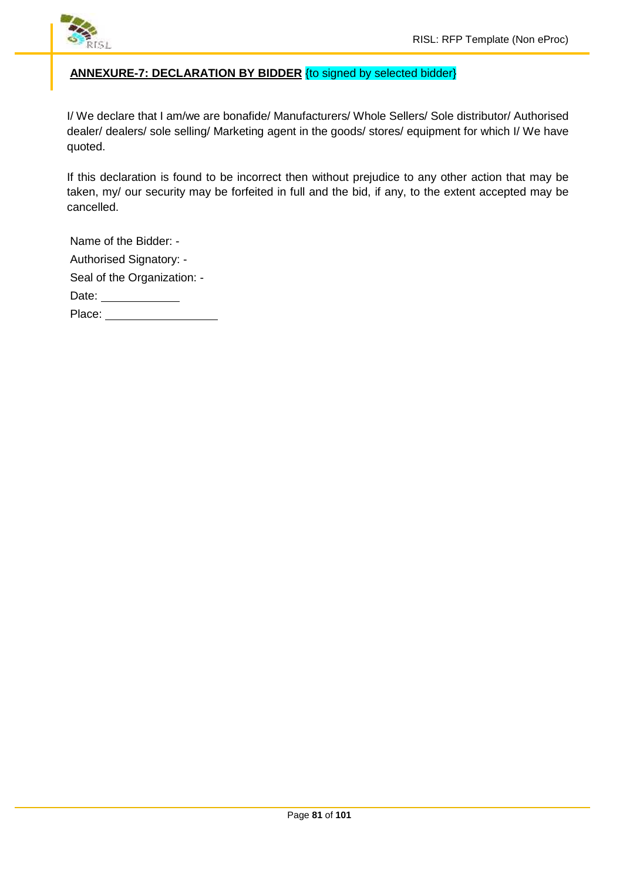## ANNEXURE-7: DECLARATION BY BIDDER {to signed by selected bidder}

I/ We declare that I am/we are bonafide/ Manufacturers/ Whole Sellers/ Sole distributor/ Authorised dealer/ dealers/ sole selling/ Marketing agent in the goods/ stores/ equipment for which I/ We have quoted.

If this declaration is found to be incorrect then without prejudice to any other action that may be taken, my/ our security may be forfeited in full and the bid, if any, to the extent accepted may be cancelled.

Name of the Bidder: -

Authorised Signatory: -

Seal of the Organization: -

Date: ____________

Place: ________________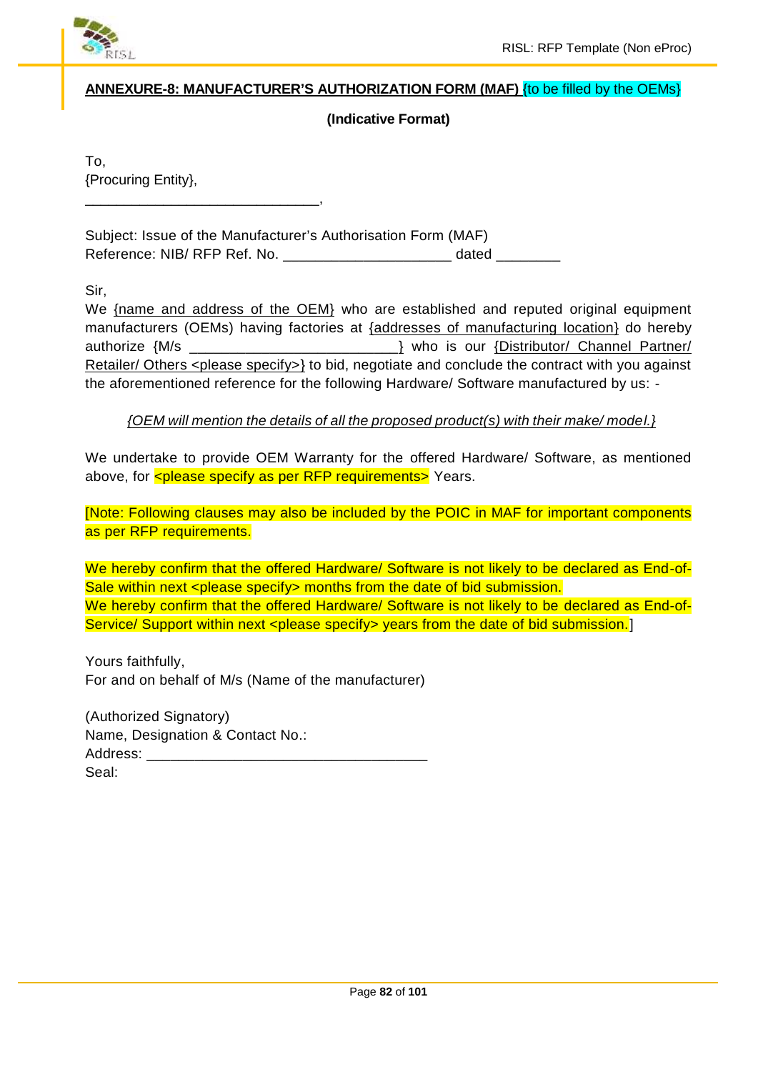## ANNEXURE-8: MANUFACTURER'S AUTHORIZATION FORM (MAF) {to be filled by the OEMs}

**(Indicative Format)**

To,
{Procuring Entity},
______________________________,

Subject: Issue of the Manufacturer's Authorisation Form (MAF)
Reference: NIB/ RFP Ref. No. ____________________ dated ________

Sir,
We {name and address of the OEM} who are established and reputed original equipment manufacturers (OEMs) having factories at {addresses of manufacturing location} do hereby authorize {M/s _________________________} who is our {Distributor/ Channel Partner/ Retailer/ Others <please specify>} to bid, negotiate and conclude the contract with you against the aforementioned reference for the following Hardware/ Software manufactured by us: -

*{OEM will mention the details of all the proposed product(s) with their make/ model.}*

We undertake to provide OEM Warranty for the offered Hardware/ Software, as mentioned above, for <please specify as per RFP requirements> Years.

[Note: Following clauses may also be included by the POIC in MAF for important components as per RFP requirements.

We hereby confirm that the offered Hardware/ Software is not likely to be declared as End-of-Sale within next <please specify> months from the date of bid submission.
We hereby confirm that the offered Hardware/ Software is not likely to be declared as End-of-Service/ Support within next <please specify> years from the date of bid submission.]

Yours faithfully,
For and on behalf of M/s (Name of the manufacturer)

(Authorized Signatory)
Name, Designation & Contact No.:
Address: __________________________________
Seal: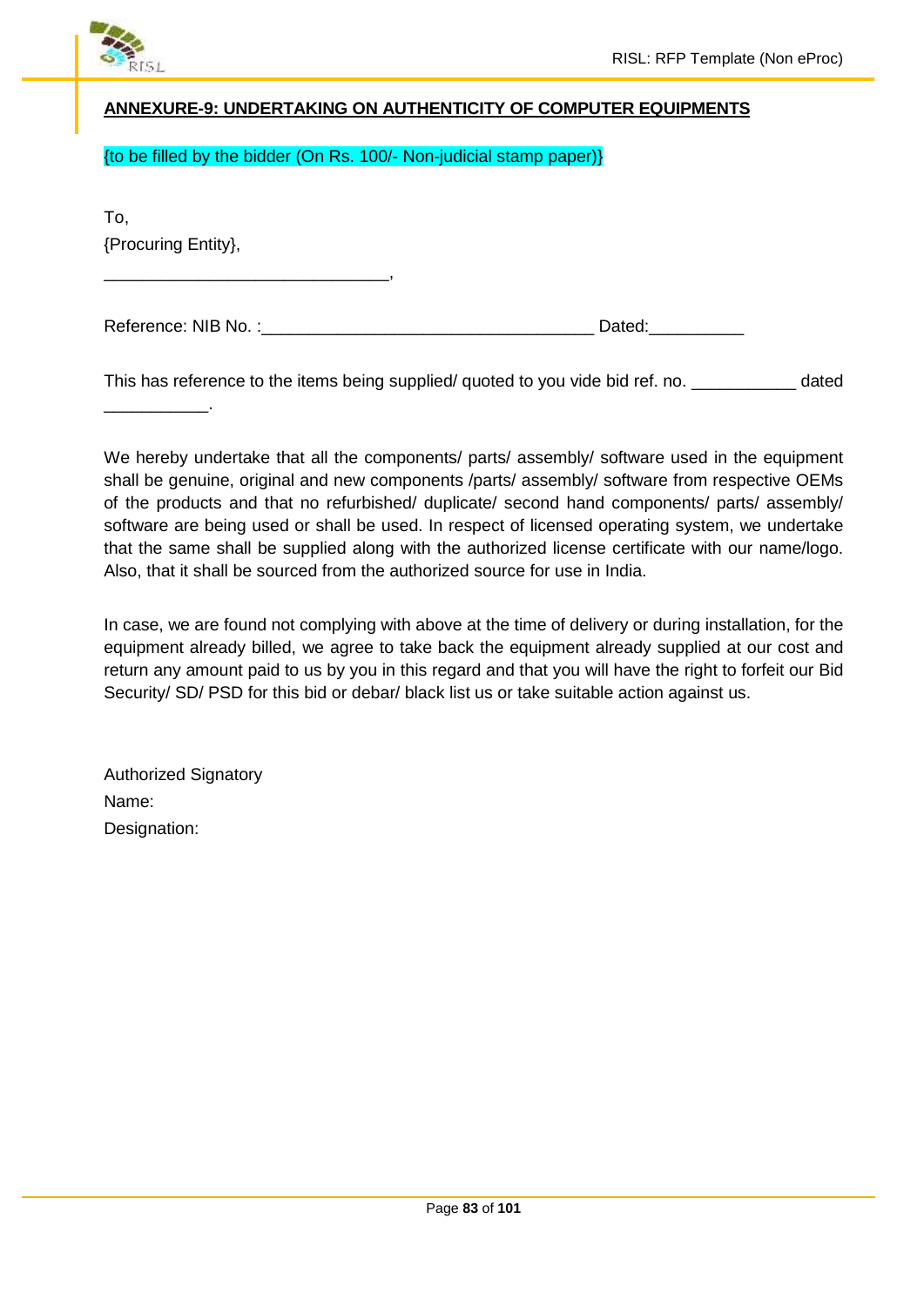## ANNEXURE-9: UNDERTAKING ON AUTHENTICITY OF COMPUTER EQUIPMENTS

{to be filled by the bidder (On Rs. 100/- Non-judicial stamp paper)}

To,
{Procuring Entity},
______________________________,

Reference: NIB No. :___________________________________ Dated:__________

This has reference to the items being supplied/ quoted to you vide bid ref. no. ___________ dated ___________.

We hereby undertake that all the components/ parts/ assembly/ software used in the equipment shall be genuine, original and new components /parts/ assembly/ software from respective OEMs of the products and that no refurbished/ duplicate/ second hand components/ parts/ assembly/ software are being used or shall be used. In respect of licensed operating system, we undertake that the same shall be supplied along with the authorized license certificate with our name/logo. Also, that it shall be sourced from the authorized source for use in India.

In case, we are found not complying with above at the time of delivery or during installation, for the equipment already billed, we agree to take back the equipment already supplied at our cost and return any amount paid to us by you in this regard and that you will have the right to forfeit our Bid Security/ SD/ PSD for this bid or debar/ black list us or take suitable action against us.

Authorized Signatory
Name:
Designation: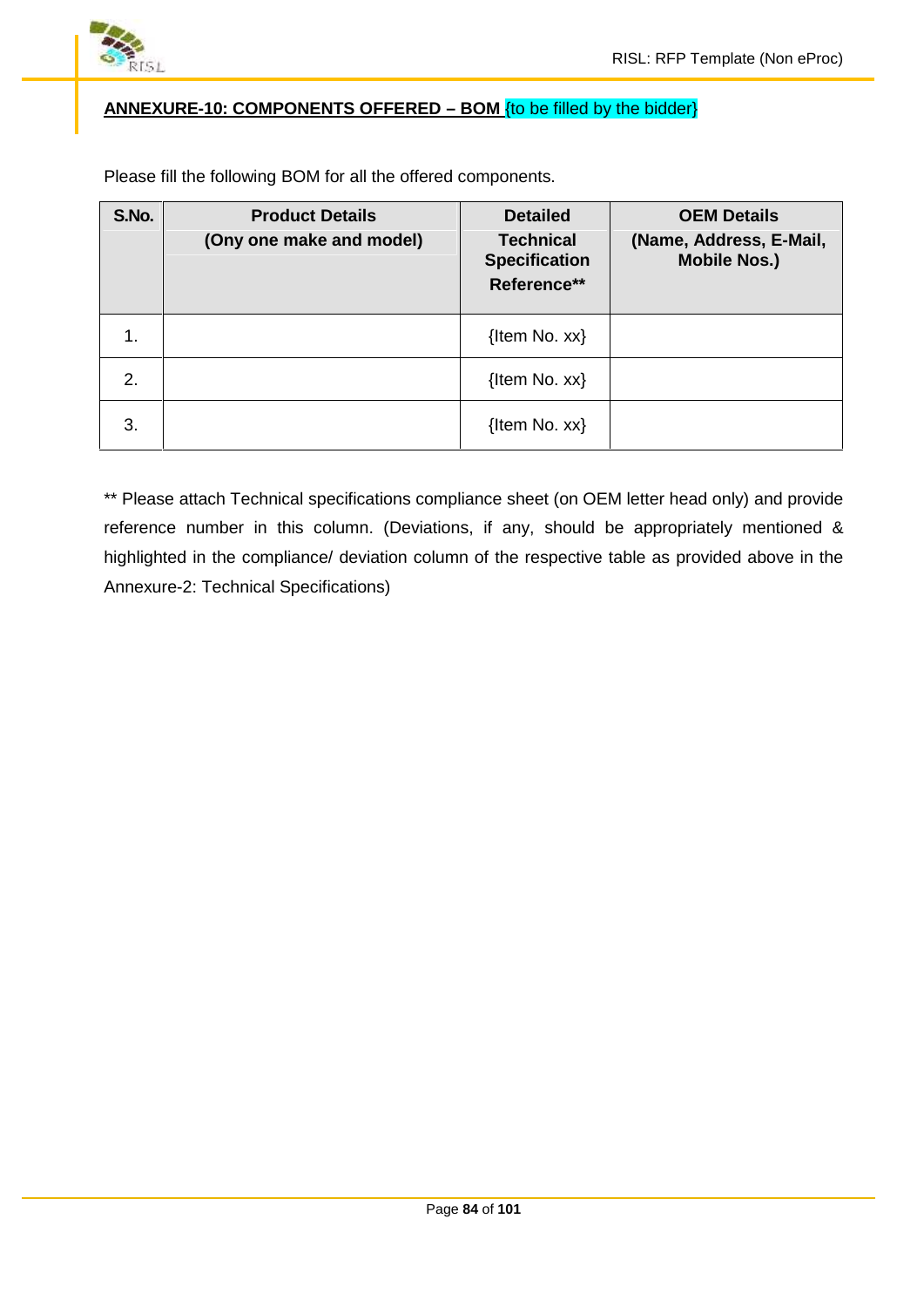## **ANNEXURE-10: COMPONENTS OFFERED – BOM** {to be filled by the bidder}

Please fill the following BOM for all the offered components.

| S.No. | Product Details (Ony one make and model) | Detailed Technical Specification Reference** | OEM Details (Name, Address, E-Mail, Mobile Nos.) |
|---|---|---|---|
| 1. | | {Item No. xx} | |
| 2. | | {Item No. xx} | |
| 3. | | {Item No. xx} | |

** Please attach Technical specifications compliance sheet (on OEM letter head only) and provide reference number in this column. (Deviations, if any, should be appropriately mentioned & highlighted in the compliance/ deviation column of the respective table as provided above in the Annexure-2: Technical Specifications)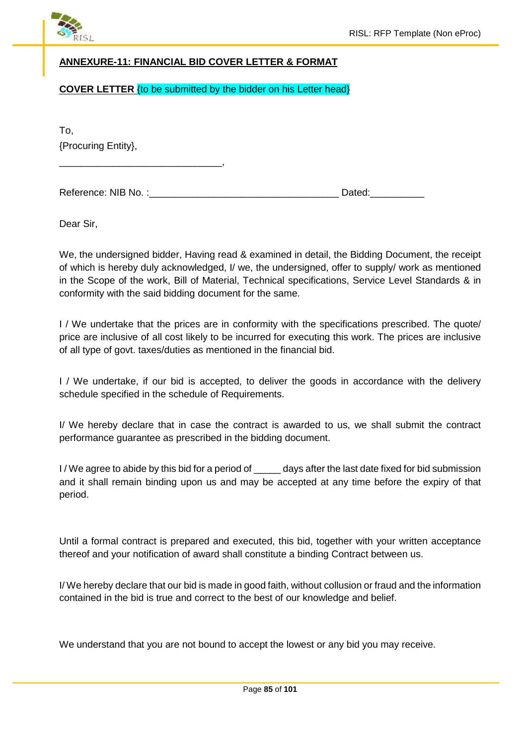**ANNEXURE-11: FINANCIAL BID COVER LETTER & FORMAT**

**COVER LETTER** {to be submitted by the bidder on his Letter head}

To,
{Procuring Entity},
______________________________,

Reference: NIB No. :___________________________________ Dated:__________

Dear Sir,

We, the undersigned bidder, Having read & examined in detail, the Bidding Document, the receipt of which is hereby duly acknowledged, I/ we, the undersigned, offer to supply/ work as mentioned in the Scope of the work, Bill of Material, Technical specifications, Service Level Standards & in conformity with the said bidding document for the same.

I / We undertake that the prices are in conformity with the specifications prescribed. The quote/ price are inclusive of all cost likely to be incurred for executing this work. The prices are inclusive of all type of govt. taxes/duties as mentioned in the financial bid.

I / We undertake, if our bid is accepted, to deliver the goods in accordance with the delivery schedule specified in the schedule of Requirements.

I/ We hereby declare that in case the contract is awarded to us, we shall submit the contract performance guarantee as prescribed in the bidding document.

I / We agree to abide by this bid for a period of _____ days after the last date fixed for bid submission and it shall remain binding upon us and may be accepted at any time before the expiry of that period.

Until a formal contract is prepared and executed, this bid, together with your written acceptance thereof and your notification of award shall constitute a binding Contract between us.

I/ We hereby declare that our bid is made in good faith, without collusion or fraud and the information contained in the bid is true and correct to the best of our knowledge and belief.

We understand that you are not bound to accept the lowest or any bid you may receive.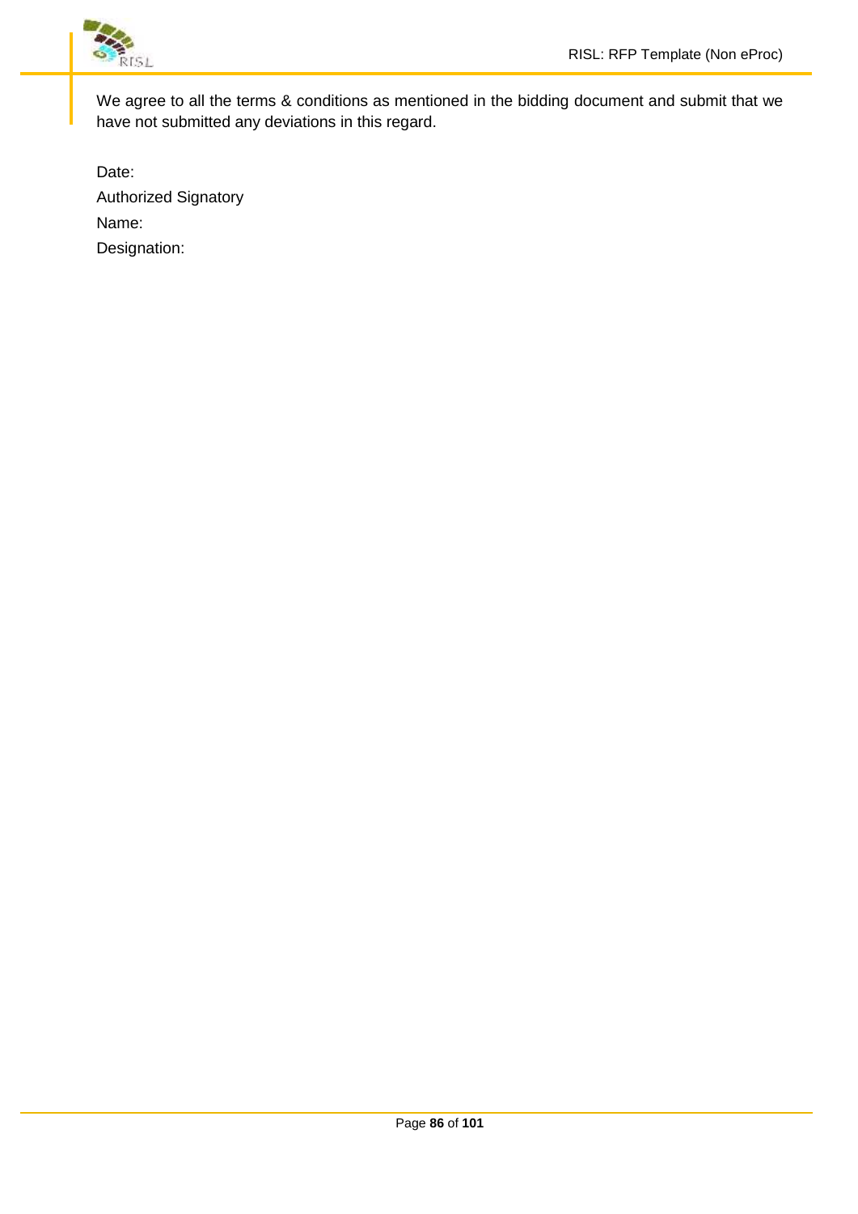We agree to all the terms & conditions as mentioned in the bidding document and submit that we have not submitted any deviations in this regard.

Date:

Authorized Signatory

Name:

Designation: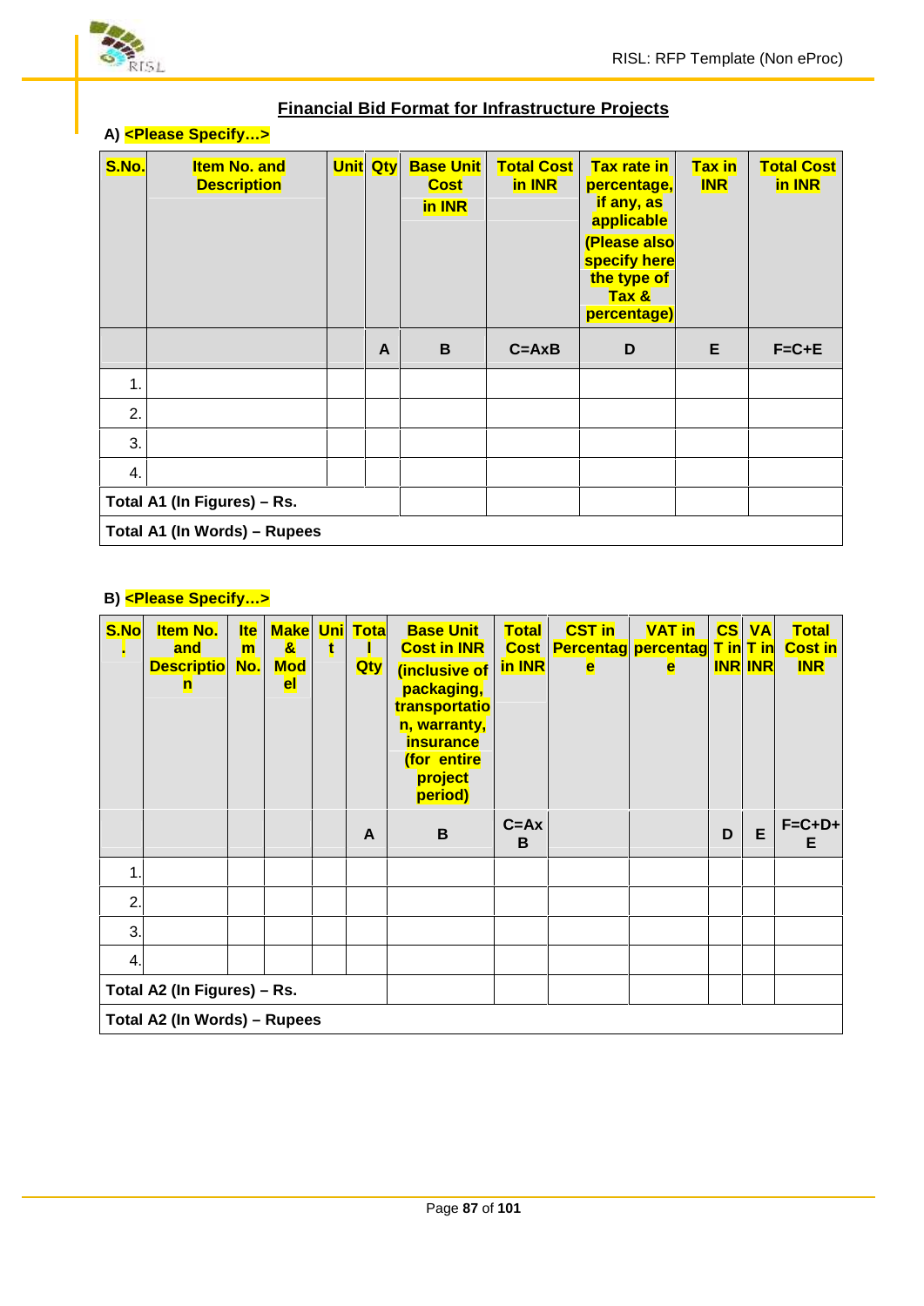## Financial Bid Format for Infrastructure Projects

**A) <Please Specify…>**

| S.No. | Item No. and Description | Unit | Qty | Base Unit Cost in INR | Total Cost in INR | Tax rate in percentage, if any, as applicable (Please also specify here the type of Tax & percentage) | Tax in INR | Total Cost in INR |
|---|---|---|---|---|---|---|---|---|
| | | | A | B | C=AxB | D | E | F=C+E |
| 1. | | | | | | | | |
| 2. | | | | | | | | |
| 3. | | | | | | | | |
| 4. | | | | | | | | |
| **Total A1 (In Figures) – Rs.** | | | | | | | | |
| **Total A1 (In Words) – Rupees** | | | | | | | | |

**B) <Please Specify…>**

| S.No. | Item No. and Description | Item No. | Make & Model | Unit | Total Qty | Base Unit Cost in INR (inclusive of packaging, transportation, warranty, insurance (for entire project period) | Total Cost in INR | CST in Percentage | VAT in percentage | CST in INR | VAT in INR | Total Cost in INR |
|---|---|---|---|---|---|---|---|---|---|---|---|---|
| | | | | | A | B | C=AxB | | | D | E | F=C+D+E |
| 1. | | | | | | | | | | | | |
| 2. | | | | | | | | | | | | |
| 3. | | | | | | | | | | | | |
| 4. | | | | | | | | | | | | |
| **Total A2 (In Figures) – Rs.** | | | | | | | | | | | | |
| **Total A2 (In Words) – Rupees** | | | | | | | | | | | | |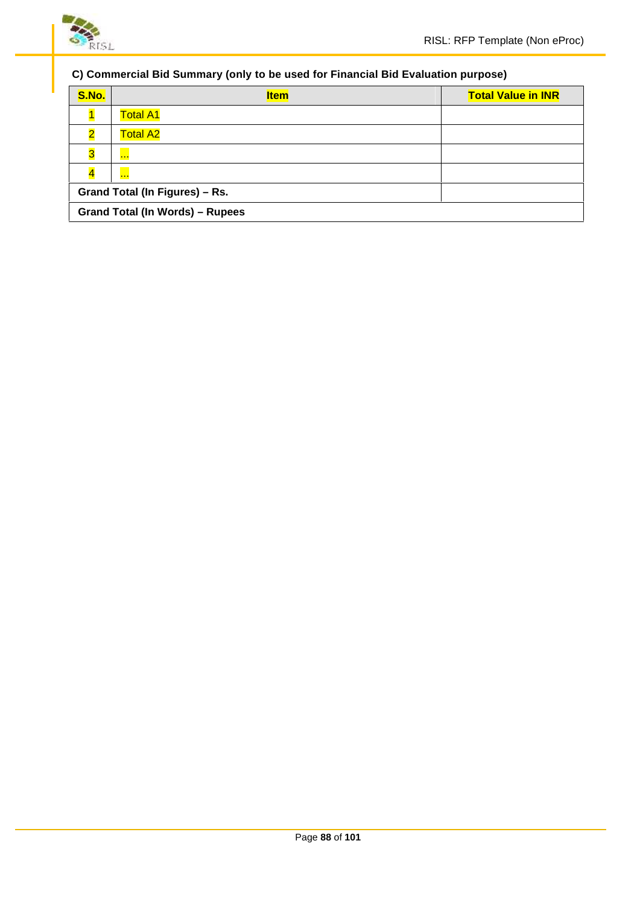**C) Commercial Bid Summary (only to be used for Financial Bid Evaluation purpose)**

| S.No. | Item | Total Value in INR |
|---|---|---|
| 1 | Total A1 | |
| 2 | Total A2 | |
| 3 | ... | |
| 4 | ... | |
| **Grand Total (In Figures) – Rs.** | | |
| **Grand Total (In Words) – Rupees** | | |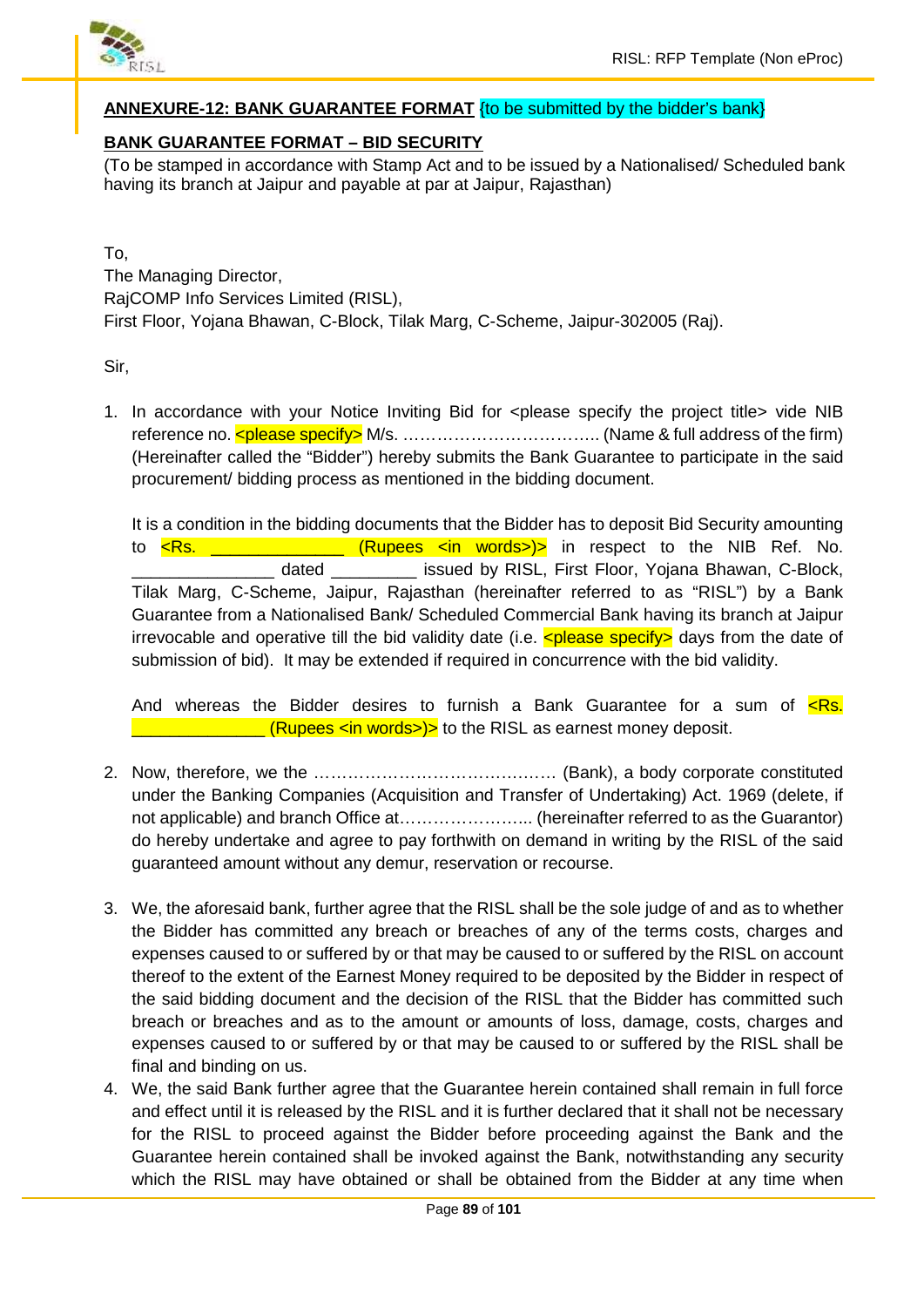**ANNEXURE-12: BANK GUARANTEE FORMAT** {to be submitted by the bidder's bank}

**BANK GUARANTEE FORMAT – BID SECURITY**

(To be stamped in accordance with Stamp Act and to be issued by a Nationalised/ Scheduled bank having its branch at Jaipur and payable at par at Jaipur, Rajasthan)

To,
The Managing Director,
RajCOMP Info Services Limited (RISL),
First Floor, Yojana Bhawan, C-Block, Tilak Marg, C-Scheme, Jaipur-302005 (Raj).

Sir,

1. In accordance with your Notice Inviting Bid for <please specify the project title> vide NIB reference no. <please specify> M/s. …………………………….. (Name & full address of the firm) (Hereinafter called the "Bidder") hereby submits the Bank Guarantee to participate in the said procurement/ bidding process as mentioned in the bidding document.

   It is a condition in the bidding documents that the Bidder has to deposit Bid Security amounting to <Rs. ______________ (Rupees <in words>)> in respect to the NIB Ref. No. _______________ dated _________ issued by RISL, First Floor, Yojana Bhawan, C-Block, Tilak Marg, C-Scheme, Jaipur, Rajasthan (hereinafter referred to as "RISL") by a Bank Guarantee from a Nationalised Bank/ Scheduled Commercial Bank having its branch at Jaipur irrevocable and operative till the bid validity date (i.e. <please specify> days from the date of submission of bid). It may be extended if required in concurrence with the bid validity.

   And whereas the Bidder desires to furnish a Bank Guarantee for a sum of <Rs. ______________ (Rupees <in words>)> to the RISL as earnest money deposit.

2. Now, therefore, we the ……………………………………. (Bank), a body corporate constituted under the Banking Companies (Acquisition and Transfer of Undertaking) Act. 1969 (delete, if not applicable) and branch Office at………………….. (hereinafter referred to as the Guarantor) do hereby undertake and agree to pay forthwith on demand in writing by the RISL of the said guaranteed amount without any demur, reservation or recourse.

3. We, the aforesaid bank, further agree that the RISL shall be the sole judge of and as to whether the Bidder has committed any breach or breaches of any of the terms costs, charges and expenses caused to or suffered by or that may be caused to or suffered by the RISL on account thereof to the extent of the Earnest Money required to be deposited by the Bidder in respect of the said bidding document and the decision of the RISL that the Bidder has committed such breach or breaches and as to the amount or amounts of loss, damage, costs, charges and expenses caused to or suffered by or that may be caused to or suffered by the RISL shall be final and binding on us.

4. We, the said Bank further agree that the Guarantee herein contained shall remain in full force and effect until it is released by the RISL and it is further declared that it shall not be necessary for the RISL to proceed against the Bidder before proceeding against the Bank and the Guarantee herein contained shall be invoked against the Bank, notwithstanding any security which the RISL may have obtained or shall be obtained from the Bidder at any time when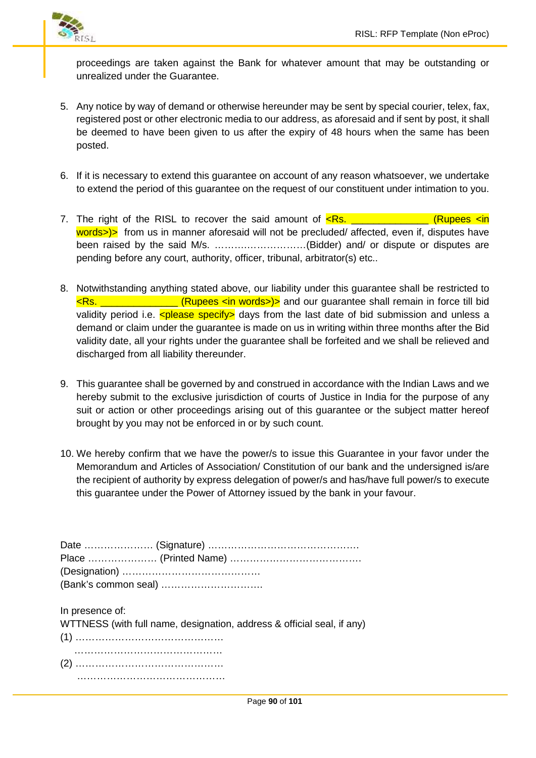proceedings are taken against the Bank for whatever amount that may be outstanding or unrealized under the Guarantee.

5. Any notice by way of demand or otherwise hereunder may be sent by special courier, telex, fax, registered post or other electronic media to our address, as aforesaid and if sent by post, it shall be deemed to have been given to us after the expiry of 48 hours when the same has been posted.

6. If it is necessary to extend this guarantee on account of any reason whatsoever, we undertake to extend the period of this guarantee on the request of our constituent under intimation to you.

7. The right of the RISL to recover the said amount of <Rs. ______________ (Rupees <in words>)> from us in manner aforesaid will not be precluded/ affected, even if, disputes have been raised by the said M/s. ……………………….(Bidder) and/ or dispute or disputes are pending before any court, authority, officer, tribunal, arbitrator(s) etc..

8. Notwithstanding anything stated above, our liability under this guarantee shall be restricted to <Rs. ______________ (Rupees <in words>)> and our guarantee shall remain in force till bid validity period i.e. <please specify> days from the last date of bid submission and unless a demand or claim under the guarantee is made on us in writing within three months after the Bid validity date, all your rights under the guarantee shall be forfeited and we shall be relieved and discharged from all liability thereunder.

9. This guarantee shall be governed by and construed in accordance with the Indian Laws and we hereby submit to the exclusive jurisdiction of courts of Justice in India for the purpose of any suit or action or other proceedings arising out of this guarantee or the subject matter hereof brought by you may not be enforced in or by such count.

10. We hereby confirm that we have the power/s to issue this Guarantee in your favor under the Memorandum and Articles of Association/ Constitution of our bank and the undersigned is/are the recipient of authority by express delegation of power/s and has/have full power/s to execute this guarantee under the Power of Attorney issued by the bank in your favour.

Date ………………… (Signature) ……………………………………….
Place ………………… (Printed Name) ………………………………….
(Designation) ……………………………………
(Bank's common seal) ………………………….

In presence of:
WTTNESS (with full name, designation, address & official seal, if any)
(1) ………………………………………
……………………………………….
(2) ………………………………………
……………………………………….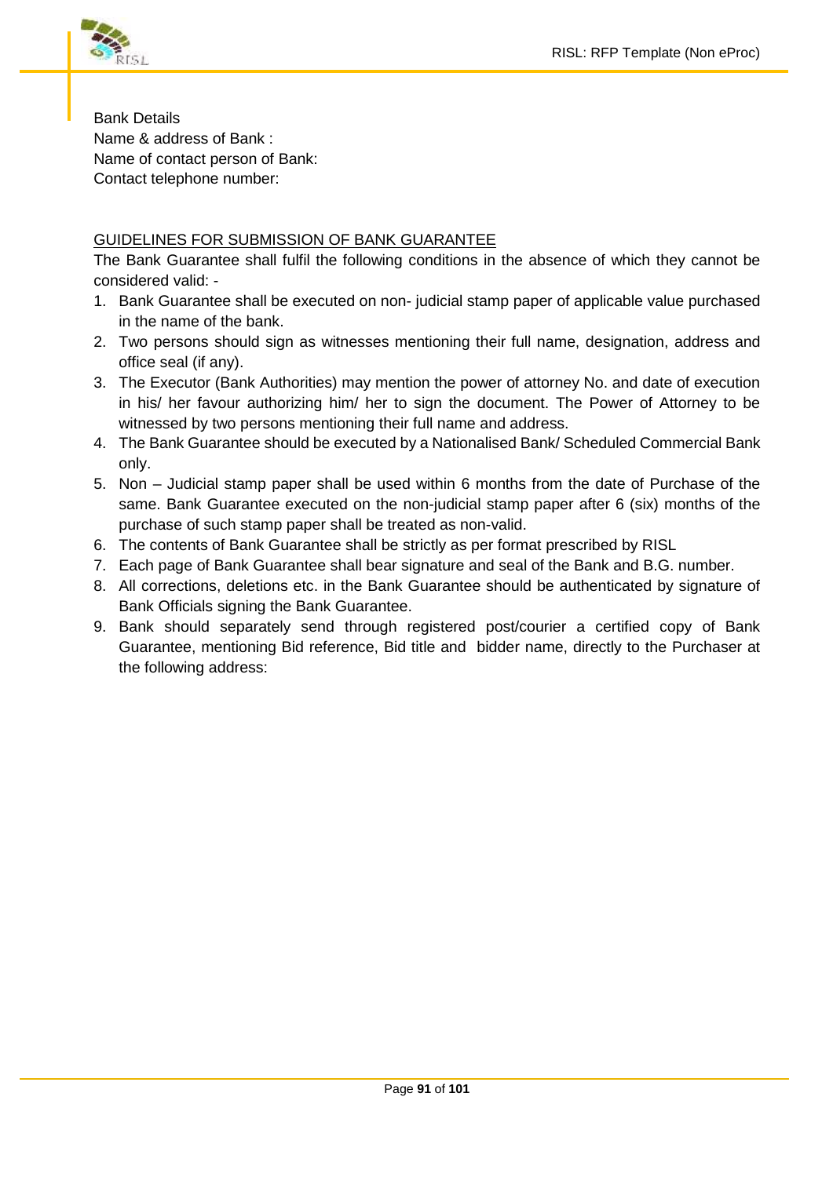Bank Details
Name & address of Bank :
Name of contact person of Bank:
Contact telephone number:

<u>GUIDELINES FOR SUBMISSION OF BANK GUARANTEE</u>

The Bank Guarantee shall fulfil the following conditions in the absence of which they cannot be considered valid: -

1. Bank Guarantee shall be executed on non- judicial stamp paper of applicable value purchased in the name of the bank.
2. Two persons should sign as witnesses mentioning their full name, designation, address and office seal (if any).
3. The Executor (Bank Authorities) may mention the power of attorney No. and date of execution in his/ her favour authorizing him/ her to sign the document. The Power of Attorney to be witnessed by two persons mentioning their full name and address.
4. The Bank Guarantee should be executed by a Nationalised Bank/ Scheduled Commercial Bank only.
5. Non – Judicial stamp paper shall be used within 6 months from the date of Purchase of the same. Bank Guarantee executed on the non-judicial stamp paper after 6 (six) months of the purchase of such stamp paper shall be treated as non-valid.
6. The contents of Bank Guarantee shall be strictly as per format prescribed by RISL
7. Each page of Bank Guarantee shall bear signature and seal of the Bank and B.G. number.
8. All corrections, deletions etc. in the Bank Guarantee should be authenticated by signature of Bank Officials signing the Bank Guarantee.
9. Bank should separately send through registered post/courier a certified copy of Bank Guarantee, mentioning Bid reference, Bid title and bidder name, directly to the Purchaser at the following address: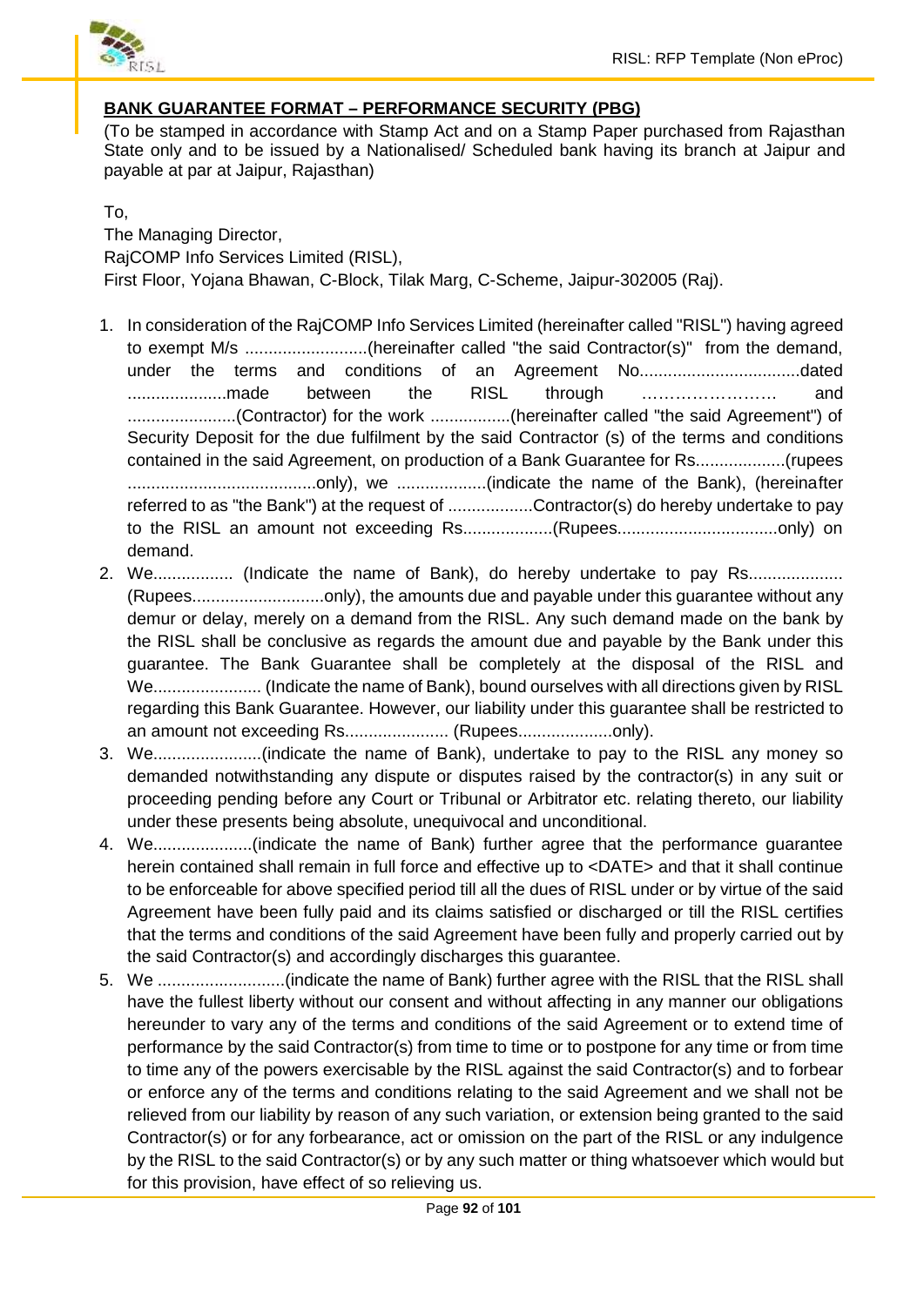**BANK GUARANTEE FORMAT – PERFORMANCE SECURITY (PBG)**

(To be stamped in accordance with Stamp Act and on a Stamp Paper purchased from Rajasthan State only and to be issued by a Nationalised/ Scheduled bank having its branch at Jaipur and payable at par at Jaipur, Rajasthan)

To,
The Managing Director,
RajCOMP Info Services Limited (RISL),
First Floor, Yojana Bhawan, C-Block, Tilak Marg, C-Scheme, Jaipur-302005 (Raj).

1. In consideration of the RajCOMP Info Services Limited (hereinafter called "RISL") having agreed to exempt M/s ..........................(hereinafter called "the said Contractor(s)" from the demand, under the terms and conditions of an Agreement No..................................dated .....................made between the RISL through …………………… and .......................(Contractor) for the work .................(hereinafter called "the said Agreement") of Security Deposit for the due fulfilment by the said Contractor (s) of the terms and conditions contained in the said Agreement, on production of a Bank Guarantee for Rs...................(rupees ........................................only), we ...................(indicate the name of the Bank), (hereinafter referred to as "the Bank") at the request of ..................Contractor(s) do hereby undertake to pay to the RISL an amount not exceeding Rs...................(Rupees..................................only) on demand.
2. We................. (Indicate the name of Bank), do hereby undertake to pay Rs.................... (Rupees............................only), the amounts due and payable under this guarantee without any demur or delay, merely on a demand from the RISL. Any such demand made on the bank by the RISL shall be conclusive as regards the amount due and payable by the Bank under this guarantee. The Bank Guarantee shall be completely at the disposal of the RISL and We....................... (Indicate the name of Bank), bound ourselves with all directions given by RISL regarding this Bank Guarantee. However, our liability under this guarantee shall be restricted to an amount not exceeding Rs...................... (Rupees....................only).
3. We.......................(indicate the name of Bank), undertake to pay to the RISL any money so demanded notwithstanding any dispute or disputes raised by the contractor(s) in any suit or proceeding pending before any Court or Tribunal or Arbitrator etc. relating thereto, our liability under these presents being absolute, unequivocal and unconditional.
4. We.....................(indicate the name of Bank) further agree that the performance guarantee herein contained shall remain in full force and effective up to <DATE> and that it shall continue to be enforceable for above specified period till all the dues of RISL under or by virtue of the said Agreement have been fully paid and its claims satisfied or discharged or till the RISL certifies that the terms and conditions of the said Agreement have been fully and properly carried out by the said Contractor(s) and accordingly discharges this guarantee.
5. We ...........................(indicate the name of Bank) further agree with the RISL that the RISL shall have the fullest liberty without our consent and without affecting in any manner our obligations hereunder to vary any of the terms and conditions of the said Agreement or to extend time of performance by the said Contractor(s) from time to time or to postpone for any time or from time to time any of the powers exercisable by the RISL against the said Contractor(s) and to forbear or enforce any of the terms and conditions relating to the said Agreement and we shall not be relieved from our liability by reason of any such variation, or extension being granted to the said Contractor(s) or for any forbearance, act or omission on the part of the RISL or any indulgence by the RISL to the said Contractor(s) or by any such matter or thing whatsoever which would but for this provision, have effect of so relieving us.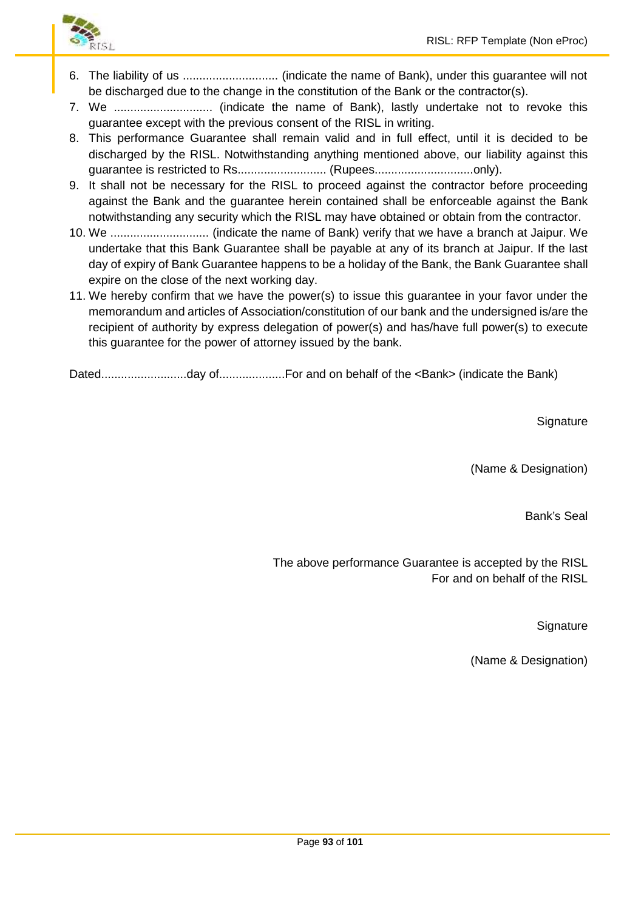6. The liability of us ............................. (indicate the name of Bank), under this guarantee will not be discharged due to the change in the constitution of the Bank or the contractor(s).
7. We .............................. (indicate the name of Bank), lastly undertake not to revoke this guarantee except with the previous consent of the RISL in writing.
8. This performance Guarantee shall remain valid and in full effect, until it is decided to be discharged by the RISL. Notwithstanding anything mentioned above, our liability against this guarantee is restricted to Rs........................... (Rupees..............................only).
9. It shall not be necessary for the RISL to proceed against the contractor before proceeding against the Bank and the guarantee herein contained shall be enforceable against the Bank notwithstanding any security which the RISL may have obtained or obtain from the contractor.
10. We .............................. (indicate the name of Bank) verify that we have a branch at Jaipur. We undertake that this Bank Guarantee shall be payable at any of its branch at Jaipur. If the last day of expiry of Bank Guarantee happens to be a holiday of the Bank, the Bank Guarantee shall expire on the close of the next working day.
11. We hereby confirm that we have the power(s) to issue this guarantee in your favor under the memorandum and articles of Association/constitution of our bank and the undersigned is/are the recipient of authority by express delegation of power(s) and has/have full power(s) to execute this guarantee for the power of attorney issued by the bank.

Dated..........................day of....................For and on behalf of the <Bank> (indicate the Bank)

Signature

(Name & Designation)

Bank's Seal

The above performance Guarantee is accepted by the RISL
For and on behalf of the RISL

Signature

(Name & Designation)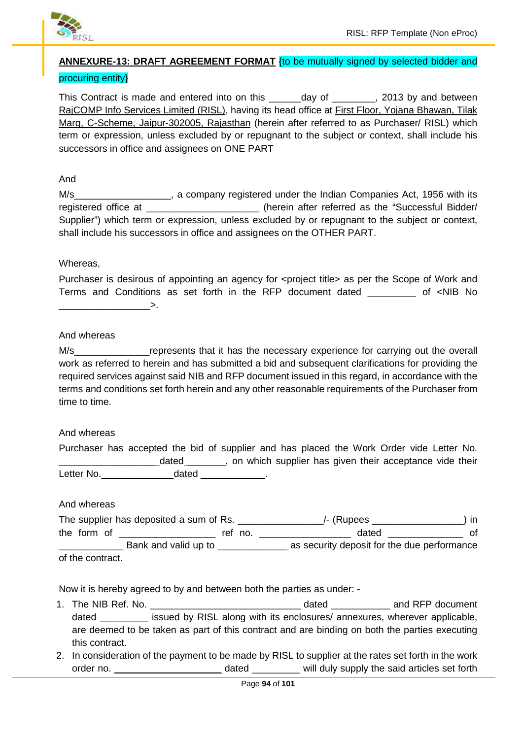**ANNEXURE-13: DRAFT AGREEMENT FORMAT** {to be mutually signed by selected bidder and procuring entity}

This Contract is made and entered into on this ______day of ________, 2013 by and between RajCOMP Info Services Limited (RISL), having its head office at First Floor, Yojana Bhawan, Tilak Marg, C-Scheme, Jaipur-302005, Rajasthan (herein after referred to as Purchaser/ RISL) which term or expression, unless excluded by or repugnant to the subject or context, shall include his successors in office and assignees on ONE PART

And

M/s__________________, a company registered under the Indian Companies Act, 1956 with its registered office at _____________________ (herein after referred as the "Successful Bidder/ Supplier") which term or expression, unless excluded by or repugnant to the subject or context, shall include his successors in office and assignees on the OTHER PART.

Whereas,

Purchaser is desirous of appointing an agency for <project title> as per the Scope of Work and Terms and Conditions as set forth in the RFP document dated _________ of <NIB No _________________>.

And whereas

M/s______________represents that it has the necessary experience for carrying out the overall work as referred to herein and has submitted a bid and subsequent clarifications for providing the required services against said NIB and RFP document issued in this regard, in accordance with the terms and conditions set forth herein and any other reasonable requirements of the Purchaser from time to time.

And whereas

Purchaser has accepted the bid of supplier and has placed the Work Order vide Letter No. __________________dated_______, on which supplier has given their acceptance vide their Letter No.______________dated _____________.

And whereas

The supplier has deposited a sum of Rs. _______________/- (Rupees ________________) in the form of _________________ ref no. ________________ dated _____________ of ____________ Bank and valid up to _____________ as security deposit for the due performance of the contract.

Now it is hereby agreed to by and between both the parties as under: -

1. The NIB Ref. No. ____________________________ dated ___________ and RFP document dated _________ issued by RISL along with its enclosures/ annexures, wherever applicable, are deemed to be taken as part of this contract and are binding on both the parties executing this contract.
2. In consideration of the payment to be made by RISL to supplier at the rates set forth in the work order no. ____________________ dated _________ will duly supply the said articles set forth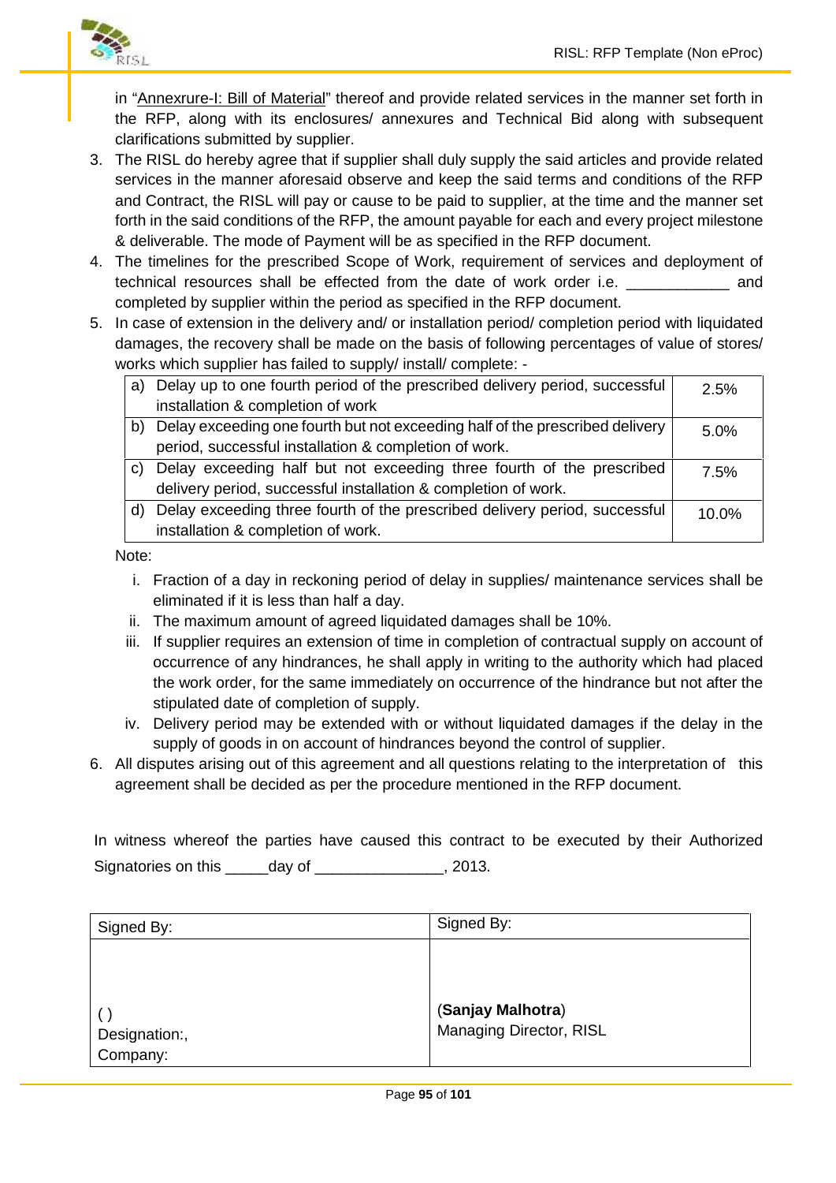in "Annexrure-I: Bill of Material" thereof and provide related services in the manner set forth in the RFP, along with its enclosures/ annexures and Technical Bid along with subsequent clarifications submitted by supplier.

3. The RISL do hereby agree that if supplier shall duly supply the said articles and provide related services in the manner aforesaid observe and keep the said terms and conditions of the RFP and Contract, the RISL will pay or cause to be paid to supplier, at the time and the manner set forth in the said conditions of the RFP, the amount payable for each and every project milestone & deliverable. The mode of Payment will be as specified in the RFP document.
4. The timelines for the prescribed Scope of Work, requirement of services and deployment of technical resources shall be effected from the date of work order i.e. ____________ and completed by supplier within the period as specified in the RFP document.
5. In case of extension in the delivery and/ or installation period/ completion period with liquidated damages, the recovery shall be made on the basis of following percentages of value of stores/ works which supplier has failed to supply/ install/ complete: -

| | |
|---|---|
| a) Delay up to one fourth period of the prescribed delivery period, successful installation & completion of work | 2.5% |
| b) Delay exceeding one fourth but not exceeding half of the prescribed delivery period, successful installation & completion of work. | 5.0% |
| c) Delay exceeding half but not exceeding three fourth of the prescribed delivery period, successful installation & completion of work. | 7.5% |
| d) Delay exceeding three fourth of the prescribed delivery period, successful installation & completion of work. | 10.0% |

Note:

i. Fraction of a day in reckoning period of delay in supplies/ maintenance services shall be eliminated if it is less than half a day.
ii. The maximum amount of agreed liquidated damages shall be 10%.
iii. If supplier requires an extension of time in completion of contractual supply on account of occurrence of any hindrances, he shall apply in writing to the authority which had placed the work order, for the same immediately on occurrence of the hindrance but not after the stipulated date of completion of supply.
iv. Delivery period may be extended with or without liquidated damages if the delay in the supply of goods in on account of hindrances beyond the control of supplier.

6. All disputes arising out of this agreement and all questions relating to the interpretation of this agreement shall be decided as per the procedure mentioned in the RFP document.

In witness whereof the parties have caused this contract to be executed by their Authorized Signatories on this _____day of _______________, 2013.

| Signed By: | Signed By: |
|---|---|
| ( )<br>Designation:,<br>Company: | (**Sanjay Malhotra**)<br>Managing Director, RISL |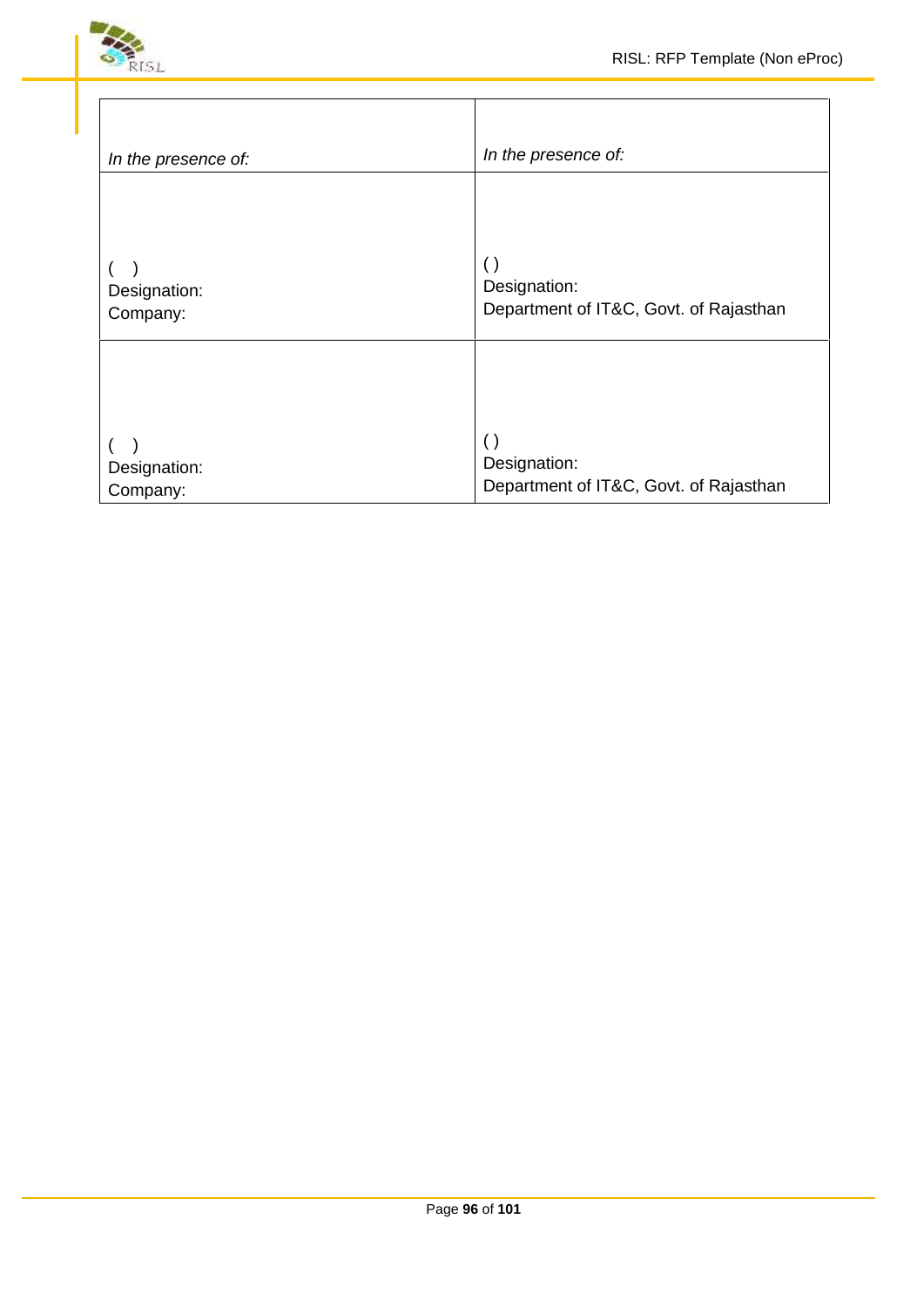| *In the presence of:* | *In the presence of:* |
| --- | --- |
| ( )<br>Designation:<br>Company: | ( )<br>Designation:<br>Department of IT&C, Govt. of Rajasthan |
| ( )<br>Designation:<br>Company: | ( )<br>Designation:<br>Department of IT&C, Govt. of Rajasthan |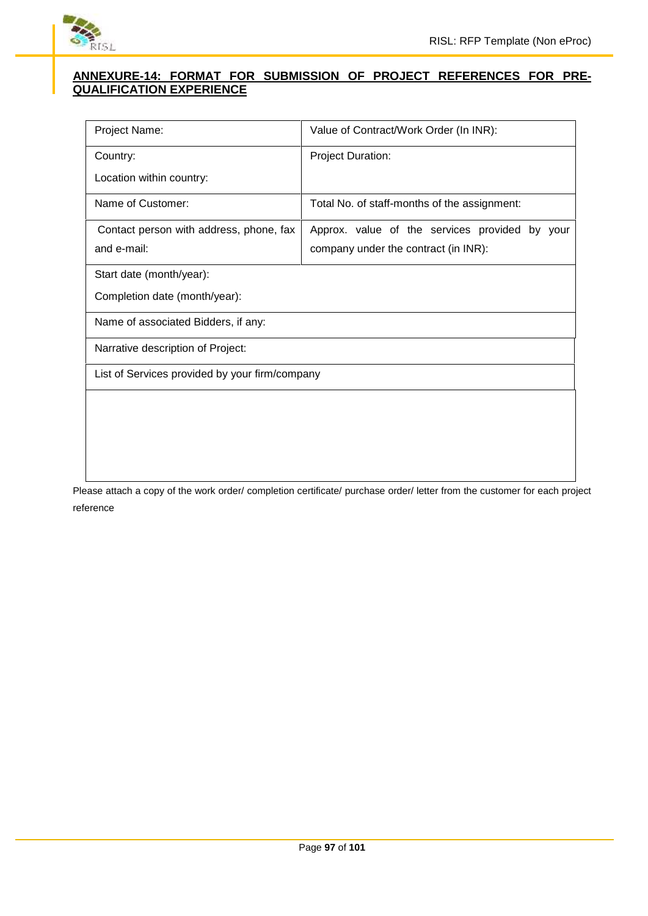## ANNEXURE-14: FORMAT FOR SUBMISSION OF PROJECT REFERENCES FOR PRE-QUALIFICATION EXPERIENCE

| Project Name: | Value of Contract/Work Order (In INR): |
|---|---|
| Country:<br>Location within country: | Project Duration: |
| Name of Customer: | Total No. of staff-months of the assignment: |
| Contact person with address, phone, fax and e-mail: | Approx. value of the services provided by your company under the contract (in INR): |
| Start date (month/year):<br>Completion date (month/year): | |
| Name of associated Bidders, if any: | |
| Narrative description of Project: | |
| List of Services provided by your firm/company | |
| | |

Please attach a copy of the work order/ completion certificate/ purchase order/ letter from the customer for each project reference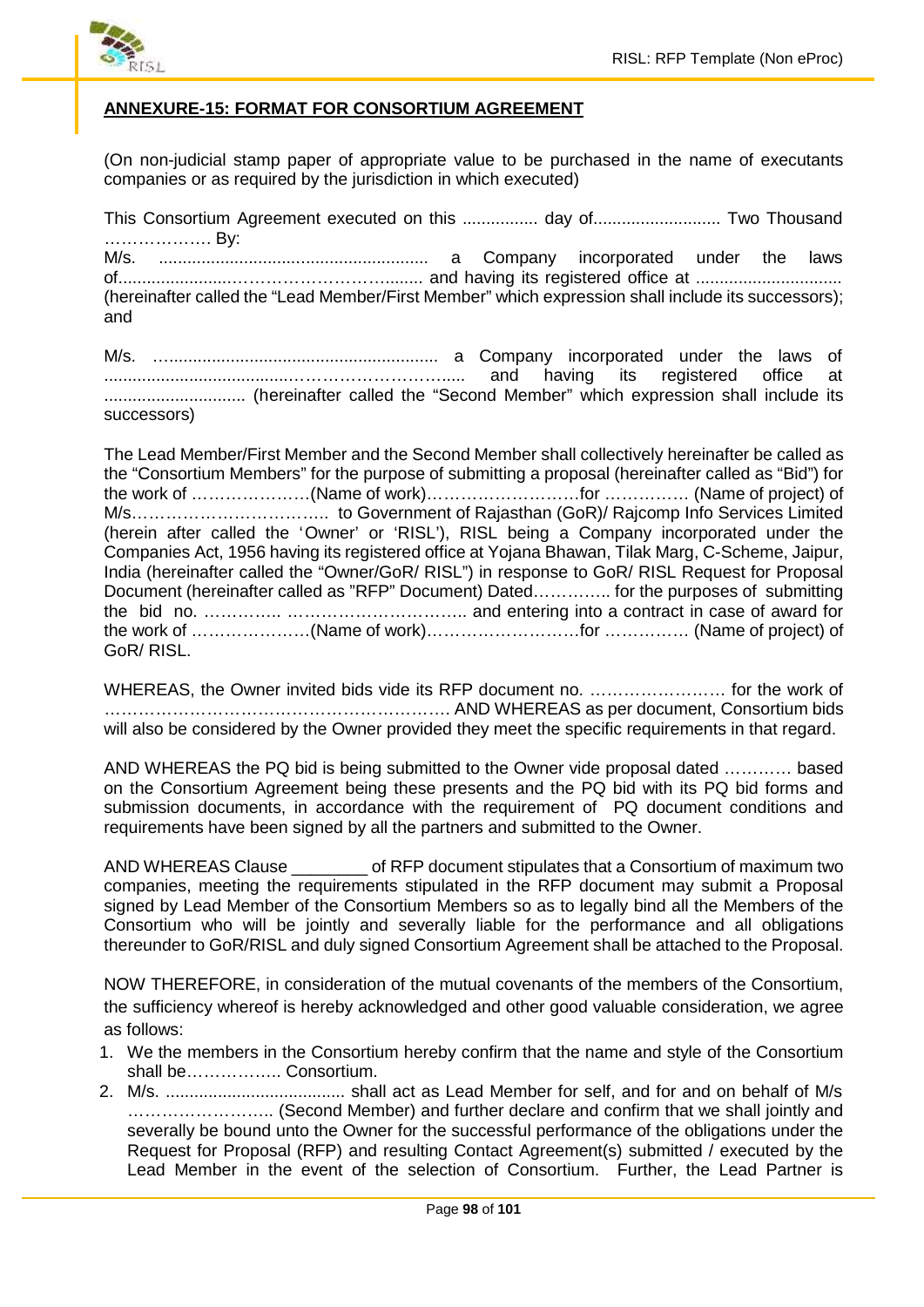## ANNEXURE-15: FORMAT FOR CONSORTIUM AGREEMENT

(On non-judicial stamp paper of appropriate value to be purchased in the name of executants companies or as required by the jurisdiction in which executed)

This Consortium Agreement executed on this ................ day of........................... Two Thousand ………………. By:

M/s. ......................................................... a Company incorporated under the laws of.......................…………………………........ and having its registered office at ............................... (hereinafter called the "Lead Member/First Member" which expression shall include its successors); and

M/s. …......................................................... a Company incorporated under the laws of .......................................…………………………..... and having its registered office at .............................. (hereinafter called the "Second Member" which expression shall include its successors)

The Lead Member/First Member and the Second Member shall collectively hereinafter be called as the "Consortium Members" for the purpose of submitting a proposal (hereinafter called as "Bid") for the work of …………………(Name of work)………………………for …………… (Name of project) of M/s…………………………….. to Government of Rajasthan (GoR)/ Rajcomp Info Services Limited (herein after called the 'Owner' or 'RISL'), RISL being a Company incorporated under the Companies Act, 1956 having its registered office at Yojana Bhawan, Tilak Marg, C-Scheme, Jaipur, India (hereinafter called the "Owner/GoR/ RISL") in response to GoR/ RISL Request for Proposal Document (hereinafter called as "RFP" Document) Dated………….. for the purposes of submitting the bid no. ………….. …………………………... and entering into a contract in case of award for the work of …………………(Name of work)………………………for …………… (Name of project) of GoR/ RISL.

WHEREAS, the Owner invited bids vide its RFP document no. …………………… for the work of …………………………………………………… AND WHEREAS as per document, Consortium bids will also be considered by the Owner provided they meet the specific requirements in that regard.

AND WHEREAS the PQ bid is being submitted to the Owner vide proposal dated ………… based on the Consortium Agreement being these presents and the PQ bid with its PQ bid forms and submission documents, in accordance with the requirement of PQ document conditions and requirements have been signed by all the partners and submitted to the Owner.

AND WHEREAS Clause ________ of RFP document stipulates that a Consortium of maximum two companies, meeting the requirements stipulated in the RFP document may submit a Proposal signed by Lead Member of the Consortium Members so as to legally bind all the Members of the Consortium who will be jointly and severally liable for the performance and all obligations thereunder to GoR/RISL and duly signed Consortium Agreement shall be attached to the Proposal.

NOW THEREFORE, in consideration of the mutual covenants of the members of the Consortium, the sufficiency whereof is hereby acknowledged and other good valuable consideration, we agree as follows:

1. We the members in the Consortium hereby confirm that the name and style of the Consortium shall be…………….. Consortium.
2. M/s. ...................................... shall act as Lead Member for self, and for and on behalf of M/s …………………….. (Second Member) and further declare and confirm that we shall jointly and severally be bound unto the Owner for the successful performance of the obligations under the Request for Proposal (RFP) and resulting Contact Agreement(s) submitted / executed by the Lead Member in the event of the selection of Consortium. Further, the Lead Partner is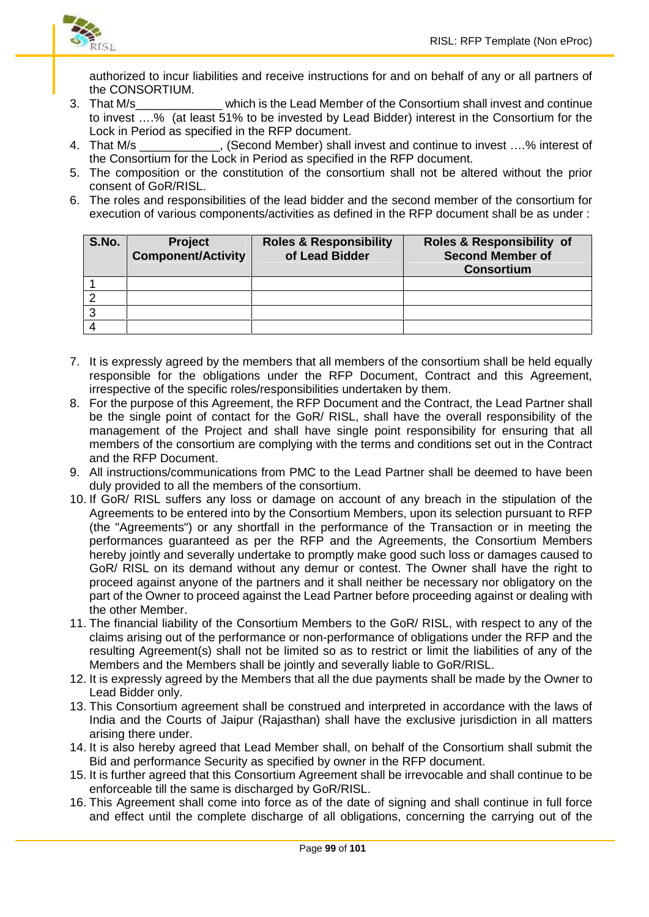authorized to incur liabilities and receive instructions for and on behalf of any or all partners of the CONSORTIUM.

3. That M/s_____________ which is the Lead Member of the Consortium shall invest and continue to invest ….% (at least 51% to be invested by Lead Bidder) interest in the Consortium for the Lock in Period as specified in the RFP document.
4. That M/s ____________, (Second Member) shall invest and continue to invest ….% interest of the Consortium for the Lock in Period as specified in the RFP document.
5. The composition or the constitution of the consortium shall not be altered without the prior consent of GoR/RISL.
6. The roles and responsibilities of the lead bidder and the second member of the consortium for execution of various components/activities as defined in the RFP document shall be as under :

| S.No. | Project Component/Activity | Roles & Responsibility of Lead Bidder | Roles & Responsibility of Second Member of Consortium |
|---|---|---|---|
| 1 | | | |
| 2 | | | |
| 3 | | | |
| 4 | | | |

7. It is expressly agreed by the members that all members of the consortium shall be held equally responsible for the obligations under the RFP Document, Contract and this Agreement, irrespective of the specific roles/responsibilities undertaken by them.
8. For the purpose of this Agreement, the RFP Document and the Contract, the Lead Partner shall be the single point of contact for the GoR/ RISL, shall have the overall responsibility of the management of the Project and shall have single point responsibility for ensuring that all members of the consortium are complying with the terms and conditions set out in the Contract and the RFP Document.
9. All instructions/communications from PMC to the Lead Partner shall be deemed to have been duly provided to all the members of the consortium.
10. If GoR/ RISL suffers any loss or damage on account of any breach in the stipulation of the Agreements to be entered into by the Consortium Members, upon its selection pursuant to RFP (the "Agreements") or any shortfall in the performance of the Transaction or in meeting the performances guaranteed as per the RFP and the Agreements, the Consortium Members hereby jointly and severally undertake to promptly make good such loss or damages caused to GoR/ RISL on its demand without any demur or contest. The Owner shall have the right to proceed against anyone of the partners and it shall neither be necessary nor obligatory on the part of the Owner to proceed against the Lead Partner before proceeding against or dealing with the other Member.
11. The financial liability of the Consortium Members to the GoR/ RISL, with respect to any of the claims arising out of the performance or non-performance of obligations under the RFP and the resulting Agreement(s) shall not be limited so as to restrict or limit the liabilities of any of the Members and the Members shall be jointly and severally liable to GoR/RISL.
12. It is expressly agreed by the Members that all the due payments shall be made by the Owner to Lead Bidder only.
13. This Consortium agreement shall be construed and interpreted in accordance with the laws of India and the Courts of Jaipur (Rajasthan) shall have the exclusive jurisdiction in all matters arising there under.
14. It is also hereby agreed that Lead Member shall, on behalf of the Consortium shall submit the Bid and performance Security as specified by owner in the RFP document.
15. It is further agreed that this Consortium Agreement shall be irrevocable and shall continue to be enforceable till the same is discharged by GoR/RISL.
16. This Agreement shall come into force as of the date of signing and shall continue in full force and effect until the complete discharge of all obligations, concerning the carrying out of the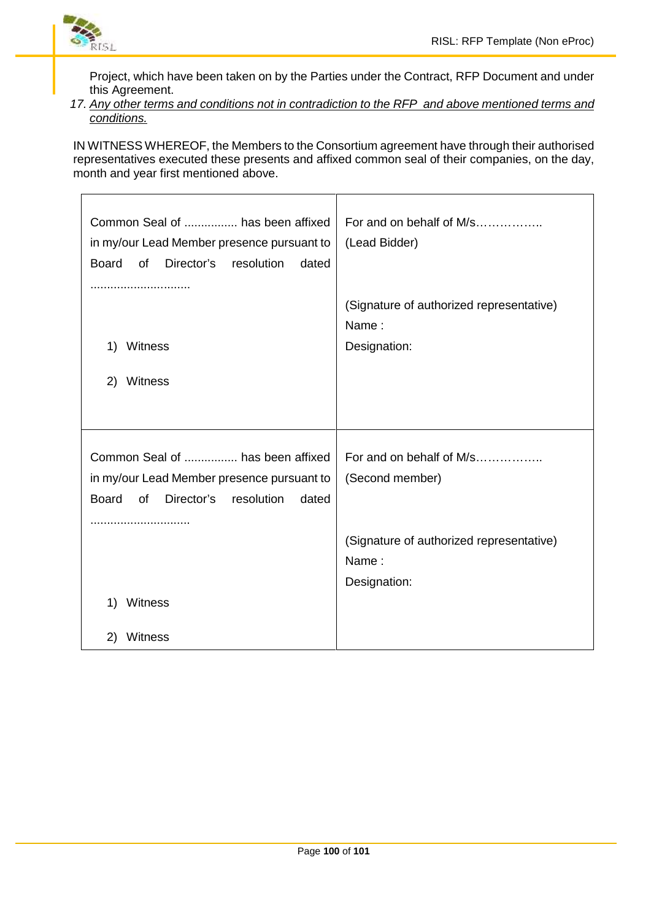Project, which have been taken on by the Parties under the Contract, RFP Document and under this Agreement.

17. *Any other terms and conditions not in contradiction to the RFP and above mentioned terms and conditions.*

IN WITNESS WHEREOF, the Members to the Consortium agreement have through their authorised representatives executed these presents and affixed common seal of their companies, on the day, month and year first mentioned above.

| | |
|---|---|
| Common Seal of ................ has been affixed in my/our Lead Member presence pursuant to Board of Director's resolution dated ............................. <br><br> 1) Witness <br><br> 2) Witness | For and on behalf of M/s…………….. (Lead Bidder) <br><br> (Signature of authorized representative) <br> Name : <br> Designation: |
| Common Seal of ................ has been affixed in my/our Lead Member presence pursuant to Board of Director's resolution dated ............................. <br><br> 1) Witness <br><br> 2) Witness | For and on behalf of M/s…………….. (Second member) <br><br> (Signature of authorized representative) <br> Name : <br> Designation: |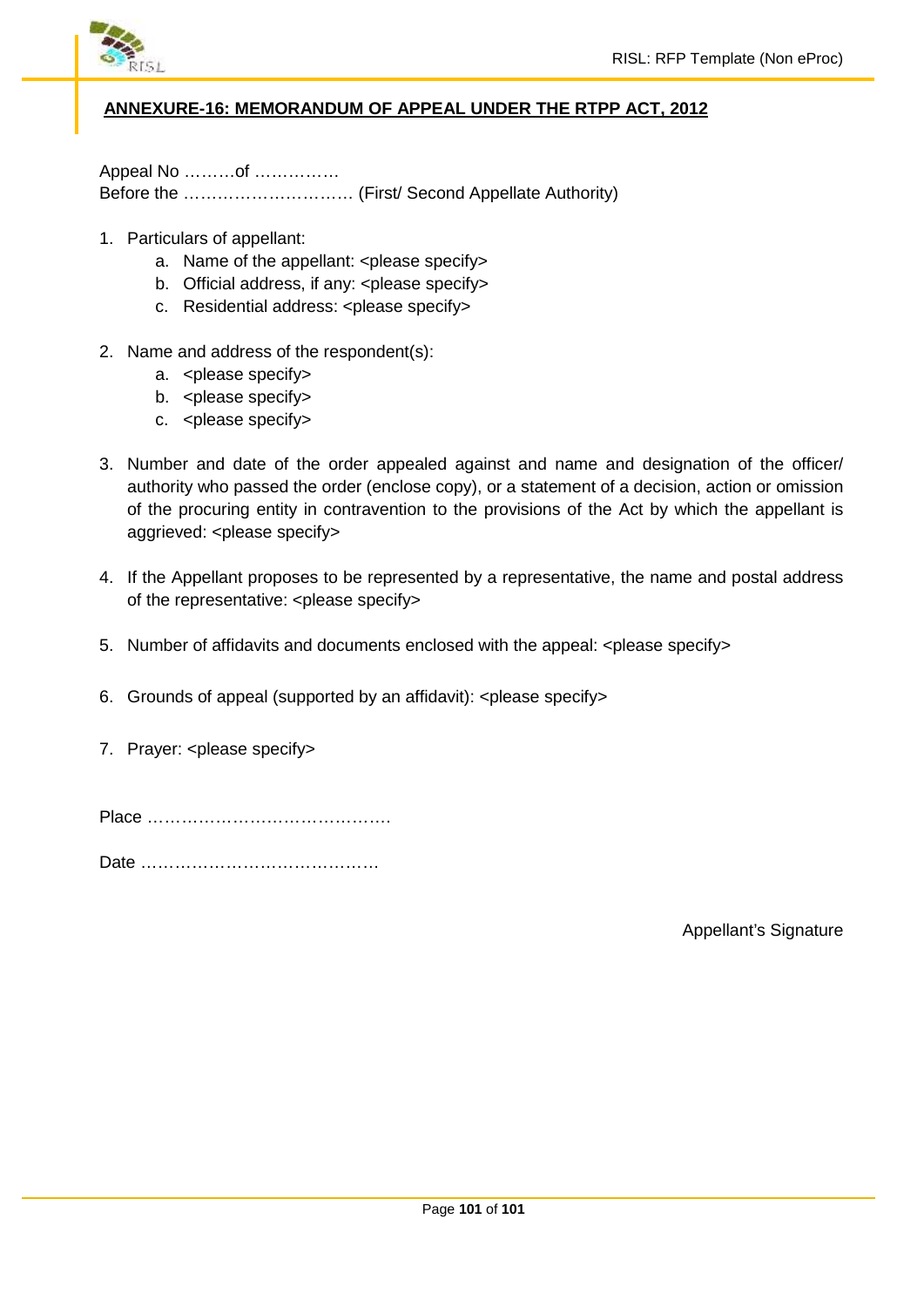## ANNEXURE-16: MEMORANDUM OF APPEAL UNDER THE RTPP ACT, 2012

Appeal No ………of ……………
Before the ………………………… (First/ Second Appellate Authority)

1. Particulars of appellant:
    a. Name of the appellant: <please specify>
    b. Official address, if any: <please specify>
    c. Residential address: <please specify>

2. Name and address of the respondent(s):
    a. <please specify>
    b. <please specify>
    c. <please specify>

3. Number and date of the order appealed against and name and designation of the officer/ authority who passed the order (enclose copy), or a statement of a decision, action or omission of the procuring entity in contravention to the provisions of the Act by which the appellant is aggrieved: <please specify>

4. If the Appellant proposes to be represented by a representative, the name and postal address of the representative: <please specify>

5. Number of affidavits and documents enclosed with the appeal: <please specify>

6. Grounds of appeal (supported by an affidavit): <please specify>

7. Prayer: <please specify>

Place …………………………………….

Date ……………………………………

Appellant's Signature